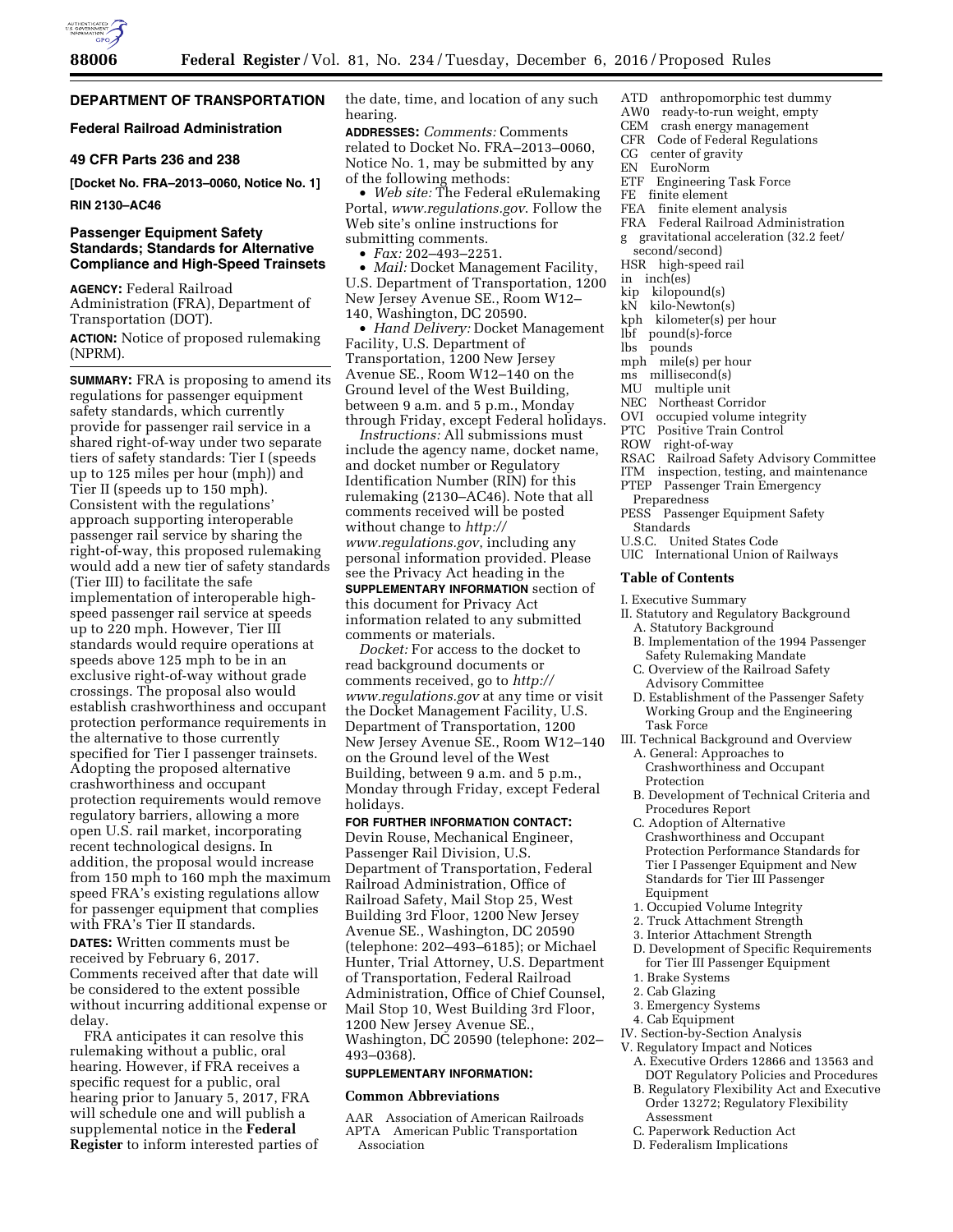## DEPARTMENT OF TRANSPORTATION

### Federal Railroad Administration

### 49 CFR Parts 236 and 238

**[Docket No. FRA–2013–0060, Notice No. 1]**

**RIN 2130–AC46**

### Passenger Equipment Safety Standards; Standards for Alternative Compliance and High-Speed Trainsets

**AGENCY:** Federal Railroad Administration (FRA), Department of Transportation (DOT).

**ACTION:** Notice of proposed rulemaking (NPRM).

**SUMMARY:** FRA is proposing to amend its regulations for passenger equipment safety standards, which currently provide for passenger rail service in a shared right-of-way under two separate tiers of safety standards: Tier I (speeds up to 125 miles per hour (mph)) and Tier II (speeds up to 150 mph). Consistent with the regulations' approach supporting interoperable passenger rail service by sharing the right-of-way, this proposed rulemaking would add a new tier of safety standards (Tier III) to facilitate the safe implementation of interoperable high-speed passenger rail service at speeds up to 220 mph. However, Tier III standards would require operations at speeds above 125 mph to be in an exclusive right-of-way without grade crossings. The proposal also would establish crashworthiness and occupant protection performance requirements in the alternative to those currently specified for Tier I passenger trainsets. Adopting the proposed alternative crashworthiness and occupant protection requirements would remove regulatory barriers, allowing a more open U.S. rail market, incorporating recent technological designs. In addition, the proposal would increase from 150 mph to 160 mph the maximum speed FRA's existing regulations allow for passenger equipment that complies with FRA's Tier II standards.

**DATES:** Written comments must be received by February 6, 2017. Comments received after that date will be considered to the extent possible without incurring additional expense or delay.

FRA anticipates it can resolve this rulemaking without a public, oral hearing. However, if FRA receives a specific request for a public, oral hearing prior to January 5, 2017, FRA will schedule one and will publish a supplemental notice in the **Federal Register** to inform interested parties of the date, time, and location of any such hearing.

**ADDRESSES:** *Comments:* Comments related to Docket No. FRA–2013–0060, Notice No. 1, may be submitted by any of the following methods:

- *Web site:* The Federal eRulemaking Portal, *www.regulations.gov*. Follow the Web site's online instructions for submitting comments.
- *Fax:* 202–493–2251.
- *Mail:* Docket Management Facility, U.S. Department of Transportation, 1200 New Jersey Avenue SE., Room W12–140, Washington, DC 20590.
- *Hand Delivery:* Docket Management Facility, U.S. Department of Transportation, 1200 New Jersey Avenue SE., Room W12–140 on the Ground level of the West Building, between 9 a.m. and 5 p.m., Monday through Friday, except Federal holidays.

*Instructions:* All submissions must include the agency name, docket name, and docket number or Regulatory Identification Number (RIN) for this rulemaking (2130–AC46). Note that all comments received will be posted without change to *http://www.regulations.gov*, including any personal information provided. Please see the Privacy Act heading in the **SUPPLEMENTARY INFORMATION** section of this document for Privacy Act information related to any submitted comments or materials.

*Docket:* For access to the docket to read background documents or comments received, go to *http://www.regulations.gov* at any time or visit the Docket Management Facility, U.S. Department of Transportation, 1200 New Jersey Avenue SE., Room W12–140 on the Ground level of the West Building, between 9 a.m. and 5 p.m., Monday through Friday, except Federal holidays.

**FOR FURTHER INFORMATION CONTACT:** Devin Rouse, Mechanical Engineer, Passenger Rail Division, U.S. Department of Transportation, Federal Railroad Administration, Office of Railroad Safety, Mail Stop 25, West Building 3rd Floor, 1200 New Jersey Avenue SE., Washington, DC 20590 (telephone: 202–493–6185); or Michael Hunter, Trial Attorney, U.S. Department of Transportation, Federal Railroad Administration, Office of Chief Counsel, Mail Stop 10, West Building 3rd Floor, 1200 New Jersey Avenue SE., Washington, DC 20590 (telephone: 202–493–0368).

**SUPPLEMENTARY INFORMATION:**

### Common Abbreviations

AAR Association of American Railroads
APTA American Public Transportation Association
ATD anthropomorphic test dummy
AW0 ready-to-run weight, empty
CEM crash energy management
CFR Code of Federal Regulations
CG center of gravity
EN EuroNorm
ETF Engineering Task Force
FE finite element
FEA finite element analysis
FRA Federal Railroad Administration
g gravitational acceleration (32.2 feet/second/second)
HSR high-speed rail
in inch(es)
kip kilopound(s)
kN kilo-Newton(s)
kph kilometer(s) per hour
lbf pound(s)-force
lbs pounds
mph mile(s) per hour
ms millisecond(s)
MU multiple unit
NEC Northeast Corridor
OVI occupied volume integrity
PTC Positive Train Control
ROW right-of-way
RSAC Railroad Safety Advisory Committee
ITM inspection, testing, and maintenance
PTEP Passenger Train Emergency Preparedness
PESS Passenger Equipment Safety Standards
U.S.C. United States Code
UIC International Union of Railways

### Table of Contents

I. Executive Summary
II. Statutory and Regulatory Background
  A. Statutory Background
  B. Implementation of the 1994 Passenger Safety Rulemaking Mandate
  C. Overview of the Railroad Safety Advisory Committee
  D. Establishment of the Passenger Safety Working Group and the Engineering Task Force
III. Technical Background and Overview
  A. General: Approaches to Crashworthiness and Occupant Protection
  B. Development of Technical Criteria and Procedures Report
  C. Adoption of Alternative Crashworthiness and Occupant Protection Performance Standards for Tier I Passenger Equipment and New Standards for Tier III Passenger Equipment
    1. Occupied Volume Integrity
    2. Truck Attachment Strength
    3. Interior Attachment Strength
  D. Development of Specific Requirements for Tier III Passenger Equipment
    1. Brake Systems
    2. Cab Glazing
    3. Emergency Systems
    4. Cab Equipment
IV. Section-by-Section Analysis
V. Regulatory Impact and Notices
  A. Executive Orders 12866 and 13563 and DOT Regulatory Policies and Procedures
  B. Regulatory Flexibility Act and Executive Order 13272; Regulatory Flexibility Assessment
  C. Paperwork Reduction Act
  D. Federalism Implications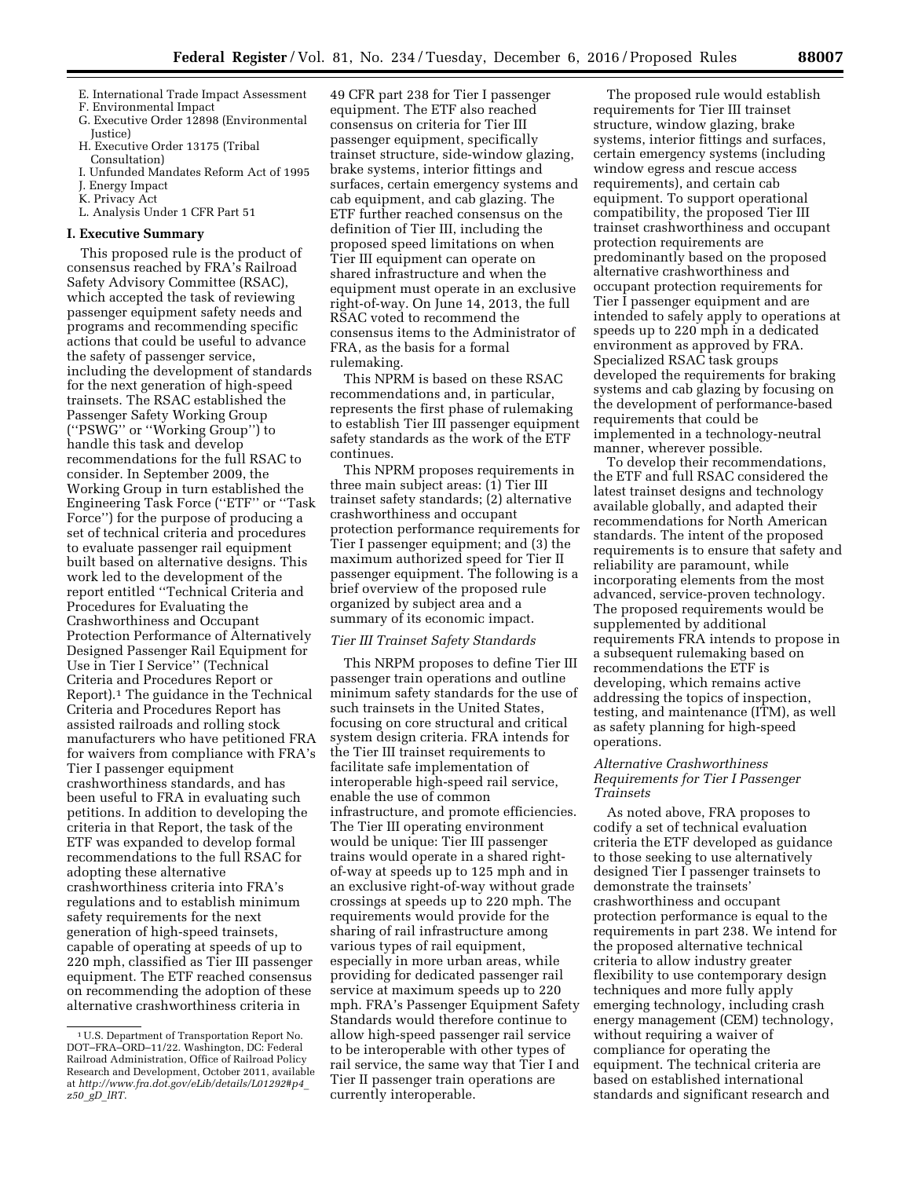E. International Trade Impact Assessment
F. Environmental Impact
G. Executive Order 12898 (Environmental Justice)
H. Executive Order 13175 (Tribal Consultation)
I. Unfunded Mandates Reform Act of 1995
J. Energy Impact
K. Privacy Act
L. Analysis Under 1 CFR Part 51

## I. Executive Summary

This proposed rule is the product of consensus reached by FRA's Railroad Safety Advisory Committee (RSAC), which accepted the task of reviewing passenger equipment safety needs and programs and recommending specific actions that could be useful to advance the safety of passenger service, including the development of standards for the next generation of high-speed trainsets. The RSAC established the Passenger Safety Working Group (''PSWG'' or ''Working Group'') to handle this task and develop recommendations for the full RSAC to consider. In September 2009, the Working Group in turn established the Engineering Task Force (''ETF'' or ''Task Force'') for the purpose of producing a set of technical criteria and procedures to evaluate passenger rail equipment built based on alternative designs. This work led to the development of the report entitled ''Technical Criteria and Procedures for Evaluating the Crashworthiness and Occupant Protection Performance of Alternatively Designed Passenger Rail Equipment for Use in Tier I Service'' (Technical Criteria and Procedures Report or Report).[1] The guidance in the Technical Criteria and Procedures Report has assisted railroads and rolling stock manufacturers who have petitioned FRA for waivers from compliance with FRA's Tier I passenger equipment crashworthiness standards, and has been useful to FRA in evaluating such petitions. In addition to developing the criteria in that Report, the task of the ETF was expanded to develop formal recommendations to the full RSAC for adopting these alternative crashworthiness criteria into FRA's regulations and to establish minimum safety requirements for the next generation of high-speed trainsets, capable of operating at speeds of up to 220 mph, classified as Tier III passenger equipment. The ETF reached consensus on recommending the adoption of these alternative crashworthiness criteria in 49 CFR part 238 for Tier I passenger equipment. The ETF also reached consensus on criteria for Tier III passenger equipment, specifically trainset structure, side-window glazing, brake systems, interior fittings and surfaces, certain emergency systems and cab equipment, and cab glazing. The ETF further reached consensus on the definition of Tier III, including the proposed speed limitations on when Tier III equipment can operate on shared infrastructure and when the equipment must operate in an exclusive right-of-way. On June 14, 2013, the full RSAC voted to recommend the consensus items to the Administrator of FRA, as the basis for a formal rulemaking.

This NPRM is based on these RSAC recommendations and, in particular, represents the first phase of rulemaking to establish Tier III passenger equipment safety standards as the work of the ETF continues.

This NPRM proposes requirements in three main subject areas: (1) Tier III trainset safety standards; (2) alternative crashworthiness and occupant protection performance requirements for Tier I passenger equipment; and (3) the maximum authorized speed for Tier II passenger equipment. The following is a brief overview of the proposed rule organized by subject area and a summary of its economic impact.

### *Tier III Trainset Safety Standards*

This NRPM proposes to define Tier III passenger train operations and outline minimum safety standards for the use of such trainsets in the United States, focusing on core structural and critical system design criteria. FRA intends for the Tier III trainset requirements to facilitate safe implementation of interoperable high-speed rail service, enable the use of common infrastructure, and promote efficiencies. The Tier III operating environment would be unique: Tier III passenger trains would operate in a shared right-of-way at speeds up to 125 mph and in an exclusive right-of-way without grade crossings at speeds up to 220 mph. The requirements would provide for the sharing of rail infrastructure among various types of rail equipment, especially in more urban areas, while providing for dedicated passenger rail service at maximum speeds up to 220 mph. FRA's Passenger Equipment Safety Standards would therefore continue to allow high-speed passenger rail service to be interoperable with other types of rail service, the same way that Tier I and Tier II passenger train operations are currently interoperable.

The proposed rule would establish requirements for Tier III trainset structure, window glazing, brake systems, interior fittings and surfaces, certain emergency systems (including window egress and rescue access requirements), and certain cab equipment. To support operational compatibility, the proposed Tier III trainset crashworthiness and occupant protection requirements are predominantly based on the proposed alternative crashworthiness and occupant protection requirements for Tier I passenger equipment and are intended to safely apply to operations at speeds up to 220 mph in a dedicated environment as approved by FRA. Specialized RSAC task groups developed the requirements for braking systems and cab glazing by focusing on the development of performance-based requirements that could be implemented in a technology-neutral manner, wherever possible.

To develop their recommendations, the ETF and full RSAC considered the latest trainset designs and technology available globally, and adapted their recommendations for North American standards. The intent of the proposed requirements is to ensure that safety and reliability are paramount, while incorporating elements from the most advanced, service-proven technology. The proposed requirements would be supplemented by additional requirements FRA intends to propose in a subsequent rulemaking based on recommendations the ETF is developing, which remains active addressing the topics of inspection, testing, and maintenance (ITM), as well as safety planning for high-speed operations.

### *Alternative Crashworthiness Requirements for Tier I Passenger Trainsets*

As noted above, FRA proposes to codify a set of technical evaluation criteria the ETF developed as guidance to those seeking to use alternatively designed Tier I passenger trainsets to demonstrate the trainsets' crashworthiness and occupant protection performance is equal to the requirements in part 238. We intend for the proposed alternative technical criteria to allow industry greater flexibility to use contemporary design techniques and more fully apply emerging technology, including crash energy management (CEM) technology, without requiring a waiver of compliance for operating the equipment. The technical criteria are based on established international standards and significant research and

[1] U.S. Department of Transportation Report No. DOT–FRA–ORD–11/22. Washington, DC: Federal Railroad Administration, Office of Railroad Policy Research and Development, October 2011, available at *http://www.fra.dot.gov/eLib/details/L01292#p4_z50_gD_lRT*.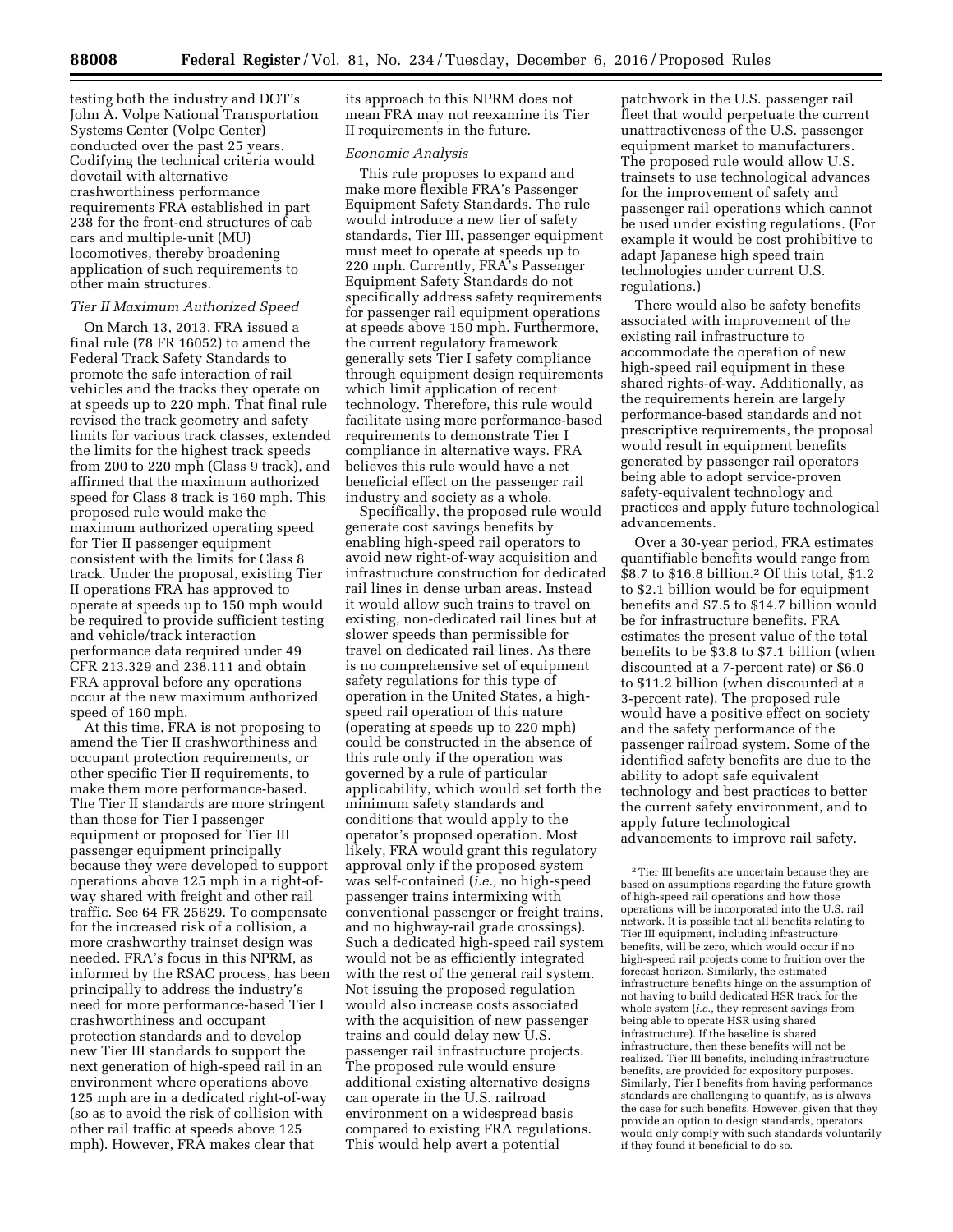testing both the industry and DOT's John A. Volpe National Transportation Systems Center (Volpe Center) conducted over the past 25 years. Codifying the technical criteria would dovetail with alternative crashworthiness performance requirements FRA established in part 238 for the front-end structures of cab cars and multiple-unit (MU) locomotives, thereby broadening application of such requirements to other main structures.

*Tier II Maximum Authorized Speed*

On March 13, 2013, FRA issued a final rule (78 FR 16052) to amend the Federal Track Safety Standards to promote the safe interaction of rail vehicles and the tracks they operate on at speeds up to 220 mph. That final rule revised the track geometry and safety limits for various track classes, extended the limits for the highest track speeds from 200 to 220 mph (Class 9 track), and affirmed that the maximum authorized speed for Class 8 track is 160 mph. This proposed rule would make the maximum authorized operating speed for Tier II passenger equipment consistent with the limits for Class 8 track. Under the proposal, existing Tier II operations FRA has approved to operate at speeds up to 150 mph would be required to provide sufficient testing and vehicle/track interaction performance data required under 49 CFR 213.329 and 238.111 and obtain FRA approval before any operations occur at the new maximum authorized speed of 160 mph.

At this time, FRA is not proposing to amend the Tier II crashworthiness and occupant protection requirements, or other specific Tier II requirements, to make them more performance-based. The Tier II standards are more stringent than those for Tier I passenger equipment or proposed for Tier III passenger equipment principally because they were developed to support operations above 125 mph in a right-of-way shared with freight and other rail traffic. See 64 FR 25629. To compensate for the increased risk of a collision, a more crashworthy trainset design was needed. FRA's focus in this NPRM, as informed by the RSAC process, has been principally to address the industry's need for more performance-based Tier I crashworthiness and occupant protection standards and to develop new Tier III standards to support the next generation of high-speed rail in an environment where operations above 125 mph are in a dedicated right-of-way (so as to avoid the risk of collision with other rail traffic at speeds above 125 mph). However, FRA makes clear that its approach to this NPRM does not mean FRA may not reexamine its Tier II requirements in the future.

*Economic Analysis*

This rule proposes to expand and make more flexible FRA's Passenger Equipment Safety Standards. The rule would introduce a new tier of safety standards, Tier III, passenger equipment must meet to operate at speeds up to 220 mph. Currently, FRA's Passenger Equipment Safety Standards do not specifically address safety requirements for passenger rail equipment operations at speeds above 150 mph. Furthermore, the current regulatory framework generally sets Tier I safety compliance through equipment design requirements which limit application of recent technology. Therefore, this rule would facilitate using more performance-based requirements to demonstrate Tier I compliance in alternative ways. FRA believes this rule would have a net beneficial effect on the passenger rail industry and society as a whole.

Specifically, the proposed rule would generate cost savings benefits by enabling high-speed rail operators to avoid new right-of-way acquisition and infrastructure construction for dedicated rail lines in dense urban areas. Instead it would allow such trains to travel on existing, non-dedicated rail lines but at slower speeds than permissible for travel on dedicated rail lines. As there is no comprehensive set of equipment safety regulations for this type of operation in the United States, a high-speed rail operation of this nature (operating at speeds up to 220 mph) could be constructed in the absence of this rule only if the operation was governed by a rule of particular applicability, which would set forth the minimum safety standards and conditions that would apply to the operator's proposed operation. Most likely, FRA would grant this regulatory approval only if the proposed system was self-contained (*i.e.,* no high-speed passenger trains intermixing with conventional passenger or freight trains, and no highway-rail grade crossings). Such a dedicated high-speed rail system would not be as efficiently integrated with the rest of the general rail system. Not issuing the proposed regulation would also increase costs associated with the acquisition of new passenger trains and could delay new U.S. passenger rail infrastructure projects. The proposed rule would ensure additional existing alternative designs can operate in the U.S. railroad environment on a widespread basis compared to existing FRA regulations. This would help avert a potential patchwork in the U.S. passenger rail fleet that would perpetuate the current unattractiveness of the U.S. passenger equipment market to manufacturers. The proposed rule would allow U.S. trainsets to use technological advances for the improvement of safety and passenger rail operations which cannot be used under existing regulations. (For example it would be cost prohibitive to adapt Japanese high speed train technologies under current U.S. regulations.)

There would also be safety benefits associated with improvement of the existing rail infrastructure to accommodate the operation of new high-speed rail equipment in these shared rights-of-way. Additionally, as the requirements herein are largely performance-based standards and not prescriptive requirements, the proposal would result in equipment benefits generated by passenger rail operators being able to adopt service-proven safety-equivalent technology and practices and apply future technological advancements.

Over a 30-year period, FRA estimates quantifiable benefits would range from $8.7 to $16.8 billion.[2] Of this total, $1.2 to $2.1 billion would be for equipment benefits and $7.5 to $14.7 billion would be for infrastructure benefits. FRA estimates the present value of the total benefits to be $3.8 to $7.1 billion (when discounted at a 7-percent rate) or $6.0 to $11.2 billion (when discounted at a 3-percent rate). The proposed rule would have a positive effect on society and the safety performance of the passenger railroad system. Some of the identified safety benefits are due to the ability to adopt safe equivalent technology and best practices to better the current safety environment, and to apply future technological advancements to improve rail safety.

---

[2] Tier III benefits are uncertain because they are based on assumptions regarding the future growth of high-speed rail operations and how those operations will be incorporated into the U.S. rail network. It is possible that all benefits relating to Tier III equipment, including infrastructure benefits, will be zero, which would occur if no high-speed rail projects come to fruition over the forecast horizon. Similarly, the estimated infrastructure benefits hinge on the assumption of not having to build dedicated HSR track for the whole system (*i.e.,* they represent savings from being able to operate HSR using shared infrastructure). If the baseline is shared infrastructure, then these benefits will not be realized. Tier III benefits, including infrastructure benefits, are provided for expository purposes. Similarly, Tier I benefits from having performance standards are challenging to quantify, as is always the case for such benefits. However, given that they provide an option to design standards, operators would only comply with such standards voluntarily if they found it beneficial to do so.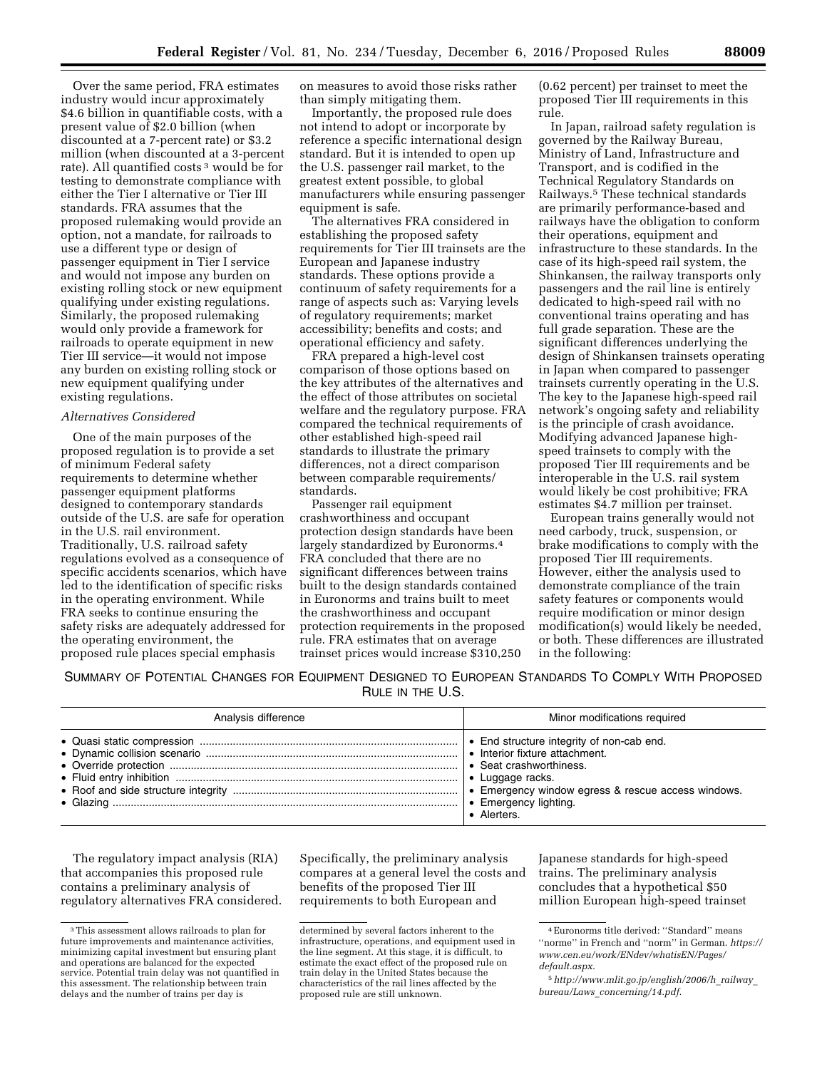Over the same period, FRA estimates industry would incur approximately $4.6 billion in quantifiable costs, with a present value of $2.0 billion (when discounted at a 7-percent rate) or $3.2 million (when discounted at a 3-percent rate). All quantified costs [3] would be for testing to demonstrate compliance with either the Tier I alternative or Tier III standards. FRA assumes that the proposed rulemaking would provide an option, not a mandate, for railroads to use a different type or design of passenger equipment in Tier I service and would not impose any burden on existing rolling stock or new equipment qualifying under existing regulations. Similarly, the proposed rulemaking would only provide a framework for railroads to operate equipment in new Tier III service—it would not impose any burden on existing rolling stock or new equipment qualifying under existing regulations.

*Alternatives Considered*

One of the main purposes of the proposed regulation is to provide a set of minimum Federal safety requirements to determine whether passenger equipment platforms designed to contemporary standards outside of the U.S. are safe for operation in the U.S. rail environment. Traditionally, U.S. railroad safety regulations evolved as a consequence of specific accidents scenarios, which have led to the identification of specific risks in the operating environment. While FRA seeks to continue ensuring the safety risks are adequately addressed for the operating environment, the proposed rule places special emphasis on measures to avoid those risks rather than simply mitigating them.

Importantly, the proposed rule does not intend to adopt or incorporate by reference a specific international design standard. But it is intended to open up the U.S. passenger rail market, to the greatest extent possible, to global manufacturers while ensuring passenger equipment is safe.

The alternatives FRA considered in establishing the proposed safety requirements for Tier III trainsets are the European and Japanese industry standards. These options provide a continuum of safety requirements for a range of aspects such as: Varying levels of regulatory requirements; market accessibility; benefits and costs; and operational efficiency and safety.

FRA prepared a high-level cost comparison of those options based on the key attributes of the alternatives and the effect of those attributes on societal welfare and the regulatory purpose. FRA compared the technical requirements of other established high-speed rail standards to illustrate the primary differences, not a direct comparison between comparable requirements/standards.

Passenger rail equipment crashworthiness and occupant protection design standards have been largely standardized by Euronorms.[4] FRA concluded that there are no significant differences between trains built to the design standards contained in Euronorms and trains built to meet the crashworthiness and occupant protection requirements in the proposed rule. FRA estimates that on average trainset prices would increase $310,250 (0.62 percent) per trainset to meet the proposed Tier III requirements in this rule.

In Japan, railroad safety regulation is governed by the Railway Bureau, Ministry of Land, Infrastructure and Transport, and is codified in the Technical Regulatory Standards on Railways.[5] These technical standards are primarily performance-based and railways have the obligation to conform their operations, equipment and infrastructure to these standards. In the case of its high-speed rail system, the Shinkansen, the railway transports only passengers and the rail line is entirely dedicated to high-speed rail with no conventional trains operating and has full grade separation. These are the significant differences underlying the design of Shinkansen trainsets operating in Japan when compared to passenger trainsets currently operating in the U.S. The key to the Japanese high-speed rail network's ongoing safety and reliability is the principle of crash avoidance. Modifying advanced Japanese high-speed trainsets to comply with the proposed Tier III requirements and be interoperable in the U.S. rail system would likely be cost prohibitive; FRA estimates $4.7 million per trainset.

European trains generally would not need carbody, truck, suspension, or brake modifications to comply with the proposed Tier III requirements. However, either the analysis used to demonstrate compliance of the train safety features or components would require modification or minor design modification(s) would likely be needed, or both. These differences are illustrated in the following:

SUMMARY OF POTENTIAL CHANGES FOR EQUIPMENT DESIGNED TO EUROPEAN STANDARDS TO COMPLY WITH PROPOSED RULE IN THE U.S.

| Analysis difference | Minor modifications required |
|---|---|
| • Quasi static compression | • End structure integrity of non-cab end. |
| • Dynamic collision scenario | • Interior fixture attachment. |
| • Override protection | • Seat crashworthiness. |
| • Fluid entry inhibition | • Luggage racks. |
| • Roof and side structure integrity | • Emergency window egress & rescue access windows. |
| • Glazing | • Emergency lighting. |
| | • Alerters. |

The regulatory impact analysis (RIA) that accompanies this proposed rule contains a preliminary analysis of regulatory alternatives FRA considered. Specifically, the preliminary analysis compares at a general level the costs and benefits of the proposed Tier III requirements to both European and Japanese standards for high-speed trains. The preliminary analysis concludes that a hypothetical $50 million European high-speed trainset

[3] This assessment allows railroads to plan for future improvements and maintenance activities, minimizing capital investment but ensuring plant and operations are balanced for the expected service. Potential train delay was not quantified in this assessment. The relationship between train delays and the number of trains per day is determined by several factors inherent to the infrastructure, operations, and equipment used in the line segment. At this stage, it is difficult, to estimate the exact effect of the proposed rule on train delay in the United States because the characteristics of the rail lines affected by the proposed rule are still unknown.

[4] Euronorms title derived: "Standard" means "norme" in French and "norm" in German. *https://www.cen.eu/work/ENdev/whatisEN/Pages/default.aspx.*

[5] *http://www.mlit.go.jp/english/2006/h_railway_bureau/Laws_concerning/14.pdf.*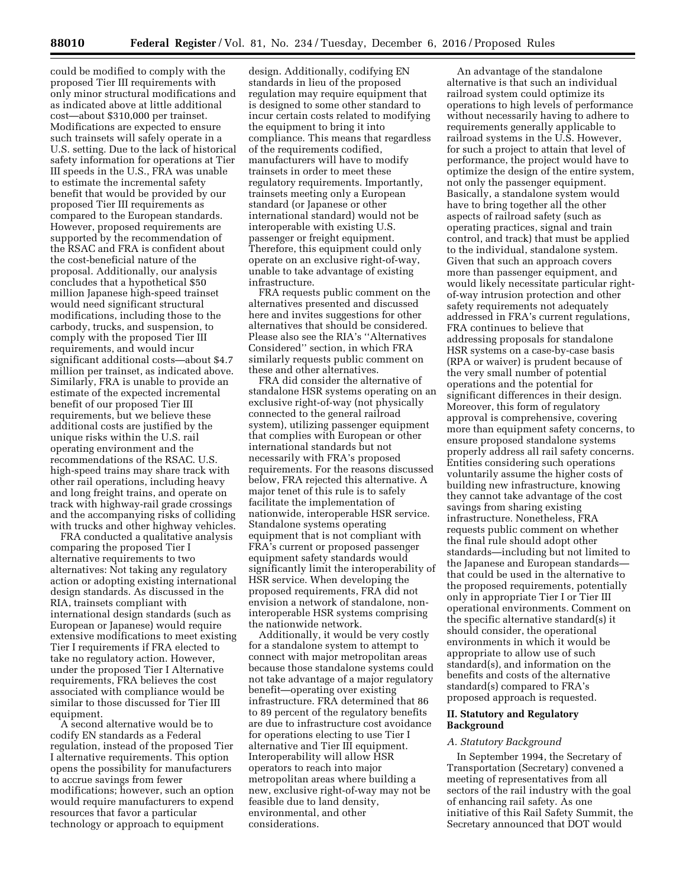could be modified to comply with the proposed Tier III requirements with only minor structural modifications and as indicated above at little additional cost—about $310,000 per trainset. Modifications are expected to ensure such trainsets will safely operate in a U.S. setting. Due to the lack of historical safety information for operations at Tier III speeds in the U.S., FRA was unable to estimate the incremental safety benefit that would be provided by our proposed Tier III requirements as compared to the European standards. However, proposed requirements are supported by the recommendation of the RSAC and FRA is confident about the cost-beneficial nature of the proposal. Additionally, our analysis concludes that a hypothetical $50 million Japanese high-speed trainset would need significant structural modifications, including those to the carbody, trucks, and suspension, to comply with the proposed Tier III requirements, and would incur significant additional costs—about $4.7 million per trainset, as indicated above. Similarly, FRA is unable to provide an estimate of the expected incremental benefit of our proposed Tier III requirements, but we believe these additional costs are justified by the unique risks within the U.S. rail operating environment and the recommendations of the RSAC. U.S. high-speed trains may share track with other rail operations, including heavy and long freight trains, and operate on track with highway-rail grade crossings and the accompanying risks of colliding with trucks and other highway vehicles.

FRA conducted a qualitative analysis comparing the proposed Tier I alternative requirements to two alternatives: Not taking any regulatory action or adopting existing international design standards. As discussed in the RIA, trainsets compliant with international design standards (such as European or Japanese) would require extensive modifications to meet existing Tier I requirements if FRA elected to take no regulatory action. However, under the proposed Tier I Alternative requirements, FRA believes the cost associated with compliance would be similar to those discussed for Tier III equipment.

A second alternative would be to codify EN standards as a Federal regulation, instead of the proposed Tier I alternative requirements. This option opens the possibility for manufacturers to accrue savings from fewer modifications; however, such an option would require manufacturers to expend resources that favor a particular technology or approach to equipment design. Additionally, codifying EN standards in lieu of the proposed regulation may require equipment that is designed to some other standard to incur certain costs related to modifying the equipment to bring it into compliance. This means that regardless of the requirements codified, manufacturers will have to modify trainsets in order to meet these regulatory requirements. Importantly, trainsets meeting only a European standard (or Japanese or other international standard) would not be interoperable with existing U.S. passenger or freight equipment. Therefore, this equipment could only operate on an exclusive right-of-way, unable to take advantage of existing infrastructure.

FRA requests public comment on the alternatives presented and discussed here and invites suggestions for other alternatives that should be considered. Please also see the RIA's "Alternatives Considered" section, in which FRA similarly requests public comment on these and other alternatives.

FRA did consider the alternative of standalone HSR systems operating on an exclusive right-of-way (not physically connected to the general railroad system), utilizing passenger equipment that complies with European or other international standards but not necessarily with FRA's proposed requirements. For the reasons discussed below, FRA rejected this alternative. A major tenet of this rule is to safely facilitate the implementation of nationwide, interoperable HSR service. Standalone systems operating equipment that is not compliant with FRA's current or proposed passenger equipment safety standards would significantly limit the interoperability of HSR service. When developing the proposed requirements, FRA did not envision a network of standalone, non-interoperable HSR systems comprising the nationwide network.

Additionally, it would be very costly for a standalone system to attempt to connect with major metropolitan areas because those standalone systems could not take advantage of a major regulatory benefit—operating over existing infrastructure. FRA determined that 86 to 89 percent of the regulatory benefits are due to infrastructure cost avoidance for operations electing to use Tier I alternative and Tier III equipment. Interoperability will allow HSR operators to reach into major metropolitan areas where building a new, exclusive right-of-way may not be feasible due to land density, environmental, and other considerations.

An advantage of the standalone alternative is that such an individual railroad system could optimize its operations to high levels of performance without necessarily having to adhere to requirements generally applicable to railroad systems in the U.S. However, for such a project to attain that level of performance, the project would have to optimize the design of the entire system, not only the passenger equipment. Basically, a standalone system would have to bring together all the other aspects of railroad safety (such as operating practices, signal and train control, and track) that must be applied to the individual, standalone system. Given that such an approach covers more than passenger equipment, and would likely necessitate particular right-of-way intrusion protection and other safety requirements not adequately addressed in FRA's current regulations, FRA continues to believe that addressing proposals for standalone HSR systems on a case-by-case basis (RPA or waiver) is prudent because of the very small number of potential operations and the potential for significant differences in their design. Moreover, this form of regulatory approval is comprehensive, covering more than equipment safety concerns, to ensure proposed standalone systems properly address all rail safety concerns. Entities considering such operations voluntarily assume the higher costs of building new infrastructure, knowing they cannot take advantage of the cost savings from sharing existing infrastructure. Nonetheless, FRA requests public comment on whether the final rule should adopt other standards—including but not limited to the Japanese and European standards—that could be used in the alternative to the proposed requirements, potentially only in appropriate Tier I or Tier III operational environments. Comment on the specific alternative standard(s) it should consider, the operational environments in which it would be appropriate to allow use of such standard(s), and information on the benefits and costs of the alternative standard(s) compared to FRA's proposed approach is requested.

## II. Statutory and Regulatory Background

### A. Statutory Background

In September 1994, the Secretary of Transportation (Secretary) convened a meeting of representatives from all sectors of the rail industry with the goal of enhancing rail safety. As one initiative of this Rail Safety Summit, the Secretary announced that DOT would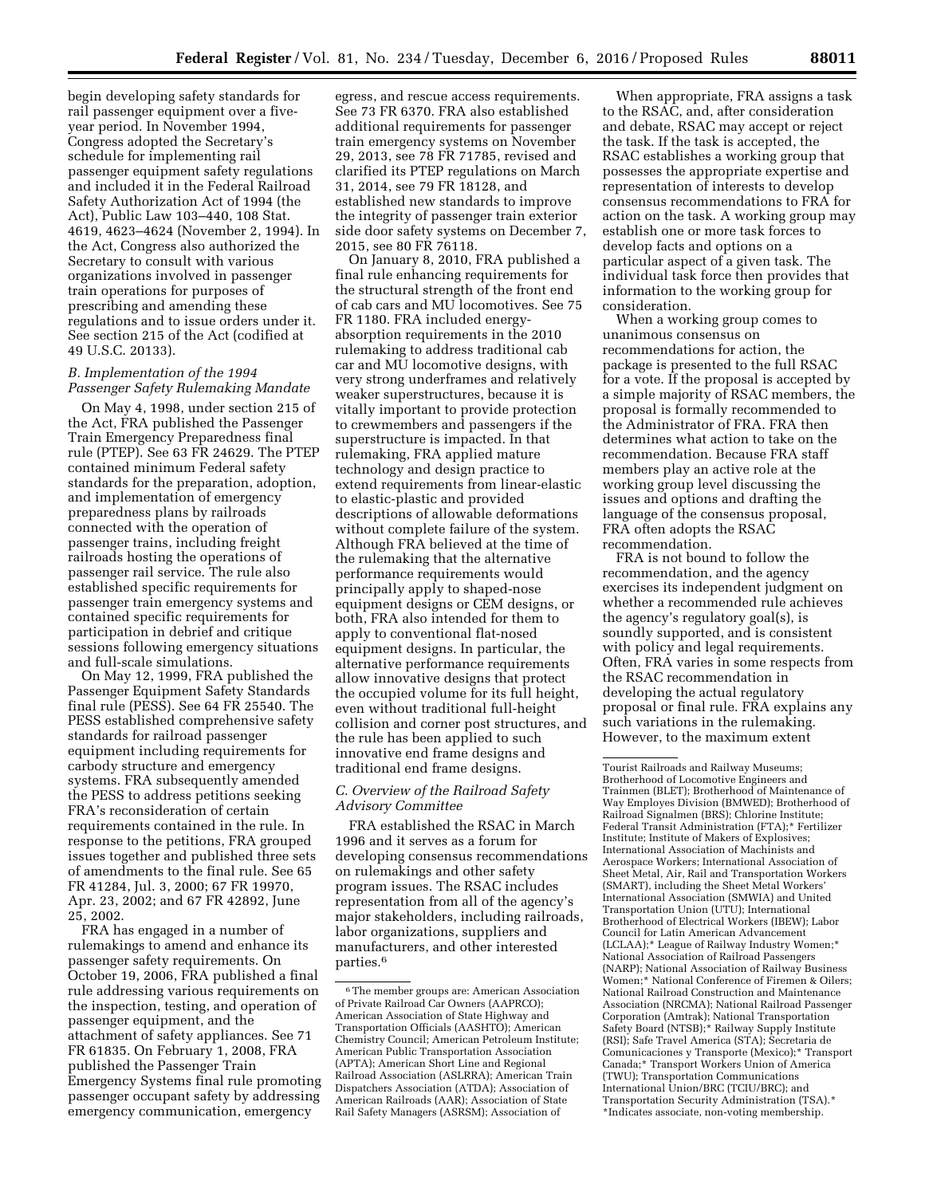begin developing safety standards for rail passenger equipment over a five-year period. In November 1994, Congress adopted the Secretary's schedule for implementing rail passenger equipment safety regulations and included it in the Federal Railroad Safety Authorization Act of 1994 (the Act), Public Law 103–440, 108 Stat. 4619, 4623–4624 (November 2, 1994). In the Act, Congress also authorized the Secretary to consult with various organizations involved in passenger train operations for purposes of prescribing and amending these regulations and to issue orders under it. See section 215 of the Act (codified at 49 U.S.C. 20133).

### *B. Implementation of the 1994 Passenger Safety Rulemaking Mandate*

On May 4, 1998, under section 215 of the Act, FRA published the Passenger Train Emergency Preparedness final rule (PTEP). See 63 FR 24629. The PTEP contained minimum Federal safety standards for the preparation, adoption, and implementation of emergency preparedness plans by railroads connected with the operation of passenger trains, including freight railroads hosting the operations of passenger rail service. The rule also established specific requirements for passenger train emergency systems and contained specific requirements for participation in debrief and critique sessions following emergency situations and full-scale simulations.

On May 12, 1999, FRA published the Passenger Equipment Safety Standards final rule (PESS). See 64 FR 25540. The PESS established comprehensive safety standards for railroad passenger equipment including requirements for carbody structure and emergency systems. FRA subsequently amended the PESS to address petitions seeking FRA's reconsideration of certain requirements contained in the rule. In response to the petitions, FRA grouped issues together and published three sets of amendments to the final rule. See 65 FR 41284, Jul. 3, 2000; 67 FR 19970, Apr. 23, 2002; and 67 FR 42892, June 25, 2002.

FRA has engaged in a number of rulemakings to amend and enhance its passenger safety requirements. On October 19, 2006, FRA published a final rule addressing various requirements on the inspection, testing, and operation of passenger equipment, and the attachment of safety appliances. See 71 FR 61835. On February 1, 2008, FRA published the Passenger Train Emergency Systems final rule promoting passenger occupant safety by addressing emergency communication, emergency egress, and rescue access requirements. See 73 FR 6370. FRA also established additional requirements for passenger train emergency systems on November 29, 2013, see 78 FR 71785, revised and clarified its PTEP regulations on March 31, 2014, see 79 FR 18128, and established new standards to improve the integrity of passenger train exterior side door safety systems on December 7, 2015, see 80 FR 76118.

On January 8, 2010, FRA published a final rule enhancing requirements for the structural strength of the front end of cab cars and MU locomotives. See 75 FR 1180. FRA included energy-absorption requirements in the 2010 rulemaking to address traditional cab car and MU locomotive designs, with very strong underframes and relatively weaker superstructures, because it is vitally important to provide protection to crewmembers and passengers if the superstructure is impacted. In that rulemaking, FRA applied mature technology and design practice to extend requirements from linear-elastic to elastic-plastic and provided descriptions of allowable deformations without complete failure of the system. Although FRA believed at the time of the rulemaking that the alternative performance requirements would principally apply to shaped-nose equipment designs or CEM designs, or both, FRA also intended for them to apply to conventional flat-nosed equipment designs. In particular, the alternative performance requirements allow innovative designs that protect the occupied volume for its full height, even without traditional full-height collision and corner post structures, and the rule has been applied to such innovative end frame designs and traditional end frame designs.

### *C. Overview of the Railroad Safety Advisory Committee*

FRA established the RSAC in March 1996 and it serves as a forum for developing consensus recommendations on rulemakings and other safety program issues. The RSAC includes representation from all of the agency's major stakeholders, including railroads, labor organizations, suppliers and manufacturers, and other interested parties.[6]

When appropriate, FRA assigns a task to the RSAC, and, after consideration and debate, RSAC may accept or reject the task. If the task is accepted, the RSAC establishes a working group that possesses the appropriate expertise and representation of interests to develop consensus recommendations to FRA for action on the task. A working group may establish one or more task forces to develop facts and options on a particular aspect of a given task. The individual task force then provides that information to the working group for consideration.

When a working group comes to unanimous consensus on recommendations for action, the package is presented to the full RSAC for a vote. If the proposal is accepted by a simple majority of RSAC members, the proposal is formally recommended to the Administrator of FRA. FRA then determines what action to take on the recommendation. Because FRA staff members play an active role at the working group level discussing the issues and options and drafting the language of the consensus proposal, FRA often adopts the RSAC recommendation.

FRA is not bound to follow the recommendation, and the agency exercises its independent judgment on whether a recommended rule achieves the agency's regulatory goal(s), is soundly supported, and is consistent with policy and legal requirements. Often, FRA varies in some respects from the RSAC recommendation in developing the actual regulatory proposal or final rule. FRA explains any such variations in the rulemaking. However, to the maximum extent

---

[6] The member groups are: American Association of Private Railroad Car Owners (AAPRCO); American Association of State Highway and Transportation Officials (AASHTO); American Chemistry Council; American Petroleum Institute; American Public Transportation Association (APTA); American Short Line and Regional Railroad Association (ASLRRA); American Train Dispatchers Association (ATDA); Association of American Railroads (AAR); Association of State Rail Safety Managers (ASRSM); Association of Tourist Railroads and Railway Museums; Brotherhood of Locomotive Engineers and Trainmen (BLET); Brotherhood of Maintenance of Way Employes Division (BMWED); Brotherhood of Railroad Signalmen (BRS); Chlorine Institute; Federal Transit Administration (FTA);* Fertilizer Institute; Institute of Makers of Explosives; International Association of Machinists and Aerospace Workers; International Association of Sheet Metal, Air, Rail and Transportation Workers (SMART), including the Sheet Metal Workers' International Association (SMWIA) and United Transportation Union (UTU); International Brotherhood of Electrical Workers (IBEW); Labor Council for Latin American Advancement (LCLAA);* League of Railway Industry Women;* National Association of Railroad Passengers (NARP); National Association of Railway Business Women;* National Conference of Firemen & Oilers; National Railroad Construction and Maintenance Association (NRCMA); National Railroad Passenger Corporation (Amtrak); National Transportation Safety Board (NTSB);* Railway Supply Institute (RSI); Safe Travel America (STA); Secretaria de Comunicaciones y Transporte (Mexico);* Transport Canada;* Transport Workers Union of America (TWU); Transportation Communications International Union/BRC (TCIU/BRC); and Transportation Security Administration (TSA).*
*Indicates associate, non-voting membership.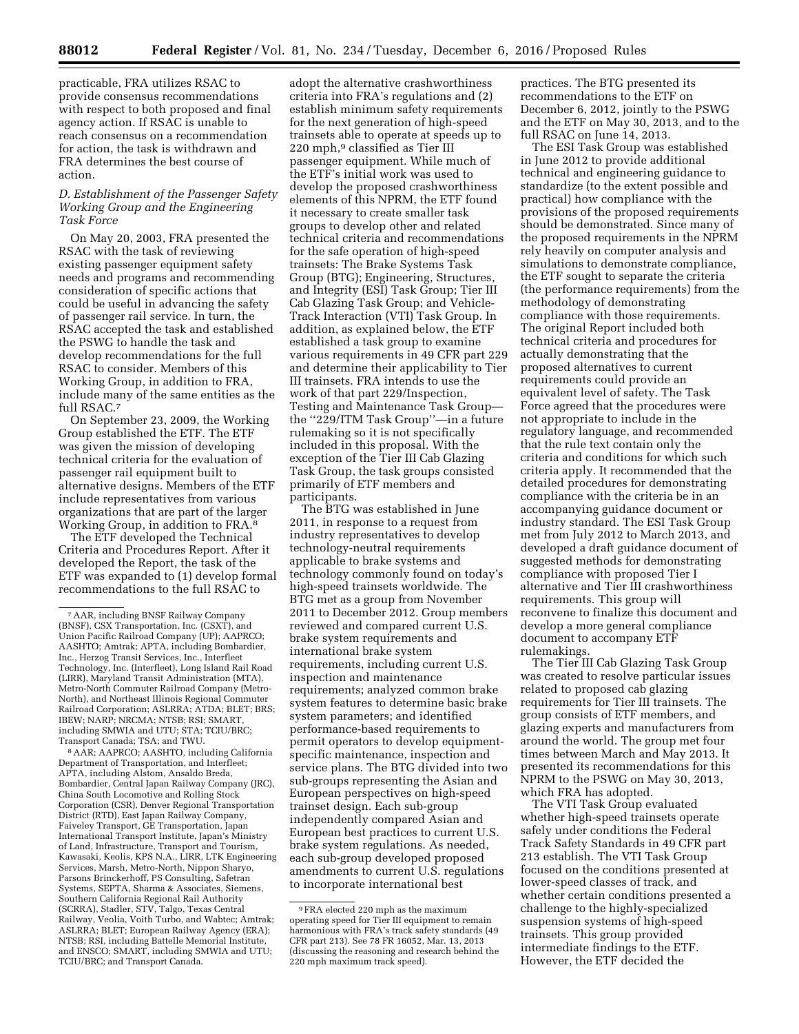practicable, FRA utilizes RSAC to provide consensus recommendations with respect to both proposed and final agency action. If RSAC is unable to reach consensus on a recommendation for action, the task is withdrawn and FRA determines the best course of action.

### *D. Establishment of the Passenger Safety Working Group and the Engineering Task Force*

On May 20, 2003, FRA presented the RSAC with the task of reviewing existing passenger equipment safety needs and programs and recommending consideration of specific actions that could be useful in advancing the safety of passenger rail service. In turn, the RSAC accepted the task and established the PSWG to handle the task and develop recommendations for the full RSAC to consider. Members of this Working Group, in addition to FRA, include many of the same entities as the full RSAC.[7]

On September 23, 2009, the Working Group established the ETF. The ETF was given the mission of developing technical criteria for the evaluation of passenger rail equipment built to alternative designs. Members of the ETF include representatives from various organizations that are part of the larger Working Group, in addition to FRA.[8]

The ETF developed the Technical Criteria and Procedures Report. After it developed the Report, the task of the ETF was expanded to (1) develop formal recommendations to the full RSAC to adopt the alternative crashworthiness criteria into FRA's regulations and (2) establish minimum safety requirements for the next generation of high-speed trainsets able to operate at speeds up to 220 mph,[9] classified as Tier III passenger equipment. While much of the ETF's initial work was used to develop the proposed crashworthiness elements of this NPRM, the ETF found it necessary to create smaller task groups to develop other and related technical criteria and recommendations for the safe operation of high-speed trainsets: The Brake Systems Task Group (BTG); Engineering, Structures, and Integrity (ESI) Task Group; Tier III Cab Glazing Task Group; and Vehicle-Track Interaction (VTI) Task Group. In addition, as explained below, the ETF established a task group to examine various requirements in 49 CFR part 229 and determine their applicability to Tier III trainsets. FRA intends to use the work of that part 229/Inspection, Testing and Maintenance Task Group—the ''229/ITM Task Group''—in a future rulemaking so it is not specifically included in this proposal. With the exception of the Tier III Cab Glazing Task Group, the task groups consisted primarily of ETF members and participants.

The BTG was established in June 2011, in response to a request from industry representatives to develop technology-neutral requirements applicable to brake systems and technology commonly found on today's high-speed trainsets worldwide. The BTG met as a group from November 2011 to December 2012. Group members reviewed and compared current U.S. brake system requirements and international brake system requirements, including current U.S. inspection and maintenance requirements; analyzed common brake system features to determine basic brake system parameters; and identified performance-based requirements to permit operators to develop equipment-specific maintenance, inspection and service plans. The BTG divided into two sub-groups representing the Asian and European perspectives on high-speed trainset design. Each sub-group independently compared Asian and European best practices to current U.S. brake system regulations. As needed, each sub-group developed proposed amendments to current U.S. regulations to incorporate international best practices. The BTG presented its recommendations to the ETF on December 6, 2012, jointly to the PSWG and the ETF on May 30, 2013, and to the full RSAC on June 14, 2013.

The ESI Task Group was established in June 2012 to provide additional technical and engineering guidance to standardize (to the extent possible and practical) how compliance with the provisions of the proposed requirements should be demonstrated. Since many of the proposed requirements in the NPRM rely heavily on computer analysis and simulations to demonstrate compliance, the ETF sought to separate the criteria (the performance requirements) from the methodology of demonstrating compliance with those requirements. The original Report included both technical criteria and procedures for actually demonstrating that the proposed alternatives to current requirements could provide an equivalent level of safety. The Task Force agreed that the procedures were not appropriate to include in the regulatory language, and recommended that the rule text contain only the criteria and conditions for which such criteria apply. It recommended that the detailed procedures for demonstrating compliance with the criteria be in an accompanying guidance document or industry standard. The ESI Task Group met from July 2012 to March 2013, and developed a draft guidance document of suggested methods for demonstrating compliance with proposed Tier I alternative and Tier III crashworthiness requirements. This group will reconvene to finalize this document and develop a more general compliance document to accompany ETF rulemakings.

The Tier III Cab Glazing Task Group was created to resolve particular issues related to proposed cab glazing requirements for Tier III trainsets. The group consists of ETF members, and glazing experts and manufacturers from around the world. The group met four times between March and May 2013. It presented its recommendations for this NPRM to the PSWG on May 30, 2013, which FRA has adopted.

The VTI Task Group evaluated whether high-speed trainsets operate safely under conditions the Federal Track Safety Standards in 49 CFR part 213 establish. The VTI Task Group focused on the conditions presented at lower-speed classes of track, and whether certain conditions presented a challenge to the highly-specialized suspension systems of high-speed trainsets. This group provided intermediate findings to the ETF. However, the ETF decided the

---

[7] AAR, including BNSF Railway Company (BNSF), CSX Transportation, Inc. (CSXT), and Union Pacific Railroad Company (UP); AAPRCO; AASHTO; Amtrak; APTA, including Bombardier, Inc., Herzog Transit Services, Inc., Interfleet Technology, Inc. (Interfleet), Long Island Rail Road (LIRR), Maryland Transit Administration (MTA), Metro-North Commuter Railroad Company (Metro-North), and Northeast Illinois Regional Commuter Railroad Corporation; ASLRRA; ATDA; BLET; BRS; IBEW; NARP; NRCMA; NTSB; RSI; SMART, including SMWIA and UTU; STA; TCIU/BRC; Transport Canada; TSA; and TWU.

[8] AAR; AAPRCO; AASHTO, including California Department of Transportation, and Interfleet; APTA, including Alstom, Ansaldo Breda, Bombardier, Central Japan Railway Company (JRC), China South Locomotive and Rolling Stock Corporation (CSR), Denver Regional Transportation District (RTD), East Japan Railway Company, Faiveley Transport, GE Transportation, Japan International Transport Institute, Japan's Ministry of Land, Infrastructure, Transport and Tourism, Kawasaki, Keolis, KPS N.A., LIRR, LTK Engineering Services, Marsh, Metro-North, Nippon Sharyo, Parsons Brinckerhoff, PS Consulting, Safetran Systems, SEPTA, Sharma & Associates, Siemens, Southern California Regional Rail Authority (SCRRA), Stadler, STV, Talgo, Texas Central Railway, Veolia, Voith Turbo, and Wabtec; Amtrak; ASLRRA; BLET; European Railway Agency (ERA); NTSB; RSI, including Battelle Memorial Institute, and ENSCO; SMART, including SMWIA and UTU; TCIU/BRC; and Transport Canada.

[9] FRA elected 220 mph as the maximum operating speed for Tier III equipment to remain harmonious with FRA's track safety standards (49 CFR part 213). See 78 FR 16052, Mar. 13, 2013 (discussing the reasoning and research behind the 220 mph maximum track speed).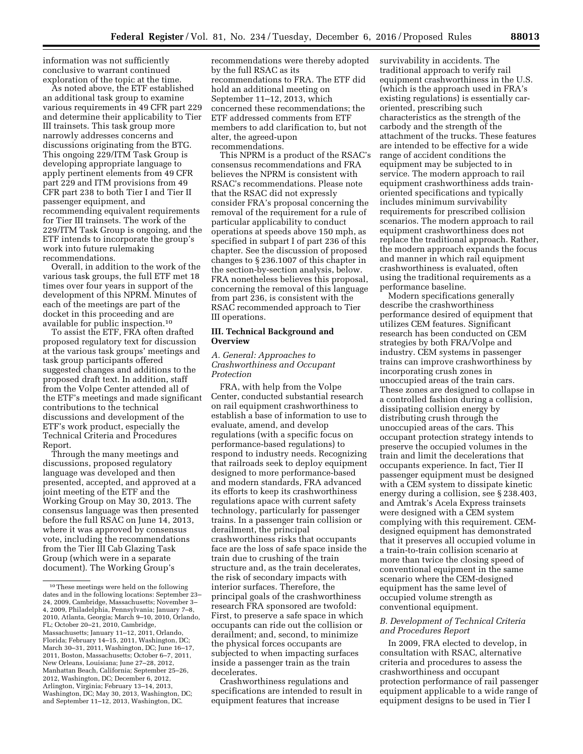information was not sufficiently conclusive to warrant continued exploration of the topic at the time.

As noted above, the ETF established an additional task group to examine various requirements in 49 CFR part 229 and determine their applicability to Tier III trainsets. This task group more narrowly addresses concerns and discussions originating from the BTG. This ongoing 229/ITM Task Group is developing appropriate language to apply pertinent elements from 49 CFR part 229 and ITM provisions from 49 CFR part 238 to both Tier I and Tier II passenger equipment, and recommending equivalent requirements for Tier III trainsets. The work of the 229/ITM Task Group is ongoing, and the ETF intends to incorporate the group's work into future rulemaking recommendations.

Overall, in addition to the work of the various task groups, the full ETF met 18 times over four years in support of the development of this NPRM. Minutes of each of the meetings are part of the docket in this proceeding and are available for public inspection.[10]

To assist the ETF, FRA often drafted proposed regulatory text for discussion at the various task groups' meetings and task group participants offered suggested changes and additions to the proposed draft text. In addition, staff from the Volpe Center attended all of the ETF's meetings and made significant contributions to the technical discussions and development of the ETF's work product, especially the Technical Criteria and Procedures Report.

Through the many meetings and discussions, proposed regulatory language was developed and then presented, accepted, and approved at a joint meeting of the ETF and the Working Group on May 30, 2013. The consensus language was then presented before the full RSAC on June 14, 2013, where it was approved by consensus vote, including the recommendations from the Tier III Cab Glazing Task Group (which were in a separate document). The Working Group's recommendations were thereby adopted by the full RSAC as its recommendations to FRA. The ETF did hold an additional meeting on September 11–12, 2013, which concerned these recommendations; the ETF addressed comments from ETF members to add clarification to, but not alter, the agreed-upon recommendations.

This NPRM is a product of the RSAC's consensus recommendations and FRA believes the NPRM is consistent with RSAC's recommendations. Please note that the RSAC did not expressly consider FRA's proposal concerning the removal of the requirement for a rule of particular applicability to conduct operations at speeds above 150 mph, as specified in subpart I of part 236 of this chapter. See the discussion of proposed changes to § 236.1007 of this chapter in the section-by-section analysis, below. FRA nonetheless believes this proposal, concerning the removal of this language from part 236, is consistent with the RSAC recommended approach to Tier III operations.

## III. Technical Background and Overview

### *A. General: Approaches to Crashworthiness and Occupant Protection*

FRA, with help from the Volpe Center, conducted substantial research on rail equipment crashworthiness to establish a base of information to use to evaluate, amend, and develop regulations (with a specific focus on performance-based regulations) to respond to industry needs. Recognizing that railroads seek to deploy equipment designed to more performance-based and modern standards, FRA advanced its efforts to keep its crashworthiness regulations apace with current safety technology, particularly for passenger trains. In a passenger train collision or derailment, the principal crashworthiness risks that occupants face are the loss of safe space inside the train due to crushing of the train structure and, as the train decelerates, the risk of secondary impacts with interior surfaces. Therefore, the principal goals of the crashworthiness research FRA sponsored are twofold: First, to preserve a safe space in which occupants can ride out the collision or derailment; and, second, to minimize the physical forces occupants are subjected to when impacting surfaces inside a passenger train as the train decelerates.

Crashworthiness regulations and specifications are intended to result in equipment features that increase survivability in accidents. The traditional approach to verify rail equipment crashworthiness in the U.S. (which is the approach used in FRA's existing regulations) is essentially car-oriented, prescribing such characteristics as the strength of the carbody and the strength of the attachment of the trucks. These features are intended to be effective for a wide range of accident conditions the equipment may be subjected to in service. The modern approach to rail equipment crashworthiness adds train-oriented specifications and typically includes minimum survivability requirements for prescribed collision scenarios. The modern approach to rail equipment crashworthiness does not replace the traditional approach. Rather, the modern approach expands the focus and manner in which rail equipment crashworthiness is evaluated, often using the traditional requirements as a performance baseline.

Modern specifications generally describe the crashworthiness performance desired of equipment that utilizes CEM features. Significant research has been conducted on CEM strategies by both FRA/Volpe and industry. CEM systems in passenger trains can improve crashworthiness by incorporating crush zones in unoccupied areas of the train cars. These zones are designed to collapse in a controlled fashion during a collision, dissipating collision energy by distributing crush through the unoccupied areas of the cars. This occupant protection strategy intends to preserve the occupied volumes in the train and limit the decelerations that occupants experience. In fact, Tier II passenger equipment must be designed with a CEM system to dissipate kinetic energy during a collision, see § 238.403, and Amtrak's Acela Express trainsets were designed with a CEM system complying with this requirement. CEM-designed equipment has demonstrated that it preserves all occupied volume in a train-to-train collision scenario at more than twice the closing speed of conventional equipment in the same scenario where the CEM-designed equipment has the same level of occupied volume strength as conventional equipment.

### *B. Development of Technical Criteria and Procedures Report*

In 2009, FRA elected to develop, in consultation with RSAC, alternative criteria and procedures to assess the crashworthiness and occupant protection performance of rail passenger equipment applicable to a wide range of equipment designs to be used in Tier I

---

[10] These meetings were held on the following dates and in the following locations: September 23–24, 2009, Cambridge, Massachusetts; November 3–4, 2009, Philadelphia, Pennsylvania; January 7–8, 2010, Atlanta, Georgia; March 9–10, 2010, Orlando, FL; October 20–21, 2010, Cambridge, Massachusetts; January 11–12, 2011, Orlando, Florida; February 14–15, 2011, Washington, DC; March 30–31, 2011, Washington, DC; June 16–17, 2011, Boston, Massachusetts; October 6–7, 2011, New Orleans, Louisiana; June 27–28, 2012, Manhattan Beach, California; September 25–26, 2012, Washington, DC; December 6, 2012, Arlington, Virginia; February 13–14, 2013, Washington, DC; May 30, 2013, Washington, DC; and September 11–12, 2013, Washington, DC.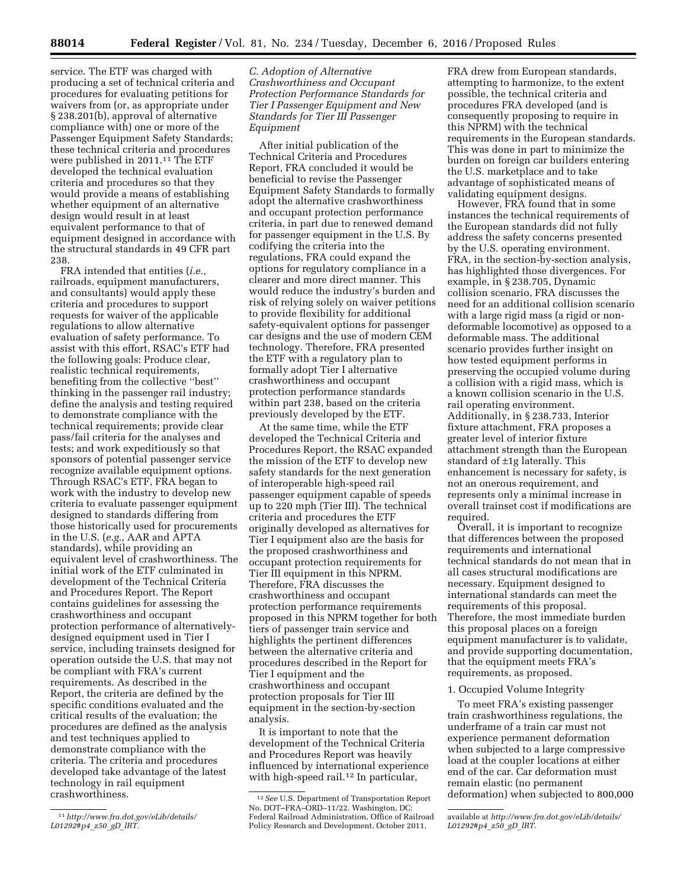service. The ETF was charged with producing a set of technical criteria and procedures for evaluating petitions for waivers from (or, as appropriate under § 238.201(b), approval of alternative compliance with) one or more of the Passenger Equipment Safety Standards; these technical criteria and procedures were published in 2011.[11] The ETF developed the technical evaluation criteria and procedures so that they would provide a means of establishing whether equipment of an alternative design would result in at least equivalent performance to that of equipment designed in accordance with the structural standards in 49 CFR part 238.

FRA intended that entities (*i.e.,* railroads, equipment manufacturers, and consultants) would apply these criteria and procedures to support requests for waiver of the applicable regulations to allow alternative evaluation of safety performance. To assist with this effort, RSAC's ETF had the following goals: Produce clear, realistic technical requirements, benefiting from the collective ''best'' thinking in the passenger rail industry; define the analysis and testing required to demonstrate compliance with the technical requirements; provide clear pass/fail criteria for the analyses and tests; and work expeditiously so that sponsors of potential passenger service recognize available equipment options. Through RSAC's ETF, FRA began to work with the industry to develop new criteria to evaluate passenger equipment designed to standards differing from those historically used for procurements in the U.S. (*e.g.,* AAR and APTA standards), while providing an equivalent level of crashworthiness. The initial work of the ETF culminated in development of the Technical Criteria and Procedures Report. The Report contains guidelines for assessing the crashworthiness and occupant protection performance of alternatively-designed equipment used in Tier I service, including trainsets designed for operation outside the U.S. that may not be compliant with FRA's current requirements. As described in the Report, the criteria are defined by the specific conditions evaluated and the critical results of the evaluation; the procedures are defined as the analysis and test techniques applied to demonstrate compliance with the criteria. The criteria and procedures developed take advantage of the latest technology in rail equipment crashworthiness.

### C. Adoption of Alternative Crashworthiness and Occupant Protection Performance Standards for Tier I Passenger Equipment and New Standards for Tier III Passenger Equipment

After initial publication of the Technical Criteria and Procedures Report, FRA concluded it would be beneficial to revise the Passenger Equipment Safety Standards to formally adopt the alternative crashworthiness and occupant protection performance criteria, in part due to renewed demand for passenger equipment in the U.S. By codifying the criteria into the regulations, FRA could expand the options for regulatory compliance in a clearer and more direct manner. This would reduce the industry's burden and risk of relying solely on waiver petitions to provide flexibility for additional safety-equivalent options for passenger car designs and the use of modern CEM technology. Therefore, FRA presented the ETF with a regulatory plan to formally adopt Tier I alternative crashworthiness and occupant protection performance standards within part 238, based on the criteria previously developed by the ETF.

At the same time, while the ETF developed the Technical Criteria and Procedures Report, the RSAC expanded the mission of the ETF to develop new safety standards for the next generation of interoperable high-speed rail passenger equipment capable of speeds up to 220 mph (Tier III). The technical criteria and procedures the ETF originally developed as alternatives for Tier I equipment also are the basis for the proposed crashworthiness and occupant protection requirements for Tier III equipment in this NPRM. Therefore, FRA discusses the crashworthiness and occupant protection performance requirements proposed in this NPRM together for both tiers of passenger train service and highlights the pertinent differences between the alternative criteria and procedures described in the Report for Tier I equipment and the crashworthiness and occupant protection proposals for Tier III equipment in the section-by-section analysis.

It is important to note that the development of the Technical Criteria and Procedures Report was heavily influenced by international experience with high-speed rail.[12] In particular, FRA drew from European standards, attempting to harmonize, to the extent possible, the technical criteria and procedures FRA developed (and is consequently proposing to require in this NPRM) with the technical requirements in the European standards. This was done in part to minimize the burden on foreign car builders entering the U.S. marketplace and to take advantage of sophisticated means of validating equipment designs.

However, FRA found that in some instances the technical requirements of the European standards did not fully address the safety concerns presented by the U.S. operating environment. FRA, in the section-by-section analysis, has highlighted those divergences. For example, in § 238.705, Dynamic collision scenario, FRA discusses the need for an additional collision scenario with a large rigid mass (a rigid or non-deformable locomotive) as opposed to a deformable mass. The additional scenario provides further insight on how tested equipment performs in preserving the occupied volume during a collision with a rigid mass, which is a known collision scenario in the U.S. rail operating environment. Additionally, in § 238.733, Interior fixture attachment, FRA proposes a greater level of interior fixture attachment strength than the European standard of ±1g laterally. This enhancement is necessary for safety, is not an onerous requirement, and represents only a minimal increase in overall trainset cost if modifications are required.

Overall, it is important to recognize that differences between the proposed requirements and international technical standards do not mean that in all cases structural modifications are necessary. Equipment designed to international standards can meet the requirements of this proposal. Therefore, the most immediate burden this proposal places on a foreign equipment manufacturer is to validate, and provide supporting documentation, that the equipment meets FRA's requirements, as proposed.

#### 1. Occupied Volume Integrity

To meet FRA's existing passenger train crashworthiness regulations, the underframe of a train car must not experience permanent deformation when subjected to a large compressive load at the coupler locations at either end of the car. Car deformation must remain elastic (no permanent deformation) when subjected to 800,000

---

[11] *http://www.fra.dot.gov/eLib/details/L01292#p4_z50_gD_lRT.*

[12] *See* U.S. Department of Transportation Report No. DOT–FRA–ORD–11/22. Washington, DC: Federal Railroad Administration, Office of Railroad Policy Research and Development, October 2011, available at *http://www.fra.dot.gov/eLib/details/L01292#p4_z50_gD_lRT.*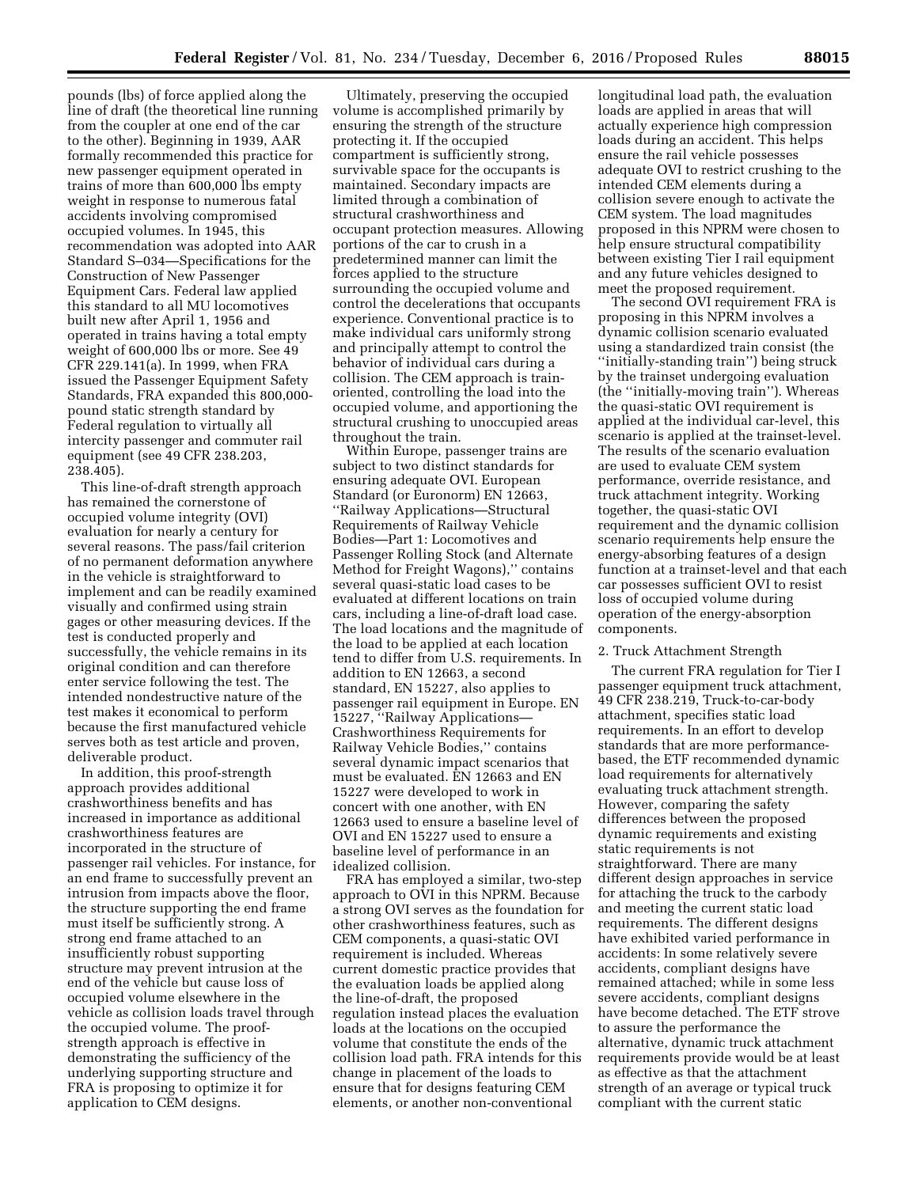pounds (lbs) of force applied along the line of draft (the theoretical line running from the coupler at one end of the car to the other). Beginning in 1939, AAR formally recommended this practice for new passenger equipment operated in trains of more than 600,000 lbs empty weight in response to numerous fatal accidents involving compromised occupied volumes. In 1945, this recommendation was adopted into AAR Standard S–034—Specifications for the Construction of New Passenger Equipment Cars. Federal law applied this standard to all MU locomotives built new after April 1, 1956 and operated in trains having a total empty weight of 600,000 lbs or more. See 49 CFR 229.141(a). In 1999, when FRA issued the Passenger Equipment Safety Standards, FRA expanded this 800,000-pound static strength standard by Federal regulation to virtually all intercity passenger and commuter rail equipment (see 49 CFR 238.203, 238.405).

This line-of-draft strength approach has remained the cornerstone of occupied volume integrity (OVI) evaluation for nearly a century for several reasons. The pass/fail criterion of no permanent deformation anywhere in the vehicle is straightforward to implement and can be readily examined visually and confirmed using strain gages or other measuring devices. If the test is conducted properly and successfully, the vehicle remains in its original condition and can therefore enter service following the test. The intended nondestructive nature of the test makes it economical to perform because the first manufactured vehicle serves both as test article and proven, deliverable product.

In addition, this proof-strength approach provides additional crashworthiness benefits and has increased in importance as additional crashworthiness features are incorporated in the structure of passenger rail vehicles. For instance, for an end frame to successfully prevent an intrusion from impacts above the floor, the structure supporting the end frame must itself be sufficiently strong. A strong end frame attached to an insufficiently robust supporting structure may prevent intrusion at the end of the vehicle but cause loss of occupied volume elsewhere in the vehicle as collision loads travel through the occupied volume. The proof-strength approach is effective in demonstrating the sufficiency of the underlying supporting structure and FRA is proposing to optimize it for application to CEM designs.

Ultimately, preserving the occupied volume is accomplished primarily by ensuring the strength of the structure protecting it. If the occupied compartment is sufficiently strong, survivable space for the occupants is maintained. Secondary impacts are limited through a combination of structural crashworthiness and occupant protection measures. Allowing portions of the car to crush in a predetermined manner can limit the forces applied to the structure surrounding the occupied volume and control the decelerations that occupants experience. Conventional practice is to make individual cars uniformly strong and principally attempt to control the behavior of individual cars during a collision. The CEM approach is train-oriented, controlling the load into the occupied volume, and apportioning the structural crushing to unoccupied areas throughout the train.

Within Europe, passenger trains are subject to two distinct standards for ensuring adequate OVI. European Standard (or Euronorm) EN 12663, ''Railway Applications—Structural Requirements of Railway Vehicle Bodies—Part 1: Locomotives and Passenger Rolling Stock (and Alternate Method for Freight Wagons),'' contains several quasi-static load cases to be evaluated at different locations on train cars, including a line-of-draft load case. The load locations and the magnitude of the load to be applied at each location tend to differ from U.S. requirements. In addition to EN 12663, a second standard, EN 15227, also applies to passenger rail equipment in Europe. EN 15227, ''Railway Applications—Crashworthiness Requirements for Railway Vehicle Bodies,'' contains several dynamic impact scenarios that must be evaluated. EN 12663 and EN 15227 were developed to work in concert with one another, with EN 12663 used to ensure a baseline level of OVI and EN 15227 used to ensure a baseline level of performance in an idealized collision.

FRA has employed a similar, two-step approach to OVI in this NPRM. Because a strong OVI serves as the foundation for other crashworthiness features, such as CEM components, a quasi-static OVI requirement is included. Whereas current domestic practice provides that the evaluation loads be applied along the line-of-draft, the proposed regulation instead places the evaluation loads at the locations on the occupied volume that constitute the ends of the collision load path. FRA intends for this change in placement of the loads to ensure that for designs featuring CEM elements, or another non-conventional longitudinal load path, the evaluation loads are applied in areas that will actually experience high compression loads during an accident. This helps ensure the rail vehicle possesses adequate OVI to restrict crushing to the intended CEM elements during a collision severe enough to activate the CEM system. The load magnitudes proposed in this NPRM were chosen to help ensure structural compatibility between existing Tier I rail equipment and any future vehicles designed to meet the proposed requirement.

The second OVI requirement FRA is proposing in this NPRM involves a dynamic collision scenario evaluated using a standardized train consist (the ''initially-standing train'') being struck by the trainset undergoing evaluation (the ''initially-moving train''). Whereas the quasi-static OVI requirement is applied at the individual car-level, this scenario is applied at the trainset-level. The results of the scenario evaluation are used to evaluate CEM system performance, override resistance, and truck attachment integrity. Working together, the quasi-static OVI requirement and the dynamic collision scenario requirements help ensure the energy-absorbing features of a design function at a trainset-level and that each car possesses sufficient OVI to resist loss of occupied volume during operation of the energy-absorption components.

2. Truck Attachment Strength

The current FRA regulation for Tier I passenger equipment truck attachment, 49 CFR 238.219, Truck-to-car-body attachment, specifies static load requirements. In an effort to develop standards that are more performance-based, the ETF recommended dynamic load requirements for alternatively evaluating truck attachment strength. However, comparing the safety differences between the proposed dynamic requirements and existing static requirements is not straightforward. There are many different design approaches in service for attaching the truck to the carbody and meeting the current static load requirements. The different designs have exhibited varied performance in accidents: In some relatively severe accidents, compliant designs have remained attached; while in some less severe accidents, compliant designs have become detached. The ETF strove to assure the performance the alternative, dynamic truck attachment requirements provide would be at least as effective as that the attachment strength of an average or typical truck compliant with the current static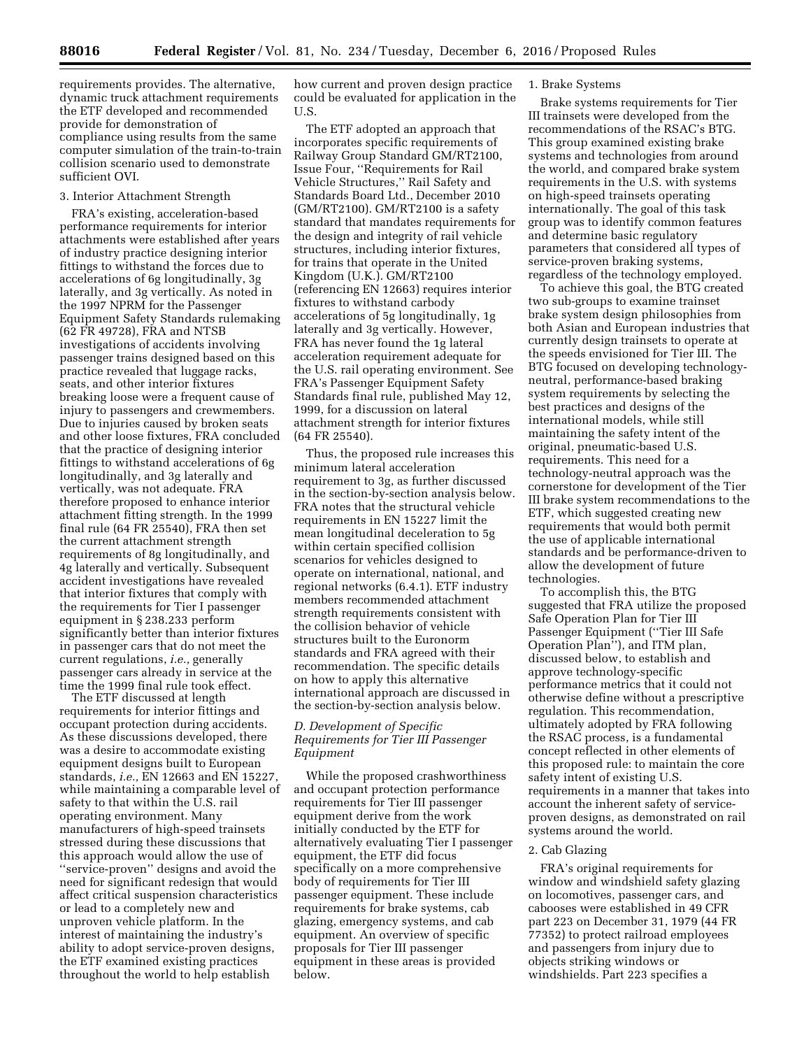requirements provides. The alternative, dynamic truck attachment requirements the ETF developed and recommended provide for demonstration of compliance using results from the same computer simulation of the train-to-train collision scenario used to demonstrate sufficient OVI.

3. Interior Attachment Strength

FRA's existing, acceleration-based performance requirements for interior attachments were established after years of industry practice designing interior fittings to withstand the forces due to accelerations of 6g longitudinally, 3g laterally, and 3g vertically. As noted in the 1997 NPRM for the Passenger Equipment Safety Standards rulemaking (62 FR 49728), FRA and NTSB investigations of accidents involving passenger trains designed based on this practice revealed that luggage racks, seats, and other interior fixtures breaking loose were a frequent cause of injury to passengers and crewmembers. Due to injuries caused by broken seats and other loose fixtures, FRA concluded that the practice of designing interior fittings to withstand accelerations of 6g longitudinally, and 3g laterally and vertically, was not adequate. FRA therefore proposed to enhance interior attachment fitting strength. In the 1999 final rule (64 FR 25540), FRA then set the current attachment strength requirements of 8g longitudinally, and 4g laterally and vertically. Subsequent accident investigations have revealed that interior fixtures that comply with the requirements for Tier I passenger equipment in § 238.233 perform significantly better than interior fixtures in passenger cars that do not meet the current regulations, *i.e.,* generally passenger cars already in service at the time the 1999 final rule took effect.

The ETF discussed at length requirements for interior fittings and occupant protection during accidents. As these discussions developed, there was a desire to accommodate existing equipment designs built to European standards, *i.e.,* EN 12663 and EN 15227, while maintaining a comparable level of safety to that within the U.S. rail operating environment. Many manufacturers of high-speed trainsets stressed during these discussions that this approach would allow the use of "service-proven" designs and avoid the need for significant redesign that would affect critical suspension characteristics or lead to a completely new and unproven vehicle platform. In the interest of maintaining the industry's ability to adopt service-proven designs, the ETF examined existing practices throughout the world to help establish how current and proven design practice could be evaluated for application in the U.S.

The ETF adopted an approach that incorporates specific requirements of Railway Group Standard GM/RT2100, Issue Four, "Requirements for Rail Vehicle Structures," Rail Safety and Standards Board Ltd., December 2010 (GM/RT2100). GM/RT2100 is a safety standard that mandates requirements for the design and integrity of rail vehicle structures, including interior fixtures, for trains that operate in the United Kingdom (U.K.). GM/RT2100 (referencing EN 12663) requires interior fixtures to withstand carbody accelerations of 5g longitudinally, 1g laterally and 3g vertically. However, FRA has never found the 1g lateral acceleration requirement adequate for the U.S. rail operating environment. See FRA's Passenger Equipment Safety Standards final rule, published May 12, 1999, for a discussion on lateral attachment strength for interior fixtures (64 FR 25540).

Thus, the proposed rule increases this minimum lateral acceleration requirement to 3g, as further discussed in the section-by-section analysis below. FRA notes that the structural vehicle requirements in EN 15227 limit the mean longitudinal deceleration to 5g within certain specified collision scenarios for vehicles designed to operate on international, national, and regional networks (6.4.1). ETF industry members recommended attachment strength requirements consistent with the collision behavior of vehicle structures built to the Euronorm standards and FRA agreed with their recommendation. The specific details on how to apply this alternative international approach are discussed in the section-by-section analysis below.

### *D. Development of Specific Requirements for Tier III Passenger Equipment*

While the proposed crashworthiness and occupant protection performance requirements for Tier III passenger equipment derive from the work initially conducted by the ETF for alternatively evaluating Tier I passenger equipment, the ETF did focus specifically on a more comprehensive body of requirements for Tier III passenger equipment. These include requirements for brake systems, cab glazing, emergency systems, and cab equipment. An overview of specific proposals for Tier III passenger equipment in these areas is provided below.

1. Brake Systems

Brake systems requirements for Tier III trainsets were developed from the recommendations of the RSAC's BTG. This group examined existing brake systems and technologies from around the world, and compared brake system requirements in the U.S. with systems on high-speed trainsets operating internationally. The goal of this task group was to identify common features and determine basic regulatory parameters that considered all types of service-proven braking systems, regardless of the technology employed.

To achieve this goal, the BTG created two sub-groups to examine trainset brake system design philosophies from both Asian and European industries that currently design trainsets to operate at the speeds envisioned for Tier III. The BTG focused on developing technology-neutral, performance-based braking system requirements by selecting the best practices and designs of the international models, while still maintaining the safety intent of the original, pneumatic-based U.S. requirements. This need for a technology-neutral approach was the cornerstone for development of the Tier III brake system recommendations to the ETF, which suggested creating new requirements that would both permit the use of applicable international standards and be performance-driven to allow the development of future technologies.

To accomplish this, the BTG suggested that FRA utilize the proposed Safe Operation Plan for Tier III Passenger Equipment ("Tier III Safe Operation Plan"), and ITM plan, discussed below, to establish and approve technology-specific performance metrics that it could not otherwise define without a prescriptive regulation. This recommendation, ultimately adopted by FRA following the RSAC process, is a fundamental concept reflected in other elements of this proposed rule: to maintain the core safety intent of existing U.S. requirements in a manner that takes into account the inherent safety of service-proven designs, as demonstrated on rail systems around the world.

2. Cab Glazing

FRA's original requirements for window and windshield safety glazing on locomotives, passenger cars, and cabooses were established in 49 CFR part 223 on December 31, 1979 (44 FR 77352) to protect railroad employees and passengers from injury due to objects striking windows or windshields. Part 223 specifies a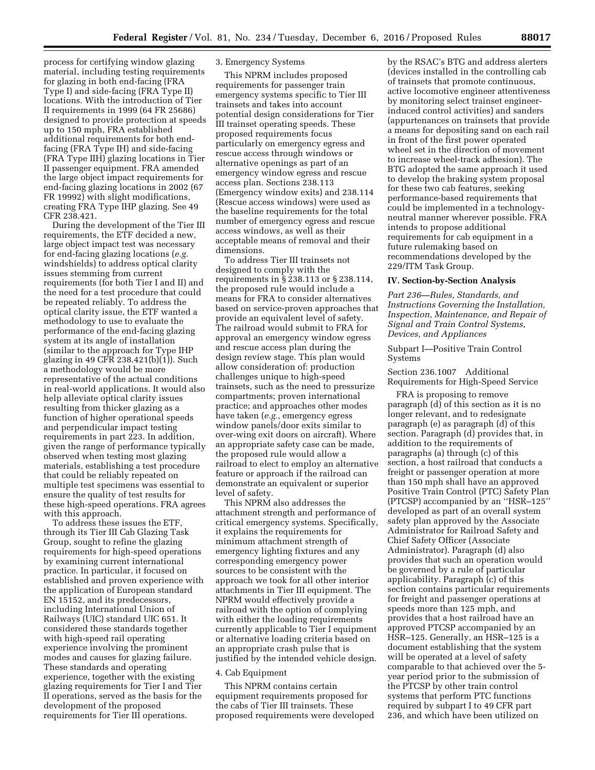process for certifying window glazing material, including testing requirements for glazing in both end-facing (FRA Type I) and side-facing (FRA Type II) locations. With the introduction of Tier II requirements in 1999 (64 FR 25686) designed to provide protection at speeds up to 150 mph, FRA established additional requirements for both end-facing (FRA Type IH) and side-facing (FRA Type IIH) glazing locations in Tier II passenger equipment. FRA amended the large object impact requirements for end-facing glazing locations in 2002 (67 FR 19992) with slight modifications, creating FRA Type IHP glazing. See 49 CFR 238.421.

During the development of the Tier III requirements, the ETF decided a new, large object impact test was necessary for end-facing glazing locations (*e.g.* windshields) to address optical clarity issues stemming from current requirements (for both Tier I and II) and the need for a test procedure that could be repeated reliably. To address the optical clarity issue, the ETF wanted a methodology to use to evaluate the performance of the end-facing glazing system at its angle of installation (similar to the approach for Type IHP glazing in 49 CFR 238.421(b)(1)). Such a methodology would be more representative of the actual conditions in real-world applications. It would also help alleviate optical clarity issues resulting from thicker glazing as a function of higher operational speeds and perpendicular impact testing requirements in part 223. In addition, given the range of performance typically observed when testing most glazing materials, establishing a test procedure that could be reliably repeated on multiple test specimens was essential to ensure the quality of test results for these high-speed operations. FRA agrees with this approach.

To address these issues the ETF, through its Tier III Cab Glazing Task Group, sought to refine the glazing requirements for high-speed operations by examining current international practice. In particular, it focused on established and proven experience with the application of European standard EN 15152, and its predecessors, including International Union of Railways (UIC) standard UIC 651. It considered these standards together with high-speed rail operating experience involving the prominent modes and causes for glazing failure. These standards and operating experience, together with the existing glazing requirements for Tier I and Tier II operations, served as the basis for the development of the proposed requirements for Tier III operations.

3. Emergency Systems

This NPRM includes proposed requirements for passenger train emergency systems specific to Tier III trainsets and takes into account potential design considerations for Tier III trainset operating speeds. These proposed requirements focus particularly on emergency egress and rescue access through windows or alternative openings as part of an emergency window egress and rescue access plan. Sections 238.113 (Emergency window exits) and 238.114 (Rescue access windows) were used as the baseline requirements for the total number of emergency egress and rescue access windows, as well as their acceptable means of removal and their dimensions.

To address Tier III trainsets not designed to comply with the requirements in § 238.113 or § 238.114, the proposed rule would include a means for FRA to consider alternatives based on service-proven approaches that provide an equivalent level of safety. The railroad would submit to FRA for approval an emergency window egress and rescue access plan during the design review stage. This plan would allow consideration of: production challenges unique to high-speed trainsets, such as the need to pressurize compartments; proven international practice; and approaches other modes have taken (*e.g.,* emergency egress window panels/door exits similar to over-wing exit doors on aircraft). Where an appropriate safety case can be made, the proposed rule would allow a railroad to elect to employ an alternative feature or approach if the railroad can demonstrate an equivalent or superior level of safety.

This NPRM also addresses the attachment strength and performance of critical emergency systems. Specifically, it explains the requirements for minimum attachment strength of emergency lighting fixtures and any corresponding emergency power sources to be consistent with the approach we took for all other interior attachments in Tier III equipment. The NPRM would effectively provide a railroad with the option of complying with either the loading requirements currently applicable to Tier I equipment or alternative loading criteria based on an appropriate crash pulse that is justified by the intended vehicle design.

4. Cab Equipment

This NPRM contains certain equipment requirements proposed for the cabs of Tier III trainsets. These proposed requirements were developed by the RSAC's BTG and address alerters (devices installed in the controlling cab of trainsets that promote continuous, active locomotive engineer attentiveness by monitoring select trainset engineer-induced control activities) and sanders (appurtenances on trainsets that provide a means for depositing sand on each rail in front of the first power operated wheel set in the direction of movement to increase wheel-track adhesion). The BTG adopted the same approach it used to develop the braking system proposal for these two cab features, seeking performance-based requirements that could be implemented in a technology-neutral manner wherever possible. FRA intends to propose additional requirements for cab equipment in a future rulemaking based on recommendations developed by the 229/ITM Task Group.

## IV. Section-by-Section Analysis

*Part 236—Rules, Standards, and Instructions Governing the Installation, Inspection, Maintenance, and Repair of Signal and Train Control Systems, Devices, and Appliances*

Subpart I—Positive Train Control Systems

Section 236.1007 Additional Requirements for High-Speed Service

FRA is proposing to remove paragraph (d) of this section as it is no longer relevant, and to redesignate paragraph (e) as paragraph (d) of this section. Paragraph (d) provides that, in addition to the requirements of paragraphs (a) through (c) of this section, a host railroad that conducts a freight or passenger operation at more than 150 mph shall have an approved Positive Train Control (PTC) Safety Plan (PTCSP) accompanied by an ''HSR–125'' developed as part of an overall system safety plan approved by the Associate Administrator for Railroad Safety and Chief Safety Officer (Associate Administrator). Paragraph (d) also provides that such an operation would be governed by a rule of particular applicability. Paragraph (c) of this section contains particular requirements for freight and passenger operations at speeds more than 125 mph, and provides that a host railroad have an approved PTCSP accompanied by an HSR–125. Generally, an HSR–125 is a document establishing that the system will be operated at a level of safety comparable to that achieved over the 5-year period prior to the submission of the PTCSP by other train control systems that perform PTC functions required by subpart I to 49 CFR part 236, and which have been utilized on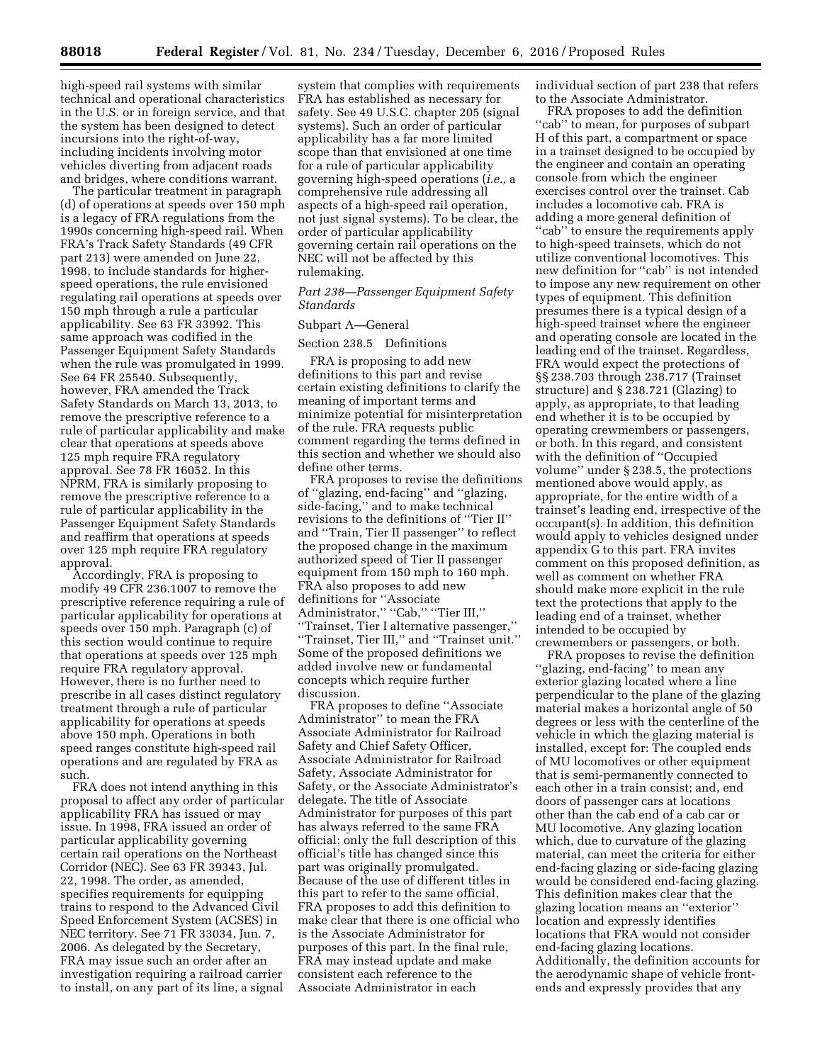high-speed rail systems with similar technical and operational characteristics in the U.S. or in foreign service, and that the system has been designed to detect incursions into the right-of-way, including incidents involving motor vehicles diverting from adjacent roads and bridges, where conditions warrant.

The particular treatment in paragraph (d) of operations at speeds over 150 mph is a legacy of FRA regulations from the 1990s concerning high-speed rail. When FRA's Track Safety Standards (49 CFR part 213) were amended on June 22, 1998, to include standards for higher-speed operations, the rule envisioned regulating rail operations at speeds over 150 mph through a rule a particular applicability. See 63 FR 33992. This same approach was codified in the Passenger Equipment Safety Standards when the rule was promulgated in 1999. See 64 FR 25540. Subsequently, however, FRA amended the Track Safety Standards on March 13, 2013, to remove the prescriptive reference to a rule of particular applicability and make clear that operations at speeds above 125 mph require FRA regulatory approval. See 78 FR 16052. In this NPRM, FRA is similarly proposing to remove the prescriptive reference to a rule of particular applicability in the Passenger Equipment Safety Standards and reaffirm that operations at speeds over 125 mph require FRA regulatory approval.

Accordingly, FRA is proposing to modify 49 CFR 236.1007 to remove the prescriptive reference requiring a rule of particular applicability for operations at speeds over 150 mph. Paragraph (c) of this section would continue to require that operations at speeds over 125 mph require FRA regulatory approval. However, there is no further need to prescribe in all cases distinct regulatory treatment through a rule of particular applicability for operations at speeds above 150 mph. Operations in both speed ranges constitute high-speed rail operations and are regulated by FRA as such.

FRA does not intend anything in this proposal to affect any order of particular applicability FRA has issued or may issue. In 1998, FRA issued an order of particular applicability governing certain rail operations on the Northeast Corridor (NEC). See 63 FR 39343, Jul. 22, 1998. The order, as amended, specifies requirements for equipping trains to respond to the Advanced Civil Speed Enforcement System (ACSES) in NEC territory. See 71 FR 33034, Jun. 7, 2006. As delegated by the Secretary, FRA may issue such an order after an investigation requiring a railroad carrier to install, on any part of its line, a signal system that complies with requirements FRA has established as necessary for safety. See 49 U.S.C. chapter 205 (signal systems). Such an order of particular applicability has a far more limited scope than that envisioned at one time for a rule of particular applicability governing high-speed operations (*i.e.,* a comprehensive rule addressing all aspects of a high-speed rail operation, not just signal systems). To be clear, the order of particular applicability governing certain rail operations on the NEC will not be affected by this rulemaking.

*Part 238—Passenger Equipment Safety Standards*

Subpart A—General

Section 238.5 Definitions

FRA is proposing to add new definitions to this part and revise certain existing definitions to clarify the meaning of important terms and minimize potential for misinterpretation of the rule. FRA requests public comment regarding the terms defined in this section and whether we should also define other terms.

FRA proposes to revise the definitions of ''glazing, end-facing'' and ''glazing, side-facing,'' and to make technical revisions to the definitions of ''Tier II'' and ''Train, Tier II passenger'' to reflect the proposed change in the maximum authorized speed of Tier II passenger equipment from 150 mph to 160 mph. FRA also proposes to add new definitions for ''Associate Administrator,'' ''Cab,'' ''Tier III,'' ''Trainset, Tier I alternative passenger,'' ''Trainset, Tier III,'' and ''Trainset unit.'' Some of the proposed definitions we added involve new or fundamental concepts which require further discussion.

FRA proposes to define ''Associate Administrator'' to mean the FRA Associate Administrator for Railroad Safety and Chief Safety Officer, Associate Administrator for Railroad Safety, Associate Administrator for Safety, or the Associate Administrator's delegate. The title of Associate Administrator for purposes of this part has always referred to the same FRA official; only the full description of this official's title has changed since this part was originally promulgated. Because of the use of different titles in this part to refer to the same official, FRA proposes to add this definition to make clear that there is one official who is the Associate Administrator for purposes of this part. In the final rule, FRA may instead update and make consistent each reference to the Associate Administrator in each individual section of part 238 that refers to the Associate Administrator.

FRA proposes to add the definition ''cab'' to mean, for purposes of subpart H of this part, a compartment or space in a trainset designed to be occupied by the engineer and contain an operating console from which the engineer exercises control over the trainset. Cab includes a locomotive cab. FRA is adding a more general definition of ''cab'' to ensure the requirements apply to high-speed trainsets, which do not utilize conventional locomotives. This new definition for ''cab'' is not intended to impose any new requirement on other types of equipment. This definition presumes there is a typical design of a high-speed trainset where the engineer and operating console are located in the leading end of the trainset. Regardless, FRA would expect the protections of §§ 238.703 through 238.717 (Trainset structure) and § 238.721 (Glazing) to apply, as appropriate, to that leading end whether it is to be occupied by operating crewmembers or passengers, or both. In this regard, and consistent with the definition of ''Occupied volume'' under § 238.5, the protections mentioned above would apply, as appropriate, for the entire width of a trainset's leading end, irrespective of the occupant(s). In addition, this definition would apply to vehicles designed under appendix G to this part. FRA invites comment on this proposed definition, as well as comment on whether FRA should make more explicit in the rule text the protections that apply to the leading end of a trainset, whether intended to be occupied by crewmembers or passengers, or both.

FRA proposes to revise the definition ''glazing, end-facing'' to mean any exterior glazing located where a line perpendicular to the plane of the glazing material makes a horizontal angle of 50 degrees or less with the centerline of the vehicle in which the glazing material is installed, except for: The coupled ends of MU locomotives or other equipment that is semi-permanently connected to each other in a train consist; and, end doors of passenger cars at locations other than the cab end of a cab car or MU locomotive. Any glazing location which, due to curvature of the glazing material, can meet the criteria for either end-facing glazing or side-facing glazing would be considered end-facing glazing. This definition makes clear that the glazing location means an ''exterior'' location and expressly identifies locations that FRA would not consider end-facing glazing locations. Additionally, the definition accounts for the aerodynamic shape of vehicle front-ends and expressly provides that any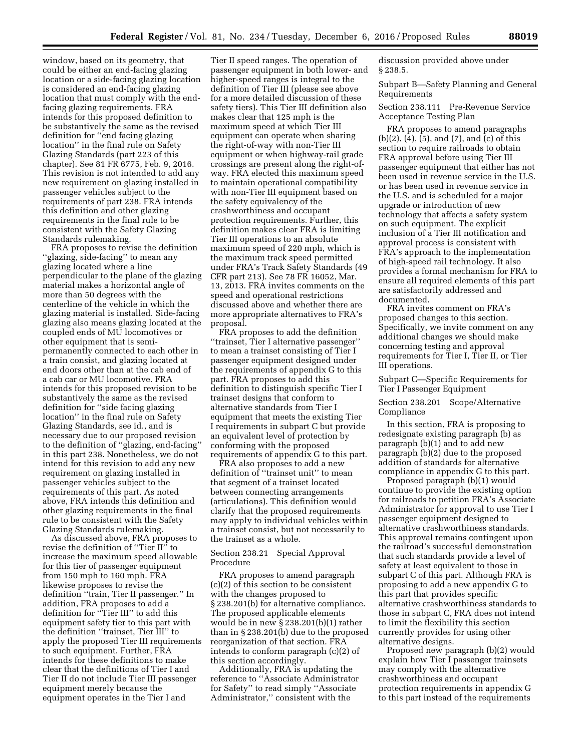window, based on its geometry, that could be either an end-facing glazing location or a side-facing glazing location is considered an end-facing glazing location that must comply with the end-facing glazing requirements. FRA intends for this proposed definition to be substantively the same as the revised definition for "end facing glazing location" in the final rule on Safety Glazing Standards (part 223 of this chapter). See 81 FR 6775, Feb. 9, 2016. This revision is not intended to add any new requirement on glazing installed in passenger vehicles subject to the requirements of part 238. FRA intends this definition and other glazing requirements in the final rule to be consistent with the Safety Glazing Standards rulemaking.

FRA proposes to revise the definition "glazing, side-facing" to mean any glazing located where a line perpendicular to the plane of the glazing material makes a horizontal angle of more than 50 degrees with the centerline of the vehicle in which the glazing material is installed. Side-facing glazing also means glazing located at the coupled ends of MU locomotives or other equipment that is semi-permanently connected to each other in a train consist, and glazing located at end doors other than at the cab end of a cab car or MU locomotive. FRA intends for this proposed revision to be substantively the same as the revised definition for "side facing glazing location" in the final rule on Safety Glazing Standards, see id., and is necessary due to our proposed revision to the definition of "glazing, end-facing" in this part 238. Nonetheless, we do not intend for this revision to add any new requirement on glazing installed in passenger vehicles subject to the requirements of this part. As noted above, FRA intends this definition and other glazing requirements in the final rule to be consistent with the Safety Glazing Standards rulemaking.

As discussed above, FRA proposes to revise the definition of "Tier II" to increase the maximum speed allowable for this tier of passenger equipment from 150 mph to 160 mph. FRA likewise proposes to revise the definition "train, Tier II passenger." In addition, FRA proposes to add a definition for "Tier III" to add this equipment safety tier to this part with the definition "trainset, Tier III" to apply the proposed Tier III requirements to such equipment. Further, FRA intends for these definitions to make clear that the definitions of Tier I and Tier II do not include Tier III passenger equipment merely because the equipment operates in the Tier I and Tier II speed ranges. The operation of passenger equipment in both lower- and higher-speed ranges is integral to the definition of Tier III (please see above for a more detailed discussion of these safety tiers). This Tier III definition also makes clear that 125 mph is the maximum speed at which Tier III equipment can operate when sharing the right-of-way with non-Tier III equipment or when highway-rail grade crossings are present along the right-of-way. FRA elected this maximum speed to maintain operational compatibility with non-Tier III equipment based on the safety equivalency of the crashworthiness and occupant protection requirements. Further, this definition makes clear FRA is limiting Tier III operations to an absolute maximum speed of 220 mph, which is the maximum track speed permitted under FRA's Track Safety Standards (49 CFR part 213). See 78 FR 16052, Mar. 13, 2013. FRA invites comments on the speed and operational restrictions discussed above and whether there are more appropriate alternatives to FRA's proposal.

FRA proposes to add the definition "trainset, Tier I alternative passenger" to mean a trainset consisting of Tier I passenger equipment designed under the requirements of appendix G to this part. FRA proposes to add this definition to distinguish specific Tier I trainset designs that conform to alternative standards from Tier I equipment that meets the existing Tier I requirements in subpart C but provide an equivalent level of protection by conforming with the proposed requirements of appendix G to this part.

FRA also proposes to add a new definition of "trainset unit" to mean that segment of a trainset located between connecting arrangements (articulations). This definition would clarify that the proposed requirements may apply to individual vehicles within a trainset consist, but not necessarily to the trainset as a whole.

Section 238.21 Special Approval Procedure

FRA proposes to amend paragraph (c)(2) of this section to be consistent with the changes proposed to § 238.201(b) for alternative compliance. The proposed applicable elements would be in new § 238.201(b)(1) rather than in § 238.201(b) due to the proposed reorganization of that section. FRA intends to conform paragraph (c)(2) of this section accordingly.

Additionally, FRA is updating the reference to "Associate Administrator for Safety" to read simply "Associate Administrator," consistent with the discussion provided above under § 238.5.

Subpart B—Safety Planning and General Requirements

Section 238.111 Pre-Revenue Service Acceptance Testing Plan

FRA proposes to amend paragraphs (b)(2), (4), (5), and (7), and (c) of this section to require railroads to obtain FRA approval before using Tier III passenger equipment that either has not been used in revenue service in the U.S. or has been used in revenue service in the U.S. and is scheduled for a major upgrade or introduction of new technology that affects a safety system on such equipment. The explicit inclusion of a Tier III notification and approval process is consistent with FRA's approach to the implementation of high-speed rail technology. It also provides a formal mechanism for FRA to ensure all required elements of this part are satisfactorily addressed and documented.

FRA invites comment on FRA's proposed changes to this section. Specifically, we invite comment on any additional changes we should make concerning testing and approval requirements for Tier I, Tier II, or Tier III operations.

Subpart C—Specific Requirements for Tier I Passenger Equipment

Section 238.201 Scope/Alternative Compliance

In this section, FRA is proposing to redesignate existing paragraph (b) as paragraph (b)(1) and to add new paragraph (b)(2) due to the proposed addition of standards for alternative compliance in appendix G to this part.

Proposed paragraph (b)(1) would continue to provide the existing option for railroads to petition FRA's Associate Administrator for approval to use Tier I passenger equipment designed to alternative crashworthiness standards. This approval remains contingent upon the railroad's successful demonstration that such standards provide a level of safety at least equivalent to those in subpart C of this part. Although FRA is proposing to add a new appendix G to this part that provides specific alternative crashworthiness standards to those in subpart C, FRA does not intend to limit the flexibility this section currently provides for using other alternative designs.

Proposed new paragraph (b)(2) would explain how Tier I passenger trainsets may comply with the alternative crashworthiness and occupant protection requirements in appendix G to this part instead of the requirements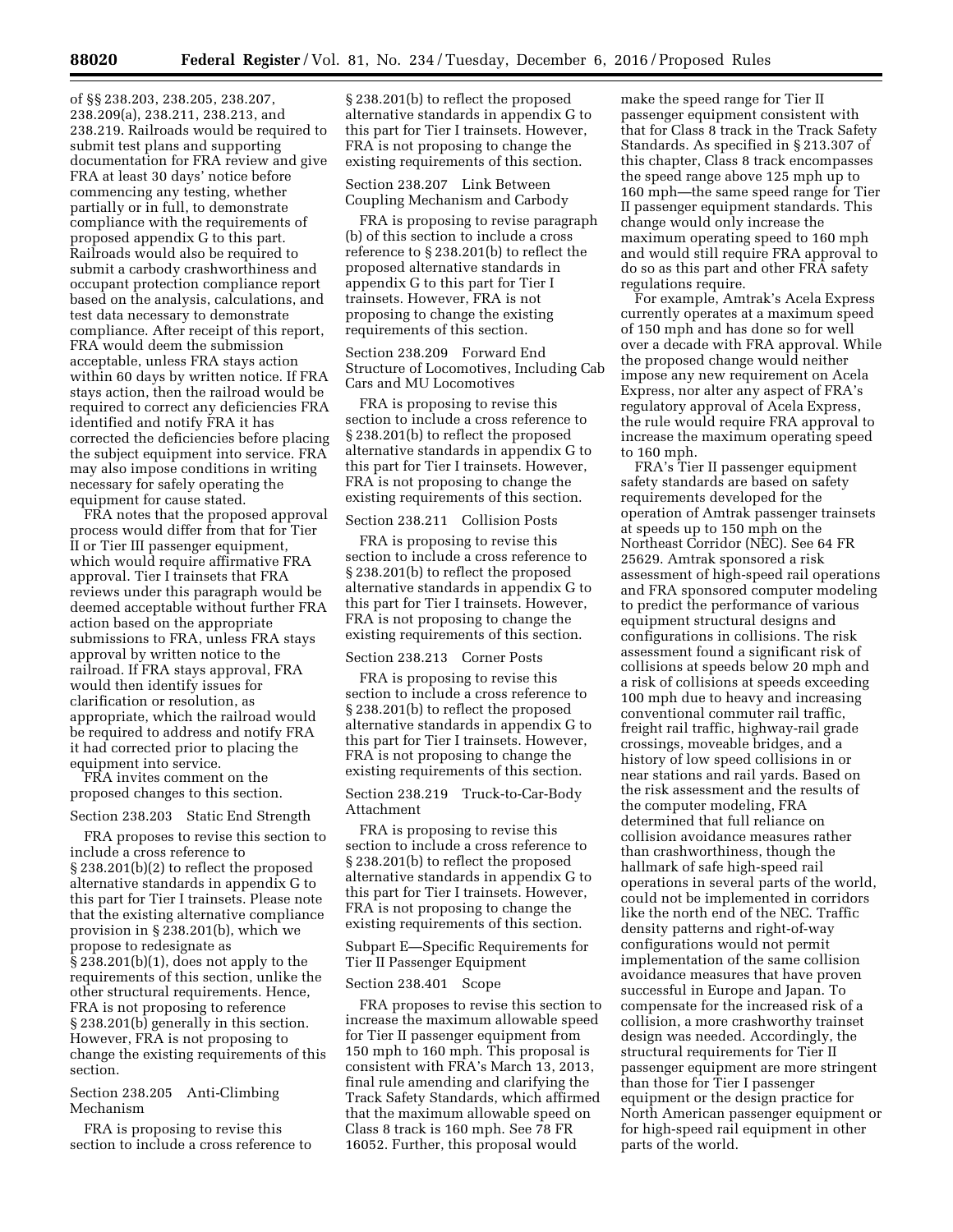of §§ 238.203, 238.205, 238.207, 238.209(a), 238.211, 238.213, and 238.219. Railroads would be required to submit test plans and supporting documentation for FRA review and give FRA at least 30 days' notice before commencing any testing, whether partially or in full, to demonstrate compliance with the requirements of proposed appendix G to this part. Railroads would also be required to submit a carbody crashworthiness and occupant protection compliance report based on the analysis, calculations, and test data necessary to demonstrate compliance. After receipt of this report, FRA would deem the submission acceptable, unless FRA stays action within 60 days by written notice. If FRA stays action, then the railroad would be required to correct any deficiencies FRA identified and notify FRA it has corrected the deficiencies before placing the subject equipment into service. FRA may also impose conditions in writing necessary for safely operating the equipment for cause stated.

FRA notes that the proposed approval process would differ from that for Tier II or Tier III passenger equipment, which would require affirmative FRA approval. Tier I trainsets that FRA reviews under this paragraph would be deemed acceptable without further FRA action based on the appropriate submissions to FRA, unless FRA stays approval by written notice to the railroad. If FRA stays approval, FRA would then identify issues for clarification or resolution, as appropriate, which the railroad would be required to address and notify FRA it had corrected prior to placing the equipment into service.

FRA invites comment on the proposed changes to this section.

Section 238.203 Static End Strength

FRA proposes to revise this section to include a cross reference to § 238.201(b)(2) to reflect the proposed alternative standards in appendix G to this part for Tier I trainsets. Please note that the existing alternative compliance provision in § 238.201(b), which we propose to redesignate as § 238.201(b)(1), does not apply to the requirements of this section, unlike the other structural requirements. Hence, FRA is not proposing to reference § 238.201(b) generally in this section. However, FRA is not proposing to change the existing requirements of this section.

Section 238.205 Anti-Climbing Mechanism

FRA is proposing to revise this section to include a cross reference to § 238.201(b) to reflect the proposed alternative standards in appendix G to this part for Tier I trainsets. However, FRA is not proposing to change the existing requirements of this section.

Section 238.207 Link Between Coupling Mechanism and Carbody

FRA is proposing to revise paragraph (b) of this section to include a cross reference to § 238.201(b) to reflect the proposed alternative standards in appendix G to this part for Tier I trainsets. However, FRA is not proposing to change the existing requirements of this section.

Section 238.209 Forward End Structure of Locomotives, Including Cab Cars and MU Locomotives

FRA is proposing to revise this section to include a cross reference to § 238.201(b) to reflect the proposed alternative standards in appendix G to this part for Tier I trainsets. However, FRA is not proposing to change the existing requirements of this section.

Section 238.211 Collision Posts

FRA is proposing to revise this section to include a cross reference to § 238.201(b) to reflect the proposed alternative standards in appendix G to this part for Tier I trainsets. However, FRA is not proposing to change the existing requirements of this section.

Section 238.213 Corner Posts

FRA is proposing to revise this section to include a cross reference to § 238.201(b) to reflect the proposed alternative standards in appendix G to this part for Tier I trainsets. However, FRA is not proposing to change the existing requirements of this section.

Section 238.219 Truck-to-Car-Body Attachment

FRA is proposing to revise this section to include a cross reference to § 238.201(b) to reflect the proposed alternative standards in appendix G to this part for Tier I trainsets. However, FRA is not proposing to change the existing requirements of this section.

Subpart E—Specific Requirements for Tier II Passenger Equipment

Section 238.401 Scope

FRA proposes to revise this section to increase the maximum allowable speed for Tier II passenger equipment from 150 mph to 160 mph. This proposal is consistent with FRA's March 13, 2013, final rule amending and clarifying the Track Safety Standards, which affirmed that the maximum allowable speed on Class 8 track is 160 mph. See 78 FR 16052. Further, this proposal would make the speed range for Tier II passenger equipment consistent with that for Class 8 track in the Track Safety Standards. As specified in § 213.307 of this chapter, Class 8 track encompasses the speed range above 125 mph up to 160 mph—the same speed range for Tier II passenger equipment standards. This change would only increase the maximum operating speed to 160 mph and would still require FRA approval to do so as this part and other FRA safety regulations require.

For example, Amtrak's Acela Express currently operates at a maximum speed of 150 mph and has done so for well over a decade with FRA approval. While the proposed change would neither impose any new requirement on Acela Express, nor alter any aspect of FRA's regulatory approval of Acela Express, the rule would require FRA approval to increase the maximum operating speed to 160 mph.

FRA's Tier II passenger equipment safety standards are based on safety requirements developed for the operation of Amtrak passenger trainsets at speeds up to 150 mph on the Northeast Corridor (NEC). See 64 FR 25629. Amtrak sponsored a risk assessment of high-speed rail operations and FRA sponsored computer modeling to predict the performance of various equipment structural designs and configurations in collisions. The risk assessment found a significant risk of collisions at speeds below 20 mph and a risk of collisions at speeds exceeding 100 mph due to heavy and increasing conventional commuter rail traffic, freight rail traffic, highway-rail grade crossings, moveable bridges, and a history of low speed collisions in or near stations and rail yards. Based on the risk assessment and the results of the computer modeling, FRA determined that full reliance on collision avoidance measures rather than crashworthiness, though the hallmark of safe high-speed rail operations in several parts of the world, could not be implemented in corridors like the north end of the NEC. Traffic density patterns and right-of-way configurations would not permit implementation of the same collision avoidance measures that have proven successful in Europe and Japan. To compensate for the increased risk of a collision, a more crashworthy trainset design was needed. Accordingly, the structural requirements for Tier II passenger equipment are more stringent than those for Tier I passenger equipment or the design practice for North American passenger equipment or for high-speed rail equipment in other parts of the world.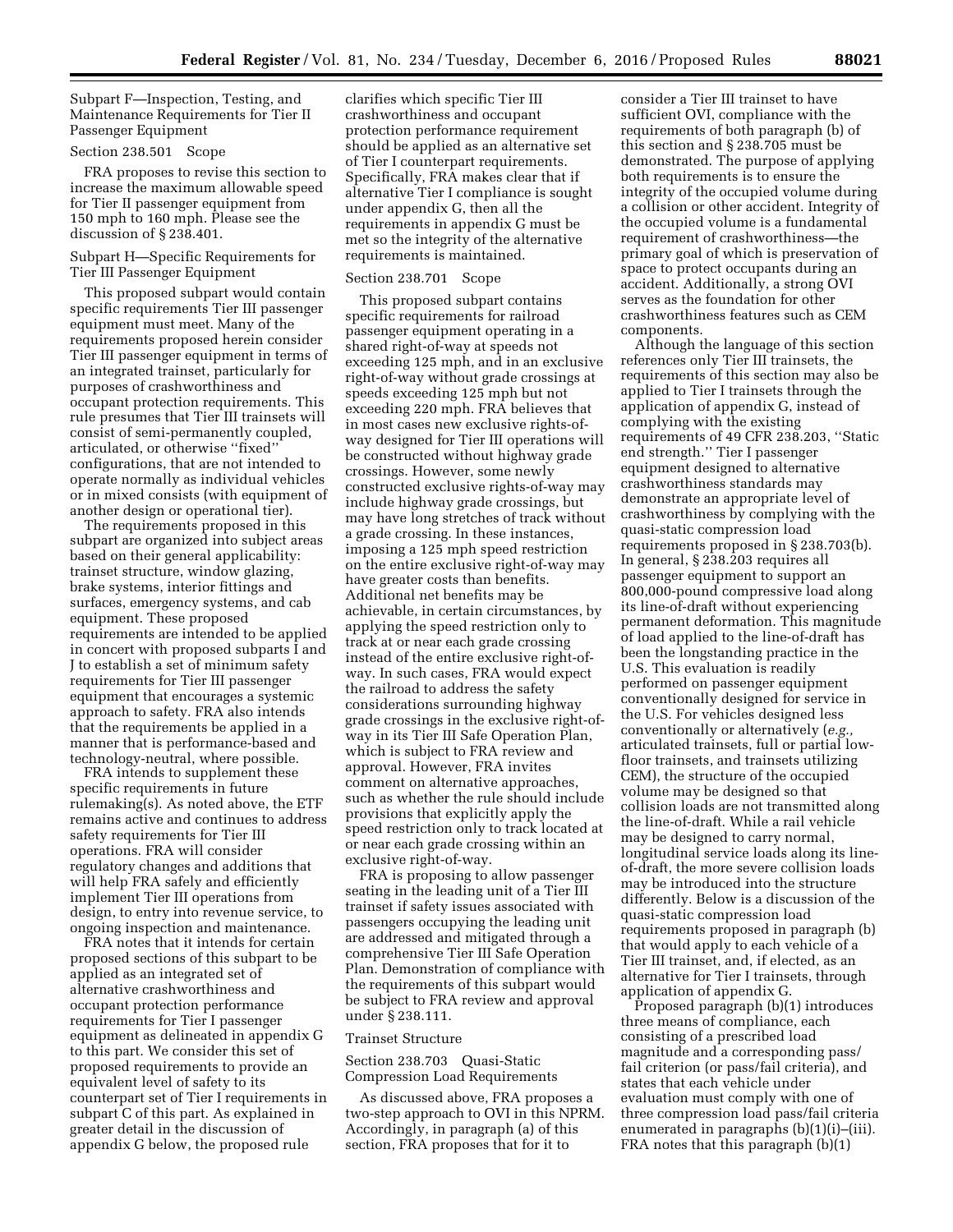Subpart F—Inspection, Testing, and Maintenance Requirements for Tier II Passenger Equipment

Section 238.501 Scope

FRA proposes to revise this section to increase the maximum allowable speed for Tier II passenger equipment from 150 mph to 160 mph. Please see the discussion of § 238.401.

Subpart H—Specific Requirements for Tier III Passenger Equipment

This proposed subpart would contain specific requirements Tier III passenger equipment must meet. Many of the requirements proposed herein consider Tier III passenger equipment in terms of an integrated trainset, particularly for purposes of crashworthiness and occupant protection requirements. This rule presumes that Tier III trainsets will consist of semi-permanently coupled, articulated, or otherwise ''fixed'' configurations, that are not intended to operate normally as individual vehicles or in mixed consists (with equipment of another design or operational tier).

The requirements proposed in this subpart are organized into subject areas based on their general applicability: trainset structure, window glazing, brake systems, interior fittings and surfaces, emergency systems, and cab equipment. These proposed requirements are intended to be applied in concert with proposed subparts I and J to establish a set of minimum safety requirements for Tier III passenger equipment that encourages a systemic approach to safety. FRA also intends that the requirements be applied in a manner that is performance-based and technology-neutral, where possible.

FRA intends to supplement these specific requirements in future rulemaking(s). As noted above, the ETF remains active and continues to address safety requirements for Tier III operations. FRA will consider regulatory changes and additions that will help FRA safely and efficiently implement Tier III operations from design, to entry into revenue service, to ongoing inspection and maintenance.

FRA notes that it intends for certain proposed sections of this subpart to be applied as an integrated set of alternative crashworthiness and occupant protection performance requirements for Tier I passenger equipment as delineated in appendix G to this part. We consider this set of proposed requirements to provide an equivalent level of safety to its counterpart set of Tier I requirements in subpart C of this part. As explained in greater detail in the discussion of appendix G below, the proposed rule clarifies which specific Tier III crashworthiness and occupant protection performance requirement should be applied as an alternative set of Tier I counterpart requirements. Specifically, FRA makes clear that if alternative Tier I compliance is sought under appendix G, then all the requirements in appendix G must be met so the integrity of the alternative requirements is maintained.

Section 238.701 Scope

This proposed subpart contains specific requirements for railroad passenger equipment operating in a shared right-of-way at speeds not exceeding 125 mph, and in an exclusive right-of-way without grade crossings at speeds exceeding 125 mph but not exceeding 220 mph. FRA believes that in most cases new exclusive rights-of-way designed for Tier III operations will be constructed without highway grade crossings. However, some newly constructed exclusive rights-of-way may include highway grade crossings, but may have long stretches of track without a grade crossing. In these instances, imposing a 125 mph speed restriction on the entire exclusive right-of-way may have greater costs than benefits. Additional net benefits may be achievable, in certain circumstances, by applying the speed restriction only to track at or near each grade crossing instead of the entire exclusive right-of-way. In such cases, FRA would expect the railroad to address the safety considerations surrounding highway grade crossings in the exclusive right-of-way in its Tier III Safe Operation Plan, which is subject to FRA review and approval. However, FRA invites comment on alternative approaches, such as whether the rule should include provisions that explicitly apply the speed restriction only to track located at or near each grade crossing within an exclusive right-of-way.

FRA is proposing to allow passenger seating in the leading unit of a Tier III trainset if safety issues associated with passengers occupying the leading unit are addressed and mitigated through a comprehensive Tier III Safe Operation Plan. Demonstration of compliance with the requirements of this subpart would be subject to FRA review and approval under § 238.111.

Trainset Structure

Section 238.703 Quasi-Static Compression Load Requirements

As discussed above, FRA proposes a two-step approach to OVI in this NPRM. Accordingly, in paragraph (a) of this section, FRA proposes that for it to consider a Tier III trainset to have sufficient OVI, compliance with the requirements of both paragraph (b) of this section and § 238.705 must be demonstrated. The purpose of applying both requirements is to ensure the integrity of the occupied volume during a collision or other accident. Integrity of the occupied volume is a fundamental requirement of crashworthiness—the primary goal of which is preservation of space to protect occupants during an accident. Additionally, a strong OVI serves as the foundation for other crashworthiness features such as CEM components.

Although the language of this section references only Tier III trainsets, the requirements of this section may also be applied to Tier I trainsets through the application of appendix G, instead of complying with the existing requirements of 49 CFR 238.203, ''Static end strength.'' Tier I passenger equipment designed to alternative crashworthiness standards may demonstrate an appropriate level of crashworthiness by complying with the quasi-static compression load requirements proposed in § 238.703(b). In general, § 238.203 requires all passenger equipment to support an 800,000-pound compressive load along its line-of-draft without experiencing permanent deformation. This magnitude of load applied to the line-of-draft has been the longstanding practice in the U.S. This evaluation is readily performed on passenger equipment conventionally designed for service in the U.S. For vehicles designed less conventionally or alternatively (*e.g.,* articulated trainsets, full or partial low-floor trainsets, and trainsets utilizing CEM), the structure of the occupied volume may be designed so that collision loads are not transmitted along the line-of-draft. While a rail vehicle may be designed to carry normal, longitudinal service loads along its line-of-draft, the more severe collision loads may be introduced into the structure differently. Below is a discussion of the quasi-static compression load requirements proposed in paragraph (b) that would apply to each vehicle of a Tier III trainset, and, if elected, as an alternative for Tier I trainsets, through application of appendix G.

Proposed paragraph (b)(1) introduces three means of compliance, each consisting of a prescribed load magnitude and a corresponding pass/fail criterion (or pass/fail criteria), and states that each vehicle under evaluation must comply with one of three compression load pass/fail criteria enumerated in paragraphs (b)(1)(i)–(iii). FRA notes that this paragraph (b)(1)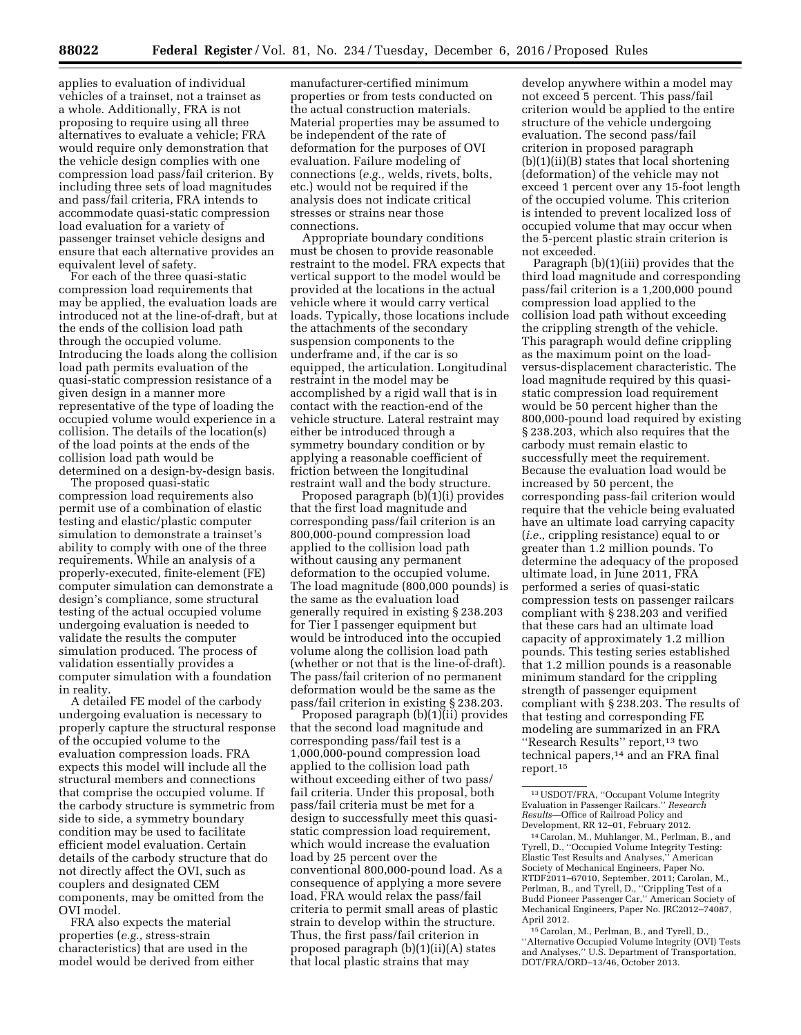applies to evaluation of individual vehicles of a trainset, not a trainset as a whole. Additionally, FRA is not proposing to require using all three alternatives to evaluate a vehicle; FRA would require only demonstration that the vehicle design complies with one compression load pass/fail criterion. By including three sets of load magnitudes and pass/fail criteria, FRA intends to accommodate quasi-static compression load evaluation for a variety of passenger trainset vehicle designs and ensure that each alternative provides an equivalent level of safety.

For each of the three quasi-static compression load requirements that may be applied, the evaluation loads are introduced not at the line-of-draft, but at the ends of the collision load path through the occupied volume. Introducing the loads along the collision load path permits evaluation of the quasi-static compression resistance of a given design in a manner more representative of the type of loading the occupied volume would experience in a collision. The details of the location(s) of the load points at the ends of the collision load path would be determined on a design-by-design basis.

The proposed quasi-static compression load requirements also permit use of a combination of elastic testing and elastic/plastic computer simulation to demonstrate a trainset's ability to comply with one of the three requirements. While an analysis of a properly-executed, finite-element (FE) computer simulation can demonstrate a design's compliance, some structural testing of the actual occupied volume undergoing evaluation is needed to validate the results the computer simulation produced. The process of validation essentially provides a computer simulation with a foundation in reality.

A detailed FE model of the carbody undergoing evaluation is necessary to properly capture the structural response of the occupied volume to the evaluation compression loads. FRA expects this model will include all the structural members and connections that comprise the occupied volume. If the carbody structure is symmetric from side to side, a symmetry boundary condition may be used to facilitate efficient model evaluation. Certain details of the carbody structure that do not directly affect the OVI, such as couplers and designated CEM components, may be omitted from the OVI model.

FRA also expects the material properties (*e.g.,* stress-strain characteristics) that are used in the model would be derived from either manufacturer-certified minimum properties or from tests conducted on the actual construction materials. Material properties may be assumed to be independent of the rate of deformation for the purposes of OVI evaluation. Failure modeling of connections (*e.g.,* welds, rivets, bolts, etc.) would not be required if the analysis does not indicate critical stresses or strains near those connections.

Appropriate boundary conditions must be chosen to provide reasonable restraint to the model. FRA expects that vertical support to the model would be provided at the locations in the actual vehicle where it would carry vertical loads. Typically, those locations include the attachments of the secondary suspension components to the underframe and, if the car is so equipped, the articulation. Longitudinal restraint in the model may be accomplished by a rigid wall that is in contact with the reaction-end of the vehicle structure. Lateral restraint may either be introduced through a symmetry boundary condition or by applying a reasonable coefficient of friction between the longitudinal restraint wall and the body structure.

Proposed paragraph (b)(1)(i) provides that the first load magnitude and corresponding pass/fail criterion is an 800,000-pound compression load applied to the collision load path without causing any permanent deformation to the occupied volume. The load magnitude (800,000 pounds) is the same as the evaluation load generally required in existing § 238.203 for Tier I passenger equipment but would be introduced into the occupied volume along the collision load path (whether or not that is the line-of-draft). The pass/fail criterion of no permanent deformation would be the same as the pass/fail criterion in existing § 238.203.

Proposed paragraph (b)(1)(ii) provides that the second load magnitude and corresponding pass/fail test is a 1,000,000-pound compression load applied to the collision load path without exceeding either of two pass/fail criteria. Under this proposal, both pass/fail criteria must be met for a design to successfully meet this quasi-static compression load requirement, which would increase the evaluation load by 25 percent over the conventional 800,000-pound load. As a consequence of applying a more severe load, FRA would relax the pass/fail criteria to permit small areas of plastic strain to develop within the structure. Thus, the first pass/fail criterion in proposed paragraph (b)(1)(ii)(A) states that local plastic strains that may develop anywhere within a model may not exceed 5 percent. This pass/fail criterion would be applied to the entire structure of the vehicle undergoing evaluation. The second pass/fail criterion in proposed paragraph (b)(1)(ii)(B) states that local shortening (deformation) of the vehicle may not exceed 1 percent over any 15-foot length of the occupied volume. This criterion is intended to prevent localized loss of occupied volume that may occur when the 5-percent plastic strain criterion is not exceeded.

Paragraph (b)(1)(iii) provides that the third load magnitude and corresponding pass/fail criterion is a 1,200,000 pound compression load applied to the collision load path without exceeding the crippling strength of the vehicle. This paragraph would define crippling as the maximum point on the load-versus-displacement characteristic. The load magnitude required by this quasi-static compression load requirement would be 50 percent higher than the 800,000-pound load required by existing § 238.203, which also requires that the carbody must remain elastic to successfully meet the requirement. Because the evaluation load would be increased by 50 percent, the corresponding pass-fail criterion would require that the vehicle being evaluated have an ultimate load carrying capacity (*i.e.,* crippling resistance) equal to or greater than 1.2 million pounds. To determine the adequacy of the proposed ultimate load, in June 2011, FRA performed a series of quasi-static compression tests on passenger railcars compliant with § 238.203 and verified that these cars had an ultimate load capacity of approximately 1.2 million pounds. This testing series established that 1.2 million pounds is a reasonable minimum standard for the crippling strength of passenger equipment compliant with § 238.203. The results of that testing and corresponding FE modeling are summarized in an FRA "Research Results" report,[13] two technical papers,[14] and an FRA final report.[15]

---

[13] USDOT/FRA, "Occupant Volume Integrity Evaluation in Passenger Railcars." *Research Results*—Office of Railroad Policy and Development, RR 12–01, February 2012.

[14] Carolan, M., Muhlanger, M., Perlman, B., and Tyrell, D., "Occupied Volume Integrity Testing: Elastic Test Results and Analyses," American Society of Mechanical Engineers, Paper No. RTDF2011–67010, September, 2011; Carolan, M., Perlman, B., and Tyrell, D., "Crippling Test of a Budd Pioneer Passenger Car," American Society of Mechanical Engineers, Paper No. JRC2012–74087, April 2012.

[15] Carolan, M., Perlman, B., and Tyrell, D., "Alternative Occupied Volume Integrity (OVI) Tests and Analyses," U.S. Department of Transportation, DOT/FRA/ORD–13/46, October 2013.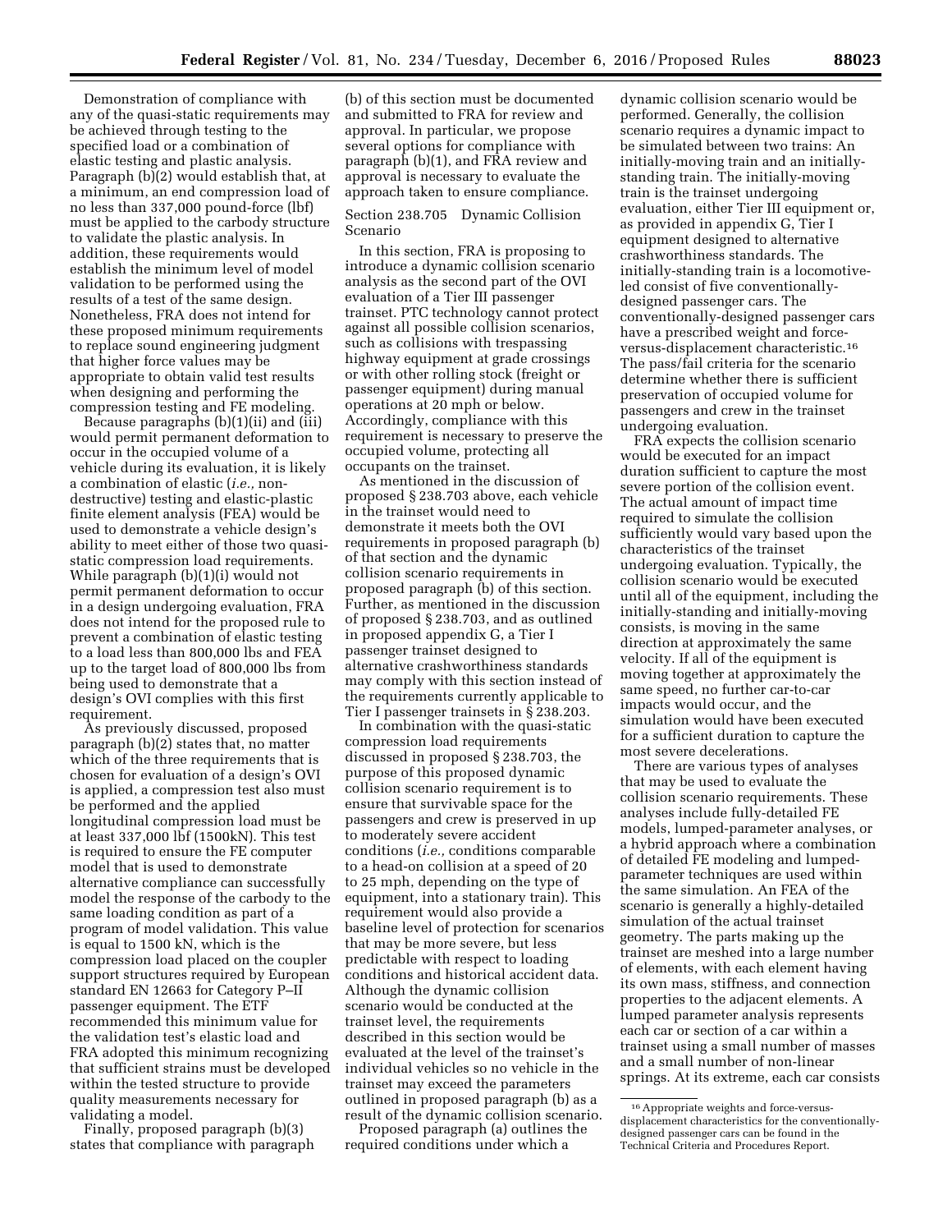Demonstration of compliance with any of the quasi-static requirements may be achieved through testing to the specified load or a combination of elastic testing and plastic analysis. Paragraph (b)(2) would establish that, at a minimum, an end compression load of no less than 337,000 pound-force (lbf) must be applied to the carbody structure to validate the plastic analysis. In addition, these requirements would establish the minimum level of model validation to be performed using the results of a test of the same design. Nonetheless, FRA does not intend for these proposed minimum requirements to replace sound engineering judgment that higher force values may be appropriate to obtain valid test results when designing and performing the compression testing and FE modeling.

Because paragraphs (b)(1)(ii) and (iii) would permit permanent deformation to occur in the occupied volume of a vehicle during its evaluation, it is likely a combination of elastic (*i.e.,* non-destructive) testing and elastic-plastic finite element analysis (FEA) would be used to demonstrate a vehicle design's ability to meet either of those two quasi-static compression load requirements. While paragraph (b)(1)(i) would not permit permanent deformation to occur in a design undergoing evaluation, FRA does not intend for the proposed rule to prevent a combination of elastic testing to a load less than 800,000 lbs and FEA up to the target load of 800,000 lbs from being used to demonstrate that a design's OVI complies with this first requirement.

As previously discussed, proposed paragraph (b)(2) states that, no matter which of the three requirements that is chosen for evaluation of a design's OVI is applied, a compression test also must be performed and the applied longitudinal compression load must be at least 337,000 lbf (1500kN). This test is required to ensure the FE computer model that is used to demonstrate alternative compliance can successfully model the response of the carbody to the same loading condition as part of a program of model validation. This value is equal to 1500 kN, which is the compression load placed on the coupler support structures required by European standard EN 12663 for Category P–II passenger equipment. The ETF recommended this minimum value for the validation test's elastic load and FRA adopted this minimum recognizing that sufficient strains must be developed within the tested structure to provide quality measurements necessary for validating a model.

Finally, proposed paragraph (b)(3) states that compliance with paragraph (b) of this section must be documented and submitted to FRA for review and approval. In particular, we propose several options for compliance with paragraph (b)(1), and FRA review and approval is necessary to evaluate the approach taken to ensure compliance.

Section 238.705 Dynamic Collision Scenario

In this section, FRA is proposing to introduce a dynamic collision scenario analysis as the second part of the OVI evaluation of a Tier III passenger trainset. PTC technology cannot protect against all possible collision scenarios, such as collisions with trespassing highway equipment at grade crossings or with other rolling stock (freight or passenger equipment) during manual operations at 20 mph or below. Accordingly, compliance with this requirement is necessary to preserve the occupied volume, protecting all occupants on the trainset.

As mentioned in the discussion of proposed § 238.703 above, each vehicle in the trainset would need to demonstrate it meets both the OVI requirements in proposed paragraph (b) of that section and the dynamic collision scenario requirements in proposed paragraph (b) of this section. Further, as mentioned in the discussion of proposed § 238.703, and as outlined in proposed appendix G, a Tier I passenger trainset designed to alternative crashworthiness standards may comply with this section instead of the requirements currently applicable to Tier I passenger trainsets in § 238.203.

In combination with the quasi-static compression load requirements discussed in proposed § 238.703, the purpose of this proposed dynamic collision scenario requirement is to ensure that survivable space for the passengers and crew is preserved in up to moderately severe accident conditions (*i.e.,* conditions comparable to a head-on collision at a speed of 20 to 25 mph, depending on the type of equipment, into a stationary train). This requirement would also provide a baseline level of protection for scenarios that may be more severe, but less predictable with respect to loading conditions and historical accident data. Although the dynamic collision scenario would be conducted at the trainset level, the requirements described in this section would be evaluated at the level of the trainset's individual vehicles so no vehicle in the trainset may exceed the parameters outlined in proposed paragraph (b) as a result of the dynamic collision scenario.

Proposed paragraph (a) outlines the required conditions under which a dynamic collision scenario would be performed. Generally, the collision scenario requires a dynamic impact to be simulated between two trains: An initially-moving train and an initially-standing train. The initially-moving train is the trainset undergoing evaluation, either Tier III equipment or, as provided in appendix G, Tier I equipment designed to alternative crashworthiness standards. The initially-standing train is a locomotive-led consist of five conventionally-designed passenger cars. The conventionally-designed passenger cars have a prescribed weight and force-versus-displacement characteristic.[16] The pass/fail criteria for the scenario determine whether there is sufficient preservation of occupied volume for passengers and crew in the trainset undergoing evaluation.

FRA expects the collision scenario would be executed for an impact duration sufficient to capture the most severe portion of the collision event. The actual amount of impact time required to simulate the collision sufficiently would vary based upon the characteristics of the trainset undergoing evaluation. Typically, the collision scenario would be executed until all of the equipment, including the initially-standing and initially-moving consists, is moving in the same direction at approximately the same velocity. If all of the equipment is moving together at approximately the same speed, no further car-to-car impacts would occur, and the simulation would have been executed for a sufficient duration to capture the most severe decelerations.

There are various types of analyses that may be used to evaluate the collision scenario requirements. These analyses include fully-detailed FE models, lumped-parameter analyses, or a hybrid approach where a combination of detailed FE modeling and lumped-parameter techniques are used within the same simulation. An FEA of the scenario is generally a highly-detailed simulation of the actual trainset geometry. The parts making up the trainset are meshed into a large number of elements, with each element having its own mass, stiffness, and connection properties to the adjacent elements. A lumped parameter analysis represents each car or section of a car within a trainset using a small number of masses and a small number of non-linear springs. At its extreme, each car consists

[16] Appropriate weights and force-versus-displacement characteristics for the conventionally-designed passenger cars can be found in the Technical Criteria and Procedures Report.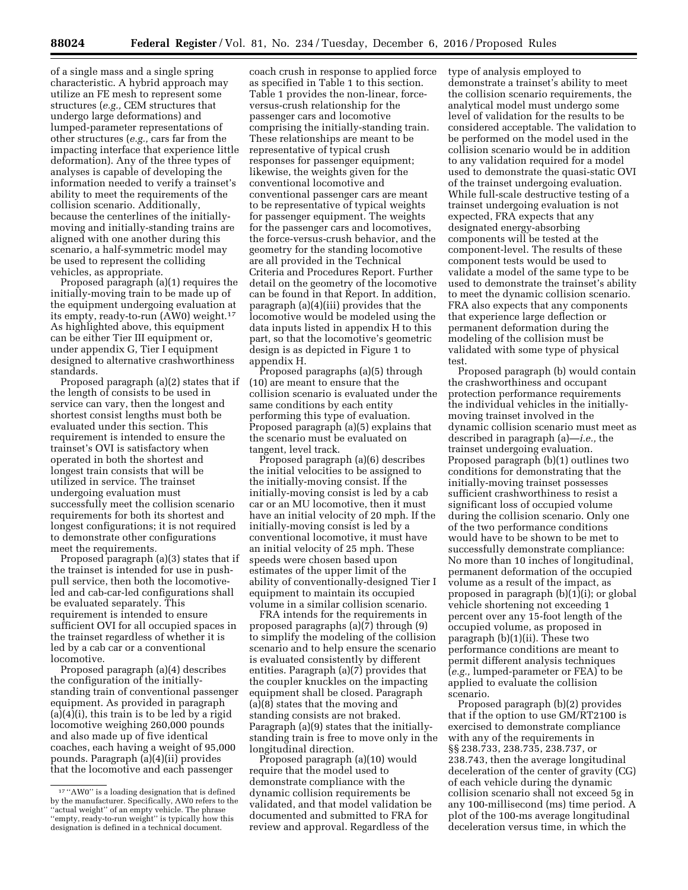of a single mass and a single spring characteristic. A hybrid approach may utilize an FE mesh to represent some structures (*e.g.,* CEM structures that undergo large deformations) and lumped-parameter representations of other structures (*e.g.,* cars far from the impacting interface that experience little deformation). Any of the three types of analyses is capable of developing the information needed to verify a trainset's ability to meet the requirements of the collision scenario. Additionally, because the centerlines of the initially-moving and initially-standing trains are aligned with one another during this scenario, a half-symmetric model may be used to represent the colliding vehicles, as appropriate.

Proposed paragraph (a)(1) requires the initially-moving train to be made up of the equipment undergoing evaluation at its empty, ready-to-run (AW0) weight.[17] As highlighted above, this equipment can be either Tier III equipment or, under appendix G, Tier I equipment designed to alternative crashworthiness standards.

Proposed paragraph (a)(2) states that if the length of consists to be used in service can vary, then the longest and shortest consist lengths must both be evaluated under this section. This requirement is intended to ensure the trainset's OVI is satisfactory when operated in both the shortest and longest train consists that will be utilized in service. The trainset undergoing evaluation must successfully meet the collision scenario requirements for both its shortest and longest configurations; it is not required to demonstrate other configurations meet the requirements.

Proposed paragraph (a)(3) states that if the trainset is intended for use in push-pull service, then both the locomotive-led and cab-car-led configurations shall be evaluated separately. This requirement is intended to ensure sufficient OVI for all occupied spaces in the trainset regardless of whether it is led by a cab car or a conventional locomotive.

Proposed paragraph (a)(4) describes the configuration of the initially-standing train of conventional passenger equipment. As provided in paragraph (a)(4)(i), this train is to be led by a rigid locomotive weighing 260,000 pounds and also made up of five identical coaches, each having a weight of 95,000 pounds. Paragraph (a)(4)(ii) provides that the locomotive and each passenger coach crush in response to applied force as specified in Table 1 to this section. Table 1 provides the non-linear, force-versus-crush relationship for the passenger cars and locomotive comprising the initially-standing train. These relationships are meant to be representative of typical crush responses for passenger equipment; likewise, the weights given for the conventional locomotive and conventional passenger cars are meant to be representative of typical weights for passenger equipment. The weights for the passenger cars and locomotives, the force-versus-crush behavior, and the geometry for the standing locomotive are all provided in the Technical Criteria and Procedures Report. Further detail on the geometry of the locomotive can be found in that Report. In addition, paragraph (a)(4)(iii) provides that the locomotive would be modeled using the data inputs listed in appendix H to this part, so that the locomotive's geometric design is as depicted in Figure 1 to appendix H.

Proposed paragraphs (a)(5) through (10) are meant to ensure that the collision scenario is evaluated under the same conditions by each entity performing this type of evaluation. Proposed paragraph (a)(5) explains that the scenario must be evaluated on tangent, level track.

Proposed paragraph (a)(6) describes the initial velocities to be assigned to the initially-moving consist. If the initially-moving consist is led by a cab car or an MU locomotive, then it must have an initial velocity of 20 mph. If the initially-moving consist is led by a conventional locomotive, it must have an initial velocity of 25 mph. These speeds were chosen based upon estimates of the upper limit of the ability of conventionally-designed Tier I equipment to maintain its occupied volume in a similar collision scenario.

FRA intends for the requirements in proposed paragraphs (a)(7) through (9) to simplify the modeling of the collision scenario and to help ensure the scenario is evaluated consistently by different entities. Paragraph (a)(7) provides that the coupler knuckles on the impacting equipment shall be closed. Paragraph (a)(8) states that the moving and standing consists are not braked. Paragraph (a)(9) states that the initially-standing train is free to move only in the longitudinal direction.

Proposed paragraph (a)(10) would require that the model used to demonstrate compliance with the dynamic collision requirements be validated, and that model validation be documented and submitted to FRA for review and approval. Regardless of the type of analysis employed to demonstrate a trainset's ability to meet the collision scenario requirements, the analytical model must undergo some level of validation for the results to be considered acceptable. The validation to be performed on the model used in the collision scenario would be in addition to any validation required for a model used to demonstrate the quasi-static OVI of the trainset undergoing evaluation. While full-scale destructive testing of a trainset undergoing evaluation is not expected, FRA expects that any designated energy-absorbing components will be tested at the component-level. The results of these component tests would be used to validate a model of the same type to be used to demonstrate the trainset's ability to meet the dynamic collision scenario. FRA also expects that any components that experience large deflection or permanent deformation during the modeling of the collision must be validated with some type of physical test.

Proposed paragraph (b) would contain the crashworthiness and occupant protection performance requirements the individual vehicles in the initially-moving trainset involved in the dynamic collision scenario must meet as described in paragraph (a)—*i.e.,* the trainset undergoing evaluation. Proposed paragraph (b)(1) outlines two conditions for demonstrating that the initially-moving trainset possesses sufficient crashworthiness to resist a significant loss of occupied volume during the collision scenario. Only one of the two performance conditions would have to be shown to be met to successfully demonstrate compliance: No more than 10 inches of longitudinal, permanent deformation of the occupied volume as a result of the impact, as proposed in paragraph (b)(1)(i); or global vehicle shortening not exceeding 1 percent over any 15-foot length of the occupied volume, as proposed in paragraph (b)(1)(ii). These two performance conditions are meant to permit different analysis techniques (*e.g.,* lumped-parameter or FEA) to be applied to evaluate the collision scenario.

Proposed paragraph (b)(2) provides that if the option to use GM/RT2100 is exercised to demonstrate compliance with any of the requirements in §§ 238.733, 238.735, 238.737, or 238.743, then the average longitudinal deceleration of the center of gravity (CG) of each vehicle during the dynamic collision scenario shall not exceed 5g in any 100-millisecond (ms) time period. A plot of the 100-ms average longitudinal deceleration versus time, in which the

[17] "AW0" is a loading designation that is defined by the manufacturer. Specifically, AW0 refers to the "actual weight" of an empty vehicle. The phrase "empty, ready-to-run weight" is typically how this designation is defined in a technical document.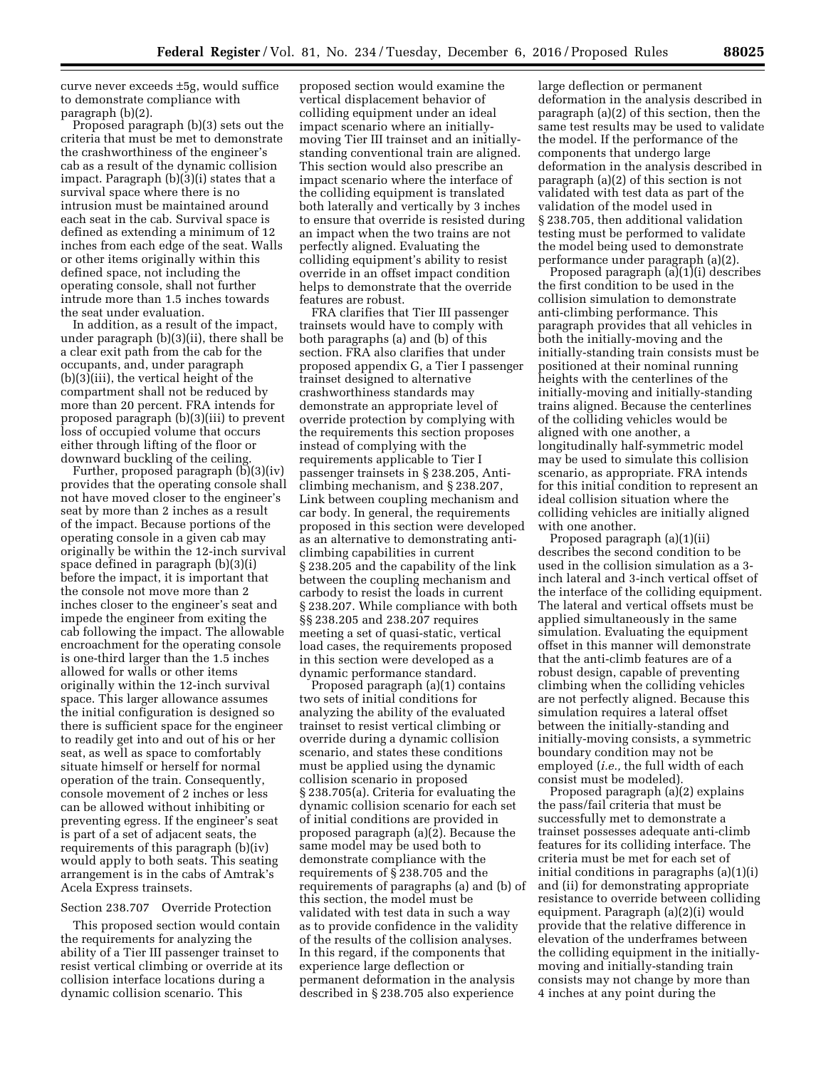curve never exceeds ±5g, would suffice to demonstrate compliance with paragraph (b)(2).

Proposed paragraph (b)(3) sets out the criteria that must be met to demonstrate the crashworthiness of the engineer's cab as a result of the dynamic collision impact. Paragraph (b)(3)(i) states that a survival space where there is no intrusion must be maintained around each seat in the cab. Survival space is defined as extending a minimum of 12 inches from each edge of the seat. Walls or other items originally within this defined space, not including the operating console, shall not further intrude more than 1.5 inches towards the seat under evaluation.

In addition, as a result of the impact, under paragraph (b)(3)(ii), there shall be a clear exit path from the cab for the occupants, and, under paragraph (b)(3)(iii), the vertical height of the compartment shall not be reduced by more than 20 percent. FRA intends for proposed paragraph (b)(3)(iii) to prevent loss of occupied volume that occurs either through lifting of the floor or downward buckling of the ceiling.

Further, proposed paragraph (b)(3)(iv) provides that the operating console shall not have moved closer to the engineer's seat by more than 2 inches as a result of the impact. Because portions of the operating console in a given cab may originally be within the 12-inch survival space defined in paragraph (b)(3)(i) before the impact, it is important that the console not move more than 2 inches closer to the engineer's seat and impede the engineer from exiting the cab following the impact. The allowable encroachment for the operating console is one-third larger than the 1.5 inches allowed for walls or other items originally within the 12-inch survival space. This larger allowance assumes the initial configuration is designed so there is sufficient space for the engineer to readily get into and out of his or her seat, as well as space to comfortably situate himself or herself for normal operation of the train. Consequently, console movement of 2 inches or less can be allowed without inhibiting or preventing egress. If the engineer's seat is part of a set of adjacent seats, the requirements of this paragraph (b)(iv) would apply to both seats. This seating arrangement is in the cabs of Amtrak's Acela Express trainsets.

Section 238.707 Override Protection

This proposed section would contain the requirements for analyzing the ability of a Tier III passenger trainset to resist vertical climbing or override at its collision interface locations during a dynamic collision scenario. This proposed section would examine the vertical displacement behavior of colliding equipment under an ideal impact scenario where an initially-moving Tier III trainset and an initially-standing conventional train are aligned. This section would also prescribe an impact scenario where the interface of the colliding equipment is translated both laterally and vertically by 3 inches to ensure that override is resisted during an impact when the two trains are not perfectly aligned. Evaluating the colliding equipment's ability to resist override in an offset impact condition helps to demonstrate that the override features are robust.

FRA clarifies that Tier III passenger trainsets would have to comply with both paragraphs (a) and (b) of this section. FRA also clarifies that under proposed appendix G, a Tier I passenger trainset designed to alternative crashworthiness standards may demonstrate an appropriate level of override protection by complying with the requirements this section proposes instead of complying with the requirements applicable to Tier I passenger trainsets in § 238.205, Anti-climbing mechanism, and § 238.207, Link between coupling mechanism and car body. In general, the requirements proposed in this section were developed as an alternative to demonstrating anti-climbing capabilities in current § 238.205 and the capability of the link between the coupling mechanism and carbody to resist the loads in current § 238.207. While compliance with both §§ 238.205 and 238.207 requires meeting a set of quasi-static, vertical load cases, the requirements proposed in this section were developed as a dynamic performance standard.

Proposed paragraph (a)(1) contains two sets of initial conditions for analyzing the ability of the evaluated trainset to resist vertical climbing or override during a dynamic collision scenario, and states these conditions must be applied using the dynamic collision scenario in proposed § 238.705(a). Criteria for evaluating the dynamic collision scenario for each set of initial conditions are provided in proposed paragraph (a)(2). Because the same model may be used both to demonstrate compliance with the requirements of § 238.705 and the requirements of paragraphs (a) and (b) of this section, the model must be validated with test data in such a way as to provide confidence in the validity of the results of the collision analyses. In this regard, if the components that experience large deflection or permanent deformation in the analysis described in § 238.705 also experience large deflection or permanent deformation in the analysis described in paragraph (a)(2) of this section, then the same test results may be used to validate the model. If the performance of the components that undergo large deformation in the analysis described in paragraph (a)(2) of this section is not validated with test data as part of the validation of the model used in § 238.705, then additional validation testing must be performed to validate the model being used to demonstrate performance under paragraph (a)(2).

Proposed paragraph (a)(1)(i) describes the first condition to be used in the collision simulation to demonstrate anti-climbing performance. This paragraph provides that all vehicles in both the initially-moving and the initially-standing train consists must be positioned at their nominal running heights with the centerlines of the initially-moving and initially-standing trains aligned. Because the centerlines of the colliding vehicles would be aligned with one another, a longitudinally half-symmetric model may be used to simulate this collision scenario, as appropriate. FRA intends for this initial condition to represent an ideal collision situation where the colliding vehicles are initially aligned with one another.

Proposed paragraph (a)(1)(ii) describes the second condition to be used in the collision simulation as a 3-inch lateral and 3-inch vertical offset of the interface of the colliding equipment. The lateral and vertical offsets must be applied simultaneously in the same simulation. Evaluating the equipment offset in this manner will demonstrate that the anti-climb features are of a robust design, capable of preventing climbing when the colliding vehicles are not perfectly aligned. Because this simulation requires a lateral offset between the initially-standing and initially-moving consists, a symmetric boundary condition may not be employed (*i.e.,* the full width of each consist must be modeled).

Proposed paragraph (a)(2) explains the pass/fail criteria that must be successfully met to demonstrate a trainset possesses adequate anti-climb features for its colliding interface. The criteria must be met for each set of initial conditions in paragraphs (a)(1)(i) and (ii) for demonstrating appropriate resistance to override between colliding equipment. Paragraph (a)(2)(i) would provide that the relative difference in elevation of the underframes between the colliding equipment in the initially-moving and initially-standing train consists may not change by more than 4 inches at any point during the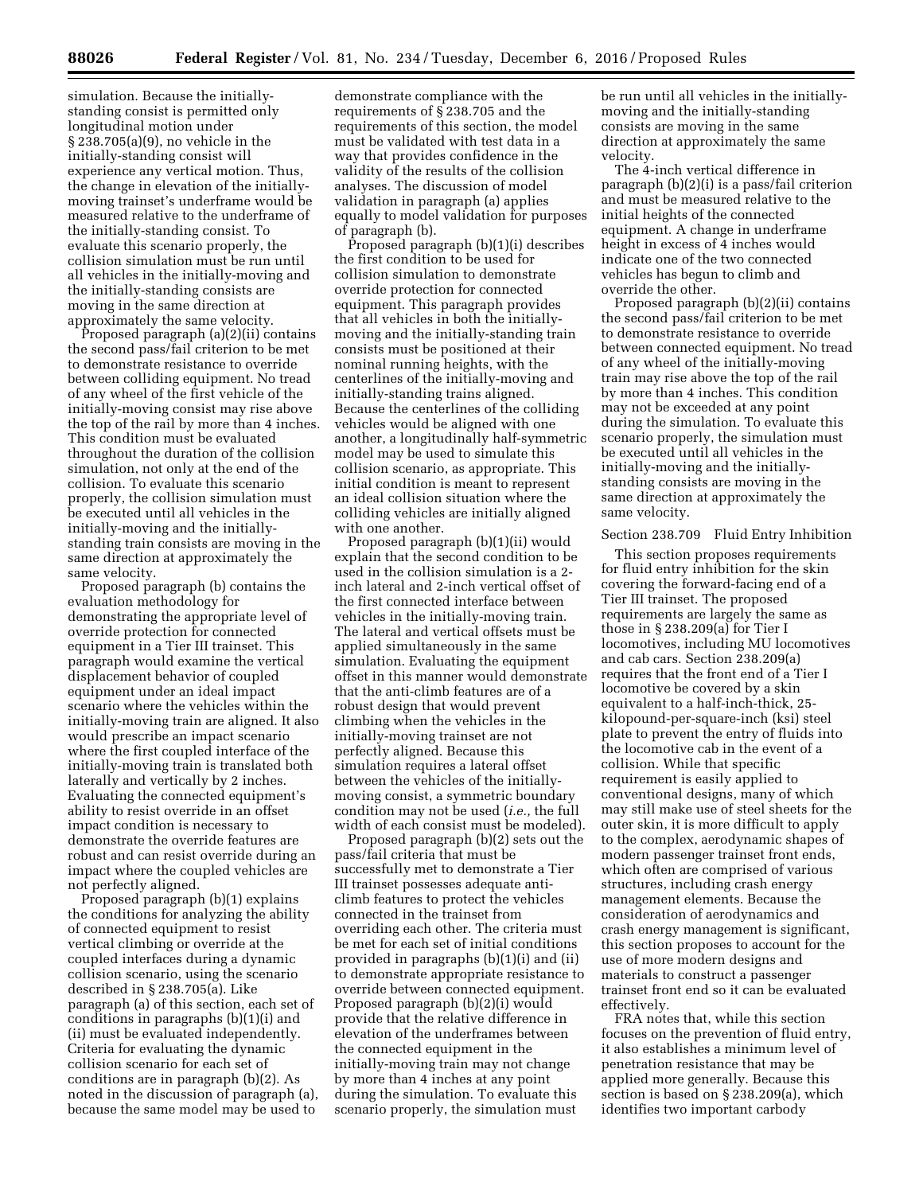simulation. Because the initially-standing consist is permitted only longitudinal motion under § 238.705(a)(9), no vehicle in the initially-standing consist will experience any vertical motion. Thus, the change in elevation of the initially-moving trainset's underframe would be measured relative to the underframe of the initially-standing consist. To evaluate this scenario properly, the collision simulation must be run until all vehicles in the initially-moving and the initially-standing consists are moving in the same direction at approximately the same velocity.

Proposed paragraph (a)(2)(ii) contains the second pass/fail criterion to be met to demonstrate resistance to override between colliding equipment. No tread of any wheel of the first vehicle of the initially-moving consist may rise above the top of the rail by more than 4 inches. This condition must be evaluated throughout the duration of the collision simulation, not only at the end of the collision. To evaluate this scenario properly, the collision simulation must be executed until all vehicles in the initially-moving and the initially-standing train consists are moving in the same direction at approximately the same velocity.

Proposed paragraph (b) contains the evaluation methodology for demonstrating the appropriate level of override protection for connected equipment in a Tier III trainset. This paragraph would examine the vertical displacement behavior of coupled equipment under an ideal impact scenario where the vehicles within the initially-moving train are aligned. It also would prescribe an impact scenario where the first coupled interface of the initially-moving train is translated both laterally and vertically by 2 inches. Evaluating the connected equipment's ability to resist override in an offset impact condition is necessary to demonstrate the override features are robust and can resist override during an impact where the coupled vehicles are not perfectly aligned.

Proposed paragraph (b)(1) explains the conditions for analyzing the ability of connected equipment to resist vertical climbing or override at the coupled interfaces during a dynamic collision scenario, using the scenario described in § 238.705(a). Like paragraph (a) of this section, each set of conditions in paragraphs (b)(1)(i) and (ii) must be evaluated independently. Criteria for evaluating the dynamic collision scenario for each set of conditions are in paragraph (b)(2). As noted in the discussion of paragraph (a), because the same model may be used to demonstrate compliance with the requirements of § 238.705 and the requirements of this section, the model must be validated with test data in a way that provides confidence in the validity of the results of the collision analyses. The discussion of model validation in paragraph (a) applies equally to model validation for purposes of paragraph (b).

Proposed paragraph (b)(1)(i) describes the first condition to be used for collision simulation to demonstrate override protection for connected equipment. This paragraph provides that all vehicles in both the initially-moving and the initially-standing train consists must be positioned at their nominal running heights, with the centerlines of the initially-moving and initially-standing trains aligned. Because the centerlines of the colliding vehicles would be aligned with one another, a longitudinally half-symmetric model may be used to simulate this collision scenario, as appropriate. This initial condition is meant to represent an ideal collision situation where the colliding vehicles are initially aligned with one another.

Proposed paragraph (b)(1)(ii) would explain that the second condition to be used in the collision simulation is a 2-inch lateral and 2-inch vertical offset of the first connected interface between vehicles in the initially-moving train. The lateral and vertical offsets must be applied simultaneously in the same simulation. Evaluating the equipment offset in this manner would demonstrate that the anti-climb features are of a robust design that would prevent climbing when the vehicles in the initially-moving trainset are not perfectly aligned. Because this simulation requires a lateral offset between the vehicles of the initially-moving consist, a symmetric boundary condition may not be used (*i.e.,* the full width of each consist must be modeled).

Proposed paragraph (b)(2) sets out the pass/fail criteria that must be successfully met to demonstrate a Tier III trainset possesses adequate anti-climb features to protect the vehicles connected in the trainset from overriding each other. The criteria must be met for each set of initial conditions provided in paragraphs (b)(1)(i) and (ii) to demonstrate appropriate resistance to override between connected equipment. Proposed paragraph (b)(2)(i) would provide that the relative difference in elevation of the underframes between the connected equipment in the initially-moving train may not change by more than 4 inches at any point during the simulation. To evaluate this scenario properly, the simulation must be run until all vehicles in the initially-moving and the initially-standing consists are moving in the same direction at approximately the same velocity.

The 4-inch vertical difference in paragraph (b)(2)(i) is a pass/fail criterion and must be measured relative to the initial heights of the connected equipment. A change in underframe height in excess of 4 inches would indicate one of the two connected vehicles has begun to climb and override the other.

Proposed paragraph (b)(2)(ii) contains the second pass/fail criterion to be met to demonstrate resistance to override between connected equipment. No tread of any wheel of the initially-moving train may rise above the top of the rail by more than 4 inches. This condition may not be exceeded at any point during the simulation. To evaluate this scenario properly, the simulation must be executed until all vehicles in the initially-moving and the initially-standing consists are moving in the same direction at approximately the same velocity.

Section 238.709 Fluid Entry Inhibition

This section proposes requirements for fluid entry inhibition for the skin covering the forward-facing end of a Tier III trainset. The proposed requirements are largely the same as those in § 238.209(a) for Tier I locomotives, including MU locomotives and cab cars. Section 238.209(a) requires that the front end of a Tier I locomotive be covered by a skin equivalent to a half-inch-thick, 25-kilopound-per-square-inch (ksi) steel plate to prevent the entry of fluids into the locomotive cab in the event of a collision. While that specific requirement is easily applied to conventional designs, many of which may still make use of steel sheets for the outer skin, it is more difficult to apply to the complex, aerodynamic shapes of modern passenger trainset front ends, which often are comprised of various structures, including crash energy management elements. Because the consideration of aerodynamics and crash energy management is significant, this section proposes to account for the use of more modern designs and materials to construct a passenger trainset front end so it can be evaluated effectively.

FRA notes that, while this section focuses on the prevention of fluid entry, it also establishes a minimum level of penetration resistance that may be applied more generally. Because this section is based on § 238.209(a), which identifies two important carbody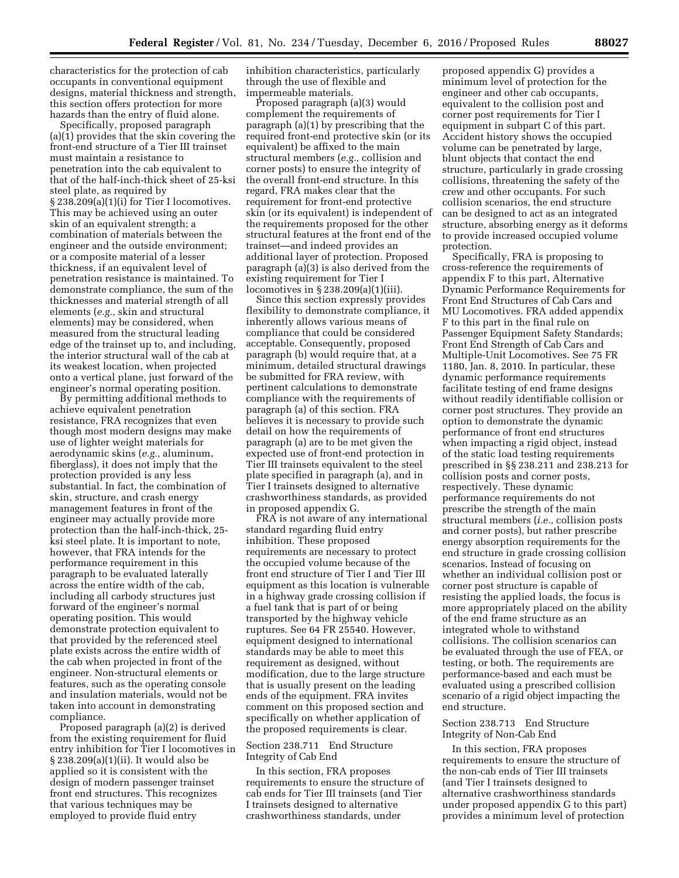characteristics for the protection of cab occupants in conventional equipment designs, material thickness and strength, this section offers protection for more hazards than the entry of fluid alone.

Specifically, proposed paragraph (a)(1) provides that the skin covering the front-end structure of a Tier III trainset must maintain a resistance to penetration into the cab equivalent to that of the half-inch-thick sheet of 25-ksi steel plate, as required by § 238.209(a)(1)(i) for Tier I locomotives. This may be achieved using an outer skin of an equivalent strength; a combination of materials between the engineer and the outside environment; or a composite material of a lesser thickness, if an equivalent level of penetration resistance is maintained. To demonstrate compliance, the sum of the thicknesses and material strength of all elements (*e.g.,* skin and structural elements) may be considered, when measured from the structural leading edge of the trainset up to, and including, the interior structural wall of the cab at its weakest location, when projected onto a vertical plane, just forward of the engineer's normal operating position.

By permitting additional methods to achieve equivalent penetration resistance, FRA recognizes that even though most modern designs may make use of lighter weight materials for aerodynamic skins (*e.g.,* aluminum, fiberglass), it does not imply that the protection provided is any less substantial. In fact, the combination of skin, structure, and crash energy management features in front of the engineer may actually provide more protection than the half-inch-thick, 25-ksi steel plate. It is important to note, however, that FRA intends for the performance requirement in this paragraph to be evaluated laterally across the entire width of the cab, including all carbody structures just forward of the engineer's normal operating position. This would demonstrate protection equivalent to that provided by the referenced steel plate exists across the entire width of the cab when projected in front of the engineer. Non-structural elements or features, such as the operating console and insulation materials, would not be taken into account in demonstrating compliance.

Proposed paragraph (a)(2) is derived from the existing requirement for fluid entry inhibition for Tier I locomotives in § 238.209(a)(1)(ii). It would also be applied so it is consistent with the design of modern passenger trainset front end structures. This recognizes that various techniques may be employed to provide fluid entry inhibition characteristics, particularly through the use of flexible and impermeable materials.

Proposed paragraph (a)(3) would complement the requirements of paragraph (a)(1) by prescribing that the required front-end protective skin (or its equivalent) be affixed to the main structural members (*e.g.,* collision and corner posts) to ensure the integrity of the overall front-end structure. In this regard, FRA makes clear that the requirement for front-end protective skin (or its equivalent) is independent of the requirements proposed for the other structural features at the front end of the trainset—and indeed provides an additional layer of protection. Proposed paragraph (a)(3) is also derived from the existing requirement for Tier I locomotives in § 238.209(a)(1)(iii).

Since this section expressly provides flexibility to demonstrate compliance, it inherently allows various means of compliance that could be considered acceptable. Consequently, proposed paragraph (b) would require that, at a minimum, detailed structural drawings be submitted for FRA review, with pertinent calculations to demonstrate compliance with the requirements of paragraph (a) of this section. FRA believes it is necessary to provide such detail on how the requirements of paragraph (a) are to be met given the expected use of front-end protection in Tier III trainsets equivalent to the steel plate specified in paragraph (a), and in Tier I trainsets designed to alternative crashworthiness standards, as provided in proposed appendix G.

FRA is not aware of any international standard regarding fluid entry inhibition. These proposed requirements are necessary to protect the occupied volume because of the front end structure of Tier I and Tier III equipment as this location is vulnerable in a highway grade crossing collision if a fuel tank that is part of or being transported by the highway vehicle ruptures. See 64 FR 25540. However, equipment designed to international standards may be able to meet this requirement as designed, without modification, due to the large structure that is usually present on the leading ends of the equipment. FRA invites comment on this proposed section and specifically on whether application of the proposed requirements is clear.

### Section 238.711 End Structure Integrity of Cab End

In this section, FRA proposes requirements to ensure the structure of cab ends for Tier III trainsets (and Tier I trainsets designed to alternative crashworthiness standards, under proposed appendix G) provides a minimum level of protection for the engineer and other cab occupants, equivalent to the collision post and corner post requirements for Tier I equipment in subpart C of this part. Accident history shows the occupied volume can be penetrated by large, blunt objects that contact the end structure, particularly in grade crossing collisions, threatening the safety of the crew and other occupants. For such collision scenarios, the end structure can be designed to act as an integrated structure, absorbing energy as it deforms to provide increased occupied volume protection.

Specifically, FRA is proposing to cross-reference the requirements of appendix F to this part, Alternative Dynamic Performance Requirements for Front End Structures of Cab Cars and MU Locomotives. FRA added appendix F to this part in the final rule on Passenger Equipment Safety Standards; Front End Strength of Cab Cars and Multiple-Unit Locomotives. See 75 FR 1180, Jan. 8, 2010. In particular, these dynamic performance requirements facilitate testing of end frame designs without readily identifiable collision or corner post structures. They provide an option to demonstrate the dynamic performance of front end structures when impacting a rigid object, instead of the static load testing requirements prescribed in §§ 238.211 and 238.213 for collision posts and corner posts, respectively. These dynamic performance requirements do not prescribe the strength of the main structural members (*i.e.,* collision posts and corner posts), but rather prescribe energy absorption requirements for the end structure in grade crossing collision scenarios. Instead of focusing on whether an individual collision post or corner post structure is capable of resisting the applied loads, the focus is more appropriately placed on the ability of the end frame structure as an integrated whole to withstand collisions. The collision scenarios can be evaluated through the use of FEA, or testing, or both. The requirements are performance-based and each must be evaluated using a prescribed collision scenario of a rigid object impacting the end structure.

### Section 238.713 End Structure Integrity of Non-Cab End

In this section, FRA proposes requirements to ensure the structure of the non-cab ends of Tier III trainsets (and Tier I trainsets designed to alternative crashworthiness standards under proposed appendix G to this part) provides a minimum level of protection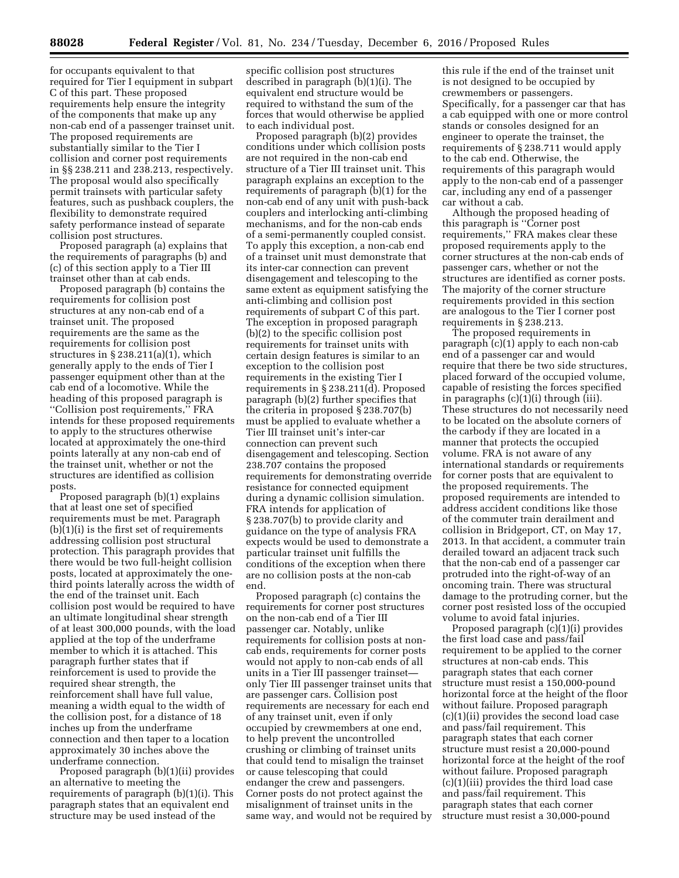for occupants equivalent to that required for Tier I equipment in subpart C of this part. These proposed requirements help ensure the integrity of the components that make up any non-cab end of a passenger trainset unit. The proposed requirements are substantially similar to the Tier I collision and corner post requirements in §§ 238.211 and 238.213, respectively. The proposal would also specifically permit trainsets with particular safety features, such as pushback couplers, the flexibility to demonstrate required safety performance instead of separate collision post structures.

Proposed paragraph (a) explains that the requirements of paragraphs (b) and (c) of this section apply to a Tier III trainset other than at cab ends.

Proposed paragraph (b) contains the requirements for collision post structures at any non-cab end of a trainset unit. The proposed requirements are the same as the requirements for collision post structures in § 238.211(a)(1), which generally apply to the ends of Tier I passenger equipment other than at the cab end of a locomotive. While the heading of this proposed paragraph is ''Collision post requirements,'' FRA intends for these proposed requirements to apply to the structures otherwise located at approximately the one-third points laterally at any non-cab end of the trainset unit, whether or not the structures are identified as collision posts.

Proposed paragraph (b)(1) explains that at least one set of specified requirements must be met. Paragraph (b)(1)(i) is the first set of requirements addressing collision post structural protection. This paragraph provides that there would be two full-height collision posts, located at approximately the one-third points laterally across the width of the end of the trainset unit. Each collision post would be required to have an ultimate longitudinal shear strength of at least 300,000 pounds, with the load applied at the top of the underframe member to which it is attached. This paragraph further states that if reinforcement is used to provide the required shear strength, the reinforcement shall have full value, meaning a width equal to the width of the collision post, for a distance of 18 inches up from the underframe connection and then taper to a location approximately 30 inches above the underframe connection.

Proposed paragraph (b)(1)(ii) provides an alternative to meeting the requirements of paragraph (b)(1)(i). This paragraph states that an equivalent end structure may be used instead of the specific collision post structures described in paragraph (b)(1)(i). The equivalent end structure would be required to withstand the sum of the forces that would otherwise be applied to each individual post.

Proposed paragraph (b)(2) provides conditions under which collision posts are not required in the non-cab end structure of a Tier III trainset unit. This paragraph explains an exception to the requirements of paragraph (b)(1) for the non-cab end of any unit with push-back couplers and interlocking anti-climbing mechanisms, and for the non-cab ends of a semi-permanently coupled consist. To apply this exception, a non-cab end of a trainset unit must demonstrate that its inter-car connection can prevent disengagement and telescoping to the same extent as equipment satisfying the anti-climbing and collision post requirements of subpart C of this part. The exception in proposed paragraph (b)(2) to the specific collision post requirements for trainset units with certain design features is similar to an exception to the collision post requirements in the existing Tier I requirements in § 238.211(d). Proposed paragraph (b)(2) further specifies that the criteria in proposed § 238.707(b) must be applied to evaluate whether a Tier III trainset unit's inter-car connection can prevent such disengagement and telescoping. Section 238.707 contains the proposed requirements for demonstrating override resistance for connected equipment during a dynamic collision simulation. FRA intends for application of § 238.707(b) to provide clarity and guidance on the type of analysis FRA expects would be used to demonstrate a particular trainset unit fulfills the conditions of the exception when there are no collision posts at the non-cab end.

Proposed paragraph (c) contains the requirements for corner post structures on the non-cab end of a Tier III passenger car. Notably, unlike requirements for collision posts at non-cab ends, requirements for corner posts would not apply to non-cab ends of all units in a Tier III passenger trainset—only Tier III passenger trainset units that are passenger cars. Collision post requirements are necessary for each end of any trainset unit, even if only occupied by crewmembers at one end, to help prevent the uncontrolled crushing or climbing of trainset units that could tend to misalign the trainset or cause telescoping that could endanger the crew and passengers. Corner posts do not protect against the misalignment of trainset units in the same way, and would not be required by this rule if the end of the trainset unit is not designed to be occupied by crewmembers or passengers. Specifically, for a passenger car that has a cab equipped with one or more control stands or consoles designed for an engineer to operate the trainset, the requirements of § 238.711 would apply to the cab end. Otherwise, the requirements of this paragraph would apply to the non-cab end of a passenger car, including any end of a passenger car without a cab.

Although the proposed heading of this paragraph is ''Corner post requirements,'' FRA makes clear these proposed requirements apply to the corner structures at the non-cab ends of passenger cars, whether or not the structures are identified as corner posts. The majority of the corner structure requirements provided in this section are analogous to the Tier I corner post requirements in § 238.213.

The proposed requirements in paragraph (c)(1) apply to each non-cab end of a passenger car and would require that there be two side structures, placed forward of the occupied volume, capable of resisting the forces specified in paragraphs (c)(1)(i) through (iii). These structures do not necessarily need to be located on the absolute corners of the carbody if they are located in a manner that protects the occupied volume. FRA is not aware of any international standards or requirements for corner posts that are equivalent to the proposed requirements. The proposed requirements are intended to address accident conditions like those of the commuter train derailment and collision in Bridgeport, CT, on May 17, 2013. In that accident, a commuter train derailed toward an adjacent track such that the non-cab end of a passenger car protruded into the right-of-way of an oncoming train. There was structural damage to the protruding corner, but the corner post resisted loss of the occupied volume to avoid fatal injuries.

Proposed paragraph (c)(1)(i) provides the first load case and pass/fail requirement to be applied to the corner structures at non-cab ends. This paragraph states that each corner structure must resist a 150,000-pound horizontal force at the height of the floor without failure. Proposed paragraph (c)(1)(ii) provides the second load case and pass/fail requirement. This paragraph states that each corner structure must resist a 20,000-pound horizontal force at the height of the roof without failure. Proposed paragraph (c)(1)(iii) provides the third load case and pass/fail requirement. This paragraph states that each corner structure must resist a 30,000-pound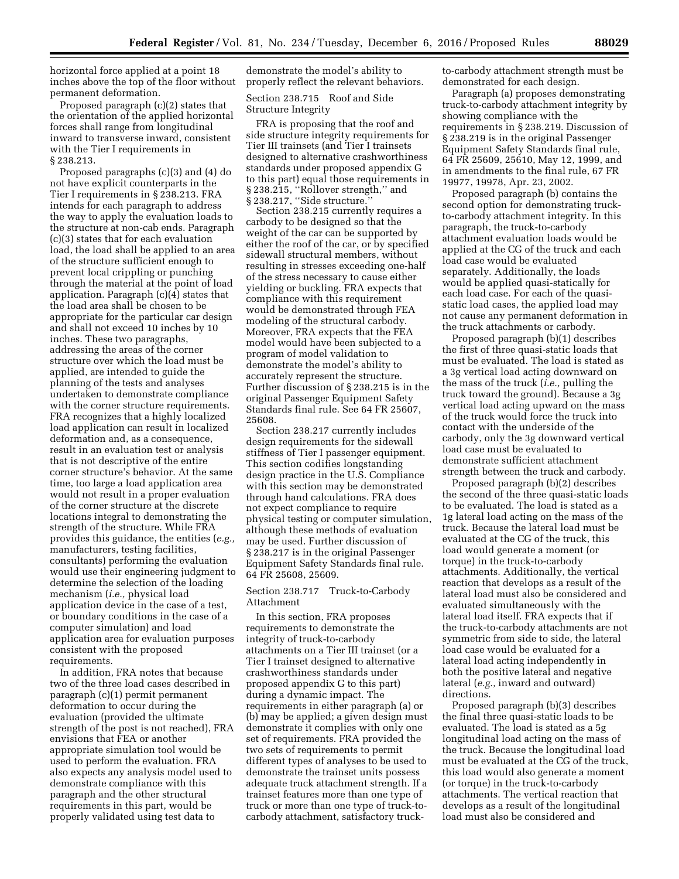horizontal force applied at a point 18 inches above the top of the floor without permanent deformation.

Proposed paragraph (c)(2) states that the orientation of the applied horizontal forces shall range from longitudinal inward to transverse inward, consistent with the Tier I requirements in § 238.213.

Proposed paragraphs (c)(3) and (4) do not have explicit counterparts in the Tier I requirements in § 238.213. FRA intends for each paragraph to address the way to apply the evaluation loads to the structure at non-cab ends. Paragraph (c)(3) states that for each evaluation load, the load shall be applied to an area of the structure sufficient enough to prevent local crippling or punching through the material at the point of load application. Paragraph (c)(4) states that the load area shall be chosen to be appropriate for the particular car design and shall not exceed 10 inches by 10 inches. These two paragraphs, addressing the areas of the corner structure over which the load must be applied, are intended to guide the planning of the tests and analyses undertaken to demonstrate compliance with the corner structure requirements. FRA recognizes that a highly localized load application can result in localized deformation and, as a consequence, result in an evaluation test or analysis that is not descriptive of the entire corner structure's behavior. At the same time, too large a load application area would not result in a proper evaluation of the corner structure at the discrete locations integral to demonstrating the strength of the structure. While FRA provides this guidance, the entities (*e.g.,* manufacturers, testing facilities, consultants) performing the evaluation would use their engineering judgment to determine the selection of the loading mechanism (*i.e.,* physical load application device in the case of a test, or boundary conditions in the case of a computer simulation) and load application area for evaluation purposes consistent with the proposed requirements.

In addition, FRA notes that because two of the three load cases described in paragraph (c)(1) permit permanent deformation to occur during the evaluation (provided the ultimate strength of the post is not reached), FRA envisions that FEA or another appropriate simulation tool would be used to perform the evaluation. FRA also expects any analysis model used to demonstrate compliance with this paragraph and the other structural requirements in this part, would be properly validated using test data to demonstrate the model's ability to properly reflect the relevant behaviors.

Section 238.715 Roof and Side Structure Integrity

FRA is proposing that the roof and side structure integrity requirements for Tier III trainsets (and Tier I trainsets designed to alternative crashworthiness standards under proposed appendix G to this part) equal those requirements in § 238.215, ''Rollover strength,'' and § 238.217, ''Side structure.''

Section 238.215 currently requires a carbody to be designed so that the weight of the car can be supported by either the roof of the car, or by specified sidewall structural members, without resulting in stresses exceeding one-half of the stress necessary to cause either yielding or buckling. FRA expects that compliance with this requirement would be demonstrated through FEA modeling of the structural carbody. Moreover, FRA expects that the FEA model would have been subjected to a program of model validation to demonstrate the model's ability to accurately represent the structure. Further discussion of § 238.215 is in the original Passenger Equipment Safety Standards final rule. See 64 FR 25607, 25608.

Section 238.217 currently includes design requirements for the sidewall stiffness of Tier I passenger equipment. This section codifies longstanding design practice in the U.S. Compliance with this section may be demonstrated through hand calculations. FRA does not expect compliance to require physical testing or computer simulation, although these methods of evaluation may be used. Further discussion of § 238.217 is in the original Passenger Equipment Safety Standards final rule. 64 FR 25608, 25609.

Section 238.717 Truck-to-Carbody Attachment

In this section, FRA proposes requirements to demonstrate the integrity of truck-to-carbody attachments on a Tier III trainset (or a Tier I trainset designed to alternative crashworthiness standards under proposed appendix G to this part) during a dynamic impact. The requirements in either paragraph (a) or (b) may be applied; a given design must demonstrate it complies with only one set of requirements. FRA provided the two sets of requirements to permit different types of analyses to be used to demonstrate the trainset units possess adequate truck attachment strength. If a trainset features more than one type of truck or more than one type of truck-to-carbody attachment, satisfactory truck-to-carbody attachment strength must be demonstrated for each design.

Paragraph (a) proposes demonstrating truck-to-carbody attachment integrity by showing compliance with the requirements in § 238.219. Discussion of § 238.219 is in the original Passenger Equipment Safety Standards final rule, 64 FR 25609, 25610, May 12, 1999, and in amendments to the final rule, 67 FR 19977, 19978, Apr. 23, 2002.

Proposed paragraph (b) contains the second option for demonstrating truck-to-carbody attachment integrity. In this paragraph, the truck-to-carbody attachment evaluation loads would be applied at the CG of the truck and each load case would be evaluated separately. Additionally, the loads would be applied quasi-statically for each load case. For each of the quasi-static load cases, the applied load may not cause any permanent deformation in the truck attachments or carbody.

Proposed paragraph (b)(1) describes the first of three quasi-static loads that must be evaluated. The load is stated as a 3g vertical load acting downward on the mass of the truck (*i.e.,* pulling the truck toward the ground). Because a 3g vertical load acting upward on the mass of the truck would force the truck into contact with the underside of the carbody, only the 3g downward vertical load case must be evaluated to demonstrate sufficient attachment strength between the truck and carbody.

Proposed paragraph (b)(2) describes the second of the three quasi-static loads to be evaluated. The load is stated as a 1g lateral load acting on the mass of the truck. Because the lateral load must be evaluated at the CG of the truck, this load would generate a moment (or torque) in the truck-to-carbody attachments. Additionally, the vertical reaction that develops as a result of the lateral load must also be considered and evaluated simultaneously with the lateral load itself. FRA expects that if the truck-to-carbody attachments are not symmetric from side to side, the lateral load case would be evaluated for a lateral load acting independently in both the positive lateral and negative lateral (*e.g.,* inward and outward) directions.

Proposed paragraph (b)(3) describes the final three quasi-static loads to be evaluated. The load is stated as a 5g longitudinal load acting on the mass of the truck. Because the longitudinal load must be evaluated at the CG of the truck, this load would also generate a moment (or torque) in the truck-to-carbody attachments. The vertical reaction that develops as a result of the longitudinal load must also be considered and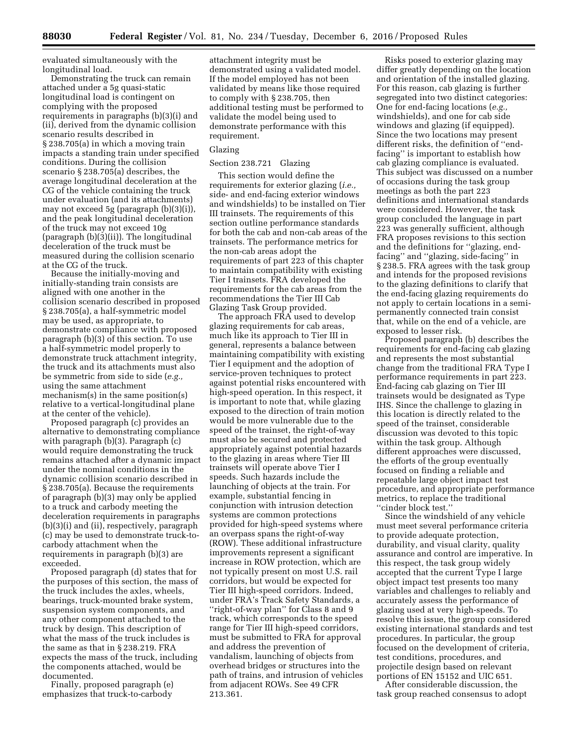evaluated simultaneously with the longitudinal load.

Demonstrating the truck can remain attached under a 5g quasi-static longitudinal load is contingent on complying with the proposed requirements in paragraphs (b)(3)(i) and (ii), derived from the dynamic collision scenario results described in § 238.705(a) in which a moving train impacts a standing train under specified conditions. During the collision scenario § 238.705(a) describes, the average longitudinal deceleration at the CG of the vehicle containing the truck under evaluation (and its attachments) may not exceed 5g (paragraph (b)(3)(i)), and the peak longitudinal deceleration of the truck may not exceed 10g (paragraph (b)(3)(ii)). The longitudinal deceleration of the truck must be measured during the collision scenario at the CG of the truck.

Because the initially-moving and initially-standing train consists are aligned with one another in the collision scenario described in proposed § 238.705(a), a half-symmetric model may be used, as appropriate, to demonstrate compliance with proposed paragraph (b)(3) of this section. To use a half-symmetric model properly to demonstrate truck attachment integrity, the truck and its attachments must also be symmetric from side to side (*e.g.,* using the same attachment mechanism(s) in the same position(s) relative to a vertical-longitudinal plane at the center of the vehicle).

Proposed paragraph (c) provides an alternative to demonstrating compliance with paragraph (b)(3). Paragraph (c) would require demonstrating the truck remains attached after a dynamic impact under the nominal conditions in the dynamic collision scenario described in § 238.705(a). Because the requirements of paragraph (b)(3) may only be applied to a truck and carbody meeting the deceleration requirements in paragraphs (b)(3)(i) and (ii), respectively, paragraph (c) may be used to demonstrate truck-to-carbody attachment when the requirements in paragraph (b)(3) are exceeded.

Proposed paragraph (d) states that for the purposes of this section, the mass of the truck includes the axles, wheels, bearings, truck-mounted brake system, suspension system components, and any other component attached to the truck by design. This description of what the mass of the truck includes is the same as that in § 238.219. FRA expects the mass of the truck, including the components attached, would be documented.

Finally, proposed paragraph (e) emphasizes that truck-to-carbody attachment integrity must be demonstrated using a validated model. If the model employed has not been validated by means like those required to comply with § 238.705, then additional testing must be performed to validate the model being used to demonstrate performance with this requirement.

Glazing

Section 238.721 Glazing

This section would define the requirements for exterior glazing (*i.e.,* side- and end-facing exterior windows and windshields) to be installed on Tier III trainsets. The requirements of this section outline performance standards for both the cab and non-cab areas of the trainsets. The performance metrics for the non-cab areas adopt the requirements of part 223 of this chapter to maintain compatibility with existing Tier I trainsets. FRA developed the requirements for the cab areas from the recommendations the Tier III Cab Glazing Task Group provided.

The approach FRA used to develop glazing requirements for cab areas, much like its approach to Tier III in general, represents a balance between maintaining compatibility with existing Tier I equipment and the adoption of service-proven techniques to protect against potential risks encountered with high-speed operation. In this respect, it is important to note that, while glazing exposed to the direction of train motion would be more vulnerable due to the speed of the trainset, the right-of-way must also be secured and protected appropriately against potential hazards to the glazing in areas where Tier III trainsets will operate above Tier I speeds. Such hazards include the launching of objects at the train. For example, substantial fencing in conjunction with intrusion detection systems are common protections provided for high-speed systems where an overpass spans the right-of-way (ROW). These additional infrastructure improvements represent a significant increase in ROW protection, which are not typically present on most U.S. rail corridors, but would be expected for Tier III high-speed corridors. Indeed, under FRA's Track Safety Standards, a ''right-of-way plan'' for Class 8 and 9 track, which corresponds to the speed range for Tier III high-speed corridors, must be submitted to FRA for approval and address the prevention of vandalism, launching of objects from overhead bridges or structures into the path of trains, and intrusion of vehicles from adjacent ROWs. See 49 CFR 213.361.

Risks posed to exterior glazing may differ greatly depending on the location and orientation of the installed glazing. For this reason, cab glazing is further segregated into two distinct categories: One for end-facing locations (*e.g.,* windshields), and one for cab side windows and glazing (if equipped). Since the two locations may present different risks, the definition of ''end-facing'' is important to establish how cab glazing compliance is evaluated. This subject was discussed on a number of occasions during the task group meetings as both the part 223 definitions and international standards were considered. However, the task group concluded the language in part 223 was generally sufficient, although FRA proposes revisions to this section and the definitions for ''glazing, end-facing'' and ''glazing, side-facing'' in § 238.5. FRA agrees with the task group and intends for the proposed revisions to the glazing definitions to clarify that the end-facing glazing requirements do not apply to certain locations in a semi-permanently connected train consist that, while on the end of a vehicle, are exposed to lesser risk.

Proposed paragraph (b) describes the requirements for end-facing cab glazing and represents the most substantial change from the traditional FRA Type I performance requirements in part 223. End-facing cab glazing on Tier III trainsets would be designated as Type IHS. Since the challenge to glazing in this location is directly related to the speed of the trainset, considerable discussion was devoted to this topic within the task group. Although different approaches were discussed, the efforts of the group eventually focused on finding a reliable and repeatable large object impact test procedure, and appropriate performance metrics, to replace the traditional ''cinder block test.''

Since the windshield of any vehicle must meet several performance criteria to provide adequate protection, durability, and visual clarity, quality assurance and control are imperative. In this respect, the task group widely accepted that the current Type I large object impact test presents too many variables and challenges to reliably and accurately assess the performance of glazing used at very high-speeds. To resolve this issue, the group considered existing international standards and test procedures. In particular, the group focused on the development of criteria, test conditions, procedures, and projectile design based on relevant portions of EN 15152 and UIC 651.

After considerable discussion, the task group reached consensus to adopt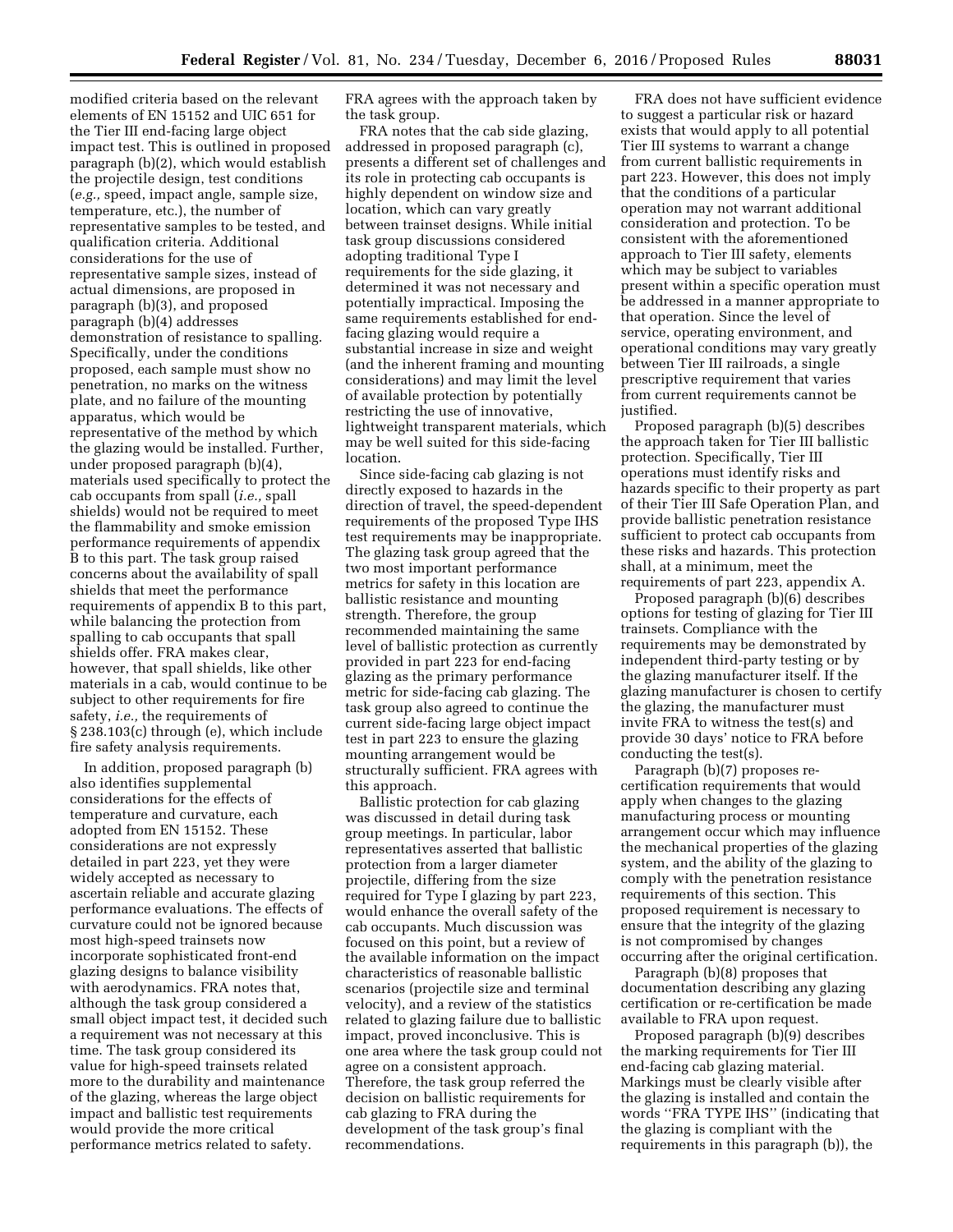modified criteria based on the relevant elements of EN 15152 and UIC 651 for the Tier III end-facing large object impact test. This is outlined in proposed paragraph (b)(2), which would establish the projectile design, test conditions (*e.g.,* speed, impact angle, sample size, temperature, etc.), the number of representative samples to be tested, and qualification criteria. Additional considerations for the use of representative sample sizes, instead of actual dimensions, are proposed in paragraph (b)(3), and proposed paragraph (b)(4) addresses demonstration of resistance to spalling. Specifically, under the conditions proposed, each sample must show no penetration, no marks on the witness plate, and no failure of the mounting apparatus, which would be representative of the method by which the glazing would be installed. Further, under proposed paragraph (b)(4), materials used specifically to protect the cab occupants from spall (*i.e.,* spall shields) would not be required to meet the flammability and smoke emission performance requirements of appendix B to this part. The task group raised concerns about the availability of spall shields that meet the performance requirements of appendix B to this part, while balancing the protection from spalling to cab occupants that spall shields offer. FRA makes clear, however, that spall shields, like other materials in a cab, would continue to be subject to other requirements for fire safety, *i.e.,* the requirements of § 238.103(c) through (e), which include fire safety analysis requirements.

In addition, proposed paragraph (b) also identifies supplemental considerations for the effects of temperature and curvature, each adopted from EN 15152. These considerations are not expressly detailed in part 223, yet they were widely accepted as necessary to ascertain reliable and accurate glazing performance evaluations. The effects of curvature could not be ignored because most high-speed trainsets now incorporate sophisticated front-end glazing designs to balance visibility with aerodynamics. FRA notes that, although the task group considered a small object impact test, it decided such a requirement was not necessary at this time. The task group considered its value for high-speed trainsets related more to the durability and maintenance of the glazing, whereas the large object impact and ballistic test requirements would provide the more critical performance metrics related to safety. FRA agrees with the approach taken by the task group.

FRA notes that the cab side glazing, addressed in proposed paragraph (c), presents a different set of challenges and its role in protecting cab occupants is highly dependent on window size and location, which can vary greatly between trainset designs. While initial task group discussions considered adopting traditional Type I requirements for the side glazing, it determined it was not necessary and potentially impractical. Imposing the same requirements established for end-facing glazing would require a substantial increase in size and weight (and the inherent framing and mounting considerations) and may limit the level of available protection by potentially restricting the use of innovative, lightweight transparent materials, which may be well suited for this side-facing location.

Since side-facing cab glazing is not directly exposed to hazards in the direction of travel, the speed-dependent requirements of the proposed Type IHS test requirements may be inappropriate. The glazing task group agreed that the two most important performance metrics for safety in this location are ballistic resistance and mounting strength. Therefore, the group recommended maintaining the same level of ballistic protection as currently provided in part 223 for end-facing glazing as the primary performance metric for side-facing cab glazing. The task group also agreed to continue the current side-facing large object impact test in part 223 to ensure the glazing mounting arrangement would be structurally sufficient. FRA agrees with this approach.

Ballistic protection for cab glazing was discussed in detail during task group meetings. In particular, labor representatives asserted that ballistic protection from a larger diameter projectile, differing from the size required for Type I glazing by part 223, would enhance the overall safety of the cab occupants. Much discussion was focused on this point, but a review of the available information on the impact characteristics of reasonable ballistic scenarios (projectile size and terminal velocity), and a review of the statistics related to glazing failure due to ballistic impact, proved inconclusive. This is one area where the task group could not agree on a consistent approach. Therefore, the task group referred the decision on ballistic requirements for cab glazing to FRA during the development of the task group's final recommendations.

FRA does not have sufficient evidence to suggest a particular risk or hazard exists that would apply to all potential Tier III systems to warrant a change from current ballistic requirements in part 223. However, this does not imply that the conditions of a particular operation may not warrant additional consideration and protection. To be consistent with the aforementioned approach to Tier III safety, elements which may be subject to variables present within a specific operation must be addressed in a manner appropriate to that operation. Since the level of service, operating environment, and operational conditions may vary greatly between Tier III railroads, a single prescriptive requirement that varies from current requirements cannot be justified.

Proposed paragraph (b)(5) describes the approach taken for Tier III ballistic protection. Specifically, Tier III operations must identify risks and hazards specific to their property as part of their Tier III Safe Operation Plan, and provide ballistic penetration resistance sufficient to protect cab occupants from these risks and hazards. This protection shall, at a minimum, meet the requirements of part 223, appendix A.

Proposed paragraph (b)(6) describes options for testing of glazing for Tier III trainsets. Compliance with the requirements may be demonstrated by independent third-party testing or by the glazing manufacturer itself. If the glazing manufacturer is chosen to certify the glazing, the manufacturer must invite FRA to witness the test(s) and provide 30 days' notice to FRA before conducting the test(s).

Paragraph (b)(7) proposes re-certification requirements that would apply when changes to the glazing manufacturing process or mounting arrangement occur which may influence the mechanical properties of the glazing system, and the ability of the glazing to comply with the penetration resistance requirements of this section. This proposed requirement is necessary to ensure that the integrity of the glazing is not compromised by changes occurring after the original certification.

Paragraph (b)(8) proposes that documentation describing any glazing certification or re-certification be made available to FRA upon request.

Proposed paragraph (b)(9) describes the marking requirements for Tier III end-facing cab glazing material. Markings must be clearly visible after the glazing is installed and contain the words "FRA TYPE IHS" (indicating that the glazing is compliant with the requirements in this paragraph (b)), the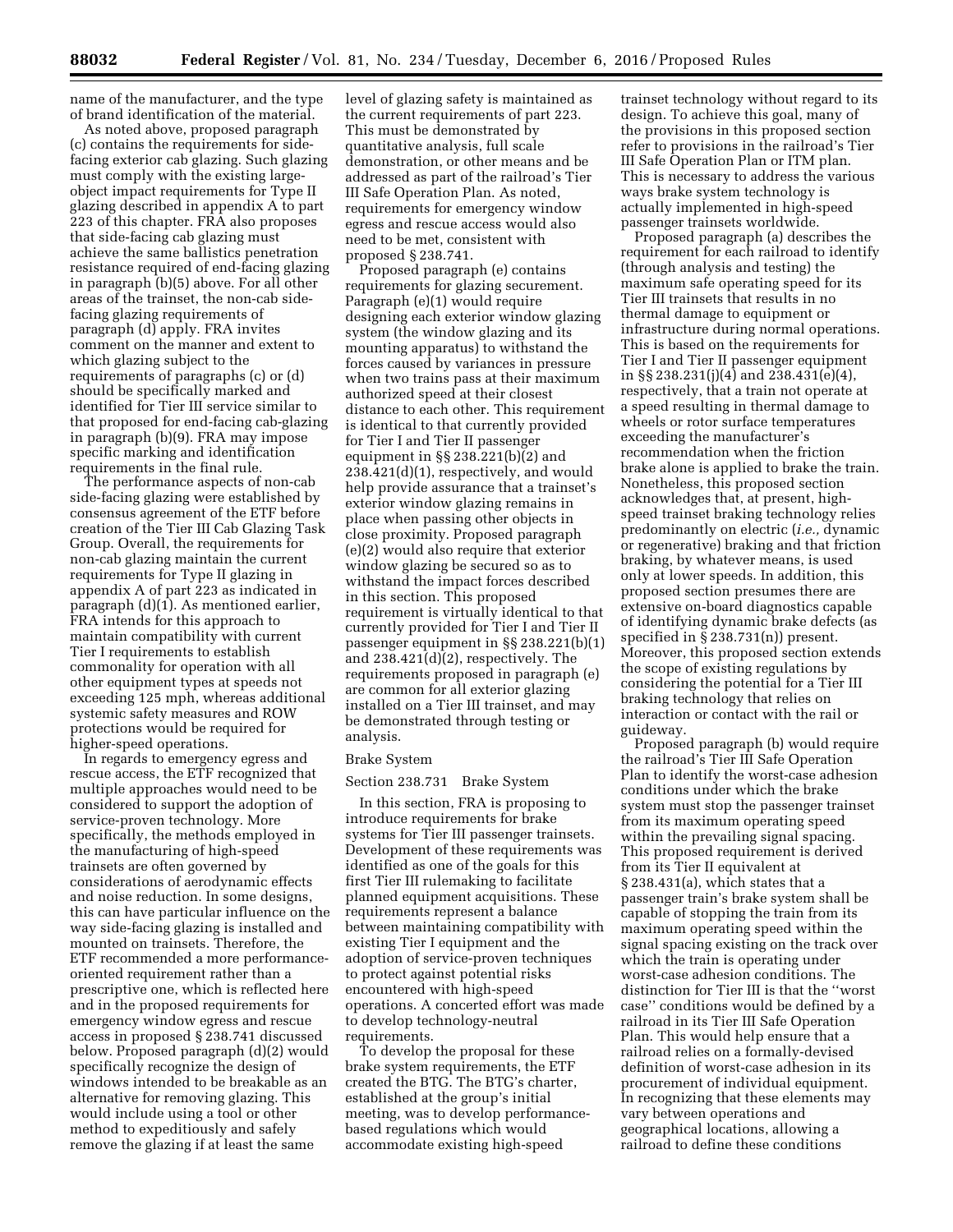name of the manufacturer, and the type of brand identification of the material.

As noted above, proposed paragraph (c) contains the requirements for side-facing exterior cab glazing. Such glazing must comply with the existing large-object impact requirements for Type II glazing described in appendix A to part 223 of this chapter. FRA also proposes that side-facing cab glazing must achieve the same ballistics penetration resistance required of end-facing glazing in paragraph (b)(5) above. For all other areas of the trainset, the non-cab side-facing glazing requirements of paragraph (d) apply. FRA invites comment on the manner and extent to which glazing subject to the requirements of paragraphs (c) or (d) should be specifically marked and identified for Tier III service similar to that proposed for end-facing cab-glazing in paragraph (b)(9). FRA may impose specific marking and identification requirements in the final rule.

The performance aspects of non-cab side-facing glazing were established by consensus agreement of the ETF before creation of the Tier III Cab Glazing Task Group. Overall, the requirements for non-cab glazing maintain the current requirements for Type II glazing in appendix A of part 223 as indicated in paragraph (d)(1). As mentioned earlier, FRA intends for this approach to maintain compatibility with current Tier I requirements to establish commonality for operation with all other equipment types at speeds not exceeding 125 mph, whereas additional systemic safety measures and ROW protections would be required for higher-speed operations.

In regards to emergency egress and rescue access, the ETF recognized that multiple approaches would need to be considered to support the adoption of service-proven technology. More specifically, the methods employed in the manufacturing of high-speed trainsets are often governed by considerations of aerodynamic effects and noise reduction. In some designs, this can have particular influence on the way side-facing glazing is installed and mounted on trainsets. Therefore, the ETF recommended a more performance-oriented requirement rather than a prescriptive one, which is reflected here and in the proposed requirements for emergency window egress and rescue access in proposed § 238.741 discussed below. Proposed paragraph (d)(2) would specifically recognize the design of windows intended to be breakable as an alternative for removing glazing. This would include using a tool or other method to expeditiously and safely remove the glazing if at least the same level of glazing safety is maintained as the current requirements of part 223. This must be demonstrated by quantitative analysis, full scale demonstration, or other means and be addressed as part of the railroad's Tier III Safe Operation Plan. As noted, requirements for emergency window egress and rescue access would also need to be met, consistent with proposed § 238.741.

Proposed paragraph (e) contains requirements for glazing securement. Paragraph (e)(1) would require designing each exterior window glazing system (the window glazing and its mounting apparatus) to withstand the forces caused by variances in pressure when two trains pass at their maximum authorized speed at their closest distance to each other. This requirement is identical to that currently provided for Tier I and Tier II passenger equipment in §§ 238.221(b)(2) and 238.421(d)(1), respectively, and would help provide assurance that a trainset's exterior window glazing remains in place when passing other objects in close proximity. Proposed paragraph (e)(2) would also require that exterior window glazing be secured so as to withstand the impact forces described in this section. This proposed requirement is virtually identical to that currently provided for Tier I and Tier II passenger equipment in §§ 238.221(b)(1) and 238.421(d)(2), respectively. The requirements proposed in paragraph (e) are common for all exterior glazing installed on a Tier III trainset, and may be demonstrated through testing or analysis.

Brake System

Section 238.731 Brake System

In this section, FRA is proposing to introduce requirements for brake systems for Tier III passenger trainsets. Development of these requirements was identified as one of the goals for this first Tier III rulemaking to facilitate planned equipment acquisitions. These requirements represent a balance between maintaining compatibility with existing Tier I equipment and the adoption of service-proven techniques to protect against potential risks encountered with high-speed operations. A concerted effort was made to develop technology-neutral requirements.

To develop the proposal for these brake system requirements, the ETF created the BTG. The BTG's charter, established at the group's initial meeting, was to develop performance-based regulations which would accommodate existing high-speed trainset technology without regard to its design. To achieve this goal, many of the provisions in this proposed section refer to provisions in the railroad's Tier III Safe Operation Plan or ITM plan. This is necessary to address the various ways brake system technology is actually implemented in high-speed passenger trainsets worldwide.

Proposed paragraph (a) describes the requirement for each railroad to identify (through analysis and testing) the maximum safe operating speed for its Tier III trainsets that results in no thermal damage to equipment or infrastructure during normal operations. This is based on the requirements for Tier I and Tier II passenger equipment in §§ 238.231(j)(4) and 238.431(e)(4), respectively, that a train not operate at a speed resulting in thermal damage to wheels or rotor surface temperatures exceeding the manufacturer's recommendation when the friction brake alone is applied to brake the train. Nonetheless, this proposed section acknowledges that, at present, high-speed trainset braking technology relies predominantly on electric (*i.e.,* dynamic or regenerative) braking and that friction braking, by whatever means, is used only at lower speeds. In addition, this proposed section presumes there are extensive on-board diagnostics capable of identifying dynamic brake defects (as specified in § 238.731(n)) present. Moreover, this proposed section extends the scope of existing regulations by considering the potential for a Tier III braking technology that relies on interaction or contact with the rail or guideway.

Proposed paragraph (b) would require the railroad's Tier III Safe Operation Plan to identify the worst-case adhesion conditions under which the brake system must stop the passenger trainset from its maximum operating speed within the prevailing signal spacing. This proposed requirement is derived from its Tier II equivalent at § 238.431(a), which states that a passenger train's brake system shall be capable of stopping the train from its maximum operating speed within the signal spacing existing on the track over which the train is operating under worst-case adhesion conditions. The distinction for Tier III is that the "worst case" conditions would be defined by a railroad in its Tier III Safe Operation Plan. This would help ensure that a railroad relies on a formally-devised definition of worst-case adhesion in its procurement of individual equipment. In recognizing that these elements may vary between operations and geographical locations, allowing a railroad to define these conditions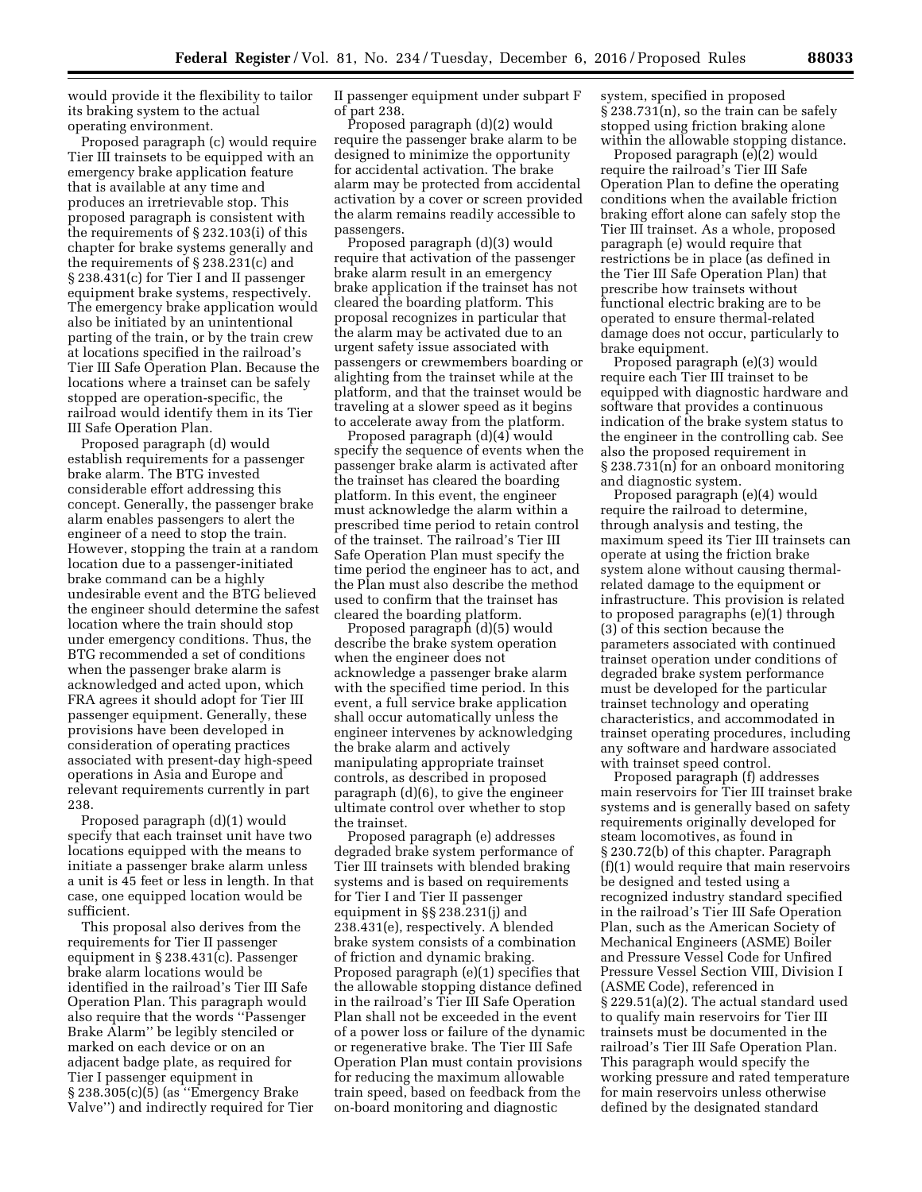would provide it the flexibility to tailor its braking system to the actual operating environment.

Proposed paragraph (c) would require Tier III trainsets to be equipped with an emergency brake application feature that is available at any time and produces an irretrievable stop. This proposed paragraph is consistent with the requirements of § 232.103(i) of this chapter for brake systems generally and the requirements of § 238.231(c) and § 238.431(c) for Tier I and II passenger equipment brake systems, respectively. The emergency brake application would also be initiated by an unintentional parting of the train, or by the train crew at locations specified in the railroad's Tier III Safe Operation Plan. Because the locations where a trainset can be safely stopped are operation-specific, the railroad would identify them in its Tier III Safe Operation Plan.

Proposed paragraph (d) would establish requirements for a passenger brake alarm. The BTG invested considerable effort addressing this concept. Generally, the passenger brake alarm enables passengers to alert the engineer of a need to stop the train. However, stopping the train at a random location due to a passenger-initiated brake command can be a highly undesirable event and the BTG believed the engineer should determine the safest location where the train should stop under emergency conditions. Thus, the BTG recommended a set of conditions when the passenger brake alarm is acknowledged and acted upon, which FRA agrees it should adopt for Tier III passenger equipment. Generally, these provisions have been developed in consideration of operating practices associated with present-day high-speed operations in Asia and Europe and relevant requirements currently in part 238.

Proposed paragraph (d)(1) would specify that each trainset unit have two locations equipped with the means to initiate a passenger brake alarm unless a unit is 45 feet or less in length. In that case, one equipped location would be sufficient.

This proposal also derives from the requirements for Tier II passenger equipment in § 238.431(c). Passenger brake alarm locations would be identified in the railroad's Tier III Safe Operation Plan. This paragraph would also require that the words "Passenger Brake Alarm" be legibly stenciled or marked on each device or on an adjacent badge plate, as required for Tier I passenger equipment in § 238.305(c)(5) (as "Emergency Brake Valve") and indirectly required for Tier II passenger equipment under subpart F of part 238.

Proposed paragraph (d)(2) would require the passenger brake alarm to be designed to minimize the opportunity for accidental activation. The brake alarm may be protected from accidental activation by a cover or screen provided the alarm remains readily accessible to passengers.

Proposed paragraph (d)(3) would require that activation of the passenger brake alarm result in an emergency brake application if the trainset has not cleared the boarding platform. This proposal recognizes in particular that the alarm may be activated due to an urgent safety issue associated with passengers or crewmembers boarding or alighting from the trainset while at the platform, and that the trainset would be traveling at a slower speed as it begins to accelerate away from the platform.

Proposed paragraph (d)(4) would specify the sequence of events when the passenger brake alarm is activated after the trainset has cleared the boarding platform. In this event, the engineer must acknowledge the alarm within a prescribed time period to retain control of the trainset. The railroad's Tier III Safe Operation Plan must specify the time period the engineer has to act, and the Plan must also describe the method used to confirm that the trainset has cleared the boarding platform.

Proposed paragraph (d)(5) would describe the brake system operation when the engineer does not acknowledge a passenger brake alarm with the specified time period. In this event, a full service brake application shall occur automatically unless the engineer intervenes by acknowledging the brake alarm and actively manipulating appropriate trainset controls, as described in proposed paragraph (d)(6), to give the engineer ultimate control over whether to stop the trainset.

Proposed paragraph (e) addresses degraded brake system performance of Tier III trainsets with blended braking systems and is based on requirements for Tier I and Tier II passenger equipment in §§ 238.231(j) and 238.431(e), respectively. A blended brake system consists of a combination of friction and dynamic braking. Proposed paragraph (e)(1) specifies that the allowable stopping distance defined in the railroad's Tier III Safe Operation Plan shall not be exceeded in the event of a power loss or failure of the dynamic or regenerative brake. The Tier III Safe Operation Plan must contain provisions for reducing the maximum allowable train speed, based on feedback from the on-board monitoring and diagnostic system, specified in proposed § 238.731(n), so the train can be safely stopped using friction braking alone within the allowable stopping distance.

Proposed paragraph (e)(2) would require the railroad's Tier III Safe Operation Plan to define the operating conditions when the available friction braking effort alone can safely stop the Tier III trainset. As a whole, proposed paragraph (e) would require that restrictions be in place (as defined in the Tier III Safe Operation Plan) that prescribe how trainsets without functional electric braking are to be operated to ensure thermal-related damage does not occur, particularly to brake equipment.

Proposed paragraph (e)(3) would require each Tier III trainset to be equipped with diagnostic hardware and software that provides a continuous indication of the brake system status to the engineer in the controlling cab. See also the proposed requirement in § 238.731(n) for an onboard monitoring and diagnostic system.

Proposed paragraph (e)(4) would require the railroad to determine, through analysis and testing, the maximum speed its Tier III trainsets can operate at using the friction brake system alone without causing thermal-related damage to the equipment or infrastructure. This provision is related to proposed paragraphs (e)(1) through (3) of this section because the parameters associated with continued trainset operation under conditions of degraded brake system performance must be developed for the particular trainset technology and operating characteristics, and accommodated in trainset operating procedures, including any software and hardware associated with trainset speed control.

Proposed paragraph (f) addresses main reservoirs for Tier III trainset brake systems and is generally based on safety requirements originally developed for steam locomotives, as found in § 230.72(b) of this chapter. Paragraph (f)(1) would require that main reservoirs be designed and tested using a recognized industry standard specified in the railroad's Tier III Safe Operation Plan, such as the American Society of Mechanical Engineers (ASME) Boiler and Pressure Vessel Code for Unfired Pressure Vessel Section VIII, Division I (ASME Code), referenced in § 229.51(a)(2). The actual standard used to qualify main reservoirs for Tier III trainsets must be documented in the railroad's Tier III Safe Operation Plan. This paragraph would specify the working pressure and rated temperature for main reservoirs unless otherwise defined by the designated standard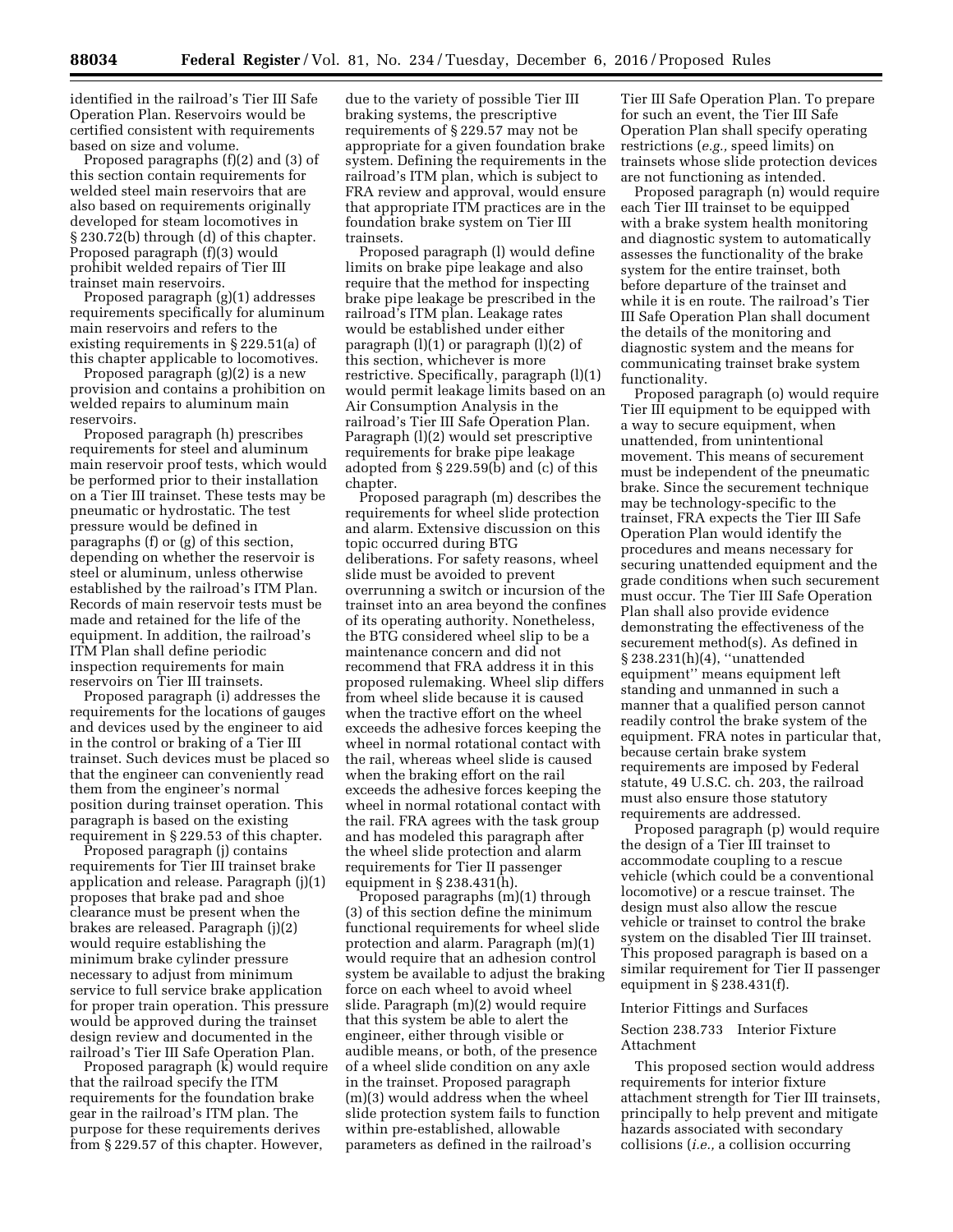identified in the railroad's Tier III Safe Operation Plan. Reservoirs would be certified consistent with requirements based on size and volume.

Proposed paragraphs (f)(2) and (3) of this section contain requirements for welded steel main reservoirs that are also based on requirements originally developed for steam locomotives in § 230.72(b) through (d) of this chapter. Proposed paragraph (f)(3) would prohibit welded repairs of Tier III trainset main reservoirs.

Proposed paragraph (g)(1) addresses requirements specifically for aluminum main reservoirs and refers to the existing requirements in § 229.51(a) of this chapter applicable to locomotives.

Proposed paragraph (g)(2) is a new provision and contains a prohibition on welded repairs to aluminum main reservoirs.

Proposed paragraph (h) prescribes requirements for steel and aluminum main reservoir proof tests, which would be performed prior to their installation on a Tier III trainset. These tests may be pneumatic or hydrostatic. The test pressure would be defined in paragraphs (f) or (g) of this section, depending on whether the reservoir is steel or aluminum, unless otherwise established by the railroad's ITM Plan. Records of main reservoir tests must be made and retained for the life of the equipment. In addition, the railroad's ITM Plan shall define periodic inspection requirements for main reservoirs on Tier III trainsets.

Proposed paragraph (i) addresses the requirements for the locations of gauges and devices used by the engineer to aid in the control or braking of a Tier III trainset. Such devices must be placed so that the engineer can conveniently read them from the engineer's normal position during trainset operation. This paragraph is based on the existing requirement in § 229.53 of this chapter.

Proposed paragraph (j) contains requirements for Tier III trainset brake application and release. Paragraph (j)(1) proposes that brake pad and shoe clearance must be present when the brakes are released. Paragraph (j)(2) would require establishing the minimum brake cylinder pressure necessary to adjust from minimum service to full service brake application for proper train operation. This pressure would be approved during the trainset design review and documented in the railroad's Tier III Safe Operation Plan.

Proposed paragraph (k) would require that the railroad specify the ITM requirements for the foundation brake gear in the railroad's ITM plan. The purpose for these requirements derives from § 229.57 of this chapter. However, due to the variety of possible Tier III braking systems, the prescriptive requirements of § 229.57 may not be appropriate for a given foundation brake system. Defining the requirements in the railroad's ITM plan, which is subject to FRA review and approval, would ensure that appropriate ITM practices are in the foundation brake system on Tier III trainsets.

Proposed paragraph (l) would define limits on brake pipe leakage and also require that the method for inspecting brake pipe leakage be prescribed in the railroad's ITM plan. Leakage rates would be established under either paragraph (l)(1) or paragraph (l)(2) of this section, whichever is more restrictive. Specifically, paragraph (l)(1) would permit leakage limits based on an Air Consumption Analysis in the railroad's Tier III Safe Operation Plan. Paragraph (l)(2) would set prescriptive requirements for brake pipe leakage adopted from § 229.59(b) and (c) of this chapter.

Proposed paragraph (m) describes the requirements for wheel slide protection and alarm. Extensive discussion on this topic occurred during BTG deliberations. For safety reasons, wheel slide must be avoided to prevent overrunning a switch or incursion of the trainset into an area beyond the confines of its operating authority. Nonetheless, the BTG considered wheel slip to be a maintenance concern and did not recommend that FRA address it in this proposed rulemaking. Wheel slip differs from wheel slide because it is caused when the tractive effort on the wheel exceeds the adhesive forces keeping the wheel in normal rotational contact with the rail, whereas wheel slide is caused when the braking effort on the rail exceeds the adhesive forces keeping the wheel in normal rotational contact with the rail. FRA agrees with the task group and has modeled this paragraph after the wheel slide protection and alarm requirements for Tier II passenger equipment in § 238.431(h).

Proposed paragraphs (m)(1) through (3) of this section define the minimum functional requirements for wheel slide protection and alarm. Paragraph (m)(1) would require that an adhesion control system be available to adjust the braking force on each wheel to avoid wheel slide. Paragraph (m)(2) would require that this system be able to alert the engineer, either through visible or audible means, or both, of the presence of a wheel slide condition on any axle in the trainset. Proposed paragraph (m)(3) would address when the wheel slide protection system fails to function within pre-established, allowable parameters as defined in the railroad's Tier III Safe Operation Plan. To prepare for such an event, the Tier III Safe Operation Plan shall specify operating restrictions (*e.g.,* speed limits) on trainsets whose slide protection devices are not functioning as intended.

Proposed paragraph (n) would require each Tier III trainset to be equipped with a brake system health monitoring and diagnostic system to automatically assesses the functionality of the brake system for the entire trainset, both before departure of the trainset and while it is en route. The railroad's Tier III Safe Operation Plan shall document the details of the monitoring and diagnostic system and the means for communicating trainset brake system functionality.

Proposed paragraph (o) would require Tier III equipment to be equipped with a way to secure equipment, when unattended, from unintentional movement. This means of securement must be independent of the pneumatic brake. Since the securement technique may be technology-specific to the trainset, FRA expects the Tier III Safe Operation Plan would identify the procedures and means necessary for securing unattended equipment and the grade conditions when such securement must occur. The Tier III Safe Operation Plan shall also provide evidence demonstrating the effectiveness of the securement method(s). As defined in § 238.231(h)(4), "unattended equipment" means equipment left standing and unmanned in such a manner that a qualified person cannot readily control the brake system of the equipment. FRA notes in particular that, because certain brake system requirements are imposed by Federal statute, 49 U.S.C. ch. 203, the railroad must also ensure those statutory requirements are addressed.

Proposed paragraph (p) would require the design of a Tier III trainset to accommodate coupling to a rescue vehicle (which could be a conventional locomotive) or a rescue trainset. The design must also allow the rescue vehicle or trainset to control the brake system on the disabled Tier III trainset. This proposed paragraph is based on a similar requirement for Tier II passenger equipment in § 238.431(f).

Interior Fittings and Surfaces

Section 238.733 Interior Fixture Attachment

This proposed section would address requirements for interior fixture attachment strength for Tier III trainsets, principally to help prevent and mitigate hazards associated with secondary collisions (*i.e.,* a collision occurring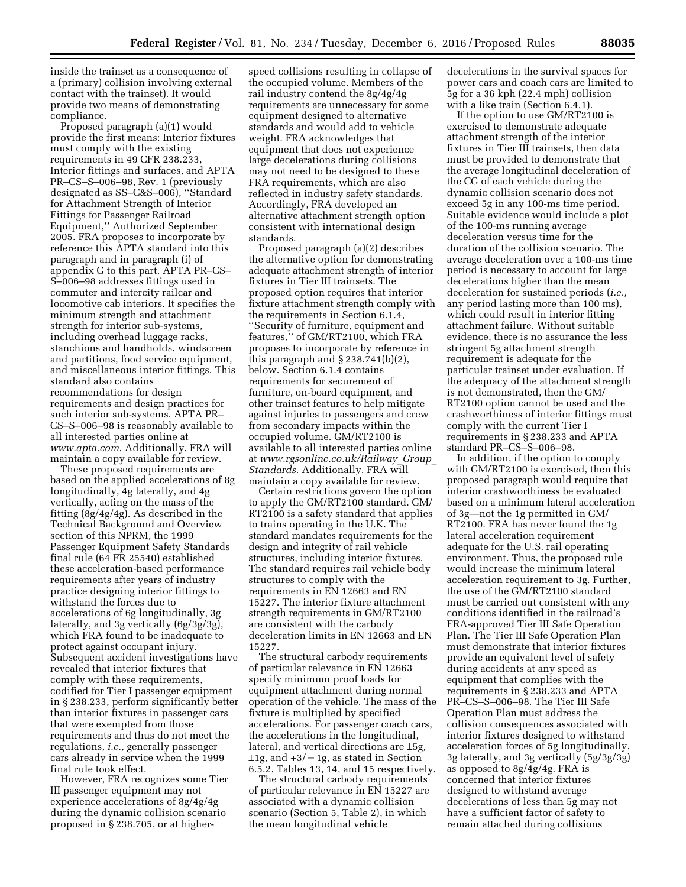inside the trainset as a consequence of a (primary) collision involving external contact with the trainset). It would provide two means of demonstrating compliance.

Proposed paragraph (a)(1) would provide the first means: Interior fixtures must comply with the existing requirements in 49 CFR 238.233, Interior fittings and surfaces, and APTA PR–CS–S–006–98, Rev. 1 (previously designated as SS–C&S–006), ''Standard for Attachment Strength of Interior Fittings for Passenger Railroad Equipment,'' Authorized September 2005. FRA proposes to incorporate by reference this APTA standard into this paragraph and in paragraph (i) of appendix G to this part. APTA PR–CS–S–006–98 addresses fittings used in commuter and intercity railcar and locomotive cab interiors. It specifies the minimum strength and attachment strength for interior sub-systems, including overhead luggage racks, stanchions and handholds, windscreen and partitions, food service equipment, and miscellaneous interior fittings. This standard also contains recommendations for design requirements and design practices for such interior sub-systems. APTA PR–CS–S–006–98 is reasonably available to all interested parties online at *www.apta.com*. Additionally, FRA will maintain a copy available for review.

These proposed requirements are based on the applied accelerations of 8g longitudinally, 4g laterally, and 4g vertically, acting on the mass of the fitting (8g/4g/4g). As described in the Technical Background and Overview section of this NPRM, the 1999 Passenger Equipment Safety Standards final rule (64 FR 25540) established these acceleration-based performance requirements after years of industry practice designing interior fittings to withstand the forces due to accelerations of 6g longitudinally, 3g laterally, and 3g vertically (6g/3g/3g), which FRA found to be inadequate to protect against occupant injury. Subsequent accident investigations have revealed that interior fixtures that comply with these requirements, codified for Tier I passenger equipment in § 238.233, perform significantly better than interior fixtures in passenger cars that were exempted from those requirements and thus do not meet the regulations, *i.e.,* generally passenger cars already in service when the 1999 final rule took effect.

However, FRA recognizes some Tier III passenger equipment may not experience accelerations of 8g/4g/4g during the dynamic collision scenario proposed in § 238.705, or at higher-speed collisions resulting in collapse of the occupied volume. Members of the rail industry contend the 8g/4g/4g requirements are unnecessary for some equipment designed to alternative standards and would add to vehicle weight. FRA acknowledges that equipment that does not experience large decelerations during collisions may not need to be designed to these FRA requirements, which are also reflected in industry safety standards. Accordingly, FRA developed an alternative attachment strength option consistent with international design standards.

Proposed paragraph (a)(2) describes the alternative option for demonstrating adequate attachment strength of interior fixtures in Tier III trainsets. The proposed option requires that interior fixture attachment strength comply with the requirements in Section 6.1.4, ''Security of furniture, equipment and features,'' of GM/RT2100, which FRA proposes to incorporate by reference in this paragraph and § 238.741(b)(2), below. Section 6.1.4 contains requirements for securement of furniture, on-board equipment, and other trainset features to help mitigate against injuries to passengers and crew from secondary impacts within the occupied volume. GM/RT2100 is available to all interested parties online at *www.rgsonline.co.uk/Railway_Group_Standards*. Additionally, FRA will maintain a copy available for review.

Certain restrictions govern the option to apply the GM/RT2100 standard. GM/RT2100 is a safety standard that applies to trains operating in the U.K. The standard mandates requirements for the design and integrity of rail vehicle structures, including interior fixtures. The standard requires rail vehicle body structures to comply with the requirements in EN 12663 and EN 15227. The interior fixture attachment strength requirements in GM/RT2100 are consistent with the carbody deceleration limits in EN 12663 and EN 15227.

The structural carbody requirements of particular relevance in EN 12663 specify minimum proof loads for equipment attachment during normal operation of the vehicle. The mass of the fixture is multiplied by specified accelerations. For passenger coach cars, the accelerations in the longitudinal, lateral, and vertical directions are ±5g, ±1g, and +3/−1g, as stated in Section 6.5.2, Tables 13, 14, and 15 respectively.

The structural carbody requirements of particular relevance in EN 15227 are associated with a dynamic collision scenario (Section 5, Table 2), in which the mean longitudinal vehicle decelerations in the survival spaces for power cars and coach cars are limited to 5g for a 36 kph (22.4 mph) collision with a like train (Section 6.4.1).

If the option to use GM/RT2100 is exercised to demonstrate adequate attachment strength of the interior fixtures in Tier III trainsets, then data must be provided to demonstrate that the average longitudinal deceleration of the CG of each vehicle during the dynamic collision scenario does not exceed 5g in any 100-ms time period. Suitable evidence would include a plot of the 100-ms running average deceleration versus time for the duration of the collision scenario. The average deceleration over a 100-ms time period is necessary to account for large decelerations higher than the mean deceleration for sustained periods (*i.e.,* any period lasting more than 100 ms), which could result in interior fitting attachment failure. Without suitable evidence, there is no assurance the less stringent 5g attachment strength requirement is adequate for the particular trainset under evaluation. If the adequacy of the attachment strength is not demonstrated, then the GM/RT2100 option cannot be used and the crashworthiness of interior fittings must comply with the current Tier I requirements in § 238.233 and APTA standard PR–CS–S–006–98.

In addition, if the option to comply with GM/RT2100 is exercised, then this proposed paragraph would require that interior crashworthiness be evaluated based on a minimum lateral acceleration of 3g—not the 1g permitted in GM/RT2100. FRA has never found the 1g lateral acceleration requirement adequate for the U.S. rail operating environment. Thus, the proposed rule would increase the minimum lateral acceleration requirement to 3g. Further, the use of the GM/RT2100 standard must be carried out consistent with any conditions identified in the railroad's FRA-approved Tier III Safe Operation Plan. The Tier III Safe Operation Plan must demonstrate that interior fixtures provide an equivalent level of safety during accidents at any speed as equipment that complies with the requirements in § 238.233 and APTA PR–CS–S–006–98. The Tier III Safe Operation Plan must address the collision consequences associated with interior fixtures designed to withstand acceleration forces of 5g longitudinally, 3g laterally, and 3g vertically (5g/3g/3g) as opposed to 8g/4g/4g. FRA is concerned that interior fixtures designed to withstand average decelerations of less than 5g may not have a sufficient factor of safety to remain attached during collisions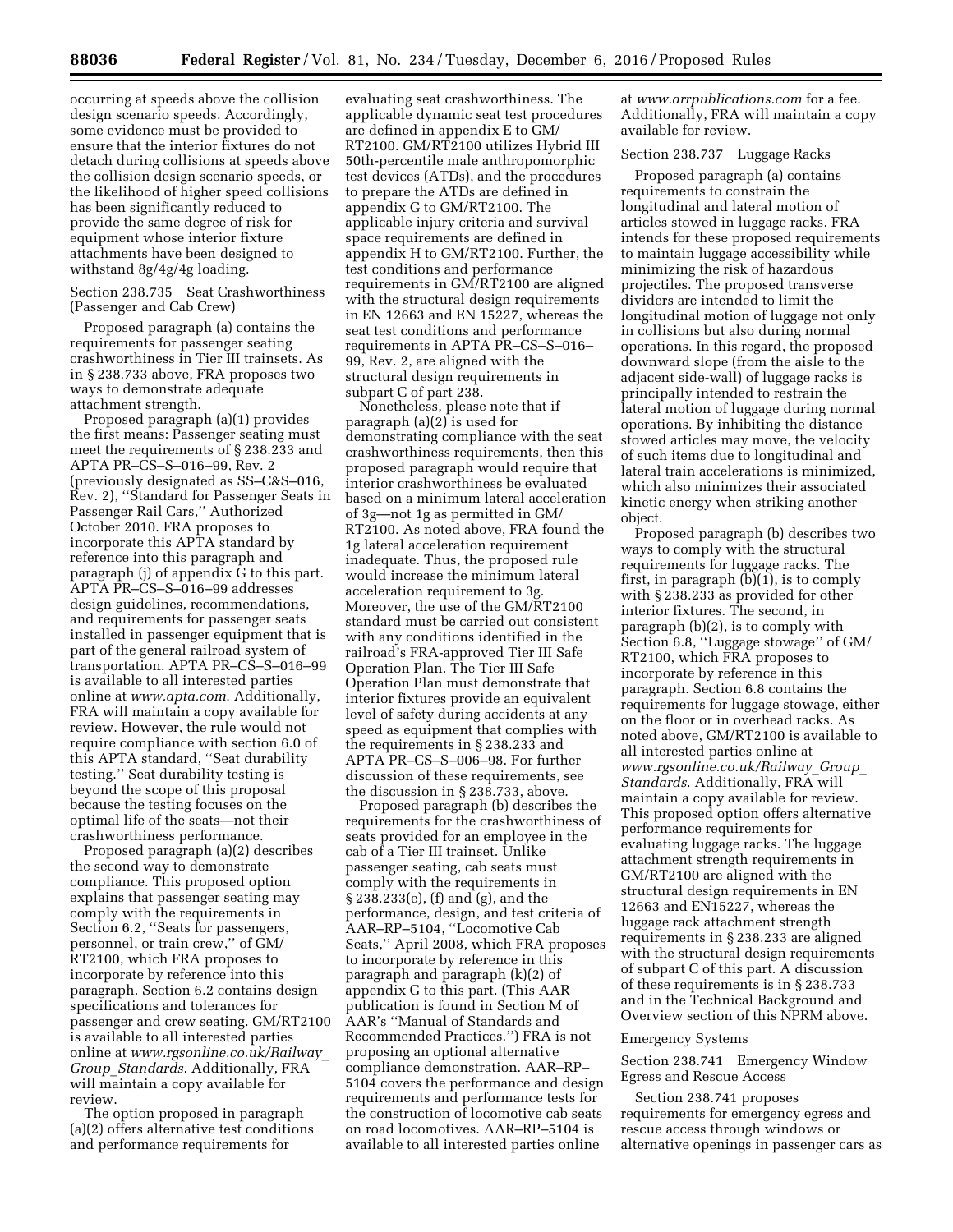occurring at speeds above the collision design scenario speeds. Accordingly, some evidence must be provided to ensure that the interior fixtures do not detach during collisions at speeds above the collision design scenario speeds, or the likelihood of higher speed collisions has been significantly reduced to provide the same degree of risk for equipment whose interior fixture attachments have been designed to withstand 8g/4g/4g loading.

Section 238.735 Seat Crashworthiness (Passenger and Cab Crew)

Proposed paragraph (a) contains the requirements for passenger seating crashworthiness in Tier III trainsets. As in § 238.733 above, FRA proposes two ways to demonstrate adequate attachment strength.

Proposed paragraph (a)(1) provides the first means: Passenger seating must meet the requirements of § 238.233 and APTA PR–CS–S–016–99, Rev. 2 (previously designated as SS–C&S–016, Rev. 2), ''Standard for Passenger Seats in Passenger Rail Cars,'' Authorized October 2010. FRA proposes to incorporate this APTA standard by reference into this paragraph and paragraph (j) of appendix G to this part. APTA PR–CS–S–016–99 addresses design guidelines, recommendations, and requirements for passenger seats installed in passenger equipment that is part of the general railroad system of transportation. APTA PR–CS–S–016–99 is available to all interested parties online at *www.apta.com*. Additionally, FRA will maintain a copy available for review. However, the rule would not require compliance with section 6.0 of this APTA standard, ''Seat durability testing.'' Seat durability testing is beyond the scope of this proposal because the testing focuses on the optimal life of the seats—not their crashworthiness performance.

Proposed paragraph (a)(2) describes the second way to demonstrate compliance. This proposed option explains that passenger seating may comply with the requirements in Section 6.2, ''Seats for passengers, personnel, or train crew,'' of GM/RT2100, which FRA proposes to incorporate by reference into this paragraph. Section 6.2 contains design specifications and tolerances for passenger and crew seating. GM/RT2100 is available to all interested parties online at *www.rgsonline.co.uk/Railway_Group_Standards*. Additionally, FRA will maintain a copy available for review.

The option proposed in paragraph (a)(2) offers alternative test conditions and performance requirements for evaluating seat crashworthiness. The applicable dynamic seat test procedures are defined in appendix E to GM/RT2100. GM/RT2100 utilizes Hybrid III 50th-percentile male anthropomorphic test devices (ATDs), and the procedures to prepare the ATDs are defined in appendix G to GM/RT2100. The applicable injury criteria and survival space requirements are defined in appendix H to GM/RT2100. Further, the test conditions and performance requirements in GM/RT2100 are aligned with the structural design requirements in EN 12663 and EN 15227, whereas the seat test conditions and performance requirements in APTA PR–CS–S–016–99, Rev. 2, are aligned with the structural design requirements in subpart C of part 238.

Nonetheless, please note that if paragraph (a)(2) is used for demonstrating compliance with the seat crashworthiness requirements, then this proposed paragraph would require that interior crashworthiness be evaluated based on a minimum lateral acceleration of 3g—not 1g as permitted in GM/RT2100. As noted above, FRA found the 1g lateral acceleration requirement inadequate. Thus, the proposed rule would increase the minimum lateral acceleration requirement to 3g. Moreover, the use of the GM/RT2100 standard must be carried out consistent with any conditions identified in the railroad's FRA-approved Tier III Safe Operation Plan. The Tier III Safe Operation Plan must demonstrate that interior fixtures provide an equivalent level of safety during accidents at any speed as equipment that complies with the requirements in § 238.233 and APTA PR–CS–S–006–98. For further discussion of these requirements, see the discussion in § 238.733, above.

Proposed paragraph (b) describes the requirements for the crashworthiness of seats provided for an employee in the cab of a Tier III trainset. Unlike passenger seating, cab seats must comply with the requirements in § 238.233(e), (f) and (g), and the performance, design, and test criteria of AAR–RP–5104, ''Locomotive Cab Seats,'' April 2008, which FRA proposes to incorporate by reference in this paragraph and paragraph (k)(2) of appendix G to this part. (This AAR publication is found in Section M of AAR's ''Manual of Standards and Recommended Practices.'') FRA is not proposing an optional alternative compliance demonstration. AAR–RP–5104 covers the performance and design requirements and performance tests for the construction of locomotive cab seats on road locomotives. AAR–RP–5104 is available to all interested parties online at *www.arrpublications.com* for a fee. Additionally, FRA will maintain a copy available for review.

Section 238.737 Luggage Racks

Proposed paragraph (a) contains requirements to constrain the longitudinal and lateral motion of articles stowed in luggage racks. FRA intends for these proposed requirements to maintain luggage accessibility while minimizing the risk of hazardous projectiles. The proposed transverse dividers are intended to limit the longitudinal motion of luggage not only in collisions but also during normal operations. In this regard, the proposed downward slope (from the aisle to the adjacent side-wall) of luggage racks is principally intended to restrain the lateral motion of luggage during normal operations. By inhibiting the distance stowed articles may move, the velocity of such items due to longitudinal and lateral train accelerations is minimized, which also minimizes their associated kinetic energy when striking another object.

Proposed paragraph (b) describes two ways to comply with the structural requirements for luggage racks. The first, in paragraph (b)(1), is to comply with § 238.233 as provided for other interior fixtures. The second, in paragraph (b)(2), is to comply with Section 6.8, ''Luggage stowage'' of GM/RT2100, which FRA proposes to incorporate by reference in this paragraph. Section 6.8 contains the requirements for luggage stowage, either on the floor or in overhead racks. As noted above, GM/RT2100 is available to all interested parties online at *www.rgsonline.co.uk/Railway_Group_Standards*. Additionally, FRA will maintain a copy available for review. This proposed option offers alternative performance requirements for evaluating luggage racks. The luggage attachment strength requirements in GM/RT2100 are aligned with the structural design requirements in EN 12663 and EN15227, whereas the luggage rack attachment strength requirements in § 238.233 are aligned with the structural design requirements of subpart C of this part. A discussion of these requirements is in § 238.733 and in the Technical Background and Overview section of this NPRM above.

Emergency Systems

Section 238.741 Emergency Window Egress and Rescue Access

Section 238.741 proposes requirements for emergency egress and rescue access through windows or alternative openings in passenger cars as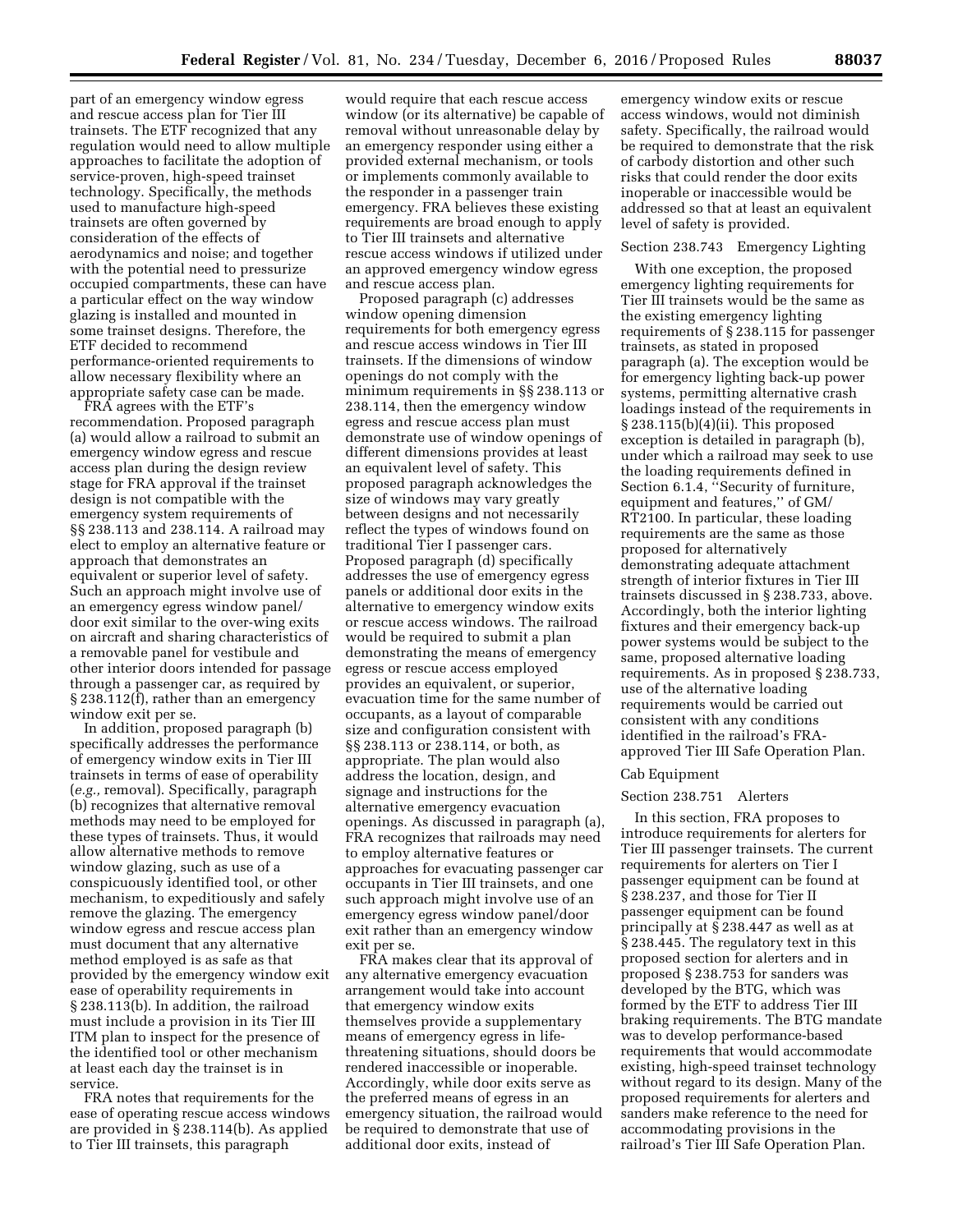part of an emergency window egress and rescue access plan for Tier III trainsets. The ETF recognized that any regulation would need to allow multiple approaches to facilitate the adoption of service-proven, high-speed trainset technology. Specifically, the methods used to manufacture high-speed trainsets are often governed by consideration of the effects of aerodynamics and noise; and together with the potential need to pressurize occupied compartments, these can have a particular effect on the way window glazing is installed and mounted in some trainset designs. Therefore, the ETF decided to recommend performance-oriented requirements to allow necessary flexibility where an appropriate safety case can be made.

FRA agrees with the ETF's recommendation. Proposed paragraph (a) would allow a railroad to submit an emergency window egress and rescue access plan during the design review stage for FRA approval if the trainset design is not compatible with the emergency system requirements of §§ 238.113 and 238.114. A railroad may elect to employ an alternative feature or approach that demonstrates an equivalent or superior level of safety. Such an approach might involve use of an emergency egress window panel/ door exit similar to the over-wing exits on aircraft and sharing characteristics of a removable panel for vestibule and other interior doors intended for passage through a passenger car, as required by § 238.112(f), rather than an emergency window exit per se.

In addition, proposed paragraph (b) specifically addresses the performance of emergency window exits in Tier III trainsets in terms of ease of operability (*e.g.,* removal). Specifically, paragraph (b) recognizes that alternative removal methods may need to be employed for these types of trainsets. Thus, it would allow alternative methods to remove window glazing, such as use of a conspicuously identified tool, or other mechanism, to expeditiously and safely remove the glazing. The emergency window egress and rescue access plan must document that any alternative method employed is as safe as that provided by the emergency window exit ease of operability requirements in § 238.113(b). In addition, the railroad must include a provision in its Tier III ITM plan to inspect for the presence of the identified tool or other mechanism at least each day the trainset is in service.

FRA notes that requirements for the ease of operating rescue access windows are provided in § 238.114(b). As applied to Tier III trainsets, this paragraph would require that each rescue access window (or its alternative) be capable of removal without unreasonable delay by an emergency responder using either a provided external mechanism, or tools or implements commonly available to the responder in a passenger train emergency. FRA believes these existing requirements are broad enough to apply to Tier III trainsets and alternative rescue access windows if utilized under an approved emergency window egress and rescue access plan.

Proposed paragraph (c) addresses window opening dimension requirements for both emergency egress and rescue access windows in Tier III trainsets. If the dimensions of window openings do not comply with the minimum requirements in §§ 238.113 or 238.114, then the emergency window egress and rescue access plan must demonstrate use of window openings of different dimensions provides at least an equivalent level of safety. This proposed paragraph acknowledges the size of windows may vary greatly between designs and not necessarily reflect the types of windows found on traditional Tier I passenger cars. Proposed paragraph (d) specifically addresses the use of emergency egress panels or additional door exits in the alternative to emergency window exits or rescue access windows. The railroad would be required to submit a plan demonstrating the means of emergency egress or rescue access employed provides an equivalent, or superior, evacuation time for the same number of occupants, as a layout of comparable size and configuration consistent with §§ 238.113 or 238.114, or both, as appropriate. The plan would also address the location, design, and signage and instructions for the alternative emergency evacuation openings. As discussed in paragraph (a), FRA recognizes that railroads may need to employ alternative features or approaches for evacuating passenger car occupants in Tier III trainsets, and one such approach might involve use of an emergency egress window panel/door exit rather than an emergency window exit per se.

FRA makes clear that its approval of any alternative emergency evacuation arrangement would take into account that emergency window exits themselves provide a supplementary means of emergency egress in life-threatening situations, should doors be rendered inaccessible or inoperable. Accordingly, while door exits serve as the preferred means of egress in an emergency situation, the railroad would be required to demonstrate that use of additional door exits, instead of emergency window exits or rescue access windows, would not diminish safety. Specifically, the railroad would be required to demonstrate that the risk of carbody distortion and other such risks that could render the door exits inoperable or inaccessible would be addressed so that at least an equivalent level of safety is provided.

Section 238.743 Emergency Lighting

With one exception, the proposed emergency lighting requirements for Tier III trainsets would be the same as the existing emergency lighting requirements of § 238.115 for passenger trainsets, as stated in proposed paragraph (a). The exception would be for emergency lighting back-up power systems, permitting alternative crash loadings instead of the requirements in § 238.115(b)(4)(ii). This proposed exception is detailed in paragraph (b), under which a railroad may seek to use the loading requirements defined in Section 6.1.4, ''Security of furniture, equipment and features,'' of GM/ RT2100. In particular, these loading requirements are the same as those proposed for alternatively demonstrating adequate attachment strength of interior fixtures in Tier III trainsets discussed in § 238.733, above. Accordingly, both the interior lighting fixtures and their emergency back-up power systems would be subject to the same, proposed alternative loading requirements. As in proposed § 238.733, use of the alternative loading requirements would be carried out consistent with any conditions identified in the railroad's FRA-approved Tier III Safe Operation Plan.

Cab Equipment

Section 238.751 Alerters

In this section, FRA proposes to introduce requirements for alerters for Tier III passenger trainsets. The current requirements for alerters on Tier I passenger equipment can be found at § 238.237, and those for Tier II passenger equipment can be found principally at § 238.447 as well as at § 238.445. The regulatory text in this proposed section for alerters and in proposed § 238.753 for sanders was developed by the BTG, which was formed by the ETF to address Tier III braking requirements. The BTG mandate was to develop performance-based requirements that would accommodate existing, high-speed trainset technology without regard to its design. Many of the proposed requirements for alerters and sanders make reference to the need for accommodating provisions in the railroad's Tier III Safe Operation Plan.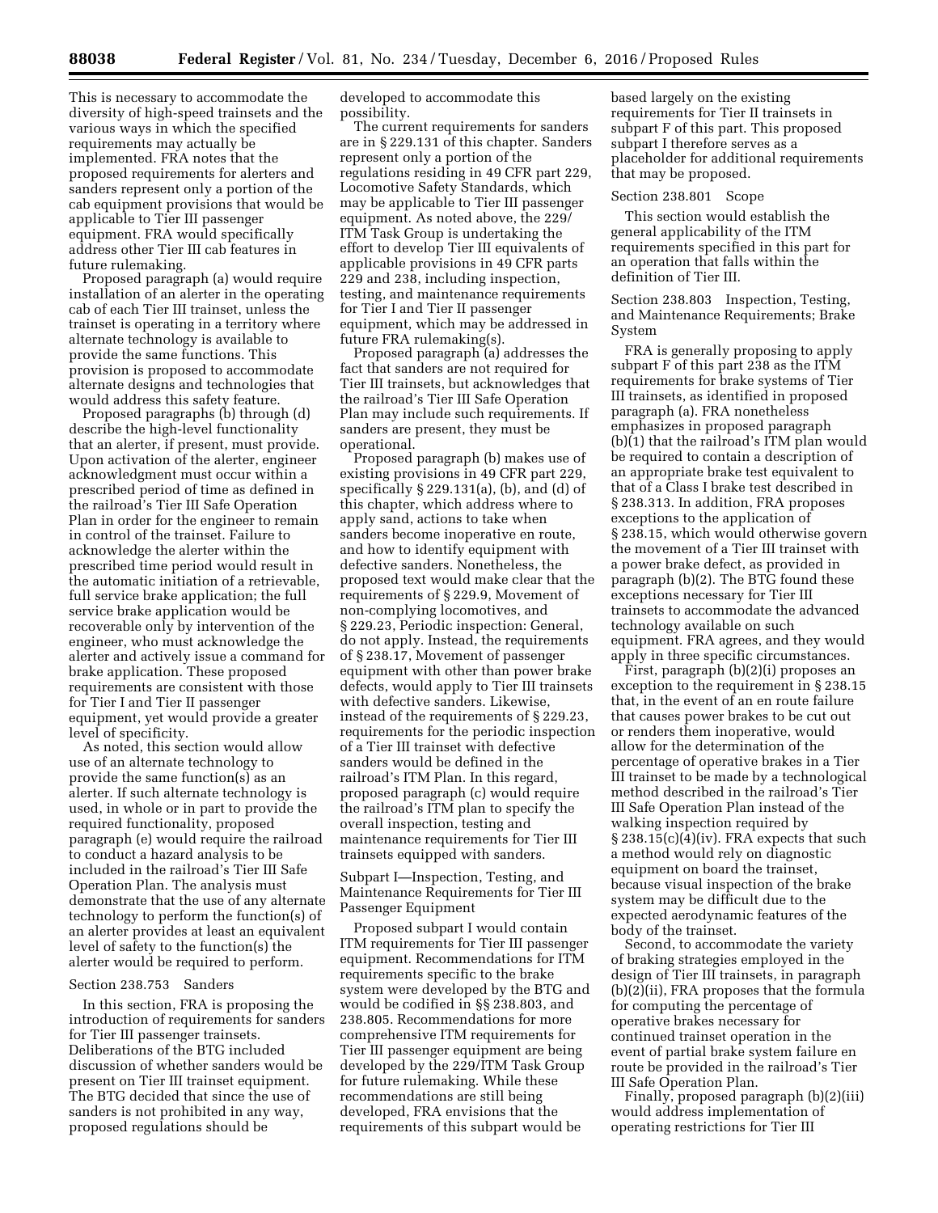This is necessary to accommodate the diversity of high-speed trainsets and the various ways in which the specified requirements may actually be implemented. FRA notes that the proposed requirements for alerters and sanders represent only a portion of the cab equipment provisions that would be applicable to Tier III passenger equipment. FRA would specifically address other Tier III cab features in future rulemaking.

Proposed paragraph (a) would require installation of an alerter in the operating cab of each Tier III trainset, unless the trainset is operating in a territory where alternate technology is available to provide the same functions. This provision is proposed to accommodate alternate designs and technologies that would address this safety feature.

Proposed paragraphs (b) through (d) describe the high-level functionality that an alerter, if present, must provide. Upon activation of the alerter, engineer acknowledgment must occur within a prescribed period of time as defined in the railroad's Tier III Safe Operation Plan in order for the engineer to remain in control of the trainset. Failure to acknowledge the alerter within the prescribed time period would result in the automatic initiation of a retrievable, full service brake application; the full service brake application would be recoverable only by intervention of the engineer, who must acknowledge the alerter and actively issue a command for brake application. These proposed requirements are consistent with those for Tier I and Tier II passenger equipment, yet would provide a greater level of specificity.

As noted, this section would allow use of an alternate technology to provide the same function(s) as an alerter. If such alternate technology is used, in whole or in part to provide the required functionality, proposed paragraph (e) would require the railroad to conduct a hazard analysis to be included in the railroad's Tier III Safe Operation Plan. The analysis must demonstrate that the use of any alternate technology to perform the function(s) of an alerter provides at least an equivalent level of safety to the function(s) the alerter would be required to perform.

### Section 238.753 Sanders

In this section, FRA is proposing the introduction of requirements for sanders for Tier III passenger trainsets. Deliberations of the BTG included discussion of whether sanders would be present on Tier III trainset equipment. The BTG decided that since the use of sanders is not prohibited in any way, proposed regulations should be developed to accommodate this possibility.

The current requirements for sanders are in § 229.131 of this chapter. Sanders represent only a portion of the regulations residing in 49 CFR part 229, Locomotive Safety Standards, which may be applicable to Tier III passenger equipment. As noted above, the 229/ITM Task Group is undertaking the effort to develop Tier III equivalents of applicable provisions in 49 CFR parts 229 and 238, including inspection, testing, and maintenance requirements for Tier I and Tier II passenger equipment, which may be addressed in future FRA rulemaking(s).

Proposed paragraph (a) addresses the fact that sanders are not required for Tier III trainsets, but acknowledges that the railroad's Tier III Safe Operation Plan may include such requirements. If sanders are present, they must be operational.

Proposed paragraph (b) makes use of existing provisions in 49 CFR part 229, specifically § 229.131(a), (b), and (d) of this chapter, which address where to apply sand, actions to take when sanders become inoperative en route, and how to identify equipment with defective sanders. Nonetheless, the proposed text would make clear that the requirements of § 229.9, Movement of non-complying locomotives, and § 229.23, Periodic inspection: General, do not apply. Instead, the requirements of § 238.17, Movement of passenger equipment with other than power brake defects, would apply to Tier III trainsets with defective sanders. Likewise, instead of the requirements of § 229.23, requirements for the periodic inspection of a Tier III trainset with defective sanders would be defined in the railroad's ITM Plan. In this regard, proposed paragraph (c) would require the railroad's ITM plan to specify the overall inspection, testing and maintenance requirements for Tier III trainsets equipped with sanders.

## Subpart I—Inspection, Testing, and Maintenance Requirements for Tier III Passenger Equipment

Proposed subpart I would contain ITM requirements for Tier III passenger equipment. Recommendations for ITM requirements specific to the brake system were developed by the BTG and would be codified in §§ 238.803, and 238.805. Recommendations for more comprehensive ITM requirements for Tier III passenger equipment are being developed by the 229/ITM Task Group for future rulemaking. While these recommendations are still being developed, FRA envisions that the requirements of this subpart would be based largely on the existing requirements for Tier II trainsets in subpart F of this part. This proposed subpart I therefore serves as a placeholder for additional requirements that may be proposed.

### Section 238.801 Scope

This section would establish the general applicability of the ITM requirements specified in this part for an operation that falls within the definition of Tier III.

### Section 238.803 Inspection, Testing, and Maintenance Requirements; Brake System

FRA is generally proposing to apply subpart F of this part 238 as the ITM requirements for brake systems of Tier III trainsets, as identified in proposed paragraph (a). FRA nonetheless emphasizes in proposed paragraph (b)(1) that the railroad's ITM plan would be required to contain a description of an appropriate brake test equivalent to that of a Class I brake test described in § 238.313. In addition, FRA proposes exceptions to the application of § 238.15, which would otherwise govern the movement of a Tier III trainset with a power brake defect, as provided in paragraph (b)(2). The BTG found these exceptions necessary for Tier III trainsets to accommodate the advanced technology available on such equipment. FRA agrees, and they would apply in three specific circumstances.

First, paragraph (b)(2)(i) proposes an exception to the requirement in § 238.15 that, in the event of an en route failure that causes power brakes to be cut out or renders them inoperative, would allow for the determination of the percentage of operative brakes in a Tier III trainset to be made by a technological method described in the railroad's Tier III Safe Operation Plan instead of the walking inspection required by § 238.15(c)(4)(iv). FRA expects that such a method would rely on diagnostic equipment on board the trainset, because visual inspection of the brake system may be difficult due to the expected aerodynamic features of the body of the trainset.

Second, to accommodate the variety of braking strategies employed in the design of Tier III trainsets, in paragraph (b)(2)(ii), FRA proposes that the formula for computing the percentage of operative brakes necessary for continued trainset operation in the event of partial brake system failure en route be provided in the railroad's Tier III Safe Operation Plan.

Finally, proposed paragraph (b)(2)(iii) would address implementation of operating restrictions for Tier III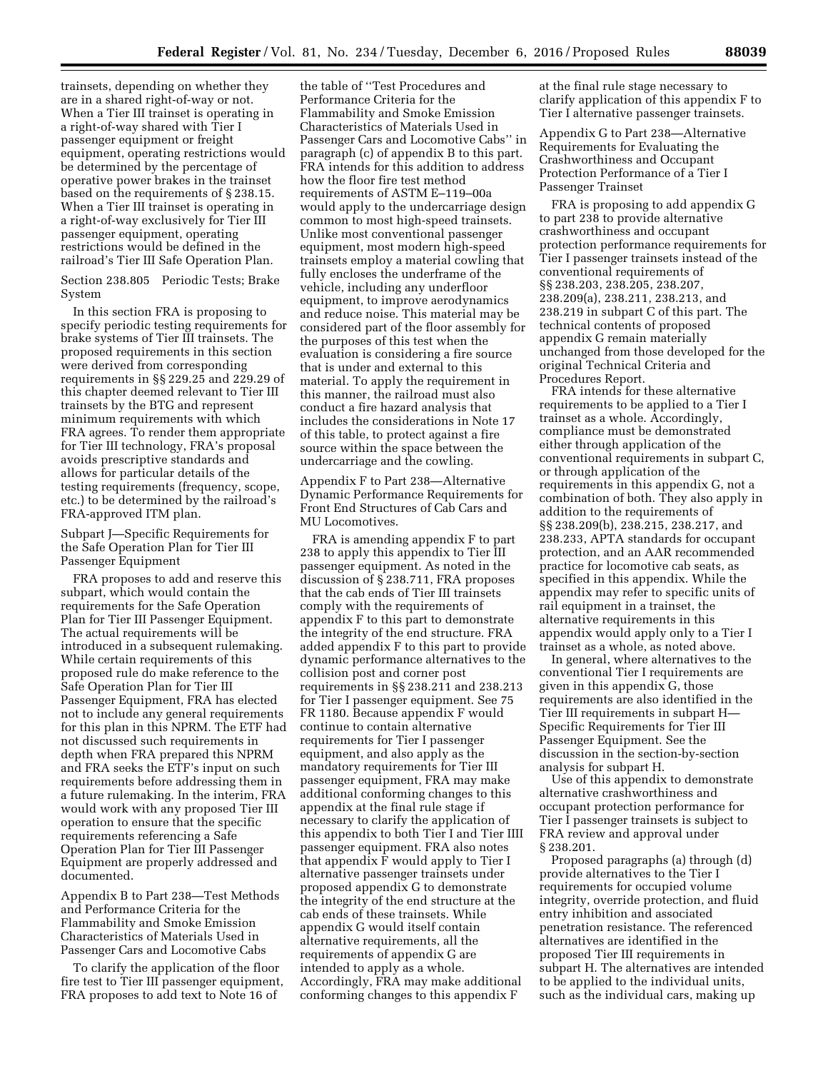trainsets, depending on whether they are in a shared right-of-way or not. When a Tier III trainset is operating in a right-of-way shared with Tier I passenger equipment or freight equipment, operating restrictions would be determined by the percentage of operative power brakes in the trainset based on the requirements of § 238.15. When a Tier III trainset is operating in a right-of-way exclusively for Tier III passenger equipment, operating restrictions would be defined in the railroad's Tier III Safe Operation Plan.

Section 238.805 Periodic Tests; Brake System

In this section FRA is proposing to specify periodic testing requirements for brake systems of Tier III trainsets. The proposed requirements in this section were derived from corresponding requirements in §§ 229.25 and 229.29 of this chapter deemed relevant to Tier III trainsets by the BTG and represent minimum requirements with which FRA agrees. To render them appropriate for Tier III technology, FRA's proposal avoids prescriptive standards and allows for particular details of the testing requirements (frequency, scope, etc.) to be determined by the railroad's FRA-approved ITM plan.

Subpart J—Specific Requirements for the Safe Operation Plan for Tier III Passenger Equipment

FRA proposes to add and reserve this subpart, which would contain the requirements for the Safe Operation Plan for Tier III Passenger Equipment. The actual requirements will be introduced in a subsequent rulemaking. While certain requirements of this proposed rule do make reference to the Safe Operation Plan for Tier III Passenger Equipment, FRA has elected not to include any general requirements for this plan in this NPRM. The ETF had not discussed such requirements in depth when FRA prepared this NPRM and FRA seeks the ETF's input on such requirements before addressing them in a future rulemaking. In the interim, FRA would work with any proposed Tier III operation to ensure that the specific requirements referencing a Safe Operation Plan for Tier III Passenger Equipment are properly addressed and documented.

Appendix B to Part 238—Test Methods and Performance Criteria for the Flammability and Smoke Emission Characteristics of Materials Used in Passenger Cars and Locomotive Cabs

To clarify the application of the floor fire test to Tier III passenger equipment, FRA proposes to add text to Note 16 of the table of "Test Procedures and Performance Criteria for the Flammability and Smoke Emission Characteristics of Materials Used in Passenger Cars and Locomotive Cabs" in paragraph (c) of appendix B to this part. FRA intends for this addition to address how the floor fire test method requirements of ASTM E–119–00a would apply to the undercarriage design common to most high-speed trainsets. Unlike most conventional passenger equipment, most modern high-speed trainsets employ a material cowling that fully encloses the underframe of the vehicle, including any underfloor equipment, to improve aerodynamics and reduce noise. This material may be considered part of the floor assembly for the purposes of this test when the evaluation is considering a fire source that is under and external to this material. To apply the requirement in this manner, the railroad must also conduct a fire hazard analysis that includes the considerations in Note 17 of this table, to protect against a fire source within the space between the undercarriage and the cowling.

Appendix F to Part 238—Alternative Dynamic Performance Requirements for Front End Structures of Cab Cars and MU Locomotives.

FRA is amending appendix F to part 238 to apply this appendix to Tier III passenger equipment. As noted in the discussion of § 238.711, FRA proposes that the cab ends of Tier III trainsets comply with the requirements of appendix F to this part to demonstrate the integrity of the end structure. FRA added appendix F to this part to provide dynamic performance alternatives to the collision post and corner post requirements in §§ 238.211 and 238.213 for Tier I passenger equipment. See 75 FR 1180. Because appendix F would continue to contain alternative requirements for Tier I passenger equipment, and also apply as the mandatory requirements for Tier III passenger equipment, FRA may make additional conforming changes to this appendix at the final rule stage if necessary to clarify the application of this appendix to both Tier I and Tier IIII passenger equipment. FRA also notes that appendix F would apply to Tier I alternative passenger trainsets under proposed appendix G to demonstrate the integrity of the end structure at the cab ends of these trainsets. While appendix G would itself contain alternative requirements, all the requirements of appendix G are intended to apply as a whole. Accordingly, FRA may make additional conforming changes to this appendix F at the final rule stage necessary to clarify application of this appendix F to Tier I alternative passenger trainsets.

Appendix G to Part 238—Alternative Requirements for Evaluating the Crashworthiness and Occupant Protection Performance of a Tier I Passenger Trainset

FRA is proposing to add appendix G to part 238 to provide alternative crashworthiness and occupant protection performance requirements for Tier I passenger trainsets instead of the conventional requirements of §§ 238.203, 238.205, 238.207, 238.209(a), 238.211, 238.213, and 238.219 in subpart C of this part. The technical contents of proposed appendix G remain materially unchanged from those developed for the original Technical Criteria and Procedures Report.

FRA intends for these alternative requirements to be applied to a Tier I trainset as a whole. Accordingly, compliance must be demonstrated either through application of the conventional requirements in subpart C, or through application of the requirements in this appendix G, not a combination of both. They also apply in addition to the requirements of §§ 238.209(b), 238.215, 238.217, and 238.233, APTA standards for occupant protection, and an AAR recommended practice for locomotive cab seats, as specified in this appendix. While the appendix may refer to specific units of rail equipment in a trainset, the alternative requirements in this appendix would apply only to a Tier I trainset as a whole, as noted above.

In general, where alternatives to the conventional Tier I requirements are given in this appendix G, those requirements are also identified in the Tier III requirements in subpart H—Specific Requirements for Tier III Passenger Equipment. See the discussion in the section-by-section analysis for subpart H.

Use of this appendix to demonstrate alternative crashworthiness and occupant protection performance for Tier I passenger trainsets is subject to FRA review and approval under § 238.201.

Proposed paragraphs (a) through (d) provide alternatives to the Tier I requirements for occupied volume integrity, override protection, and fluid entry inhibition and associated penetration resistance. The referenced alternatives are identified in the proposed Tier III requirements in subpart H. The alternatives are intended to be applied to the individual units, such as the individual cars, making up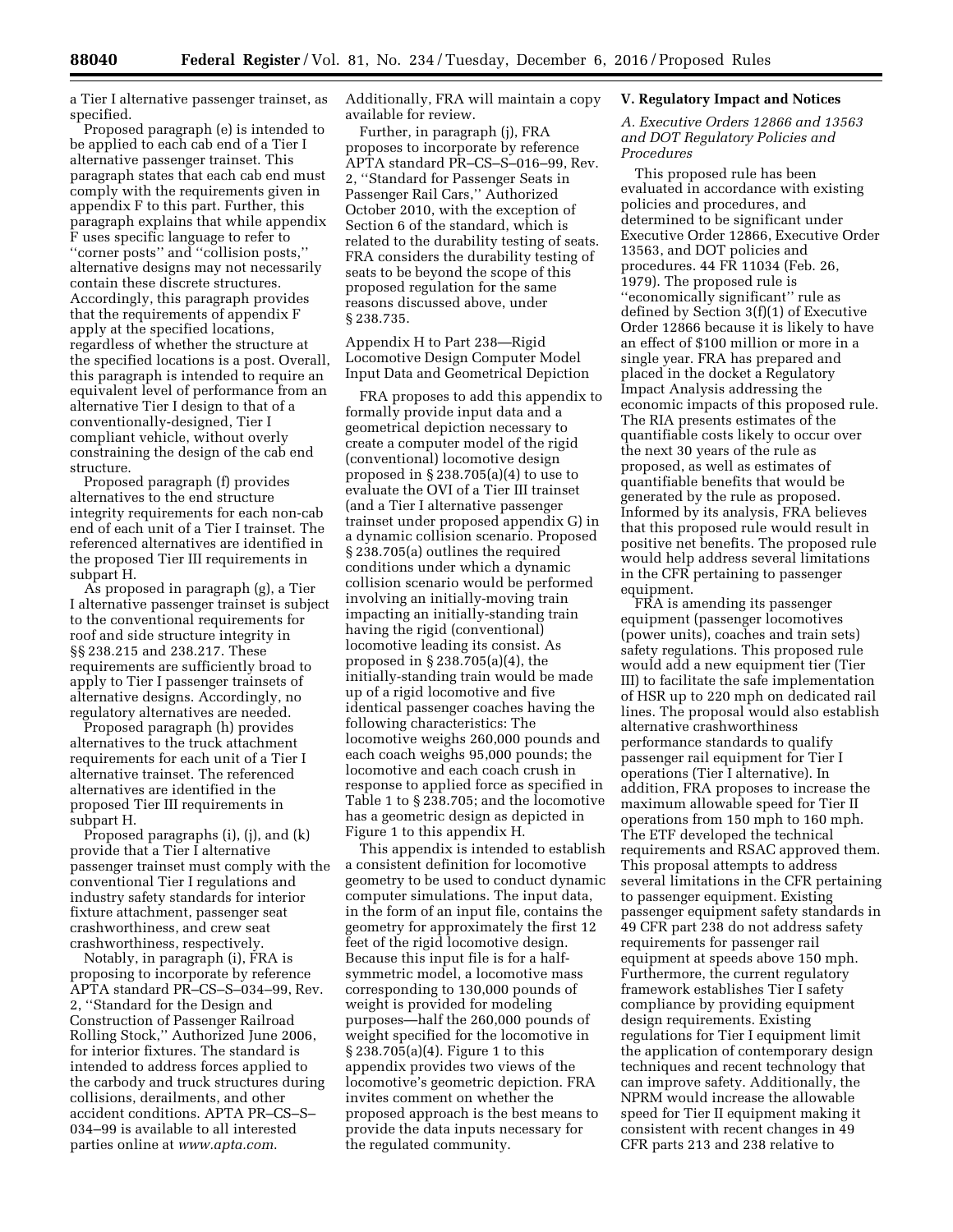a Tier I alternative passenger trainset, as specified.

Proposed paragraph (e) is intended to be applied to each cab end of a Tier I alternative passenger trainset. This paragraph states that each cab end must comply with the requirements given in appendix F to this part. Further, this paragraph explains that while appendix F uses specific language to refer to "corner posts" and "collision posts," alternative designs may not necessarily contain these discrete structures. Accordingly, this paragraph provides that the requirements of appendix F apply at the specified locations, regardless of whether the structure at the specified locations is a post. Overall, this paragraph is intended to require an equivalent level of performance from an alternative Tier I design to that of a conventionally-designed, Tier I compliant vehicle, without overly constraining the design of the cab end structure.

Proposed paragraph (f) provides alternatives to the end structure integrity requirements for each non-cab end of each unit of a Tier I trainset. The referenced alternatives are identified in the proposed Tier III requirements in subpart H.

As proposed in paragraph (g), a Tier I alternative passenger trainset is subject to the conventional requirements for roof and side structure integrity in §§ 238.215 and 238.217. These requirements are sufficiently broad to apply to Tier I passenger trainsets of alternative designs. Accordingly, no regulatory alternatives are needed.

Proposed paragraph (h) provides alternatives to the truck attachment requirements for each unit of a Tier I alternative trainset. The referenced alternatives are identified in the proposed Tier III requirements in subpart H.

Proposed paragraphs (i), (j), and (k) provide that a Tier I alternative passenger trainset must comply with the conventional Tier I regulations and industry safety standards for interior fixture attachment, passenger seat crashworthiness, and crew seat crashworthiness, respectively.

Notably, in paragraph (i), FRA is proposing to incorporate by reference APTA standard PR–CS–S–034–99, Rev. 2, "Standard for the Design and Construction of Passenger Railroad Rolling Stock," Authorized June 2006, for interior fixtures. The standard is intended to address forces applied to the carbody and truck structures during collisions, derailments, and other accident conditions. APTA PR–CS–S–034–99 is available to all interested parties online at *www.apta.com*. Additionally, FRA will maintain a copy available for review.

Further, in paragraph (j), FRA proposes to incorporate by reference APTA standard PR–CS–S–016–99, Rev. 2, "Standard for Passenger Seats in Passenger Rail Cars," Authorized October 2010, with the exception of Section 6 of the standard, which is related to the durability testing of seats. FRA considers the durability testing of seats to be beyond the scope of this proposed regulation for the same reasons discussed above, under § 238.735.

Appendix H to Part 238—Rigid Locomotive Design Computer Model Input Data and Geometrical Depiction

FRA proposes to add this appendix to formally provide input data and a geometrical depiction necessary to create a computer model of the rigid (conventional) locomotive design proposed in § 238.705(a)(4) to use to evaluate the OVI of a Tier III trainset (and a Tier I alternative passenger trainset under proposed appendix G) in a dynamic collision scenario. Proposed § 238.705(a) outlines the required conditions under which a dynamic collision scenario would be performed involving an initially-moving train impacting an initially-standing train having the rigid (conventional) locomotive leading its consist. As proposed in § 238.705(a)(4), the initially-standing train would be made up of a rigid locomotive and five identical passenger coaches having the following characteristics: The locomotive weighs 260,000 pounds and each coach weighs 95,000 pounds; the locomotive and each coach crush in response to applied force as specified in Table 1 to § 238.705; and the locomotive has a geometric design as depicted in Figure 1 to this appendix H.

This appendix is intended to establish a consistent definition for locomotive geometry to be used to conduct dynamic computer simulations. The input data, in the form of an input file, contains the geometry for approximately the first 12 feet of the rigid locomotive design. Because this input file is for a half-symmetric model, a locomotive mass corresponding to 130,000 pounds of weight is provided for modeling purposes—half the 260,000 pounds of weight specified for the locomotive in § 238.705(a)(4). Figure 1 to this appendix provides two views of the locomotive's geometric depiction. FRA invites comment on whether the proposed approach is the best means to provide the data inputs necessary for the regulated community.

## V. Regulatory Impact and Notices

### *A. Executive Orders 12866 and 13563 and DOT Regulatory Policies and Procedures*

This proposed rule has been evaluated in accordance with existing policies and procedures, and determined to be significant under Executive Order 12866, Executive Order 13563, and DOT policies and procedures. 44 FR 11034 (Feb. 26, 1979). The proposed rule is "economically significant" rule as defined by Section 3(f)(1) of Executive Order 12866 because it is likely to have an effect of $100 million or more in a single year. FRA has prepared and placed in the docket a Regulatory Impact Analysis addressing the economic impacts of this proposed rule. The RIA presents estimates of the quantifiable costs likely to occur over the next 30 years of the rule as proposed, as well as estimates of quantifiable benefits that would be generated by the rule as proposed. Informed by its analysis, FRA believes that this proposed rule would result in positive net benefits. The proposed rule would help address several limitations in the CFR pertaining to passenger equipment.

FRA is amending its passenger equipment (passenger locomotives (power units), coaches and train sets) safety regulations. This proposed rule would add a new equipment tier (Tier III) to facilitate the safe implementation of HSR up to 220 mph on dedicated rail lines. The proposal would also establish alternative crashworthiness performance standards to qualify passenger rail equipment for Tier I operations (Tier I alternative). In addition, FRA proposes to increase the maximum allowable speed for Tier II operations from 150 mph to 160 mph. The ETF developed the technical requirements and RSAC approved them. This proposal attempts to address several limitations in the CFR pertaining to passenger equipment. Existing passenger equipment safety standards in 49 CFR part 238 do not address safety requirements for passenger rail equipment at speeds above 150 mph. Furthermore, the current regulatory framework establishes Tier I safety compliance by providing equipment design requirements. Existing regulations for Tier I equipment limit the application of contemporary design techniques and recent technology that can improve safety. Additionally, the NPRM would increase the allowable speed for Tier II equipment making it consistent with recent changes in 49 CFR parts 213 and 238 relative to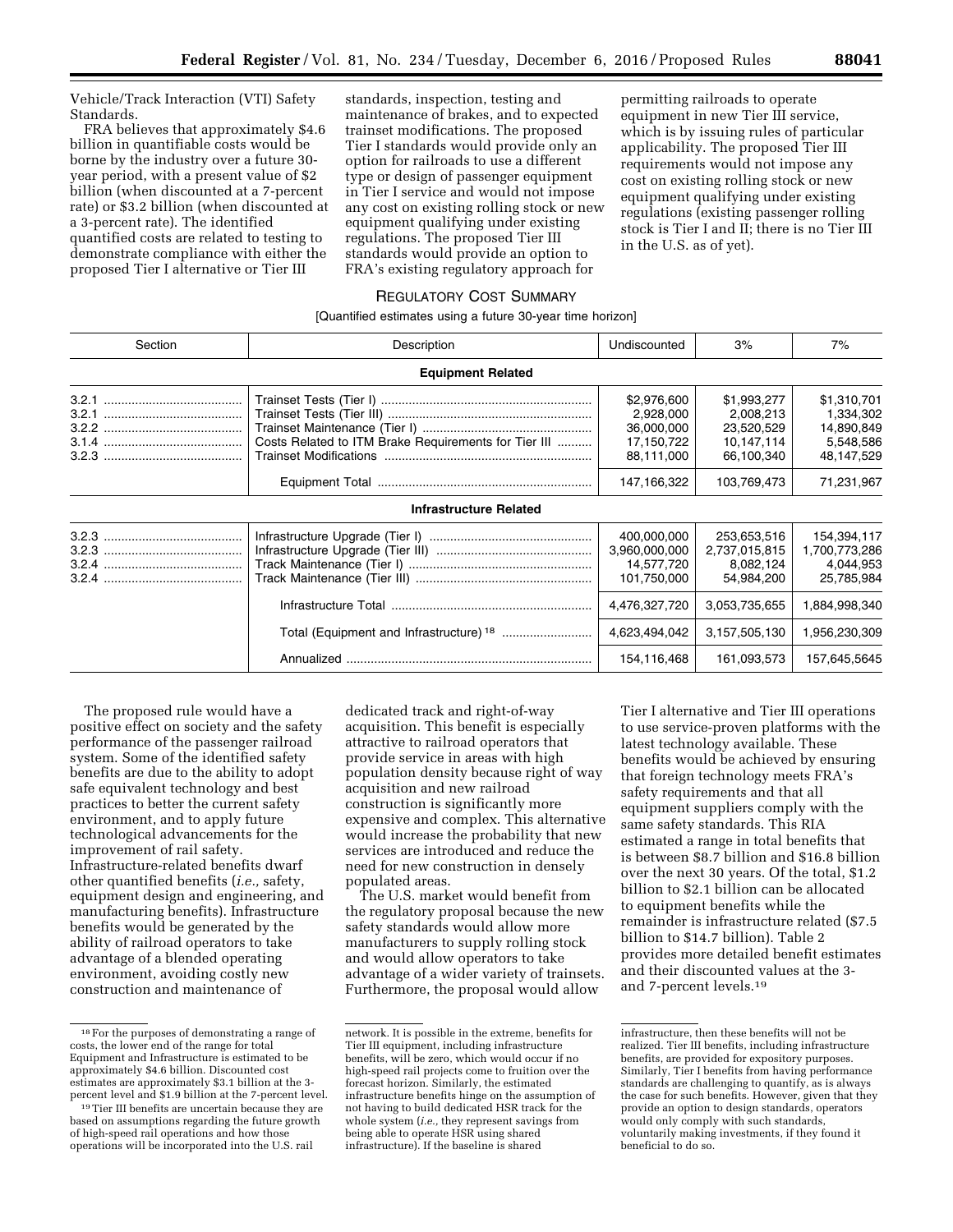Vehicle/Track Interaction (VTI) Safety Standards.

FRA believes that approximately $4.6 billion in quantifiable costs would be borne by the industry over a future 30-year period, with a present value of $2 billion (when discounted at a 7-percent rate) or $3.2 billion (when discounted at a 3-percent rate). The identified quantified costs are related to testing to demonstrate compliance with either the proposed Tier I alternative or Tier III standards, inspection, testing and maintenance of brakes, and to expected trainset modifications. The proposed Tier I standards would provide only an option for railroads to use a different type or design of passenger equipment in Tier I service and would not impose any cost on existing rolling stock or new equipment qualifying under existing regulations. The proposed Tier III standards would provide an option to FRA's existing regulatory approach for permitting railroads to operate equipment in new Tier III service, which is by issuing rules of particular applicability. The proposed Tier III requirements would not impose any cost on existing rolling stock or new equipment qualifying under existing regulations (existing passenger rolling stock is Tier I and II; there is no Tier III in the U.S. as of yet).

REGULATORY COST SUMMARY

[Quantified estimates using a future 30-year time horizon]

| Section | Description | Undiscounted | 3% | 7% |
|---|---|---|---|---|
| | **Equipment Related** | | | |
| 3.2.1 | Trainset Tests (Tier I) | $2,976,600 | $1,993,277 | $1,310,701 |
| 3.2.1 | Trainset Tests (Tier III) | 2,928,000 | 2,008,213 | 1,334,302 |
| 3.2.2 | Trainset Maintenance (Tier I) | 36,000,000 | 23,520,529 | 14,890,849 |
| 3.1.4 | Costs Related to ITM Brake Requirements for Tier III | 17,150,722 | 10,147,114 | 5,548,586 |
| 3.2.3 | Trainset Modifications | 88,111,000 | 66,100,340 | 48,147,529 |
| | Equipment Total | 147,166,322 | 103,769,473 | 71,231,967 |
| | **Infrastructure Related** | | | |
| 3.2.3 | Infrastructure Upgrade (Tier I) | 400,000,000 | 253,653,516 | 154,394,117 |
| 3.2.3 | Infrastructure Upgrade (Tier III) | 3,960,000,000 | 2,737,015,815 | 1,700,773,286 |
| 3.2.4 | Track Maintenance (Tier I) | 14,577,720 | 8,082,124 | 4,044,953 |
| 3.2.4 | Track Maintenance (Tier III) | 101,750,000 | 54,984,200 | 25,785,984 |
| | Infrastructure Total | 4,476,327,720 | 3,053,735,655 | 1,884,998,340 |
| | Total (Equipment and Infrastructure)[18] | 4,623,494,042 | 3,157,505,130 | 1,956,230,309 |
| | Annualized | 154,116,468 | 161,093,573 | 157,645,5645 |

The proposed rule would have a positive effect on society and the safety performance of the passenger railroad system. Some of the identified safety benefits are due to the ability to adopt safe equivalent technology and best practices to better the current safety environment, and to apply future technological advancements for the improvement of rail safety. Infrastructure-related benefits dwarf other quantified benefits (*i.e.,* safety, equipment design and engineering, and manufacturing benefits). Infrastructure benefits would be generated by the ability of railroad operators to take advantage of a blended operating environment, avoiding costly new construction and maintenance of dedicated track and right-of-way acquisition. This benefit is especially attractive to railroad operators that provide service in areas with high population density because right of way acquisition and new railroad construction is significantly more expensive and complex. This alternative would increase the probability that new services are introduced and reduce the need for new construction in densely populated areas.

The U.S. market would benefit from the regulatory proposal because the new safety standards would allow more manufacturers to supply rolling stock and would allow operators to take advantage of a wider variety of trainsets. Furthermore, the proposal would allow Tier I alternative and Tier III operations to use service-proven platforms with the latest technology available. These benefits would be achieved by ensuring that foreign technology meets FRA's safety requirements and that all equipment suppliers comply with the same safety standards. This RIA estimated a range in total benefits that is between $8.7 billion and $16.8 billion over the next 30 years. Of the total, $1.2 billion to $2.1 billion can be allocated to equipment benefits while the remainder is infrastructure related ($7.5 billion to $14.7 billion). Table 2 provides more detailed benefit estimates and their discounted values at the 3- and 7-percent levels.[19]

[18] For the purposes of demonstrating a range of costs, the lower end of the range for total Equipment and Infrastructure is estimated to be approximately $4.6 billion. Discounted cost estimates are approximately $3.1 billion at the 3-percent level and $1.9 billion at the 7-percent level.

[19] Tier III benefits are uncertain because they are based on assumptions regarding the future growth of high-speed rail operations and how those operations will be incorporated into the U.S. rail network. It is possible in the extreme, benefits for Tier III equipment, including infrastructure benefits, will be zero, which would occur if no high-speed rail projects come to fruition over the forecast horizon. Similarly, the estimated infrastructure benefits hinge on the assumption of not having to build dedicated HSR track for the whole system (*i.e.,* they represent savings from being able to operate HSR using shared infrastructure). If the baseline is shared infrastructure, then these benefits will not be realized. Tier III benefits, including infrastructure benefits, are provided for expository purposes. Similarly, Tier I benefits from having performance standards are challenging to quantify, as is always the case for such benefits. However, given that they provide an option to design standards, operators would only comply with such standards, voluntarily making investments, if they found it beneficial to do so.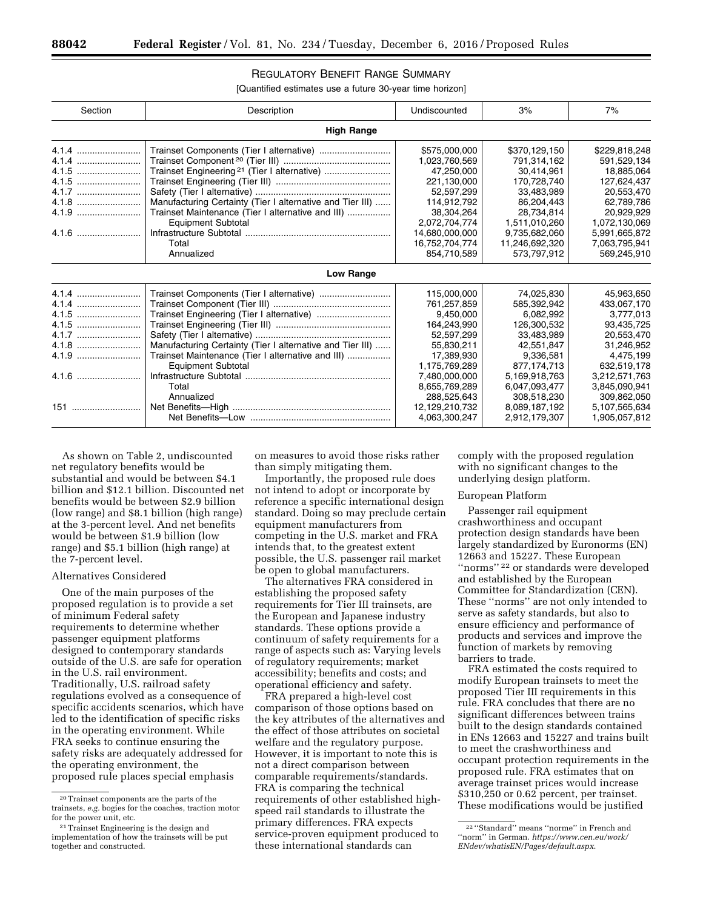REGULATORY BENEFIT RANGE SUMMARY

[Quantified estimates use a future 30-year time horizon]

| Section | Description | Undiscounted | 3% | 7% |
|---|---|---|---|---|
| | **High Range** | | | |
| 4.1.4 | Trainset Components (Tier I alternative) | $575,000,000 | $370,129,150 | $229,818,248 |
| 4.1.4 | Trainset Component[20] (Tier III) | 1,023,760,569 | 791,314,162 | 591,529,134 |
| 4.1.5 | Trainset Engineering[21] (Tier I alternative) | 47,250,000 | 30,414,961 | 18,885,064 |
| 4.1.5 | Trainset Engineering (Tier III) | 221,130,000 | 170,728,740 | 127,624,437 |
| 4.1.7 | Safety (Tier I alternative) | 52,597,299 | 33,483,989 | 20,553,470 |
| 4.1.8 | Manufacturing Certainty (Tier I alternative and Tier III) | 114,912,792 | 86,204,443 | 62,789,786 |
| 4.1.9 | Trainset Maintenance (Tier I alternative and III) | 38,304,264 | 28,734,814 | 20,929,929 |
| | Equipment Subtotal | 2,072,704,774 | 1,511,010,260 | 1,072,130,069 |
| 4.1.6 | Infrastructure Subtotal | 14,680,000,000 | 9,735,682,060 | 5,991,665,872 |
| | Total | 16,752,704,774 | 11,246,692,320 | 7,063,795,941 |
| | Annualized | 854,710,589 | 573,797,912 | 569,245,910 |
| | **Low Range** | | | |
| 4.1.4 | Trainset Components (Tier I alternative) | 115,000,000 | 74,025,830 | 45,963,650 |
| 4.1.4 | Trainset Component (Tier III) | 761,257,859 | 585,392,942 | 433,067,170 |
| 4.1.5 | Trainset Engineering (Tier I alternative) | 9,450,000 | 6,082,992 | 3,777,013 |
| 4.1.5 | Trainset Engineering (Tier III) | 164,243,990 | 126,300,532 | 93,435,725 |
| 4.1.7 | Safety (Tier I alternative) | 52,597,299 | 33,483,989 | 20,553,470 |
| 4.1.8 | Manufacturing Certainty (Tier I alternative and Tier III) | 55,830,211 | 42,551,847 | 31,246,952 |
| 4.1.9 | Trainset Maintenance (Tier I alternative and III) | 17,389,930 | 9,336,581 | 4,475,199 |
| | Equipment Subtotal | 1,175,769,289 | 877,174,713 | 632,519,178 |
| 4.1.6 | Infrastructure Subtotal | 7,480,000,000 | 5,169,918,763 | 3,212,571,763 |
| | Total | 8,655,769,289 | 6,047,093,477 | 3,845,090,941 |
| | Annualized | 288,525,643 | 308,518,230 | 309,862,050 |
| 151 | Net Benefits—High | 12,129,210,732 | 8,089,187,192 | 5,107,565,634 |
| | Net Benefits—Low | 4,063,300,247 | 2,912,179,307 | 1,905,057,812 |

As shown on Table 2, undiscounted net regulatory benefits would be substantial and would be between $4.1 billion and $12.1 billion. Discounted net benefits would be between $2.9 billion (low range) and $8.1 billion (high range) at the 3-percent level. And net benefits would be between $1.9 billion (low range) and $5.1 billion (high range) at the 7-percent level.

Alternatives Considered

One of the main purposes of the proposed regulation is to provide a set of minimum Federal safety requirements to determine whether passenger equipment platforms designed to contemporary standards outside of the U.S. are safe for operation in the U.S. rail environment. Traditionally, U.S. railroad safety regulations evolved as a consequence of specific accidents scenarios, which have led to the identification of specific risks in the operating environment. While FRA seeks to continue ensuring the safety risks are adequately addressed for the operating environment, the proposed rule places special emphasis on measures to avoid those risks rather than simply mitigating them.

Importantly, the proposed rule does not intend to adopt or incorporate by reference a specific international design standard. Doing so may preclude certain equipment manufacturers from competing in the U.S. market and FRA intends that, to the greatest extent possible, the U.S. passenger rail market be open to global manufacturers.

The alternatives FRA considered in establishing the proposed safety requirements for Tier III trainsets, are the European and Japanese industry standards. These options provide a continuum of safety requirements for a range of aspects such as: Varying levels of regulatory requirements; market accessibility; benefits and costs; and operational efficiency and safety.

FRA prepared a high-level cost comparison of those options based on the key attributes of the alternatives and the effect of those attributes on societal welfare and the regulatory purpose. However, it is important to note this is not a direct comparison between comparable requirements/standards. FRA is comparing the technical requirements of other established high-speed rail standards to illustrate the primary differences. FRA expects service-proven equipment produced to these international standards can comply with the proposed regulation with no significant changes to the underlying design platform.

European Platform

Passenger rail equipment crashworthiness and occupant protection design standards have been largely standardized by Euronorms (EN) 12663 and 15227. These European ''norms'' [22] or standards were developed and established by the European Committee for Standardization (CEN). These ''norms'' are not only intended to serve as safety standards, but also to ensure efficiency and performance of products and services and improve the function of markets by removing barriers to trade.

FRA estimated the costs required to modify European trainsets to meet the proposed Tier III requirements in this rule. FRA concludes that there are no significant differences between trains built to the design standards contained in ENs 12663 and 15227 and trains built to meet the crashworthiness and occupant protection requirements in the proposed rule. FRA estimates that on average trainset prices would increase $310,250 or 0.62 percent, per trainset. These modifications would be justified

[20] Trainset components are the parts of the trainsets, *e.g.* bogies for the coaches, traction motor for the power unit, etc.

[21] Trainset Engineering is the design and implementation of how the trainsets will be put together and constructed.

[22] ''Standard'' means ''norme'' in French and ''norm'' in German. *https://www.cen.eu/work/ENdev/whatisEN/Pages/default.aspx.*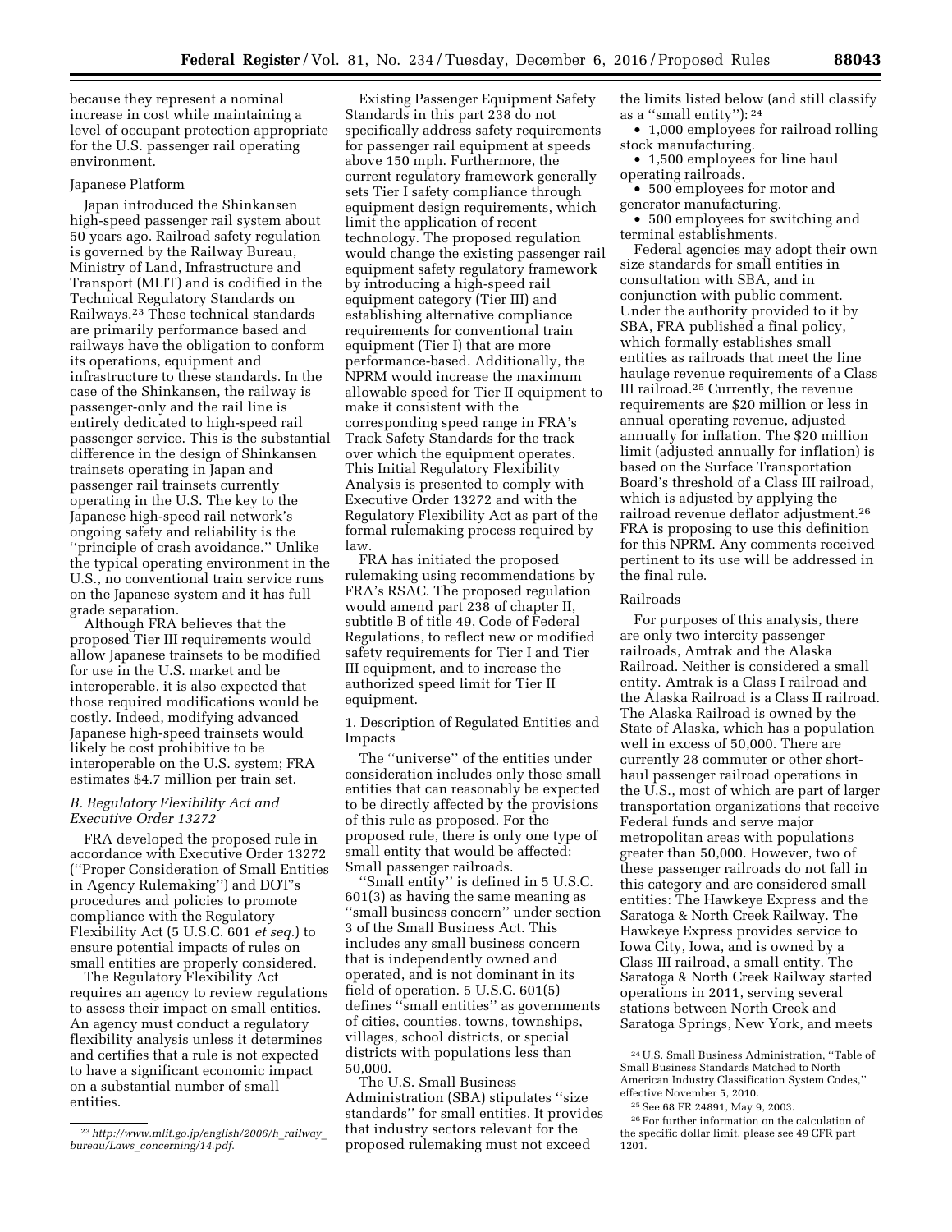because they represent a nominal increase in cost while maintaining a level of occupant protection appropriate for the U.S. passenger rail operating environment.

Japanese Platform

Japan introduced the Shinkansen high-speed passenger rail system about 50 years ago. Railroad safety regulation is governed by the Railway Bureau, Ministry of Land, Infrastructure and Transport (MLIT) and is codified in the Technical Regulatory Standards on Railways.[23] These technical standards are primarily performance based and railways have the obligation to conform its operations, equipment and infrastructure to these standards. In the case of the Shinkansen, the railway is passenger-only and the rail line is entirely dedicated to high-speed rail passenger service. This is the substantial difference in the design of Shinkansen trainsets operating in Japan and passenger rail trainsets currently operating in the U.S. The key to the Japanese high-speed rail network's ongoing safety and reliability is the ''principle of crash avoidance.'' Unlike the typical operating environment in the U.S., no conventional train service runs on the Japanese system and it has full grade separation.

Although FRA believes that the proposed Tier III requirements would allow Japanese trainsets to be modified for use in the U.S. market and be interoperable, it is also expected that those required modifications would be costly. Indeed, modifying advanced Japanese high-speed trainsets would likely be cost prohibitive to be interoperable on the U.S. system; FRA estimates $4.7 million per train set.

### *B. Regulatory Flexibility Act and Executive Order 13272*

FRA developed the proposed rule in accordance with Executive Order 13272 (''Proper Consideration of Small Entities in Agency Rulemaking'') and DOT's procedures and policies to promote compliance with the Regulatory Flexibility Act (5 U.S.C. 601 *et seq.*) to ensure potential impacts of rules on small entities are properly considered.

The Regulatory Flexibility Act requires an agency to review regulations to assess their impact on small entities. An agency must conduct a regulatory flexibility analysis unless it determines and certifies that a rule is not expected to have a significant economic impact on a substantial number of small entities.

Existing Passenger Equipment Safety Standards in this part 238 do not specifically address safety requirements for passenger rail equipment at speeds above 150 mph. Furthermore, the current regulatory framework generally sets Tier I safety compliance through equipment design requirements, which limit the application of recent technology. The proposed regulation would change the existing passenger rail equipment safety regulatory framework by introducing a high-speed rail equipment category (Tier III) and establishing alternative compliance requirements for conventional train equipment (Tier I) that are more performance-based. Additionally, the NPRM would increase the maximum allowable speed for Tier II equipment to make it consistent with the corresponding speed range in FRA's Track Safety Standards for the track over which the equipment operates. This Initial Regulatory Flexibility Analysis is presented to comply with Executive Order 13272 and with the Regulatory Flexibility Act as part of the formal rulemaking process required by law.

FRA has initiated the proposed rulemaking using recommendations by FRA's RSAC. The proposed regulation would amend part 238 of chapter II, subtitle B of title 49, Code of Federal Regulations, to reflect new or modified safety requirements for Tier I and Tier III equipment, and to increase the authorized speed limit for Tier II equipment.

1. Description of Regulated Entities and Impacts

The ''universe'' of the entities under consideration includes only those small entities that can reasonably be expected to be directly affected by the provisions of this rule as proposed. For the proposed rule, there is only one type of small entity that would be affected: Small passenger railroads.

''Small entity'' is defined in 5 U.S.C. 601(3) as having the same meaning as ''small business concern'' under section 3 of the Small Business Act. This includes any small business concern that is independently owned and operated, and is not dominant in its field of operation. 5 U.S.C. 601(5) defines ''small entities'' as governments of cities, counties, towns, townships, villages, school districts, or special districts with populations less than 50,000.

The U.S. Small Business Administration (SBA) stipulates ''size standards'' for small entities. It provides that industry sectors relevant for the proposed rulemaking must not exceed the limits listed below (and still classify as a ''small entity''): [24]

- 1,000 employees for railroad rolling stock manufacturing.
- 1,500 employees for line haul operating railroads.
- 500 employees for motor and generator manufacturing.
- 500 employees for switching and terminal establishments.

Federal agencies may adopt their own size standards for small entities in consultation with SBA, and in conjunction with public comment. Under the authority provided to it by SBA, FRA published a final policy, which formally establishes small entities as railroads that meet the line haulage revenue requirements of a Class III railroad.[25] Currently, the revenue requirements are $20 million or less in annual operating revenue, adjusted annually for inflation. The $20 million limit (adjusted annually for inflation) is based on the Surface Transportation Board's threshold of a Class III railroad, which is adjusted by applying the railroad revenue deflator adjustment.[26] FRA is proposing to use this definition for this NPRM. Any comments received pertinent to its use will be addressed in the final rule.

Railroads

For purposes of this analysis, there are only two intercity passenger railroads, Amtrak and the Alaska Railroad. Neither is considered a small entity. Amtrak is a Class I railroad and the Alaska Railroad is a Class II railroad. The Alaska Railroad is owned by the State of Alaska, which has a population well in excess of 50,000. There are currently 28 commuter or other short-haul passenger railroad operations in the U.S., most of which are part of larger transportation organizations that receive Federal funds and serve major metropolitan areas with populations greater than 50,000. However, two of these passenger railroads do not fall in this category and are considered small entities: The Hawkeye Express and the Saratoga & North Creek Railway. The Hawkeye Express provides service to Iowa City, Iowa, and is owned by a Class III railroad, a small entity. The Saratoga & North Creek Railway started operations in 2011, serving several stations between North Creek and Saratoga Springs, New York, and meets

---

[23] *http://www.mlit.go.jp/english/2006/h_railway_bureau/Laws_concerning/14.pdf.*

[24] U.S. Small Business Administration, ''Table of Small Business Standards Matched to North American Industry Classification System Codes,'' effective November 5, 2010.

[25] See 68 FR 24891, May 9, 2003.

[26] For further information on the calculation of the specific dollar limit, please see 49 CFR part 1201.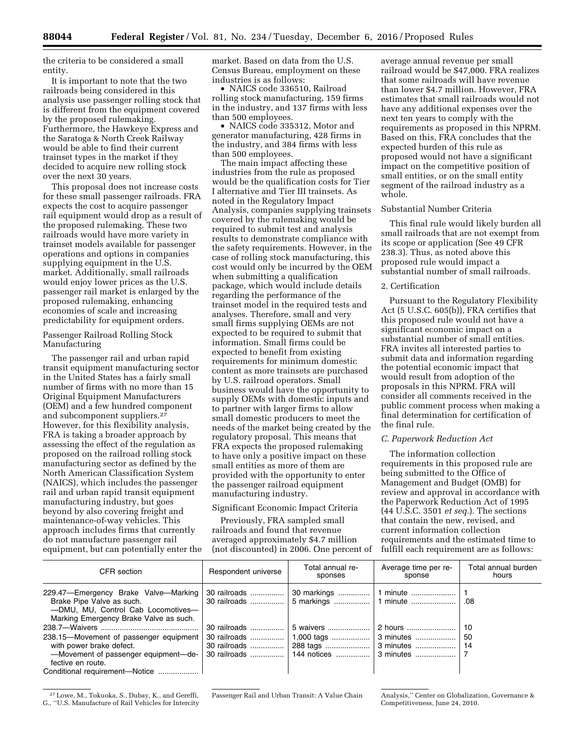the criteria to be considered a small entity.

It is important to note that the two railroads being considered in this analysis use passenger rolling stock that is different from the equipment covered by the proposed rulemaking. Furthermore, the Hawkeye Express and the Saratoga & North Creek Railway would be able to find their current trainset types in the market if they decided to acquire new rolling stock over the next 30 years.

This proposal does not increase costs for these small passenger railroads. FRA expects the cost to acquire passenger rail equipment would drop as a result of the proposed rulemaking. These two railroads would have more variety in trainset models available for passenger operations and options in companies supplying equipment in the U.S. market. Additionally, small railroads would enjoy lower prices as the U.S. passenger rail market is enlarged by the proposed rulemaking, enhancing economies of scale and increasing predictability for equipment orders.

Passenger Railroad Rolling Stock Manufacturing

The passenger rail and urban rapid transit equipment manufacturing sector in the United States has a fairly small number of firms with no more than 15 Original Equipment Manufacturers (OEM) and a few hundred component and subcomponent suppliers.[27] However, for this flexibility analysis, FRA is taking a broader approach by assessing the effect of the regulation as proposed on the railroad rolling stock manufacturing sector as defined by the North American Classification System (NAICS), which includes the passenger rail and urban rapid transit equipment manufacturing industry, but goes beyond by also covering freight and maintenance-of-way vehicles. This approach includes firms that currently do not manufacture passenger rail equipment, but can potentially enter the market. Based on data from the U.S. Census Bureau, employment on these industries is as follows:

- NAICS code 336510, Railroad rolling stock manufacturing, 159 firms in the industry, and 137 firms with less than 500 employees.
- NAICS code 335312, Motor and generator manufacturing, 428 firms in the industry, and 384 firms with less than 500 employees.

The main impact affecting these industries from the rule as proposed would be the qualification costs for Tier I alternative and Tier III trainsets. As noted in the Regulatory Impact Analysis, companies supplying trainsets covered by the rulemaking would be required to submit test and analysis results to demonstrate compliance with the safety requirements. However, in the case of rolling stock manufacturing, this cost would only be incurred by the OEM when submitting a qualification package, which would include details regarding the performance of the trainset model in the required tests and analyses. Therefore, small and very small firms supplying OEMs are not expected to be required to submit that information. Small firms could be expected to benefit from existing requirements for minimum domestic content as more trainsets are purchased by U.S. railroad operators. Small business would have the opportunity to supply OEMs with domestic inputs and to partner with larger firms to allow small domestic producers to meet the needs of the market being created by the regulatory proposal. This means that FRA expects the proposed rulemaking to have only a positive impact on these small entities as more of them are provided with the opportunity to enter the passenger railroad equipment manufacturing industry.

Significant Economic Impact Criteria

Previously, FRA sampled small railroads and found that revenue averaged approximately $4.7 million (not discounted) in 2006. One percent of average annual revenue per small railroad would be $47,000. FRA realizes that some railroads will have revenue than lower $4.7 million. However, FRA estimates that small railroads would not have any additional expenses over the next ten years to comply with the requirements as proposed in this NPRM. Based on this, FRA concludes that the expected burden of this rule as proposed would not have a significant impact on the competitive position of small entities, or on the small entity segment of the railroad industry as a whole.

Substantial Number Criteria

This final rule would likely burden all small railroads that are not exempt from its scope or application (See 49 CFR 238.3). Thus, as noted above this proposed rule would impact a substantial number of small railroads.

2. Certification

Pursuant to the Regulatory Flexibility Act (5 U.S.C. 605(b)), FRA certifies that this proposed rule would not have a significant economic impact on a substantial number of small entities. FRA invites all interested parties to submit data and information regarding the potential economic impact that would result from adoption of the proposals in this NPRM. FRA will consider all comments received in the public comment process when making a final determination for certification of the final rule.

### C. Paperwork Reduction Act

The information collection requirements in this proposed rule are being submitted to the Office of Management and Budget (OMB) for review and approval in accordance with the Paperwork Reduction Act of 1995 (44 U.S.C. 3501 *et seq.*). The sections that contain the new, revised, and current information collection requirements and the estimated time to fulfill each requirement are as follows:

| CFR section | Respondent universe | Total annual responses | Average time per response | Total annual burden hours |
|---|---|---|---|---|
| 229.47—Emergency Brake Valve—Marking Brake Pipe Valve as such. | 30 railroads | 30 markings | 1 minute | 1 |
| —DMU, MU, Control Cab Locomotives—Marking Emergency Brake Valve as such. | 30 railroads | 5 markings | 1 minute | .08 |
| 238.7—Waivers | 30 railroads | 5 waivers | 2 hours | 10 |
| 238.15—Movement of passenger equipment with power brake defect. | 30 railroads | 1,000 tags | 3 minutes | 50 |
| —Movement of passenger equipment—defective en route. | 30 railroads | 288 tags | 3 minutes | 14 |
| Conditional requirement—Notice | 30 railroads | 144 notices | 3 minutes | 7 |

[27] Lowe, M., Tokuoka, S., Dubay, K., and Gereffi, G., "U.S. Manufacture of Rail Vehicles for Intercity Passenger Rail and Urban Transit: A Value Chain Analysis," Center on Globalization, Governance & Competitiveness, June 24, 2010.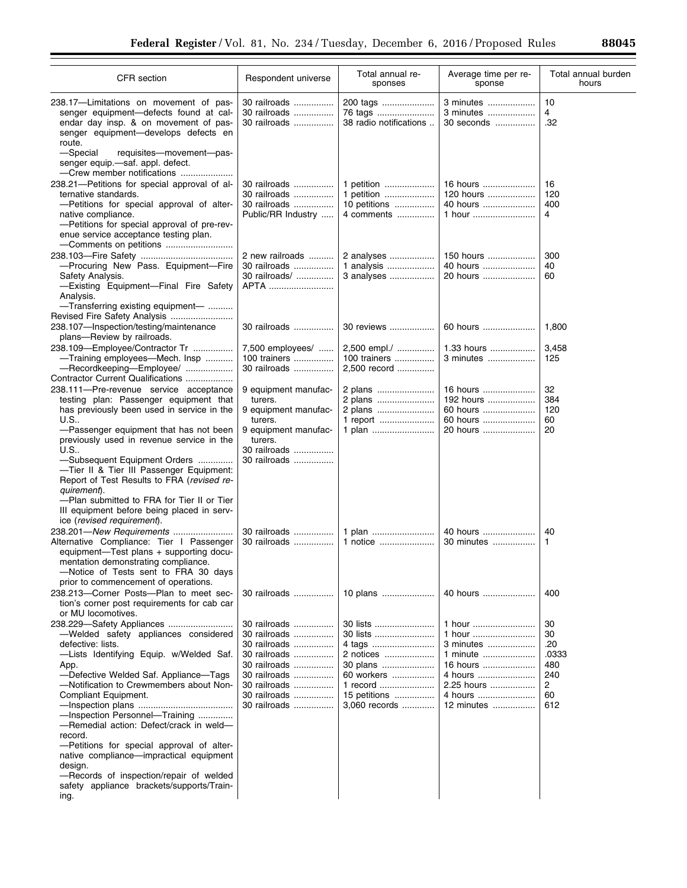| CFR section | Respondent universe | Total annual responses | Average time per response | Total annual burden hours |
|---|---|---|---|---|
| 238.17—Limitations on movement of passenger equipment—defects found at calendar day insp. & on movement of passenger equipment—develops defects en route.<br>—Special requisites—movement—passenger equip.—saf. appl. defect.<br>—Crew member notifications | 30 railroads<br>30 railroads<br>30 railroads | 200 tags<br>76 tags<br>38 radio notifications | 3 minutes<br>3 minutes<br>30 seconds | 10<br>4<br>.32 |
| 238.21—Petitions for special approval of alternative standards.<br>—Petitions for special approval of alternative compliance.<br>—Petitions for special approval of pre-revenue service acceptance testing plan.<br>—Comments on petitions | 30 railroads<br>30 railroads<br>30 railroads<br>Public/RR Industry | 1 petition<br>1 petition<br>10 petitions<br>4 comments | 16 hours<br>120 hours<br>40 hours<br>1 hour | 16<br>120<br>400<br>4 |
| 238.103—Fire Safety<br>—Procuring New Pass. Equipment—Fire Safety Analysis.<br>—Existing Equipment—Final Fire Safety Analysis.<br>—Transferring existing equipment— Revised Fire Safety Analysis | 2 new railroads<br>30 railroads<br>30 railroads/ APTA | 2 analyses<br>1 analysis<br>3 analyses | 150 hours<br>40 hours<br>20 hours | 300<br>40<br>60 |
| 238.107—Inspection/testing/maintenance plans—Review by railroads. | 30 railroads | 30 reviews | 60 hours | 1,800 |
| 238.109—Employee/Contractor Tr<br>—Training employees—Mech. Insp<br>—Recordkeeping—Employee/ Contractor Current Qualifications | 7,500 employees/<br>100 trainers<br>30 railroads | 2,500 empl./<br>100 trainers<br>2,500 record | 1.33 hours<br>3 minutes | 3,458<br>125 |
| 238.111—Pre-revenue service acceptance testing plan: Passenger equipment that has previously been used in service in the U.S..<br>—Passenger equipment that has not been previously used in revenue service in the U.S..<br>—Subsequent Equipment Orders<br>—Tier II & Tier III Passenger Equipment: Report of Test Results to FRA (*revised requirement*).<br>—Plan submitted to FRA for Tier II or Tier III equipment before being placed in service (*revised requirement*). | 9 equipment manufacturers.<br>9 equipment manufacturers.<br>9 equipment manufacturers.<br>30 railroads<br>30 railroads | 2 plans<br>2 plans<br>2 plans<br>1 report<br>1 plan | 16 hours<br>192 hours<br>60 hours<br>60 hours<br>20 hours | 32<br>384<br>120<br>60<br>20 |
| 238.201—*New Requirements*<br>Alternative Compliance: Tier I Passenger equipment—Test plans + supporting documentation demonstrating compliance.<br>—Notice of Tests sent to FRA 30 days prior to commencement of operations. | 30 railroads<br>30 railroads | 1 plan<br>1 notice | 40 hours<br>30 minutes | 40<br>1 |
| 238.213—Corner Posts—Plan to meet section's corner post requirements for cab car or MU locomotives. | 30 railroads | 10 plans | 40 hours | 400 |
| 238.229—Safety Appliances<br>—Welded safety appliances considered defective: lists.<br>—Lists Identifying Equip. w/Welded Saf. App.<br>—Defective Welded Saf. Appliance—Tags<br>—Notification to Crewmembers about Non-Compliant Equipment.<br>—Inspection plans<br>—Inspection Personnel—Training<br>—Remedial action: Defect/crack in weld—record.<br>—Petitions for special approval of alternative compliance—impractical equipment design.<br>—Records of inspection/repair of welded safety appliance brackets/supports/Training. | 30 railroads<br>30 railroads<br>30 railroads<br>30 railroads<br>30 railroads<br>30 railroads<br>30 railroads<br>30 railroads<br>30 railroads | 30 lists<br>30 lists<br>4 tags<br>2 notices<br>30 plans<br>60 workers<br>1 record<br>15 petitions<br>3,060 records | 1 hour<br>1 hour<br>3 minutes<br>1 minute<br>16 hours<br>4 hours<br>2.25 hours<br>4 hours<br>12 minutes | 30<br>30<br>.20<br>.0333<br>480<br>240<br>2<br>60<br>612 |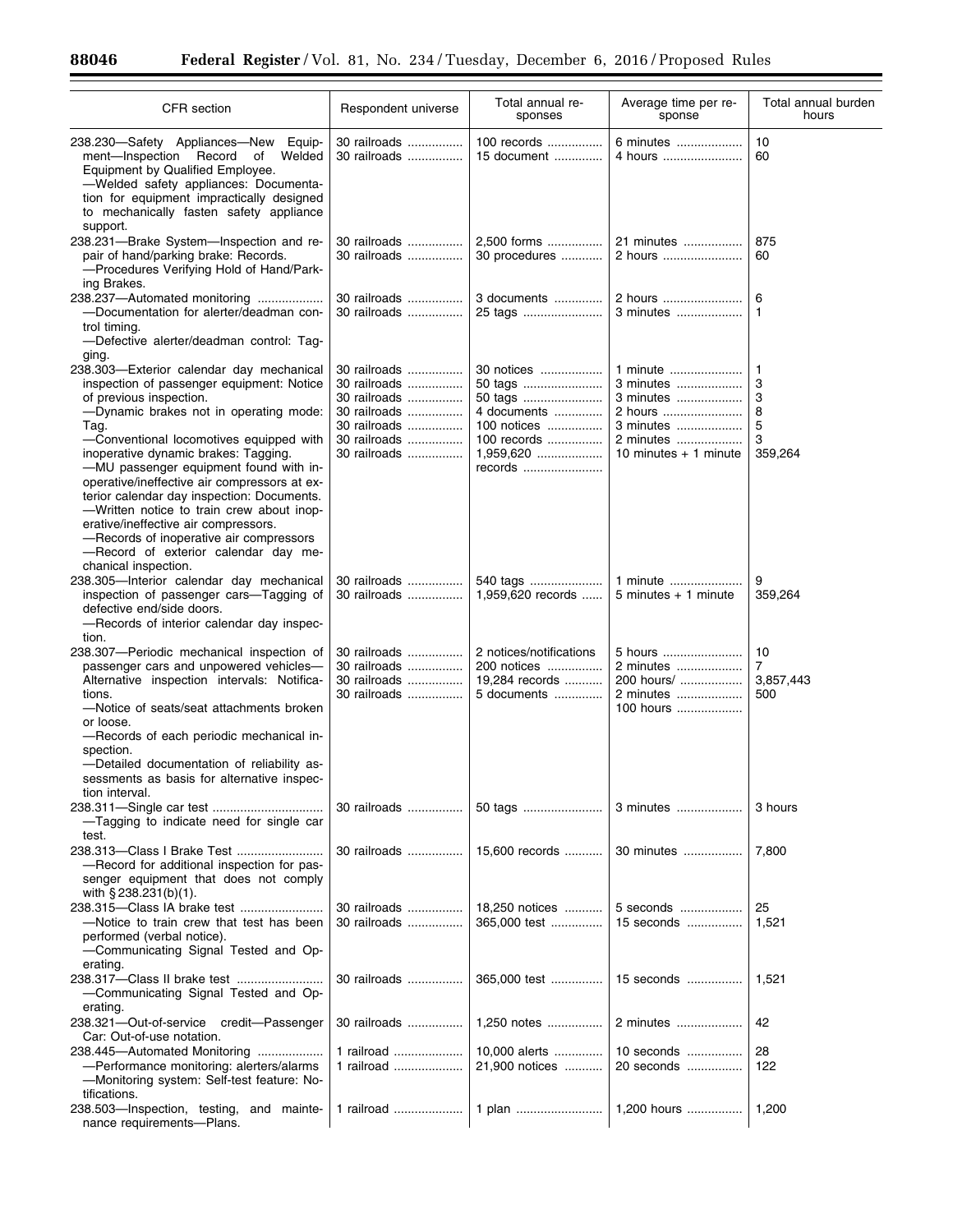| CFR section | Respondent universe | Total annual responses | Average time per response | Total annual burden hours |
|---|---|---|---|---|
| 238.230—Safety Appliances—New Equipment—Inspection Record of Welded Equipment by Qualified Employee. | 30 railroads | 100 records | 6 minutes | 10 |
| —Welded safety appliances: Documentation for equipment impractically designed to mechanically fasten safety appliance support. | 30 railroads | 15 document | 4 hours | 60 |
| 238.231—Brake System—Inspection and repair of hand/parking brake: Records. | 30 railroads | 2,500 forms | 21 minutes | 875 |
| —Procedures Verifying Hold of Hand/Parking Brakes. | 30 railroads | 30 procedures | 2 hours | 60 |
| 238.237—Automated monitoring | | | | |
| —Documentation for alerter/deadman control timing. | 30 railroads | 3 documents | 2 hours | 6 |
| —Defective alerter/deadman control: Tagging. | 30 railroads | 25 tags | 3 minutes | 1 |
| 238.303—Exterior calendar day mechanical inspection of passenger equipment: Notice of previous inspection. | 30 railroads | 30 notices | 1 minute | 1 |
| —Dynamic brakes not in operating mode: Tag. | 30 railroads | 50 tags | 3 minutes | 3 |
| —Conventional locomotives equipped with inoperative dynamic brakes: Tagging. | 30 railroads | 50 tags | 3 minutes | 3 |
| —MU passenger equipment found with inoperative/ineffective air compressors at exterior calendar day inspection: Documents. | 30 railroads | 4 documents | 2 hours | 8 |
| —Written notice to train crew about inoperative/ineffective air compressors. | 30 railroads | 100 notices | 3 minutes | 5 |
| —Records of inoperative air compressors | 30 railroads | 100 records | 2 minutes | 3 |
| —Record of exterior calendar day mechanical inspection. | 30 railroads | 1,959,620 records | 10 minutes + 1 minute | 359,264 |
| 238.305—Interior calendar day mechanical inspection of passenger cars—Tagging of defective end/side doors. | 30 railroads | 540 tags | 1 minute | 9 |
| —Records of interior calendar day inspection. | 30 railroads | 1,959,620 records | 5 minutes + 1 minute | 359,264 |
| 238.307—Periodic mechanical inspection of passenger cars and unpowered vehicles—Alternative inspection intervals: Notifications. | 30 railroads | 2 notices/notifications | 5 hours | 10 |
| —Notice of seats/seat attachments broken or loose. | 30 railroads | 200 notices | 2 minutes | 7 |
| —Records of each periodic mechanical inspection. | 30 railroads | 19,284 records | 200 hours/ 2 minutes | 3,857,443 |
| —Detailed documentation of reliability assessments as basis for alternative inspection interval. | 30 railroads | 5 documents | 100 hours | 500 |
| 238.311—Single car test | | | | |
| —Tagging to indicate need for single car test. | 30 railroads | 50 tags | 3 minutes | 3 hours |
| 238.313—Class I Brake Test | | | | |
| —Record for additional inspection for passenger equipment that does not comply with § 238.231(b)(1). | 30 railroads | 15,600 records | 30 minutes | 7,800 |
| 238.315—Class IA brake test | | | | |
| —Notice to train crew that test has been performed (verbal notice). | 30 railroads | 18,250 notices | 5 seconds | 25 |
| —Communicating Signal Tested and Operating. | 30 railroads | 365,000 test | 15 seconds | 1,521 |
| 238.317—Class II brake test | | | | |
| —Communicating Signal Tested and Operating. | 30 railroads | 365,000 test | 15 seconds | 1,521 |
| 238.321—Out-of-service credit—Passenger Car: Out-of-use notation. | 30 railroads | 1,250 notes | 2 minutes | 42 |
| 238.445—Automated Monitoring | | | | |
| —Performance monitoring: alerters/alarms | 1 railroad | 10,000 alerts | 10 seconds | 28 |
| —Monitoring system: Self-test feature: Notifications. | 1 railroad | 21,900 notices | 20 seconds | 122 |
| 238.503—Inspection, testing, and maintenance requirements—Plans. | 1 railroad | 1 plan | 1,200 hours | 1,200 |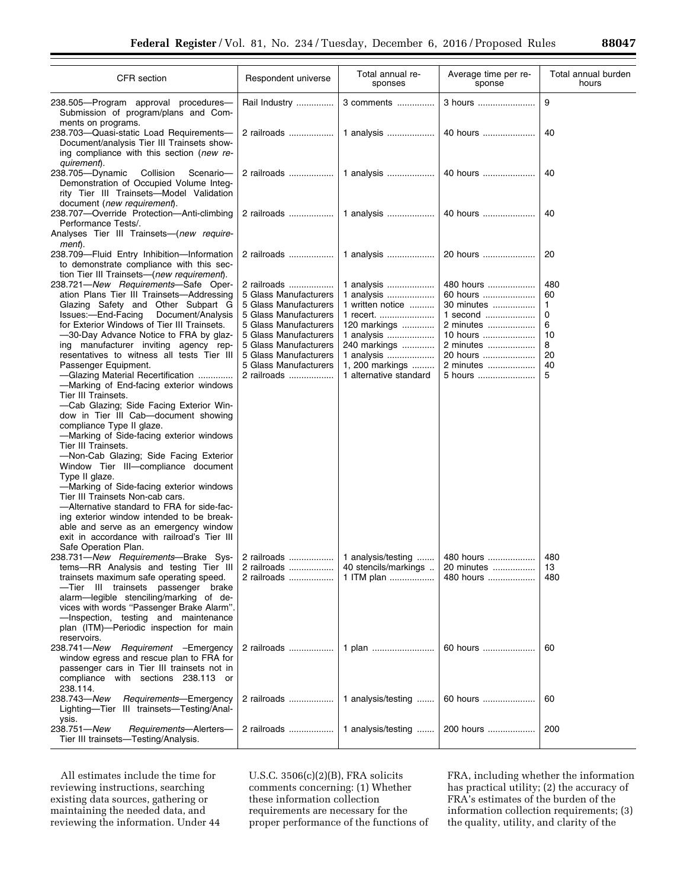| CFR section | Respondent universe | Total annual responses | Average time per response | Total annual burden hours |
|---|---|---|---|---|
| 238.505—Program approval procedures—Submission of program/plans and Comments on programs. | Rail Industry | 3 comments | 3 hours | 9 |
| 238.703—Quasi-static Load Requirements—Document/analysis Tier III Trainsets showing compliance with this section (*new requirement*). | 2 railroads | 1 analysis | 40 hours | 40 |
| 238.705—Dynamic Collision Scenario—Demonstration of Occupied Volume Integrity Tier III Trainsets—Model Validation document (*new requirement*). | 2 railroads | 1 analysis | 40 hours | 40 |
| 238.707—Override Protection—Anti-climbing Performance Tests/. Analyses Tier III Trainsets—(*new requirement*). | 2 railroads | 1 analysis | 40 hours | 40 |
| 238.709—Fluid Entry Inhibition—Information to demonstrate compliance with this section Tier III Trainsets—(*new requirement*). | 2 railroads | 1 analysis | 20 hours | 20 |
| 238.721—*New Requirements*—Safe Operation Plans Tier III Trainsets—Addressing Glazing Safety and Other Subpart G Issues:—End-Facing Document/Analysis for Exterior Windows of Tier III Trainsets. | 2 railroads | 1 analysis | 480 hours | 480 |
| —30-Day Advance Notice to FRA by glazing manufacturer inviting agency representatives to witness all tests Tier III Passenger Equipment. | 5 Glass Manufacturers | 1 analysis | 60 hours | 60 |
| —Glazing Material Recertification | 5 Glass Manufacturers | 1 written notice | 30 minutes | 1 |
| —Marking of End-facing exterior windows Tier III Trainsets. | 5 Glass Manufacturers | 1 recert. | 1 second | 0 |
| —Cab Glazing; Side Facing Exterior Window in Tier III Cab—document showing compliance Type II glaze. | 5 Glass Manufacturers | 120 markings | 2 minutes | 6 |
| —Marking of Side-facing exterior windows Tier III Trainsets. | 5 Glass Manufacturers | 1 analysis | 10 hours | 10 |
| —Non-Cab Glazing; Side Facing Exterior Window Tier III—compliance document Type II glaze. | 5 Glass Manufacturers | 240 markings | 2 minutes | 8 |
| —Marking of Side-facing exterior windows Tier III Trainsets Non-cab cars. | 5 Glass Manufacturers | 1 analysis | 20 hours | 20 |
| —Alternative standard to FRA for side-facing exterior window intended to be breakable and serve as an emergency window exit in accordance with railroad's Tier III Safe Operation Plan. | 5 Glass Manufacturers | 1, 200 markings | 2 minutes | 40 |
| | 2 railroads | 1 alternative standard | 5 hours | 5 |
| 238.731—*New Requirements*—Brake Systems—RR Analysis and testing Tier III trainsets maximum safe operating speed. | 2 railroads | 1 analysis/testing | 480 hours | 480 |
| —Tier III trainsets passenger brake alarm—legible stenciling/marking of devices with words "Passenger Brake Alarm". | 2 railroads | 40 stencils/markings | 20 minutes | 13 |
| —Inspection, testing and maintenance plan (ITM)—Periodic inspection for main reservoirs. | 2 railroads | 1 ITM plan | 480 hours | 480 |
| 238.741—*New Requirement* –Emergency window egress and rescue plan to FRA for passenger cars in Tier III trainsets not in compliance with sections 238.113 or 238.114. | 2 railroads | 1 plan | 60 hours | 60 |
| 238.743—*New Requirements*—Emergency Lighting—Tier III trainsets—Testing/Analysis. | 2 railroads | 1 analysis/testing | 60 hours | 60 |
| 238.751—*New Requirements*—Alerters—Tier III trainsets—Testing/Analysis. | 2 railroads | 1 analysis/testing | 200 hours | 200 |

All estimates include the time for reviewing instructions, searching existing data sources, gathering or maintaining the needed data, and reviewing the information. Under 44 U.S.C. 3506(c)(2)(B), FRA solicits comments concerning: (1) Whether these information collection requirements are necessary for the proper performance of the functions of FRA, including whether the information has practical utility; (2) the accuracy of FRA's estimates of the burden of the information collection requirements; (3) the quality, utility, and clarity of the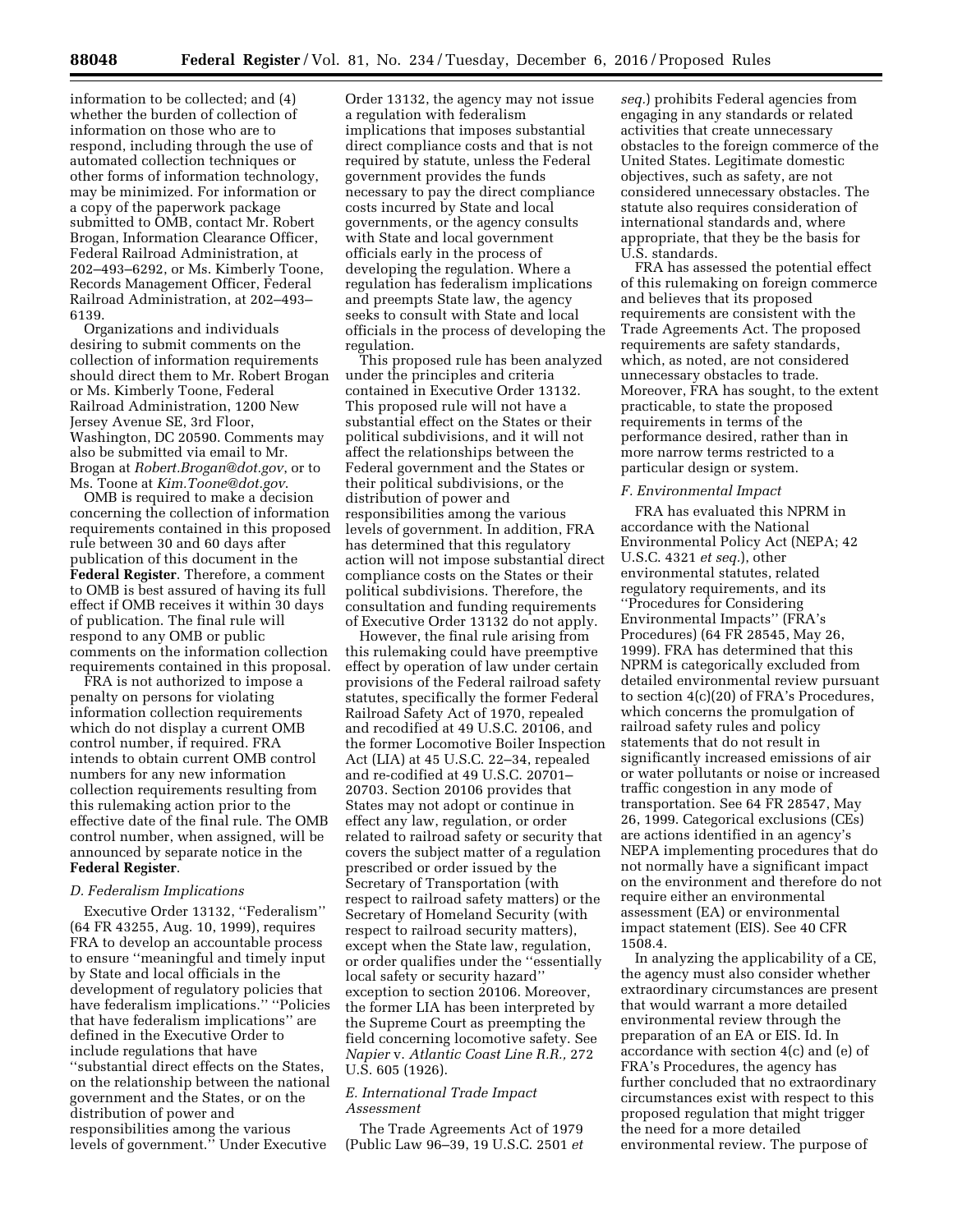information to be collected; and (4) whether the burden of collection of information on those who are to respond, including through the use of automated collection techniques or other forms of information technology, may be minimized. For information or a copy of the paperwork package submitted to OMB, contact Mr. Robert Brogan, Information Clearance Officer, Federal Railroad Administration, at 202–493–6292, or Ms. Kimberly Toone, Records Management Officer, Federal Railroad Administration, at 202–493–6139.

Organizations and individuals desiring to submit comments on the collection of information requirements should direct them to Mr. Robert Brogan or Ms. Kimberly Toone, Federal Railroad Administration, 1200 New Jersey Avenue SE, 3rd Floor, Washington, DC 20590. Comments may also be submitted via email to Mr. Brogan at *Robert.Brogan@dot.gov*, or to Ms. Toone at *Kim.Toone@dot.gov*.

OMB is required to make a decision concerning the collection of information requirements contained in this proposed rule between 30 and 60 days after publication of this document in the **Federal Register**. Therefore, a comment to OMB is best assured of having its full effect if OMB receives it within 30 days of publication. The final rule will respond to any OMB or public comments on the information collection requirements contained in this proposal.

FRA is not authorized to impose a penalty on persons for violating information collection requirements which do not display a current OMB control number, if required. FRA intends to obtain current OMB control numbers for any new information collection requirements resulting from this rulemaking action prior to the effective date of the final rule. The OMB control number, when assigned, will be announced by separate notice in the **Federal Register**.

### *D. Federalism Implications*

Executive Order 13132, "Federalism" (64 FR 43255, Aug. 10, 1999), requires FRA to develop an accountable process to ensure "meaningful and timely input by State and local officials in the development of regulatory policies that have federalism implications." "Policies that have federalism implications" are defined in the Executive Order to include regulations that have "substantial direct effects on the States, on the relationship between the national government and the States, or on the distribution of power and responsibilities among the various levels of government." Under Executive Order 13132, the agency may not issue a regulation with federalism implications that imposes substantial direct compliance costs and that is not required by statute, unless the Federal government provides the funds necessary to pay the direct compliance costs incurred by State and local governments, or the agency consults with State and local government officials early in the process of developing the regulation. Where a regulation has federalism implications and preempts State law, the agency seeks to consult with State and local officials in the process of developing the regulation.

This proposed rule has been analyzed under the principles and criteria contained in Executive Order 13132. This proposed rule will not have a substantial effect on the States or their political subdivisions, and it will not affect the relationships between the Federal government and the States or their political subdivisions, or the distribution of power and responsibilities among the various levels of government. In addition, FRA has determined that this regulatory action will not impose substantial direct compliance costs on the States or their political subdivisions. Therefore, the consultation and funding requirements of Executive Order 13132 do not apply.

However, the final rule arising from this rulemaking could have preemptive effect by operation of law under certain provisions of the Federal railroad safety statutes, specifically the former Federal Railroad Safety Act of 1970, repealed and recodified at 49 U.S.C. 20106, and the former Locomotive Boiler Inspection Act (LIA) at 45 U.S.C. 22–34, repealed and re-codified at 49 U.S.C. 20701–20703. Section 20106 provides that States may not adopt or continue in effect any law, regulation, or order related to railroad safety or security that covers the subject matter of a regulation prescribed or order issued by the Secretary of Transportation (with respect to railroad safety matters) or the Secretary of Homeland Security (with respect to railroad security matters), except when the State law, regulation, or order qualifies under the "essentially local safety or security hazard" exception to section 20106. Moreover, the former LIA has been interpreted by the Supreme Court as preempting the field concerning locomotive safety. See *Napier* v. *Atlantic Coast Line R.R.,* 272 U.S. 605 (1926).

### *E. International Trade Impact Assessment*

The Trade Agreements Act of 1979 (Public Law 96–39, 19 U.S.C. 2501 *et seq.*) prohibits Federal agencies from engaging in any standards or related activities that create unnecessary obstacles to the foreign commerce of the United States. Legitimate domestic objectives, such as safety, are not considered unnecessary obstacles. The statute also requires consideration of international standards and, where appropriate, that they be the basis for U.S. standards.

FRA has assessed the potential effect of this rulemaking on foreign commerce and believes that its proposed requirements are consistent with the Trade Agreements Act. The proposed requirements are safety standards, which, as noted, are not considered unnecessary obstacles to trade. Moreover, FRA has sought, to the extent practicable, to state the proposed requirements in terms of the performance desired, rather than in more narrow terms restricted to a particular design or system.

### *F. Environmental Impact*

FRA has evaluated this NPRM in accordance with the National Environmental Policy Act (NEPA; 42 U.S.C. 4321 *et seq.*), other environmental statutes, related regulatory requirements, and its "Procedures for Considering Environmental Impacts" (FRA's Procedures) (64 FR 28545, May 26, 1999). FRA has determined that this NPRM is categorically excluded from detailed environmental review pursuant to section 4(c)(20) of FRA's Procedures, which concerns the promulgation of railroad safety rules and policy statements that do not result in significantly increased emissions of air or water pollutants or noise or increased traffic congestion in any mode of transportation. See 64 FR 28547, May 26, 1999. Categorical exclusions (CEs) are actions identified in an agency's NEPA implementing procedures that do not normally have a significant impact on the environment and therefore do not require either an environmental assessment (EA) or environmental impact statement (EIS). See 40 CFR 1508.4.

In analyzing the applicability of a CE, the agency must also consider whether extraordinary circumstances are present that would warrant a more detailed environmental review through the preparation of an EA or EIS. Id. In accordance with section 4(c) and (e) of FRA's Procedures, the agency has further concluded that no extraordinary circumstances exist with respect to this proposed regulation that might trigger the need for a more detailed environmental review. The purpose of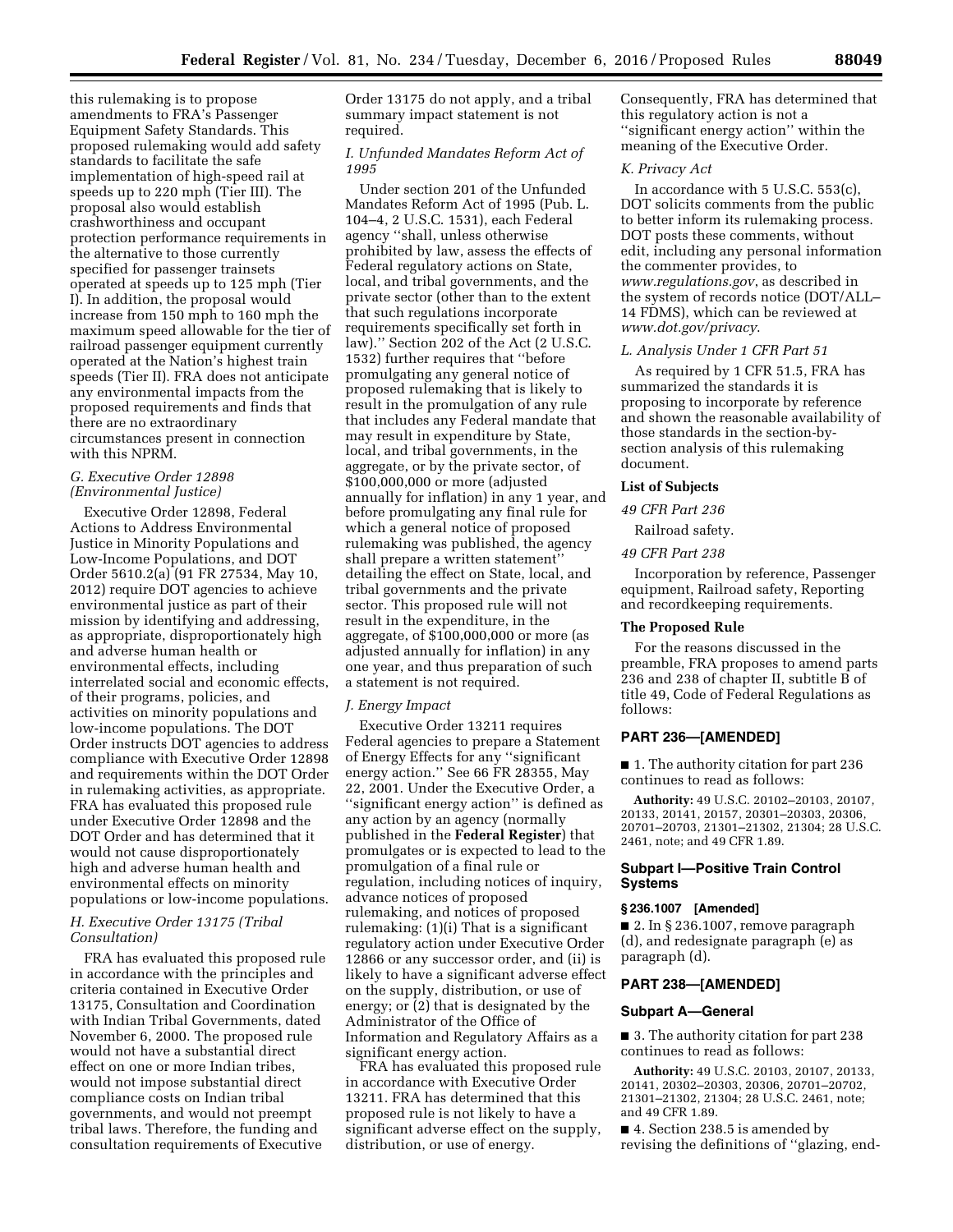this rulemaking is to propose amendments to FRA's Passenger Equipment Safety Standards. This proposed rulemaking would add safety standards to facilitate the safe implementation of high-speed rail at speeds up to 220 mph (Tier III). The proposal also would establish crashworthiness and occupant protection performance requirements in the alternative to those currently specified for passenger trainsets operated at speeds up to 125 mph (Tier I). In addition, the proposal would increase from 150 mph to 160 mph the maximum speed allowable for the tier of railroad passenger equipment currently operated at the Nation's highest train speeds (Tier II). FRA does not anticipate any environmental impacts from the proposed requirements and finds that there are no extraordinary circumstances present in connection with this NPRM.

### *G. Executive Order 12898 (Environmental Justice)*

Executive Order 12898, Federal Actions to Address Environmental Justice in Minority Populations and Low-Income Populations, and DOT Order 5610.2(a) (91 FR 27534, May 10, 2012) require DOT agencies to achieve environmental justice as part of their mission by identifying and addressing, as appropriate, disproportionately high and adverse human health or environmental effects, including interrelated social and economic effects, of their programs, policies, and activities on minority populations and low-income populations. The DOT Order instructs DOT agencies to address compliance with Executive Order 12898 and requirements within the DOT Order in rulemaking activities, as appropriate. FRA has evaluated this proposed rule under Executive Order 12898 and the DOT Order and has determined that it would not cause disproportionately high and adverse human health and environmental effects on minority populations or low-income populations.

### *H. Executive Order 13175 (Tribal Consultation)*

FRA has evaluated this proposed rule in accordance with the principles and criteria contained in Executive Order 13175, Consultation and Coordination with Indian Tribal Governments, dated November 6, 2000. The proposed rule would not have a substantial direct effect on one or more Indian tribes, would not impose substantial direct compliance costs on Indian tribal governments, and would not preempt tribal laws. Therefore, the funding and consultation requirements of Executive Order 13175 do not apply, and a tribal summary impact statement is not required.

### *I. Unfunded Mandates Reform Act of 1995*

Under section 201 of the Unfunded Mandates Reform Act of 1995 (Pub. L. 104–4, 2 U.S.C. 1531), each Federal agency "shall, unless otherwise prohibited by law, assess the effects of Federal regulatory actions on State, local, and tribal governments, and the private sector (other than to the extent that such regulations incorporate requirements specifically set forth in law)." Section 202 of the Act (2 U.S.C. 1532) further requires that "before promulgating any general notice of proposed rulemaking that is likely to result in the promulgation of any rule that includes any Federal mandate that may result in expenditure by State, local, and tribal governments, in the aggregate, or by the private sector, of $100,000,000 or more (adjusted annually for inflation) in any 1 year, and before promulgating any final rule for which a general notice of proposed rulemaking was published, the agency shall prepare a written statement" detailing the effect on State, local, and tribal governments and the private sector. This proposed rule will not result in the expenditure, in the aggregate, of $100,000,000 or more (as adjusted annually for inflation) in any one year, and thus preparation of such a statement is not required.

### *J. Energy Impact*

Executive Order 13211 requires Federal agencies to prepare a Statement of Energy Effects for any "significant energy action." See 66 FR 28355, May 22, 2001. Under the Executive Order, a "significant energy action" is defined as any action by an agency (normally published in the **Federal Register**) that promulgates or is expected to lead to the promulgation of a final rule or regulation, including notices of inquiry, advance notices of proposed rulemaking, and notices of proposed rulemaking: (1)(i) That is a significant regulatory action under Executive Order 12866 or any successor order, and (ii) is likely to have a significant adverse effect on the supply, distribution, or use of energy; or (2) that is designated by the Administrator of the Office of Information and Regulatory Affairs as a significant energy action.

FRA has evaluated this proposed rule in accordance with Executive Order 13211. FRA has determined that this proposed rule is not likely to have a significant adverse effect on the supply, distribution, or use of energy. Consequently, FRA has determined that this regulatory action is not a "significant energy action" within the meaning of the Executive Order.

### *K. Privacy Act*

In accordance with 5 U.S.C. 553(c), DOT solicits comments from the public to better inform its rulemaking process. DOT posts these comments, without edit, including any personal information the commenter provides, to *www.regulations.gov*, as described in the system of records notice (DOT/ALL–14 FDMS), which can be reviewed at *www.dot.gov/privacy*.

### *L. Analysis Under 1 CFR Part 51*

As required by 1 CFR 51.5, FRA has summarized the standards it is proposing to incorporate by reference and shown the reasonable availability of those standards in the section-by-section analysis of this rulemaking document.

**List of Subjects**

*49 CFR Part 236*

Railroad safety.

*49 CFR Part 238*

Incorporation by reference, Passenger equipment, Railroad safety, Reporting and recordkeeping requirements.

**The Proposed Rule**

For the reasons discussed in the preamble, FRA proposes to amend parts 236 and 238 of chapter II, subtitle B of title 49, Code of Federal Regulations as follows:

## PART 236—[AMENDED]

■ 1. The authority citation for part 236 continues to read as follows:

**Authority:** 49 U.S.C. 20102–20103, 20107, 20133, 20141, 20157, 20301–20303, 20306, 20701–20703, 21301–21302, 21304; 28 U.S.C. 2461, note; and 49 CFR 1.89.

### Subpart I—Positive Train Control Systems

#### § 236.1007 [Amended]

■ 2. In § 236.1007, remove paragraph (d), and redesignate paragraph (e) as paragraph (d).

## PART 238—[AMENDED]

### Subpart A—General

■ 3. The authority citation for part 238 continues to read as follows:

**Authority:** 49 U.S.C. 20103, 20107, 20133, 20141, 20302–20303, 20306, 20701–20702, 21301–21302, 21304; 28 U.S.C. 2461, note; and 49 CFR 1.89.

■ 4. Section 238.5 is amended by revising the definitions of "glazing, end-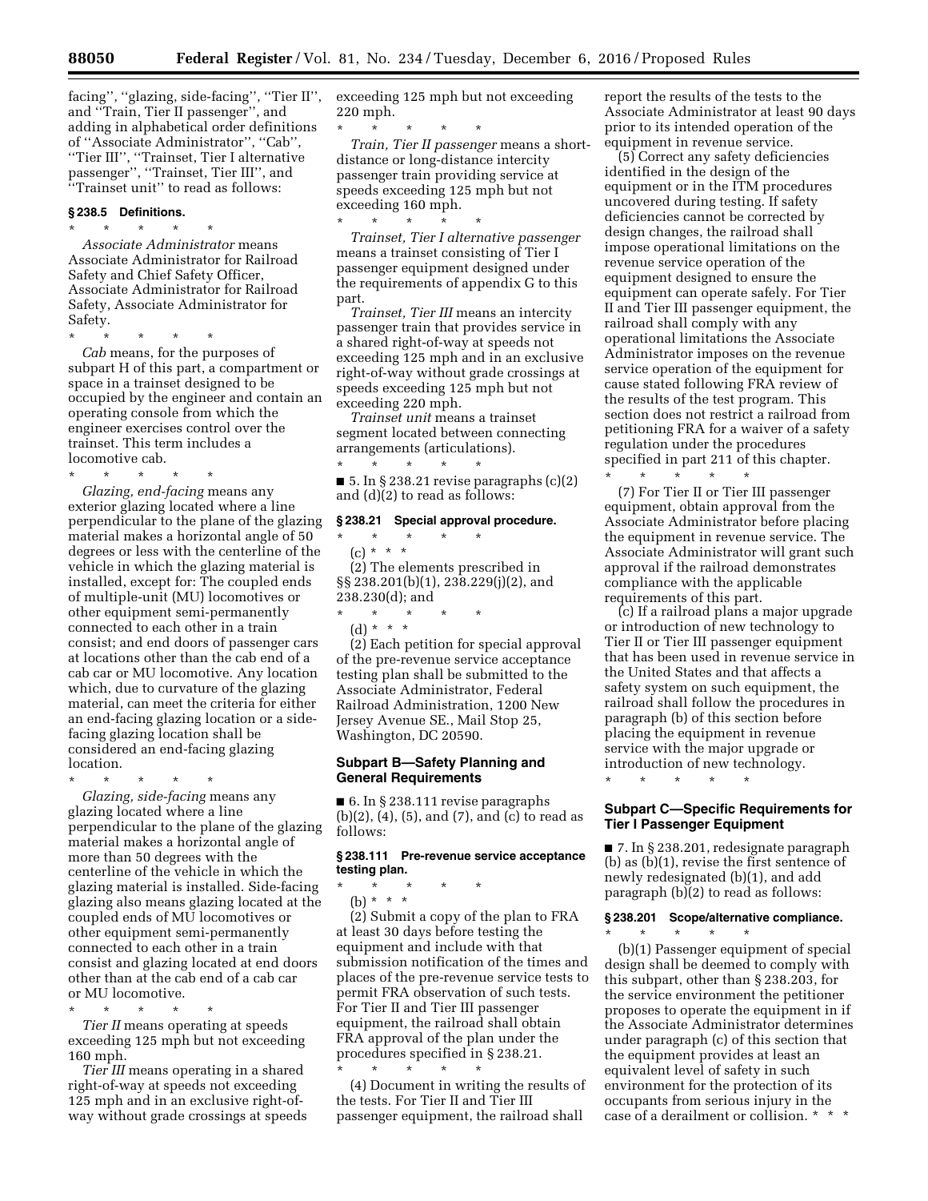facing'', ''glazing, side-facing'', ''Tier II'', and ''Train, Tier II passenger'', and adding in alphabetical order definitions of ''Associate Administrator'', ''Cab'', ''Tier III'', ''Trainset, Tier I alternative passenger'', ''Trainset, Tier III'', and ''Trainset unit'' to read as follows:

### § 238.5 Definitions.

\* \* \* \* \*

*Associate Administrator* means Associate Administrator for Railroad Safety and Chief Safety Officer, Associate Administrator for Railroad Safety, Associate Administrator for Safety.

\* \* \* \* \*

*Cab* means, for the purposes of subpart H of this part, a compartment or space in a trainset designed to be occupied by the engineer and contain an operating console from which the engineer exercises control over the trainset. This term includes a locomotive cab.

\* \* \* \* \*

*Glazing, end-facing* means any exterior glazing located where a line perpendicular to the plane of the glazing material makes a horizontal angle of 50 degrees or less with the centerline of the vehicle in which the glazing material is installed, except for: The coupled ends of multiple-unit (MU) locomotives or other equipment semi-permanently connected to each other in a train consist; and end doors of passenger cars at locations other than the cab end of a cab car or MU locomotive. Any location which, due to curvature of the glazing material, can meet the criteria for either an end-facing glazing location or a side-facing glazing location shall be considered an end-facing glazing location.

\* \* \* \* \*

*Glazing, side-facing* means any glazing located where a line perpendicular to the plane of the glazing material makes a horizontal angle of more than 50 degrees with the centerline of the vehicle in which the glazing material is installed. Side-facing glazing also means glazing located at the coupled ends of MU locomotives or other equipment semi-permanently connected to each other in a train consist and glazing located at end doors other than at the cab end of a cab car or MU locomotive.

\* \* \* \* \*

*Tier II* means operating at speeds exceeding 125 mph but not exceeding 160 mph.

*Tier III* means operating in a shared right-of-way at speeds not exceeding 125 mph and in an exclusive right-of-way without grade crossings at speeds exceeding 125 mph but not exceeding 220 mph.

\* \* \* \* \*

*Train, Tier II passenger* means a short-distance or long-distance intercity passenger train providing service at speeds exceeding 125 mph but not exceeding 160 mph.

\* \* \* \* \*

*Trainset, Tier I alternative passenger* means a trainset consisting of Tier I passenger equipment designed under the requirements of appendix G to this part.

*Trainset, Tier III* means an intercity passenger train that provides service in a shared right-of-way at speeds not exceeding 125 mph and in an exclusive right-of-way without grade crossings at speeds exceeding 125 mph but not exceeding 220 mph.

*Trainset unit* means a trainset segment located between connecting arrangements (articulations).

\* \* \* \* \*

■ 5. In § 238.21 revise paragraphs (c)(2) and (d)(2) to read as follows:

### § 238.21 Special approval procedure.

\* \* \* \* \*

(c) \* \* \*

(2) The elements prescribed in §§ 238.201(b)(1), 238.229(j)(2), and 238.230(d); and

\* \* \* \* \*

(d) \* \* \*

(2) Each petition for special approval of the pre-revenue service acceptance testing plan shall be submitted to the Associate Administrator, Federal Railroad Administration, 1200 New Jersey Avenue SE., Mail Stop 25, Washington, DC 20590.

## Subpart B—Safety Planning and General Requirements

■ 6. In § 238.111 revise paragraphs (b)(2), (4), (5), and (7), and (c) to read as follows:

### § 238.111 Pre-revenue service acceptance testing plan.

\* \* \* \* \*

(b) \* \* \*

(2) Submit a copy of the plan to FRA at least 30 days before testing the equipment and include with that submission notification of the times and places of the pre-revenue service tests to permit FRA observation of such tests. For Tier II and Tier III passenger equipment, the railroad shall obtain FRA approval of the plan under the procedures specified in § 238.21.

\* \* \* \* \*

(4) Document in writing the results of the tests. For Tier II and Tier III passenger equipment, the railroad shall report the results of the tests to the Associate Administrator at least 90 days prior to its intended operation of the equipment in revenue service.

(5) Correct any safety deficiencies identified in the design of the equipment or in the ITM procedures uncovered during testing. If safety deficiencies cannot be corrected by design changes, the railroad shall impose operational limitations on the revenue service operation of the equipment designed to ensure the equipment can operate safely. For Tier II and Tier III passenger equipment, the railroad shall comply with any operational limitations the Associate Administrator imposes on the revenue service operation of the equipment for cause stated following FRA review of the results of the test program. This section does not restrict a railroad from petitioning FRA for a waiver of a safety regulation under the procedures specified in part 211 of this chapter.

\* \* \* \* \*

(7) For Tier II or Tier III passenger equipment, obtain approval from the Associate Administrator before placing the equipment in revenue service. The Associate Administrator will grant such approval if the railroad demonstrates compliance with the applicable requirements of this part.

(c) If a railroad plans a major upgrade or introduction of new technology to Tier II or Tier III passenger equipment that has been used in revenue service in the United States and that affects a safety system on such equipment, the railroad shall follow the procedures in paragraph (b) of this section before placing the equipment in revenue service with the major upgrade or introduction of new technology.

\* \* \* \* \*

## Subpart C—Specific Requirements for Tier I Passenger Equipment

■ 7. In § 238.201, redesignate paragraph (b) as (b)(1), revise the first sentence of newly redesignated (b)(1), and add paragraph (b)(2) to read as follows:

### § 238.201 Scope/alternative compliance.

\* \* \* \* \*

(b)(1) Passenger equipment of special design shall be deemed to comply with this subpart, other than § 238.203, for the service environment the petitioner proposes to operate the equipment in if the Associate Administrator determines under paragraph (c) of this section that the equipment provides at least an equivalent level of safety in such environment for the protection of its occupants from serious injury in the case of a derailment or collision. \* \* \*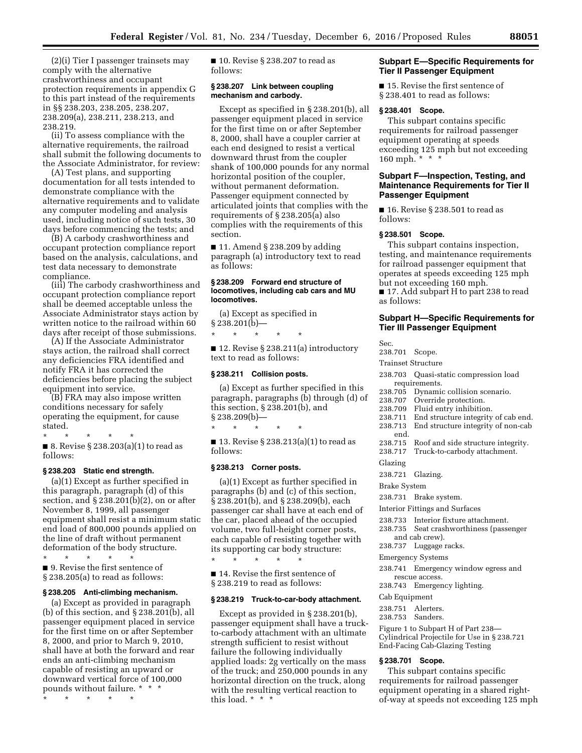(2)(i) Tier I passenger trainsets may comply with the alternative crashworthiness and occupant protection requirements in appendix G to this part instead of the requirements in §§ 238.203, 238.205, 238.207, 238.209(a), 238.211, 238.213, and 238.219.

(ii) To assess compliance with the alternative requirements, the railroad shall submit the following documents to the Associate Administrator, for review:

(A) Test plans, and supporting documentation for all tests intended to demonstrate compliance with the alternative requirements and to validate any computer modeling and analysis used, including notice of such tests, 30 days before commencing the tests; and

(B) A carbody crashworthiness and occupant protection compliance report based on the analysis, calculations, and test data necessary to demonstrate compliance.

(iii) The carbody crashworthiness and occupant protection compliance report shall be deemed acceptable unless the Associate Administrator stays action by written notice to the railroad within 60 days after receipt of those submissions.

(A) If the Associate Administrator stays action, the railroad shall correct any deficiencies FRA identified and notify FRA it has corrected the deficiencies before placing the subject equipment into service.

(B) FRA may also impose written conditions necessary for safely operating the equipment, for cause stated.

\* \* \* \* \*

■ 8. Revise § 238.203(a)(1) to read as follows:

**§ 238.203 Static end strength.**

(a)(1) Except as further specified in this paragraph, paragraph (d) of this section, and § 238.201(b)(2), on or after November 8, 1999, all passenger equipment shall resist a minimum static end load of 800,000 pounds applied on the line of draft without permanent deformation of the body structure.

\* \* \* \* \*

■ 9. Revise the first sentence of § 238.205(a) to read as follows:

**§ 238.205 Anti-climbing mechanism.**

(a) Except as provided in paragraph (b) of this section, and § 238.201(b), all passenger equipment placed in service for the first time on or after September 8, 2000, and prior to March 9, 2010, shall have at both the forward and rear ends an anti-climbing mechanism capable of resisting an upward or downward vertical force of 100,000 pounds without failure. \* \* \*

\* \* \* \* \*

■ 10. Revise § 238.207 to read as follows:

**§ 238.207 Link between coupling mechanism and carbody.**

Except as specified in § 238.201(b), all passenger equipment placed in service for the first time on or after September 8, 2000, shall have a coupler carrier at each end designed to resist a vertical downward thrust from the coupler shank of 100,000 pounds for any normal horizontal position of the coupler, without permanent deformation. Passenger equipment connected by articulated joints that complies with the requirements of § 238.205(a) also complies with the requirements of this section.

■ 11. Amend § 238.209 by adding paragraph (a) introductory text to read as follows:

**§ 238.209 Forward end structure of locomotives, including cab cars and MU locomotives.**

(a) Except as specified in § 238.201(b)—

\* \* \* \* \*

■ 12. Revise § 238.211(a) introductory text to read as follows:

**§ 238.211 Collision posts.**

(a) Except as further specified in this paragraph, paragraphs (b) through (d) of this section, § 238.201(b), and § 238.209(b)—

\* \* \* \* \*

■ 13. Revise § 238.213(a)(1) to read as follows:

**§ 238.213 Corner posts.**

(a)(1) Except as further specified in paragraphs (b) and (c) of this section, § 238.201(b), and § 238.209(b), each passenger car shall have at each end of the car, placed ahead of the occupied volume, two full-height corner posts, each capable of resisting together with its supporting car body structure:

\* \* \* \* \*

■ 14. Revise the first sentence of § 238.219 to read as follows:

**§ 238.219 Truck-to-car-body attachment.**

Except as provided in § 238.201(b), passenger equipment shall have a truck-to-carbody attachment with an ultimate strength sufficient to resist without failure the following individually applied loads: 2g vertically on the mass of the truck; and 250,000 pounds in any horizontal direction on the truck, along with the resulting vertical reaction to this load. \* \* \*

## Subpart E—Specific Requirements for Tier II Passenger Equipment

■ 15. Revise the first sentence of § 238.401 to read as follows:

**§ 238.401 Scope.**

This subpart contains specific requirements for railroad passenger equipment operating at speeds exceeding 125 mph but not exceeding 160 mph. \* \* \*

## Subpart F—Inspection, Testing, and Maintenance Requirements for Tier II Passenger Equipment

■ 16. Revise § 238.501 to read as follows:

**§ 238.501 Scope.**

This subpart contains inspection, testing, and maintenance requirements for railroad passenger equipment that operates at speeds exceeding 125 mph but not exceeding 160 mph.

■ 17. Add subpart H to part 238 to read as follows:

## Subpart H—Specific Requirements for Tier III Passenger Equipment

Sec.

238.701 Scope.

Trainset Structure

238.703 Quasi-static compression load requirements.

238.705 Dynamic collision scenario.

238.707 Override protection.

238.709 Fluid entry inhibition.

238.711 End structure integrity of cab end.

238.713 End structure integrity of non-cab end.

238.715 Roof and side structure integrity.

238.717 Truck-to-carbody attachment.

Glazing

238.721 Glazing.

Brake System

238.731 Brake system.

Interior Fittings and Surfaces

238.733 Interior fixture attachment.

238.735 Seat crashworthiness (passenger and cab crew).

238.737 Luggage racks.

Emergency Systems

238.741 Emergency window egress and rescue access.

238.743 Emergency lighting.

Cab Equipment

238.751 Alerters.

238.753 Sanders.

Figure 1 to Subpart H of Part 238—Cylindrical Projectile for Use in § 238.721 End-Facing Cab-Glazing Testing

**§ 238.701 Scope.**

This subpart contains specific requirements for railroad passenger equipment operating in a shared right-of-way at speeds not exceeding 125 mph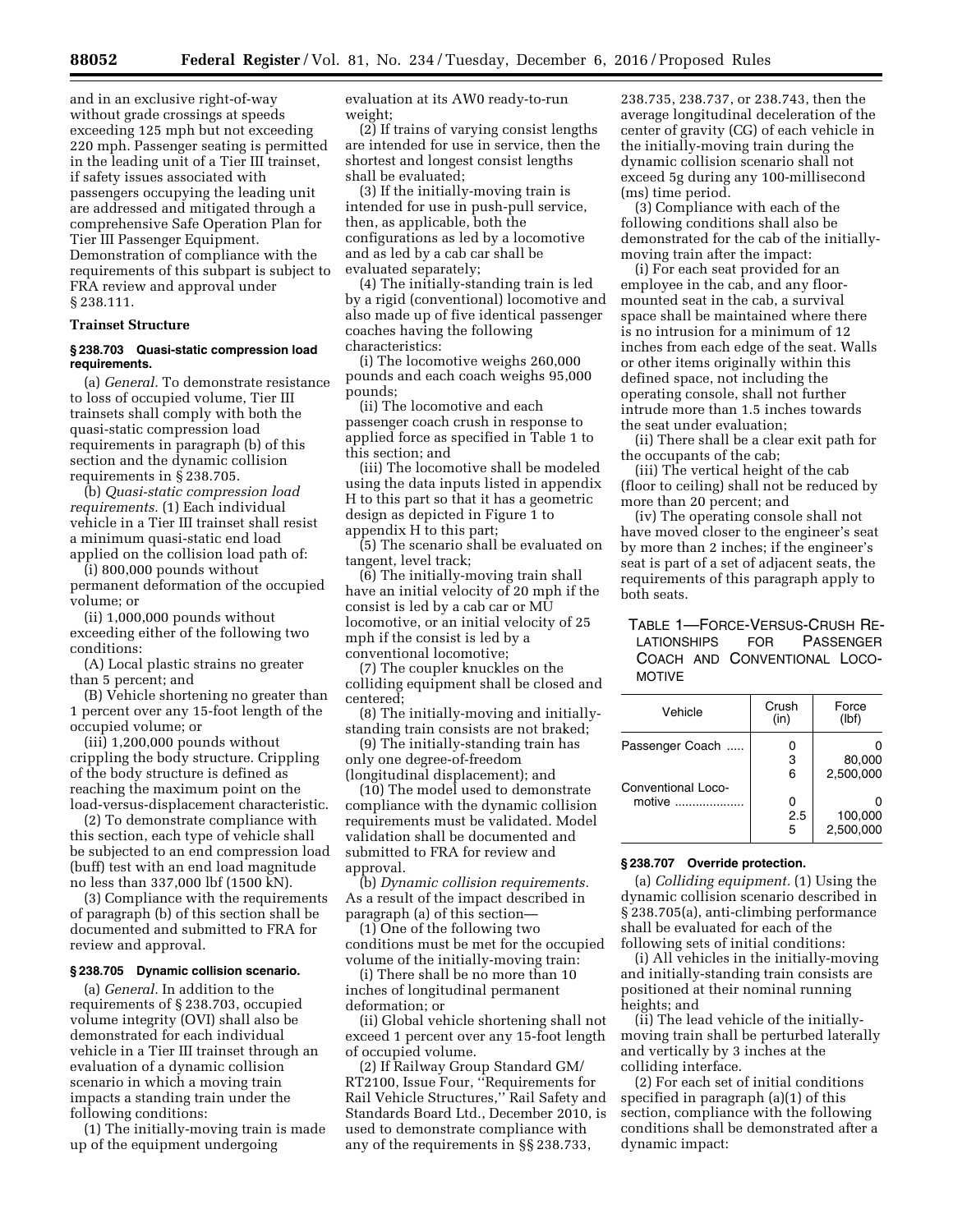and in an exclusive right-of-way without grade crossings at speeds exceeding 125 mph but not exceeding 220 mph. Passenger seating is permitted in the leading unit of a Tier III trainset, if safety issues associated with passengers occupying the leading unit are addressed and mitigated through a comprehensive Safe Operation Plan for Tier III Passenger Equipment. Demonstration of compliance with the requirements of this subpart is subject to FRA review and approval under § 238.111.

**Trainset Structure**

**§ 238.703 Quasi-static compression load requirements.**

(a) *General.* To demonstrate resistance to loss of occupied volume, Tier III trainsets shall comply with both the quasi-static compression load requirements in paragraph (b) of this section and the dynamic collision requirements in § 238.705.

(b) *Quasi-static compression load requirements.* (1) Each individual vehicle in a Tier III trainset shall resist a minimum quasi-static end load applied on the collision load path of:

(i) 800,000 pounds without permanent deformation of the occupied volume; or

(ii) 1,000,000 pounds without exceeding either of the following two conditions:

(A) Local plastic strains no greater than 5 percent; and

(B) Vehicle shortening no greater than 1 percent over any 15-foot length of the occupied volume; or

(iii) 1,200,000 pounds without crippling the body structure. Crippling of the body structure is defined as reaching the maximum point on the load-versus-displacement characteristic.

(2) To demonstrate compliance with this section, each type of vehicle shall be subjected to an end compression load (buff) test with an end load magnitude no less than 337,000 lbf (1500 kN).

(3) Compliance with the requirements of paragraph (b) of this section shall be documented and submitted to FRA for review and approval.

**§ 238.705 Dynamic collision scenario.**

(a) *General.* In addition to the requirements of § 238.703, occupied volume integrity (OVI) shall also be demonstrated for each individual vehicle in a Tier III trainset through an evaluation of a dynamic collision scenario in which a moving train impacts a standing train under the following conditions:

(1) The initially-moving train is made up of the equipment undergoing evaluation at its AW0 ready-to-run weight;

(2) If trains of varying consist lengths are intended for use in service, then the shortest and longest consist lengths shall be evaluated;

(3) If the initially-moving train is intended for use in push-pull service, then, as applicable, both the configurations as led by a locomotive and as led by a cab car shall be evaluated separately;

(4) The initially-standing train is led by a rigid (conventional) locomotive and also made up of five identical passenger coaches having the following characteristics:

(i) The locomotive weighs 260,000 pounds and each coach weighs 95,000 pounds;

(ii) The locomotive and each passenger coach crush in response to applied force as specified in Table 1 to this section; and

(iii) The locomotive shall be modeled using the data inputs listed in appendix H to this part so that it has a geometric design as depicted in Figure 1 to appendix H to this part;

(5) The scenario shall be evaluated on tangent, level track;

(6) The initially-moving train shall have an initial velocity of 20 mph if the consist is led by a cab car or MU locomotive, or an initial velocity of 25 mph if the consist is led by a conventional locomotive;

(7) The coupler knuckles on the colliding equipment shall be closed and centered;

(8) The initially-moving and initially-standing train consists are not braked;

(9) The initially-standing train has only one degree-of-freedom (longitudinal displacement); and

(10) The model used to demonstrate compliance with the dynamic collision requirements must be validated. Model validation shall be documented and submitted to FRA for review and approval.

(b) *Dynamic collision requirements.* As a result of the impact described in paragraph (a) of this section—

(1) One of the following two conditions must be met for the occupied volume of the initially-moving train:

(i) There shall be no more than 10 inches of longitudinal permanent deformation; or

(ii) Global vehicle shortening shall not exceed 1 percent over any 15-foot length of occupied volume.

(2) If Railway Group Standard GM/RT2100, Issue Four, ''Requirements for Rail Vehicle Structures,'' Rail Safety and Standards Board Ltd., December 2010, is used to demonstrate compliance with any of the requirements in §§ 238.733, 238.735, 238.737, or 238.743, then the average longitudinal deceleration of the center of gravity (CG) of each vehicle in the initially-moving train during the dynamic collision scenario shall not exceed 5g during any 100-millisecond (ms) time period.

(3) Compliance with each of the following conditions shall also be demonstrated for the cab of the initially-moving train after the impact:

(i) For each seat provided for an employee in the cab, and any floor-mounted seat in the cab, a survival space shall be maintained where there is no intrusion for a minimum of 12 inches from each edge of the seat. Walls or other items originally within this defined space, not including the operating console, shall not further intrude more than 1.5 inches towards the seat under evaluation;

(ii) There shall be a clear exit path for the occupants of the cab;

(iii) The vertical height of the cab (floor to ceiling) shall not be reduced by more than 20 percent; and

(iv) The operating console shall not have moved closer to the engineer's seat by more than 2 inches; if the engineer's seat is part of a set of adjacent seats, the requirements of this paragraph apply to both seats.

TABLE 1—FORCE-VERSUS-CRUSH RELATIONSHIPS FOR PASSENGER COACH AND CONVENTIONAL LOCOMOTIVE

| Vehicle | Crush (in) | Force (lbf) |
|---|---|---|
| Passenger Coach | 0 | 0 |
| | 3 | 80,000 |
| | 6 | 2,500,000 |
| Conventional Locomotive | 0 | 0 |
| | 2.5 | 100,000 |
| | 5 | 2,500,000 |

**§ 238.707 Override protection.**

(a) *Colliding equipment.* (1) Using the dynamic collision scenario described in § 238.705(a), anti-climbing performance shall be evaluated for each of the following sets of initial conditions:

(i) All vehicles in the initially-moving and initially-standing train consists are positioned at their nominal running heights; and

(ii) The lead vehicle of the initially-moving train shall be perturbed laterally and vertically by 3 inches at the colliding interface.

(2) For each set of initial conditions specified in paragraph (a)(1) of this section, compliance with the following conditions shall be demonstrated after a dynamic impact: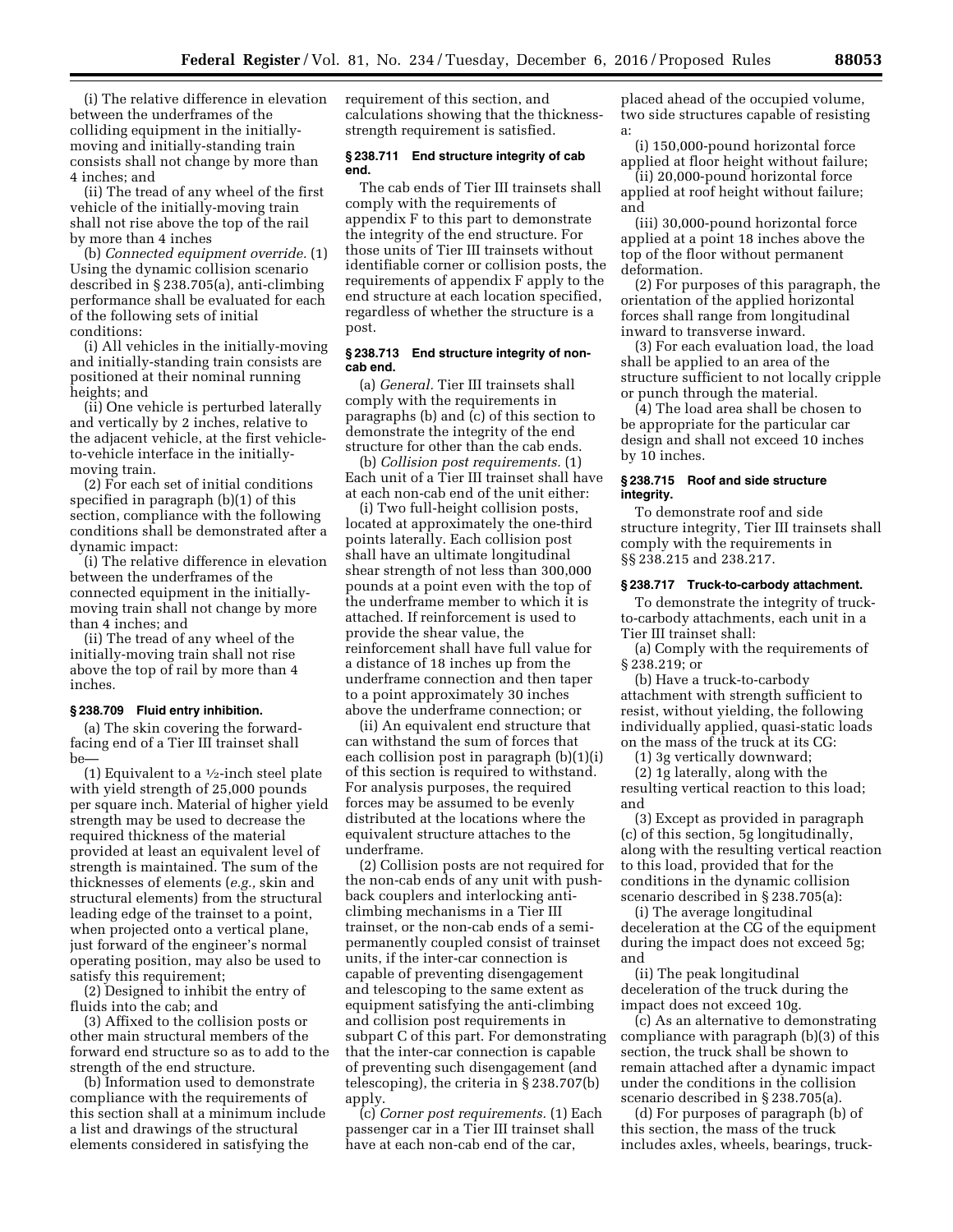(i) The relative difference in elevation between the underframes of the colliding equipment in the initially-moving and initially-standing train consists shall not change by more than 4 inches; and

(ii) The tread of any wheel of the first vehicle of the initially-moving train shall not rise above the top of the rail by more than 4 inches

(b) *Connected equipment override.* (1) Using the dynamic collision scenario described in § 238.705(a), anti-climbing performance shall be evaluated for each of the following sets of initial conditions:

(i) All vehicles in the initially-moving and initially-standing train consists are positioned at their nominal running heights; and

(ii) One vehicle is perturbed laterally and vertically by 2 inches, relative to the adjacent vehicle, at the first vehicle-to-vehicle interface in the initially-moving train.

(2) For each set of initial conditions specified in paragraph (b)(1) of this section, compliance with the following conditions shall be demonstrated after a dynamic impact:

(i) The relative difference in elevation between the underframes of the connected equipment in the initially-moving train shall not change by more than 4 inches; and

(ii) The tread of any wheel of the initially-moving train shall not rise above the top of rail by more than 4 inches.

### § 238.709 Fluid entry inhibition.

(a) The skin covering the forward-facing end of a Tier III trainset shall be—

(1) Equivalent to a ½-inch steel plate with yield strength of 25,000 pounds per square inch. Material of higher yield strength may be used to decrease the required thickness of the material provided at least an equivalent level of strength is maintained. The sum of the thicknesses of elements (*e.g.,* skin and structural elements) from the structural leading edge of the trainset to a point, when projected onto a vertical plane, just forward of the engineer's normal operating position, may also be used to satisfy this requirement;

(2) Designed to inhibit the entry of fluids into the cab; and

(3) Affixed to the collision posts or other main structural members of the forward end structure so as to add to the strength of the end structure.

(b) Information used to demonstrate compliance with the requirements of this section shall at a minimum include a list and drawings of the structural elements considered in satisfying the requirement of this section, and calculations showing that the thickness-strength requirement is satisfied.

### § 238.711 End structure integrity of cab end.

The cab ends of Tier III trainsets shall comply with the requirements of appendix F to this part to demonstrate the integrity of the end structure. For those units of Tier III trainsets without identifiable corner or collision posts, the requirements of appendix F apply to the end structure at each location specified, regardless of whether the structure is a post.

### § 238.713 End structure integrity of non-cab end.

(a) *General.* Tier III trainsets shall comply with the requirements in paragraphs (b) and (c) of this section to demonstrate the integrity of the end structure for other than the cab ends.

(b) *Collision post requirements.* (1) Each unit of a Tier III trainset shall have at each non-cab end of the unit either:

(i) Two full-height collision posts, located at approximately the one-third points laterally. Each collision post shall have an ultimate longitudinal shear strength of not less than 300,000 pounds at a point even with the top of the underframe member to which it is attached. If reinforcement is used to provide the shear value, the reinforcement shall have full value for a distance of 18 inches up from the underframe connection and then taper to a point approximately 30 inches above the underframe connection; or

(ii) An equivalent end structure that can withstand the sum of forces that each collision post in paragraph (b)(1)(i) of this section is required to withstand. For analysis purposes, the required forces may be assumed to be evenly distributed at the locations where the equivalent structure attaches to the underframe.

(2) Collision posts are not required for the non-cab ends of any unit with push-back couplers and interlocking anti-climbing mechanisms in a Tier III trainset, or the non-cab ends of a semi-permanently coupled consist of trainset units, if the inter-car connection is capable of preventing disengagement and telescoping to the same extent as equipment satisfying the anti-climbing and collision post requirements in subpart C of this part. For demonstrating that the inter-car connection is capable of preventing such disengagement (and telescoping), the criteria in § 238.707(b) apply.

(c) *Corner post requirements.* (1) Each passenger car in a Tier III trainset shall have at each non-cab end of the car, placed ahead of the occupied volume, two side structures capable of resisting a:

(i) 150,000-pound horizontal force applied at floor height without failure;

(ii) 20,000-pound horizontal force applied at roof height without failure; and

(iii) 30,000-pound horizontal force applied at a point 18 inches above the top of the floor without permanent deformation.

(2) For purposes of this paragraph, the orientation of the applied horizontal forces shall range from longitudinal inward to transverse inward.

(3) For each evaluation load, the load shall be applied to an area of the structure sufficient to not locally cripple or punch through the material.

(4) The load area shall be chosen to be appropriate for the particular car design and shall not exceed 10 inches by 10 inches.

### § 238.715 Roof and side structure integrity.

To demonstrate roof and side structure integrity, Tier III trainsets shall comply with the requirements in §§ 238.215 and 238.217.

### § 238.717 Truck-to-carbody attachment.

To demonstrate the integrity of truck-to-carbody attachments, each unit in a Tier III trainset shall:

(a) Comply with the requirements of § 238.219; or

(b) Have a truck-to-carbody attachment with strength sufficient to resist, without yielding, the following individually applied, quasi-static loads on the mass of the truck at its CG:

(1) 3g vertically downward;

(2) 1g laterally, along with the resulting vertical reaction to this load; and

(3) Except as provided in paragraph (c) of this section, 5g longitudinally, along with the resulting vertical reaction to this load, provided that for the conditions in the dynamic collision scenario described in § 238.705(a):

(i) The average longitudinal deceleration at the CG of the equipment during the impact does not exceed 5g; and

(ii) The peak longitudinal deceleration of the truck during the impact does not exceed 10g.

(c) As an alternative to demonstrating compliance with paragraph (b)(3) of this section, the truck shall be shown to remain attached after a dynamic impact under the conditions in the collision scenario described in § 238.705(a).

(d) For purposes of paragraph (b) of this section, the mass of the truck includes axles, wheels, bearings, truck-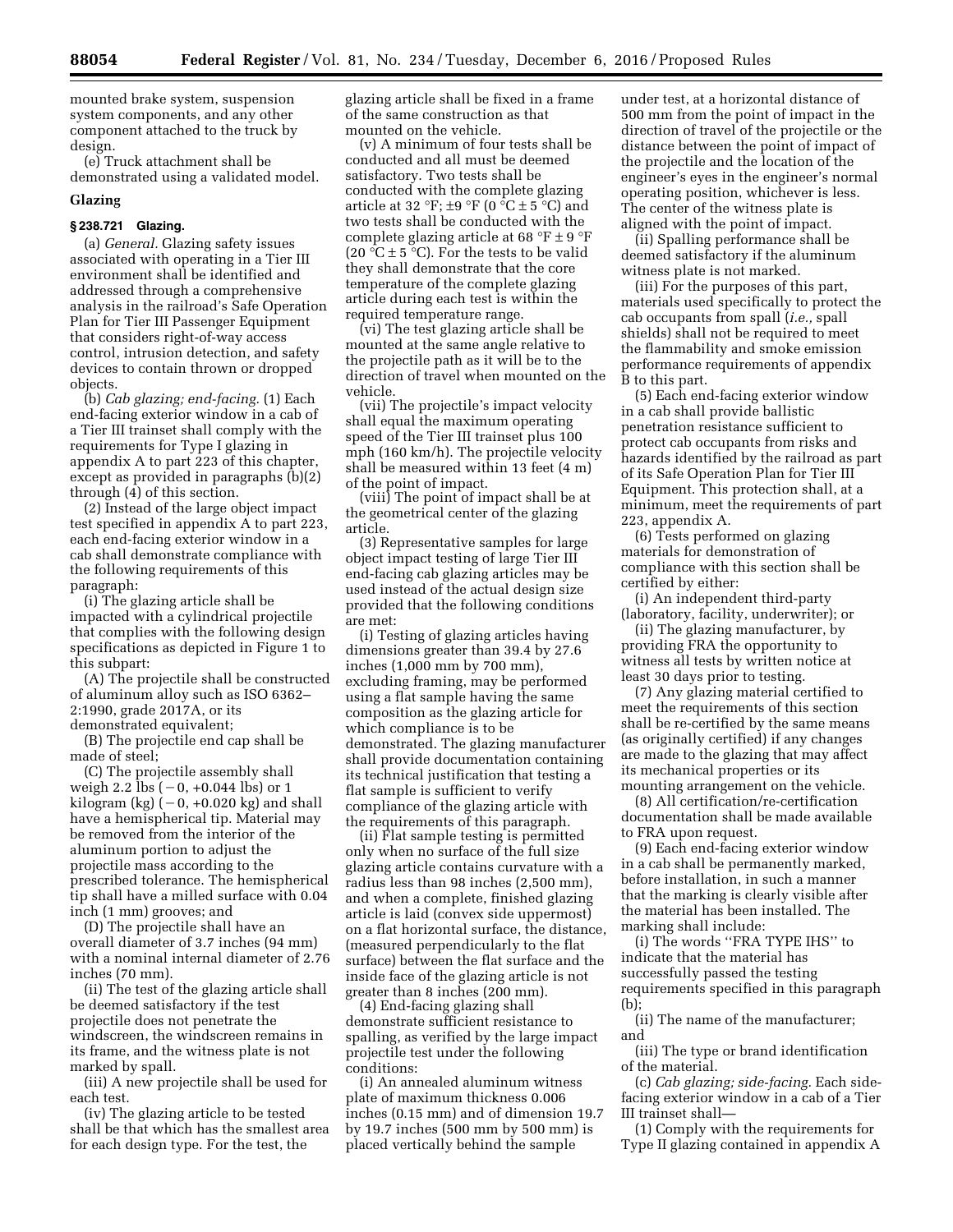mounted brake system, suspension system components, and any other component attached to the truck by design.

(e) Truck attachment shall be demonstrated using a validated model.

**Glazing**

**§ 238.721 Glazing.**

(a) *General.* Glazing safety issues associated with operating in a Tier III environment shall be identified and addressed through a comprehensive analysis in the railroad's Safe Operation Plan for Tier III Passenger Equipment that considers right-of-way access control, intrusion detection, and safety devices to contain thrown or dropped objects.

(b) *Cab glazing; end-facing.* (1) Each end-facing exterior window in a cab of a Tier III trainset shall comply with the requirements for Type I glazing in appendix A to part 223 of this chapter, except as provided in paragraphs (b)(2) through (4) of this section.

(2) Instead of the large object impact test specified in appendix A to part 223, each end-facing exterior window in a cab shall demonstrate compliance with the following requirements of this paragraph:

(i) The glazing article shall be impacted with a cylindrical projectile that complies with the following design specifications as depicted in Figure 1 to this subpart:

(A) The projectile shall be constructed of aluminum alloy such as ISO 6362–2:1990, grade 2017A, or its demonstrated equivalent;

(B) The projectile end cap shall be made of steel;

(C) The projectile assembly shall weigh 2.2 lbs (−0, +0.044 lbs) or 1 kilogram (kg) (−0, +0.020 kg) and shall have a hemispherical tip. Material may be removed from the interior of the aluminum portion to adjust the projectile mass according to the prescribed tolerance. The hemispherical tip shall have a milled surface with 0.04 inch (1 mm) grooves; and

(D) The projectile shall have an overall diameter of 3.7 inches (94 mm) with a nominal internal diameter of 2.76 inches (70 mm).

(ii) The test of the glazing article shall be deemed satisfactory if the test projectile does not penetrate the windscreen, the windscreen remains in its frame, and the witness plate is not marked by spall.

(iii) A new projectile shall be used for each test.

(iv) The glazing article to be tested shall be that which has the smallest area for each design type. For the test, the glazing article shall be fixed in a frame of the same construction as that mounted on the vehicle.

(v) A minimum of four tests shall be conducted and all must be deemed satisfactory. Two tests shall be conducted with the complete glazing article at 32 °F; ±9 °F (0 °C ± 5 °C) and two tests shall be conducted with the complete glazing article at 68 °F ± 9 °F (20 °C ± 5 °C). For the tests to be valid they shall demonstrate that the core temperature of the complete glazing article during each test is within the required temperature range.

(vi) The test glazing article shall be mounted at the same angle relative to the projectile path as it will be to the direction of travel when mounted on the vehicle.

(vii) The projectile's impact velocity shall equal the maximum operating speed of the Tier III trainset plus 100 mph (160 km/h). The projectile velocity shall be measured within 13 feet (4 m) of the point of impact.

(viii) The point of impact shall be at the geometrical center of the glazing article.

(3) Representative samples for large object impact testing of large Tier III end-facing cab glazing articles may be used instead of the actual design size provided that the following conditions are met:

(i) Testing of glazing articles having dimensions greater than 39.4 by 27.6 inches (1,000 mm by 700 mm), excluding framing, may be performed using a flat sample having the same composition as the glazing article for which compliance is to be demonstrated. The glazing manufacturer shall provide documentation containing its technical justification that testing a flat sample is sufficient to verify compliance of the glazing article with the requirements of this paragraph.

(ii) Flat sample testing is permitted only when no surface of the full size glazing article contains curvature with a radius less than 98 inches (2,500 mm), and when a complete, finished glazing article is laid (convex side uppermost) on a flat horizontal surface, the distance, (measured perpendicularly to the flat surface) between the flat surface and the inside face of the glazing article is not greater than 8 inches (200 mm).

(4) End-facing glazing shall demonstrate sufficient resistance to spalling, as verified by the large impact projectile test under the following conditions:

(i) An annealed aluminum witness plate of maximum thickness 0.006 inches (0.15 mm) and of dimension 19.7 by 19.7 inches (500 mm by 500 mm) is placed vertically behind the sample under test, at a horizontal distance of 500 mm from the point of impact in the direction of travel of the projectile or the distance between the point of impact of the projectile and the location of the engineer's eyes in the engineer's normal operating position, whichever is less. The center of the witness plate is aligned with the point of impact.

(ii) Spalling performance shall be deemed satisfactory if the aluminum witness plate is not marked.

(iii) For the purposes of this part, materials used specifically to protect the cab occupants from spall (*i.e.,* spall shields) shall not be required to meet the flammability and smoke emission performance requirements of appendix B to this part.

(5) Each end-facing exterior window in a cab shall provide ballistic penetration resistance sufficient to protect cab occupants from risks and hazards identified by the railroad as part of its Safe Operation Plan for Tier III Equipment. This protection shall, at a minimum, meet the requirements of part 223, appendix A.

(6) Tests performed on glazing materials for demonstration of compliance with this section shall be certified by either:

(i) An independent third-party (laboratory, facility, underwriter); or

(ii) The glazing manufacturer, by providing FRA the opportunity to witness all tests by written notice at least 30 days prior to testing.

(7) Any glazing material certified to meet the requirements of this section shall be re-certified by the same means (as originally certified) if any changes are made to the glazing that may affect its mechanical properties or its mounting arrangement on the vehicle.

(8) All certification/re-certification documentation shall be made available to FRA upon request.

(9) Each end-facing exterior window in a cab shall be permanently marked, before installation, in such a manner that the marking is clearly visible after the material has been installed. The marking shall include:

(i) The words "FRA TYPE IHS" to indicate that the material has successfully passed the testing requirements specified in this paragraph (b);

(ii) The name of the manufacturer; and

(iii) The type or brand identification of the material.

(c) *Cab glazing; side-facing.* Each side-facing exterior window in a cab of a Tier III trainset shall—

(1) Comply with the requirements for Type II glazing contained in appendix A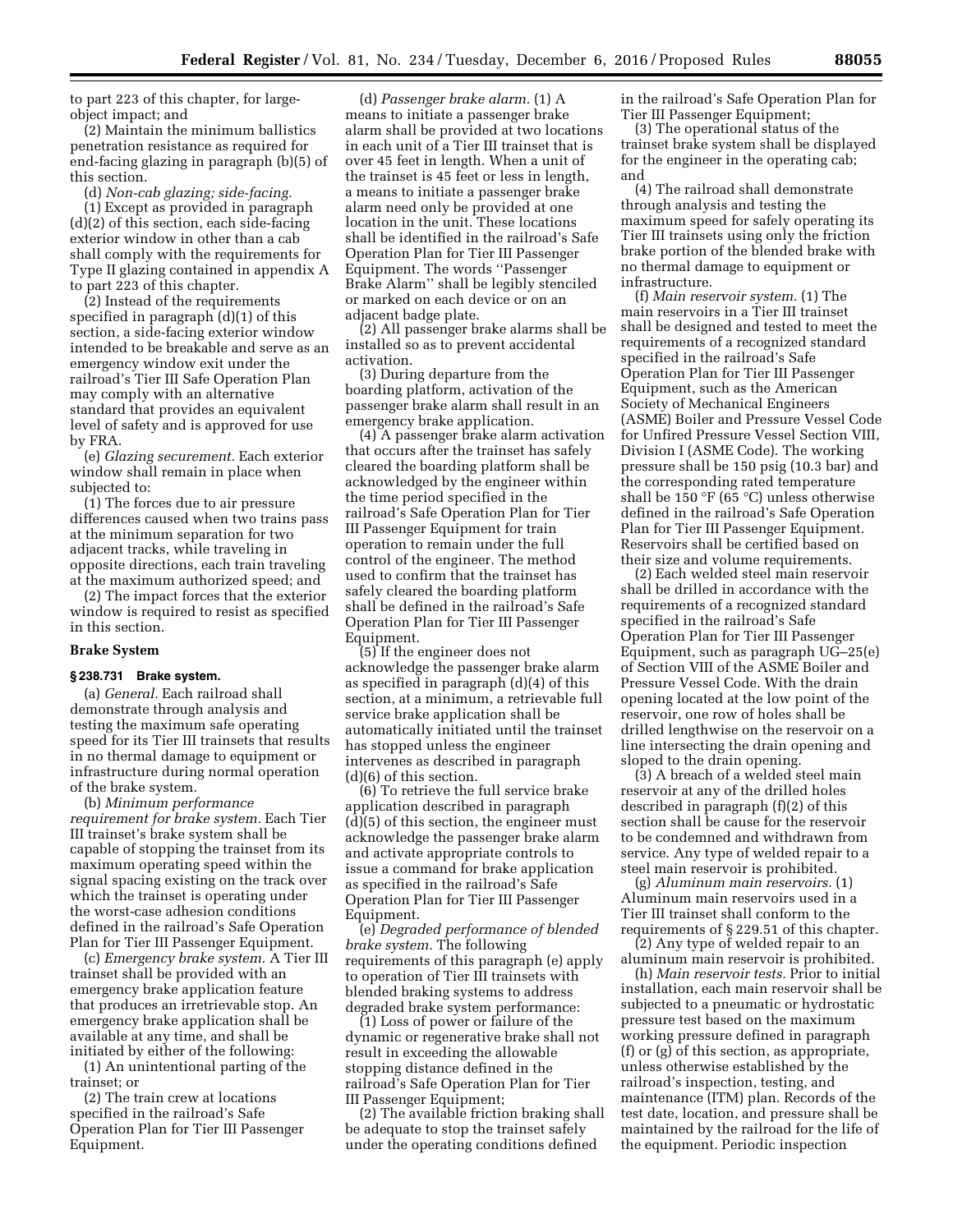to part 223 of this chapter, for large-object impact; and

(2) Maintain the minimum ballistics penetration resistance as required for end-facing glazing in paragraph (b)(5) of this section.

(d) *Non-cab glazing; side-facing.*

(1) Except as provided in paragraph (d)(2) of this section, each side-facing exterior window in other than a cab shall comply with the requirements for Type II glazing contained in appendix A to part 223 of this chapter.

(2) Instead of the requirements specified in paragraph (d)(1) of this section, a side-facing exterior window intended to be breakable and serve as an emergency window exit under the railroad's Tier III Safe Operation Plan may comply with an alternative standard that provides an equivalent level of safety and is approved for use by FRA.

(e) *Glazing securement.* Each exterior window shall remain in place when subjected to:

(1) The forces due to air pressure differences caused when two trains pass at the minimum separation for two adjacent tracks, while traveling in opposite directions, each train traveling at the maximum authorized speed; and

(2) The impact forces that the exterior window is required to resist as specified in this section.

**Brake System**

**§ 238.731 Brake system.**

(a) *General.* Each railroad shall demonstrate through analysis and testing the maximum safe operating speed for its Tier III trainsets that results in no thermal damage to equipment or infrastructure during normal operation of the brake system.

(b) *Minimum performance requirement for brake system.* Each Tier III trainset's brake system shall be capable of stopping the trainset from its maximum operating speed within the signal spacing existing on the track over which the trainset is operating under the worst-case adhesion conditions defined in the railroad's Safe Operation Plan for Tier III Passenger Equipment.

(c) *Emergency brake system.* A Tier III trainset shall be provided with an emergency brake application feature that produces an irretrievable stop. An emergency brake application shall be available at any time, and shall be initiated by either of the following:

(1) An unintentional parting of the trainset; or

(2) The train crew at locations specified in the railroad's Safe Operation Plan for Tier III Passenger Equipment.

(d) *Passenger brake alarm.* (1) A means to initiate a passenger brake alarm shall be provided at two locations in each unit of a Tier III trainset that is over 45 feet in length. When a unit of the trainset is 45 feet or less in length, a means to initiate a passenger brake alarm need only be provided at one location in the unit. These locations shall be identified in the railroad's Safe Operation Plan for Tier III Passenger Equipment. The words ''Passenger Brake Alarm'' shall be legibly stenciled or marked on each device or on an adjacent badge plate.

(2) All passenger brake alarms shall be installed so as to prevent accidental activation.

(3) During departure from the boarding platform, activation of the passenger brake alarm shall result in an emergency brake application.

(4) A passenger brake alarm activation that occurs after the trainset has safely cleared the boarding platform shall be acknowledged by the engineer within the time period specified in the railroad's Safe Operation Plan for Tier III Passenger Equipment for train operation to remain under the full control of the engineer. The method used to confirm that the trainset has safely cleared the boarding platform shall be defined in the railroad's Safe Operation Plan for Tier III Passenger Equipment.

(5) If the engineer does not acknowledge the passenger brake alarm as specified in paragraph (d)(4) of this section, at a minimum, a retrievable full service brake application shall be automatically initiated until the trainset has stopped unless the engineer intervenes as described in paragraph (d)(6) of this section.

(6) To retrieve the full service brake application described in paragraph (d)(5) of this section, the engineer must acknowledge the passenger brake alarm and activate appropriate controls to issue a command for brake application as specified in the railroad's Safe Operation Plan for Tier III Passenger Equipment.

(e) *Degraded performance of blended brake system.* The following requirements of this paragraph (e) apply to operation of Tier III trainsets with blended braking systems to address degraded brake system performance:

(1) Loss of power or failure of the dynamic or regenerative brake shall not result in exceeding the allowable stopping distance defined in the railroad's Safe Operation Plan for Tier III Passenger Equipment;

(2) The available friction braking shall be adequate to stop the trainset safely under the operating conditions defined in the railroad's Safe Operation Plan for Tier III Passenger Equipment;

(3) The operational status of the trainset brake system shall be displayed for the engineer in the operating cab; and

(4) The railroad shall demonstrate through analysis and testing the maximum speed for safely operating its Tier III trainsets using only the friction brake portion of the blended brake with no thermal damage to equipment or infrastructure.

(f) *Main reservoir system.* (1) The main reservoirs in a Tier III trainset shall be designed and tested to meet the requirements of a recognized standard specified in the railroad's Safe Operation Plan for Tier III Passenger Equipment, such as the American Society of Mechanical Engineers (ASME) Boiler and Pressure Vessel Code for Unfired Pressure Vessel Section VIII, Division I (ASME Code). The working pressure shall be 150 psig (10.3 bar) and the corresponding rated temperature shall be 150 °F (65 °C) unless otherwise defined in the railroad's Safe Operation Plan for Tier III Passenger Equipment. Reservoirs shall be certified based on their size and volume requirements.

(2) Each welded steel main reservoir shall be drilled in accordance with the requirements of a recognized standard specified in the railroad's Safe Operation Plan for Tier III Passenger Equipment, such as paragraph UG–25(e) of Section VIII of the ASME Boiler and Pressure Vessel Code. With the drain opening located at the low point of the reservoir, one row of holes shall be drilled lengthwise on the reservoir on a line intersecting the drain opening and sloped to the drain opening.

(3) A breach of a welded steel main reservoir at any of the drilled holes described in paragraph (f)(2) of this section shall be cause for the reservoir to be condemned and withdrawn from service. Any type of welded repair to a steel main reservoir is prohibited.

(g) *Aluminum main reservoirs.* (1) Aluminum main reservoirs used in a Tier III trainset shall conform to the requirements of § 229.51 of this chapter.

(2) Any type of welded repair to an aluminum main reservoir is prohibited.

(h) *Main reservoir tests.* Prior to initial installation, each main reservoir shall be subjected to a pneumatic or hydrostatic pressure test based on the maximum working pressure defined in paragraph (f) or (g) of this section, as appropriate, unless otherwise established by the railroad's inspection, testing, and maintenance (ITM) plan. Records of the test date, location, and pressure shall be maintained by the railroad for the life of the equipment. Periodic inspection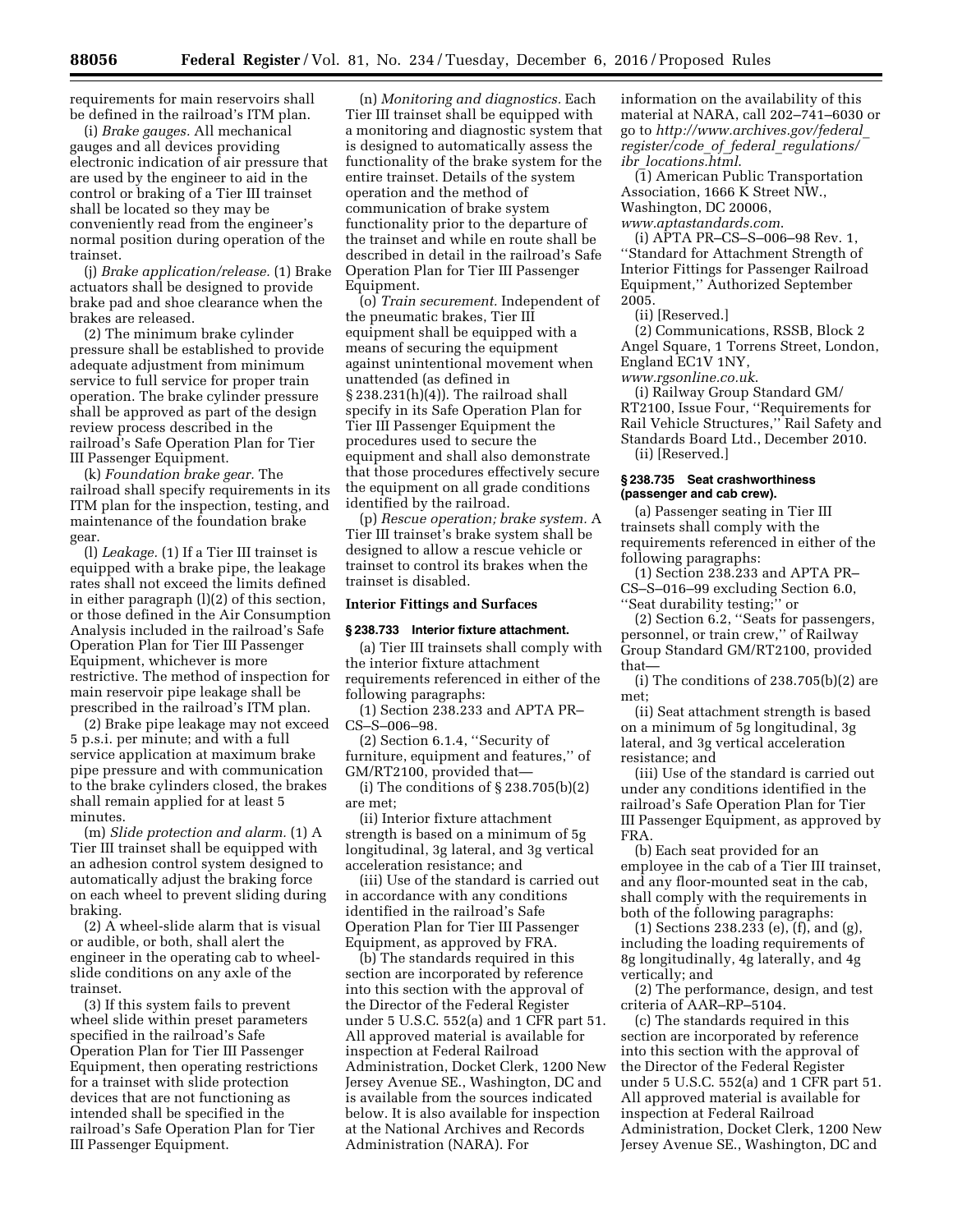requirements for main reservoirs shall be defined in the railroad's ITM plan.

(i) *Brake gauges.* All mechanical gauges and all devices providing electronic indication of air pressure that are used by the engineer to aid in the control or braking of a Tier III trainset shall be located so they may be conveniently read from the engineer's normal position during operation of the trainset.

(j) *Brake application/release.* (1) Brake actuators shall be designed to provide brake pad and shoe clearance when the brakes are released.

(2) The minimum brake cylinder pressure shall be established to provide adequate adjustment from minimum service to full service for proper train operation. The brake cylinder pressure shall be approved as part of the design review process described in the railroad's Safe Operation Plan for Tier III Passenger Equipment.

(k) *Foundation brake gear.* The railroad shall specify requirements in its ITM plan for the inspection, testing, and maintenance of the foundation brake gear.

(l) *Leakage.* (1) If a Tier III trainset is equipped with a brake pipe, the leakage rates shall not exceed the limits defined in either paragraph (l)(2) of this section, or those defined in the Air Consumption Analysis included in the railroad's Safe Operation Plan for Tier III Passenger Equipment, whichever is more restrictive. The method of inspection for main reservoir pipe leakage shall be prescribed in the railroad's ITM plan.

(2) Brake pipe leakage may not exceed 5 p.s.i. per minute; and with a full service application at maximum brake pipe pressure and with communication to the brake cylinders closed, the brakes shall remain applied for at least 5 minutes.

(m) *Slide protection and alarm.* (1) A Tier III trainset shall be equipped with an adhesion control system designed to automatically adjust the braking force on each wheel to prevent sliding during braking.

(2) A wheel-slide alarm that is visual or audible, or both, shall alert the engineer in the operating cab to wheel-slide conditions on any axle of the trainset.

(3) If this system fails to prevent wheel slide within preset parameters specified in the railroad's Safe Operation Plan for Tier III Passenger Equipment, then operating restrictions for a trainset with slide protection devices that are not functioning as intended shall be specified in the railroad's Safe Operation Plan for Tier III Passenger Equipment.

(n) *Monitoring and diagnostics.* Each Tier III trainset shall be equipped with a monitoring and diagnostic system that is designed to automatically assess the functionality of the brake system for the entire trainset. Details of the system operation and the method of communication of brake system functionality prior to the departure of the trainset and while en route shall be described in detail in the railroad's Safe Operation Plan for Tier III Passenger Equipment.

(o) *Train securement.* Independent of the pneumatic brakes, Tier III equipment shall be equipped with a means of securing the equipment against unintentional movement when unattended (as defined in § 238.231(h)(4)). The railroad shall specify in its Safe Operation Plan for Tier III Passenger Equipment the procedures used to secure the equipment and shall also demonstrate that those procedures effectively secure the equipment on all grade conditions identified by the railroad.

(p) *Rescue operation; brake system.* A Tier III trainset's brake system shall be designed to allow a rescue vehicle or trainset to control its brakes when the trainset is disabled.

**Interior Fittings and Surfaces**

**§ 238.733 Interior fixture attachment.**

(a) Tier III trainsets shall comply with the interior fixture attachment requirements referenced in either of the following paragraphs:

(1) Section 238.233 and APTA PR–CS–S–006–98.

(2) Section 6.1.4, ''Security of furniture, equipment and features,'' of GM/RT2100, provided that—

(i) The conditions of § 238.705(b)(2) are met;

(ii) Interior fixture attachment strength is based on a minimum of 5g longitudinal, 3g lateral, and 3g vertical acceleration resistance; and

(iii) Use of the standard is carried out in accordance with any conditions identified in the railroad's Safe Operation Plan for Tier III Passenger Equipment, as approved by FRA.

(b) The standards required in this section are incorporated by reference into this section with the approval of the Director of the Federal Register under 5 U.S.C. 552(a) and 1 CFR part 51. All approved material is available for inspection at Federal Railroad Administration, Docket Clerk, 1200 New Jersey Avenue SE., Washington, DC and is available from the sources indicated below. It is also available for inspection at the National Archives and Records Administration (NARA). For information on the availability of this material at NARA, call 202–741–6030 or go to *http://www.archives.gov/federal_register/code_of_federal_regulations/ibr_locations.html*.

(1) American Public Transportation Association, 1666 K Street NW., Washington, DC 20006, *www.aptastandards.com*.

(i) APTA PR–CS–S–006–98 Rev. 1, ''Standard for Attachment Strength of Interior Fittings for Passenger Railroad Equipment,'' Authorized September 2005.

(ii) [Reserved.]

(2) Communications, RSSB, Block 2 Angel Square, 1 Torrens Street, London, England EC1V 1NY, *www.rgsonline.co.uk*.

(i) Railway Group Standard GM/RT2100, Issue Four, ''Requirements for Rail Vehicle Structures,'' Rail Safety and Standards Board Ltd., December 2010.

(ii) [Reserved.]

**§ 238.735 Seat crashworthiness (passenger and cab crew).**

(a) Passenger seating in Tier III trainsets shall comply with the requirements referenced in either of the following paragraphs:

(1) Section 238.233 and APTA PR–CS–S–016–99 excluding Section 6.0, ''Seat durability testing;'' or

(2) Section 6.2, ''Seats for passengers, personnel, or train crew,'' of Railway Group Standard GM/RT2100, provided that—

(i) The conditions of 238.705(b)(2) are met;

(ii) Seat attachment strength is based on a minimum of 5g longitudinal, 3g lateral, and 3g vertical acceleration resistance; and

(iii) Use of the standard is carried out under any conditions identified in the railroad's Safe Operation Plan for Tier III Passenger Equipment, as approved by FRA.

(b) Each seat provided for an employee in the cab of a Tier III trainset, and any floor-mounted seat in the cab, shall comply with the requirements in both of the following paragraphs:

(1) Sections 238.233 (e), (f), and (g), including the loading requirements of 8g longitudinally, 4g laterally, and 4g vertically; and

(2) The performance, design, and test criteria of AAR–RP–5104.

(c) The standards required in this section are incorporated by reference into this section with the approval of the Director of the Federal Register under 5 U.S.C. 552(a) and 1 CFR part 51. All approved material is available for inspection at Federal Railroad Administration, Docket Clerk, 1200 New Jersey Avenue SE., Washington, DC and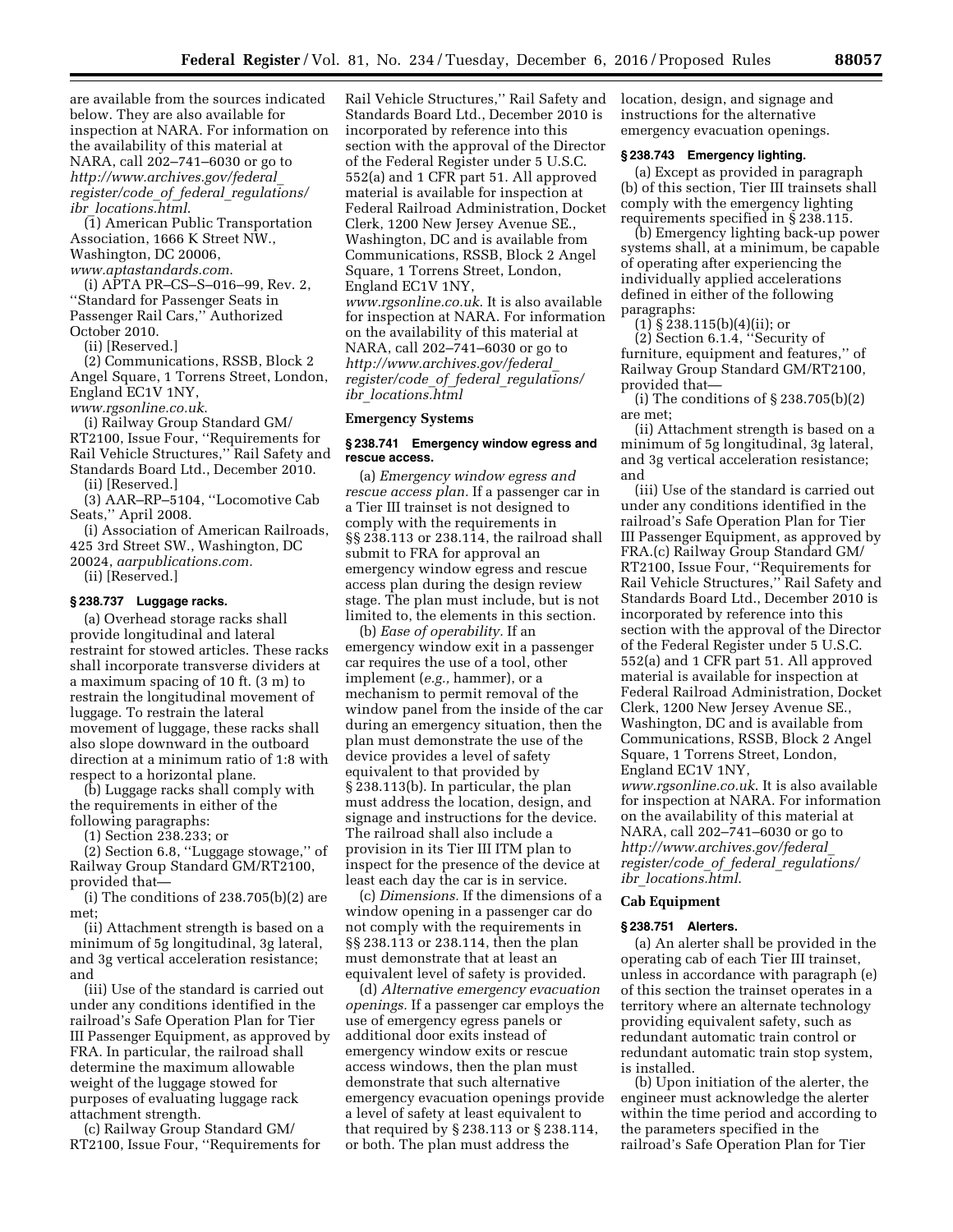are available from the sources indicated below. They are also available for inspection at NARA. For information on the availability of this material at NARA, call 202–741–6030 or go to *http://www.archives.gov/federal_register/code_of_federal_regulations/ibr_locations.html*.

(1) American Public Transportation Association, 1666 K Street NW., Washington, DC 20006, *www.aptastandards.com*.

(i) APTA PR–CS–S–016–99, Rev. 2, ''Standard for Passenger Seats in Passenger Rail Cars,'' Authorized October 2010.

(ii) [Reserved.]

(2) Communications, RSSB, Block 2 Angel Square, 1 Torrens Street, London, England EC1V 1NY, *www.rgsonline.co.uk*.

(i) Railway Group Standard GM/RT2100, Issue Four, ''Requirements for Rail Vehicle Structures,'' Rail Safety and Standards Board Ltd., December 2010.

(ii) [Reserved.]

(3) AAR–RP–5104, ''Locomotive Cab Seats,'' April 2008.

(i) Association of American Railroads, 425 3rd Street SW., Washington, DC 20024, *aarpublications.com*.

(ii) [Reserved.]

### § 238.737 Luggage racks.

(a) Overhead storage racks shall provide longitudinal and lateral restraint for stowed articles. These racks shall incorporate transverse dividers at a maximum spacing of 10 ft. (3 m) to restrain the longitudinal movement of luggage. To restrain the lateral movement of luggage, these racks shall also slope downward in the outboard direction at a minimum ratio of 1:8 with respect to a horizontal plane.

(b) Luggage racks shall comply with the requirements in either of the following paragraphs:

(1) Section 238.233; or

(2) Section 6.8, ''Luggage stowage,'' of Railway Group Standard GM/RT2100, provided that—

(i) The conditions of 238.705(b)(2) are met;

(ii) Attachment strength is based on a minimum of 5g longitudinal, 3g lateral, and 3g vertical acceleration resistance; and

(iii) Use of the standard is carried out under any conditions identified in the railroad's Safe Operation Plan for Tier III Passenger Equipment, as approved by FRA. In particular, the railroad shall determine the maximum allowable weight of the luggage stowed for purposes of evaluating luggage rack attachment strength.

(c) Railway Group Standard GM/RT2100, Issue Four, ''Requirements for Rail Vehicle Structures,'' Rail Safety and Standards Board Ltd., December 2010 is incorporated by reference into this section with the approval of the Director of the Federal Register under 5 U.S.C. 552(a) and 1 CFR part 51. All approved material is available for inspection at Federal Railroad Administration, Docket Clerk, 1200 New Jersey Avenue SE., Washington, DC and is available from Communications, RSSB, Block 2 Angel Square, 1 Torrens Street, London, England EC1V 1NY, *www.rgsonline.co.uk*. It is also available for inspection at NARA. For information on the availability of this material at NARA, call 202–741–6030 or go to *http://www.archives.gov/federal_register/code_of_federal_regulations/ibr_locations.html*

## Emergency Systems

### § 238.741 Emergency window egress and rescue access.

(a) *Emergency window egress and rescue access plan.* If a passenger car in a Tier III trainset is not designed to comply with the requirements in §§ 238.113 or 238.114, the railroad shall submit to FRA for approval an emergency window egress and rescue access plan during the design review stage. The plan must include, but is not limited to, the elements in this section.

(b) *Ease of operability.* If an emergency window exit in a passenger car requires the use of a tool, other implement (*e.g.,* hammer), or a mechanism to permit removal of the window panel from the inside of the car during an emergency situation, then the plan must demonstrate the use of the device provides a level of safety equivalent to that provided by § 238.113(b). In particular, the plan must address the location, design, and signage and instructions for the device. The railroad shall also include a provision in its Tier III ITM plan to inspect for the presence of the device at least each day the car is in service.

(c) *Dimensions.* If the dimensions of a window opening in a passenger car do not comply with the requirements in §§ 238.113 or 238.114, then the plan must demonstrate that at least an equivalent level of safety is provided.

(d) *Alternative emergency evacuation openings.* If a passenger car employs the use of emergency egress panels or additional door exits instead of emergency window exits or rescue access windows, then the plan must demonstrate that such alternative emergency evacuation openings provide a level of safety at least equivalent to that required by § 238.113 or § 238.114, or both. The plan must address the location, design, and signage and instructions for the alternative emergency evacuation openings.

### § 238.743 Emergency lighting.

(a) Except as provided in paragraph (b) of this section, Tier III trainsets shall comply with the emergency lighting requirements specified in § 238.115.

(b) Emergency lighting back-up power systems shall, at a minimum, be capable of operating after experiencing the individually applied accelerations defined in either of the following paragraphs:

(1) § 238.115(b)(4)(ii); or

(2) Section 6.1.4, ''Security of furniture, equipment and features,'' of Railway Group Standard GM/RT2100, provided that—

(i) The conditions of § 238.705(b)(2) are met;

(ii) Attachment strength is based on a minimum of 5g longitudinal, 3g lateral, and 3g vertical acceleration resistance; and

(iii) Use of the standard is carried out under any conditions identified in the railroad's Safe Operation Plan for Tier III Passenger Equipment, as approved by FRA.(c) Railway Group Standard GM/RT2100, Issue Four, ''Requirements for Rail Vehicle Structures,'' Rail Safety and Standards Board Ltd., December 2010 is incorporated by reference into this section with the approval of the Director of the Federal Register under 5 U.S.C. 552(a) and 1 CFR part 51. All approved material is available for inspection at Federal Railroad Administration, Docket Clerk, 1200 New Jersey Avenue SE., Washington, DC and is available from Communications, RSSB, Block 2 Angel Square, 1 Torrens Street, London, England EC1V 1NY, *www.rgsonline.co.uk*. It is also available for inspection at NARA. For information on the availability of this material at NARA, call 202–741–6030 or go to *http://www.archives.gov/federal_register/code_of_federal_regulations/ibr_locations.html*.

## Cab Equipment

### § 238.751 Alerters.

(a) An alerter shall be provided in the operating cab of each Tier III trainset, unless in accordance with paragraph (e) of this section the trainset operates in a territory where an alternate technology providing equivalent safety, such as redundant automatic train control or redundant automatic train stop system, is installed.

(b) Upon initiation of the alerter, the engineer must acknowledge the alerter within the time period and according to the parameters specified in the railroad's Safe Operation Plan for Tier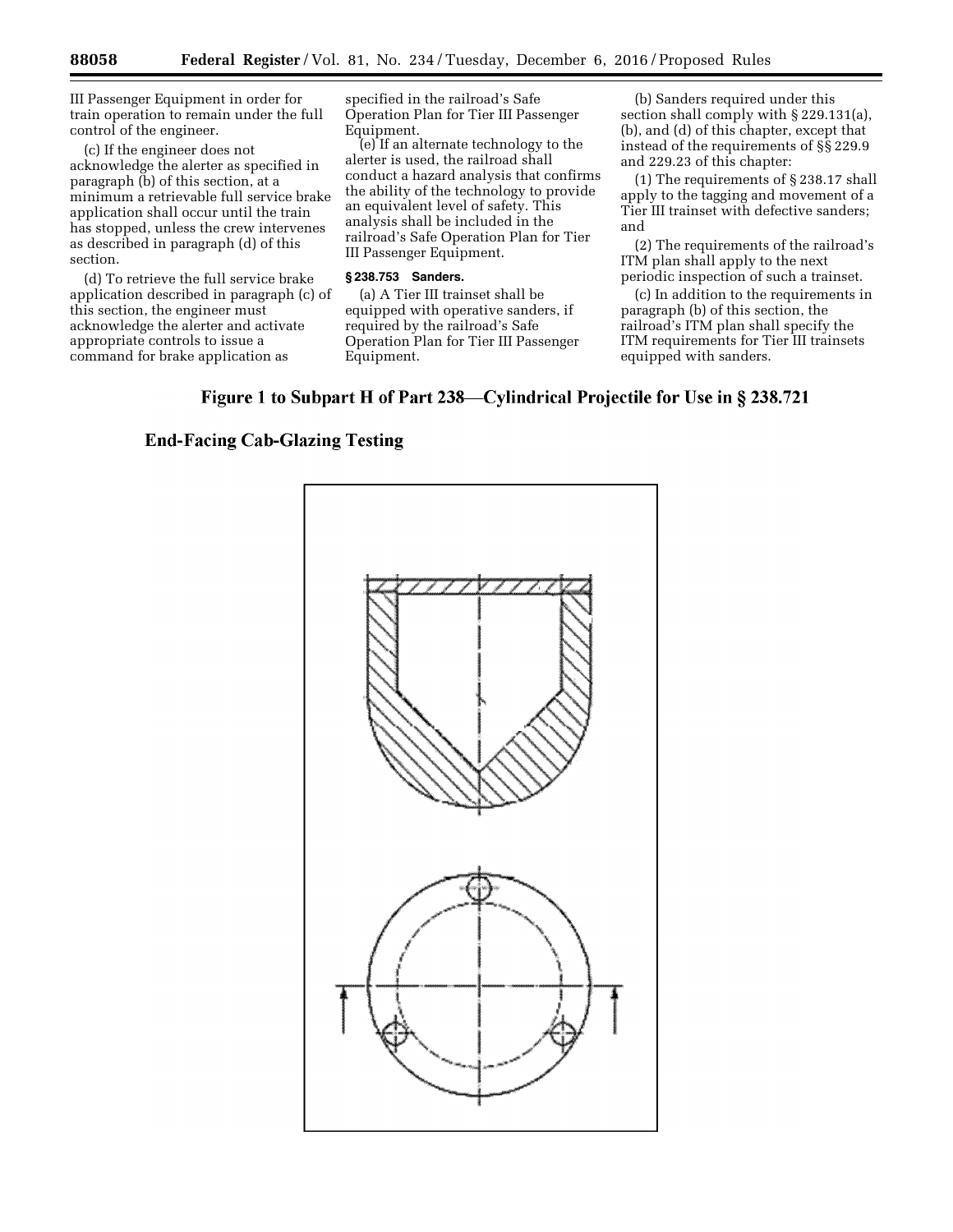III Passenger Equipment in order for train operation to remain under the full control of the engineer.

(c) If the engineer does not acknowledge the alerter as specified in paragraph (b) of this section, at a minimum a retrievable full service brake application shall occur until the train has stopped, unless the crew intervenes as described in paragraph (d) of this section.

(d) To retrieve the full service brake application described in paragraph (c) of this section, the engineer must acknowledge the alerter and activate appropriate controls to issue a command for brake application as specified in the railroad's Safe Operation Plan for Tier III Passenger Equipment.

(e) If an alternate technology to the alerter is used, the railroad shall conduct a hazard analysis that confirms the ability of the technology to provide an equivalent level of safety. This analysis shall be included in the railroad's Safe Operation Plan for Tier III Passenger Equipment.

**§ 238.753 Sanders.**

(a) A Tier III trainset shall be equipped with operative sanders, if required by the railroad's Safe Operation Plan for Tier III Passenger Equipment.

(b) Sanders required under this section shall comply with § 229.131(a), (b), and (d) of this chapter, except that instead of the requirements of §§ 229.9 and 229.23 of this chapter:

(1) The requirements of § 238.17 shall apply to the tagging and movement of a Tier III trainset with defective sanders; and

(2) The requirements of the railroad's ITM plan shall apply to the next periodic inspection of such a trainset.

(c) In addition to the requirements in paragraph (b) of this section, the railroad's ITM plan shall specify the ITM requirements for Tier III trainsets equipped with sanders.

## Figure 1 to Subpart H of Part 238—Cylindrical Projectile for Use in § 238.721

### End-Facing Cab-Glazing Testing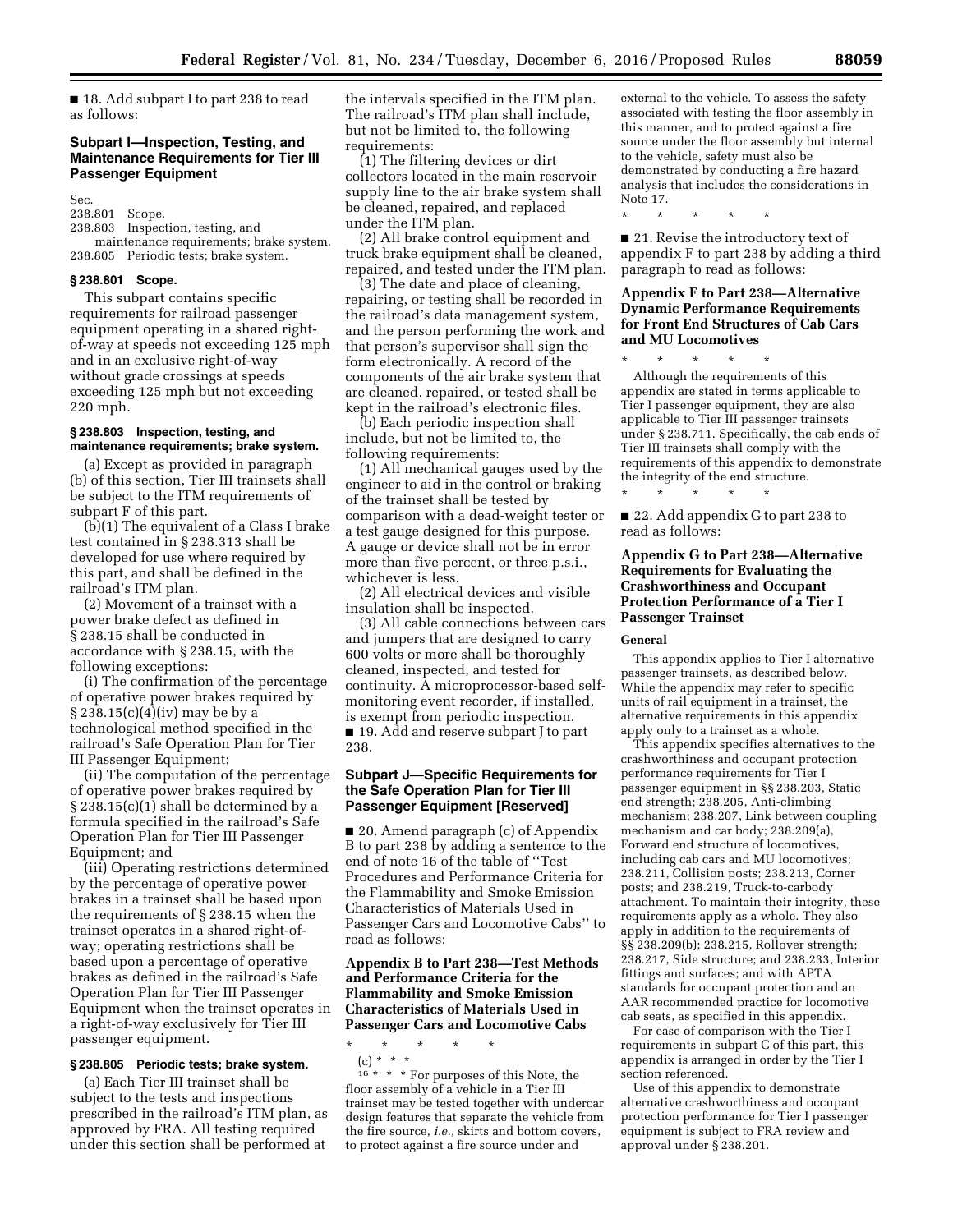■ 18. Add subpart I to part 238 to read as follows:

### Subpart I—Inspection, Testing, and Maintenance Requirements for Tier III Passenger Equipment

Sec.
238.801 Scope.
238.803 Inspection, testing, and maintenance requirements; brake system.
238.805 Periodic tests; brake system.

#### § 238.801 Scope.

This subpart contains specific requirements for railroad passenger equipment operating in a shared right-of-way at speeds not exceeding 125 mph and in an exclusive right-of-way without grade crossings at speeds exceeding 125 mph but not exceeding 220 mph.

#### § 238.803 Inspection, testing, and maintenance requirements; brake system.

(a) Except as provided in paragraph (b) of this section, Tier III trainsets shall be subject to the ITM requirements of subpart F of this part.

(b)(1) The equivalent of a Class I brake test contained in § 238.313 shall be developed for use where required by this part, and shall be defined in the railroad's ITM plan.

(2) Movement of a trainset with a power brake defect as defined in § 238.15 shall be conducted in accordance with § 238.15, with the following exceptions:

(i) The confirmation of the percentage of operative power brakes required by § 238.15(c)(4)(iv) may be by a technological method specified in the railroad's Safe Operation Plan for Tier III Passenger Equipment;

(ii) The computation of the percentage of operative power brakes required by § 238.15(c)(1) shall be determined by a formula specified in the railroad's Safe Operation Plan for Tier III Passenger Equipment; and

(iii) Operating restrictions determined by the percentage of operative power brakes in a trainset shall be based upon the requirements of § 238.15 when the trainset operates in a shared right-of-way; operating restrictions shall be based upon a percentage of operative brakes as defined in the railroad's Safe Operation Plan for Tier III Passenger Equipment when the trainset operates in a right-of-way exclusively for Tier III passenger equipment.

#### § 238.805 Periodic tests; brake system.

(a) Each Tier III trainset shall be subject to the tests and inspections prescribed in the railroad's ITM plan, as approved by FRA. All testing required under this section shall be performed at the intervals specified in the ITM plan. The railroad's ITM plan shall include, but not be limited to, the following requirements:

(1) The filtering devices or dirt collectors located in the main reservoir supply line to the air brake system shall be cleaned, repaired, and replaced under the ITM plan.

(2) All brake control equipment and truck brake equipment shall be cleaned, repaired, and tested under the ITM plan.

(3) The date and place of cleaning, repairing, or testing shall be recorded in the railroad's data management system, and the person performing the work and that person's supervisor shall sign the form electronically. A record of the components of the air brake system that are cleaned, repaired, or tested shall be kept in the railroad's electronic files.

(b) Each periodic inspection shall include, but not be limited to, the following requirements:

(1) All mechanical gauges used by the engineer to aid in the control or braking of the trainset shall be tested by comparison with a dead-weight tester or a test gauge designed for this purpose. A gauge or device shall not be in error more than five percent, or three p.s.i., whichever is less.

(2) All electrical devices and visible insulation shall be inspected.

(3) All cable connections between cars and jumpers that are designed to carry 600 volts or more shall be thoroughly cleaned, inspected, and tested for continuity. A microprocessor-based self-monitoring event recorder, if installed, is exempt from periodic inspection.

■ 19. Add and reserve subpart J to part 238.

### Subpart J—Specific Requirements for the Safe Operation Plan for Tier III Passenger Equipment [Reserved]

■ 20. Amend paragraph (c) of Appendix B to part 238 by adding a sentence to the end of note 16 of the table of "Test Procedures and Performance Criteria for the Flammability and Smoke Emission Characteristics of Materials Used in Passenger Cars and Locomotive Cabs" to read as follows:

### Appendix B to Part 238—Test Methods and Performance Criteria for the Flammability and Smoke Emission Characteristics of Materials Used in Passenger Cars and Locomotive Cabs

\* \* \* \* \*

(c) \* \* \*

[16] \* \* \* For purposes of this Note, the floor assembly of a vehicle in a Tier III trainset may be tested together with undercar design features that separate the vehicle from the fire source, *i.e.,* skirts and bottom covers, to protect against a fire source under and external to the vehicle. To assess the safety associated with testing the floor assembly in this manner, and to protect against a fire source under the floor assembly but internal to the vehicle, safety must also be demonstrated by conducting a fire hazard analysis that includes the considerations in Note 17.

\* \* \* \* \*

■ 21. Revise the introductory text of appendix F to part 238 by adding a third paragraph to read as follows:

### Appendix F to Part 238—Alternative Dynamic Performance Requirements for Front End Structures of Cab Cars and MU Locomotives

\* \* \* \* \*

Although the requirements of this appendix are stated in terms applicable to Tier I passenger equipment, they are also applicable to Tier III passenger trainsets under § 238.711. Specifically, the cab ends of Tier III trainsets shall comply with the requirements of this appendix to demonstrate the integrity of the end structure.

\* \* \* \* \*

■ 22. Add appendix G to part 238 to read as follows:

### Appendix G to Part 238—Alternative Requirements for Evaluating the Crashworthiness and Occupant Protection Performance of a Tier I Passenger Trainset

#### General

This appendix applies to Tier I alternative passenger trainsets, as described below. While the appendix may refer to specific units of rail equipment in a trainset, the alternative requirements in this appendix apply only to a trainset as a whole.

This appendix specifies alternatives to the crashworthiness and occupant protection performance requirements for Tier I passenger equipment in §§ 238.203, Static end strength; 238.205, Anti-climbing mechanism; 238.207, Link between coupling mechanism and car body; 238.209(a), Forward end structure of locomotives, including cab cars and MU locomotives; 238.211, Collision posts; 238.213, Corner posts; and 238.219, Truck-to-carbody attachment. To maintain their integrity, these requirements apply as a whole. They also apply in addition to the requirements of §§ 238.209(b); 238.215, Rollover strength; 238.217, Side structure; and 238.233, Interior fittings and surfaces; and with APTA standards for occupant protection and an AAR recommended practice for locomotive cab seats, as specified in this appendix.

For ease of comparison with the Tier I requirements in subpart C of this part, this appendix is arranged in order by the Tier I section referenced.

Use of this appendix to demonstrate alternative crashworthiness and occupant protection performance for Tier I passenger equipment is subject to FRA review and approval under § 238.201.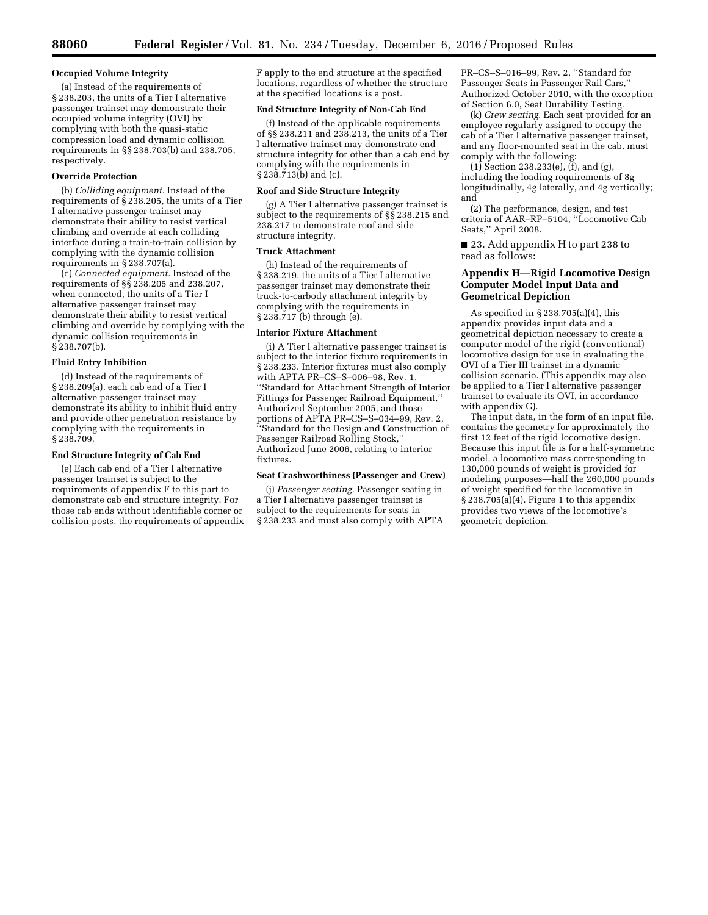**Occupied Volume Integrity**

(a) Instead of the requirements of § 238.203, the units of a Tier I alternative passenger trainset may demonstrate their occupied volume integrity (OVI) by complying with both the quasi-static compression load and dynamic collision requirements in §§ 238.703(b) and 238.705, respectively.

**Override Protection**

(b) *Colliding equipment.* Instead of the requirements of § 238.205, the units of a Tier I alternative passenger trainset may demonstrate their ability to resist vertical climbing and override at each colliding interface during a train-to-train collision by complying with the dynamic collision requirements in § 238.707(a).

(c) *Connected equipment.* Instead of the requirements of §§ 238.205 and 238.207, when connected, the units of a Tier I alternative passenger trainset may demonstrate their ability to resist vertical climbing and override by complying with the dynamic collision requirements in § 238.707(b).

**Fluid Entry Inhibition**

(d) Instead of the requirements of § 238.209(a), each cab end of a Tier I alternative passenger trainset may demonstrate its ability to inhibit fluid entry and provide other penetration resistance by complying with the requirements in § 238.709.

**End Structure Integrity of Cab End**

(e) Each cab end of a Tier I alternative passenger trainset is subject to the requirements of appendix F to this part to demonstrate cab end structure integrity. For those cab ends without identifiable corner or collision posts, the requirements of appendix F apply to the end structure at the specified locations, regardless of whether the structure at the specified locations is a post.

**End Structure Integrity of Non-Cab End**

(f) Instead of the applicable requirements of §§ 238.211 and 238.213, the units of a Tier I alternative trainset may demonstrate end structure integrity for other than a cab end by complying with the requirements in § 238.713(b) and (c).

**Roof and Side Structure Integrity**

(g) A Tier I alternative passenger trainset is subject to the requirements of §§ 238.215 and 238.217 to demonstrate roof and side structure integrity.

**Truck Attachment**

(h) Instead of the requirements of § 238.219, the units of a Tier I alternative passenger trainset may demonstrate their truck-to-carbody attachment integrity by complying with the requirements in § 238.717 (b) through (e).

**Interior Fixture Attachment**

(i) A Tier I alternative passenger trainset is subject to the interior fixture requirements in § 238.233. Interior fixtures must also comply with APTA PR–CS–S–006–98, Rev. 1, ''Standard for Attachment Strength of Interior Fittings for Passenger Railroad Equipment,'' Authorized September 2005, and those portions of APTA PR–CS–S–034–99, Rev. 2, ''Standard for the Design and Construction of Passenger Railroad Rolling Stock,'' Authorized June 2006, relating to interior fixtures.

**Seat Crashworthiness (Passenger and Crew)**

(j) *Passenger seating.* Passenger seating in a Tier I alternative passenger trainset is subject to the requirements for seats in § 238.233 and must also comply with APTA PR–CS–S–016–99, Rev. 2, ''Standard for Passenger Seats in Passenger Rail Cars,'' Authorized October 2010, with the exception of Section 6.0, Seat Durability Testing.

(k) *Crew seating.* Each seat provided for an employee regularly assigned to occupy the cab of a Tier I alternative passenger trainset, and any floor-mounted seat in the cab, must comply with the following:

(1) Section 238.233(e), (f), and (g), including the loading requirements of 8g longitudinally, 4g laterally, and 4g vertically; and

(2) The performance, design, and test criteria of AAR–RP–5104, ''Locomotive Cab Seats,'' April 2008.

■ 23. Add appendix H to part 238 to read as follows:

## Appendix H—Rigid Locomotive Design Computer Model Input Data and Geometrical Depiction

As specified in § 238.705(a)(4), this appendix provides input data and a geometrical depiction necessary to create a computer model of the rigid (conventional) locomotive design for use in evaluating the OVI of a Tier III trainset in a dynamic collision scenario. (This appendix may also be applied to a Tier I alternative passenger trainset to evaluate its OVI, in accordance with appendix G).

The input data, in the form of an input file, contains the geometry for approximately the first 12 feet of the rigid locomotive design. Because this input file is for a half-symmetric model, a locomotive mass corresponding to 130,000 pounds of weight is provided for modeling purposes—half the 260,000 pounds of weight specified for the locomotive in § 238.705(a)(4). Figure 1 to this appendix provides two views of the locomotive's geometric depiction.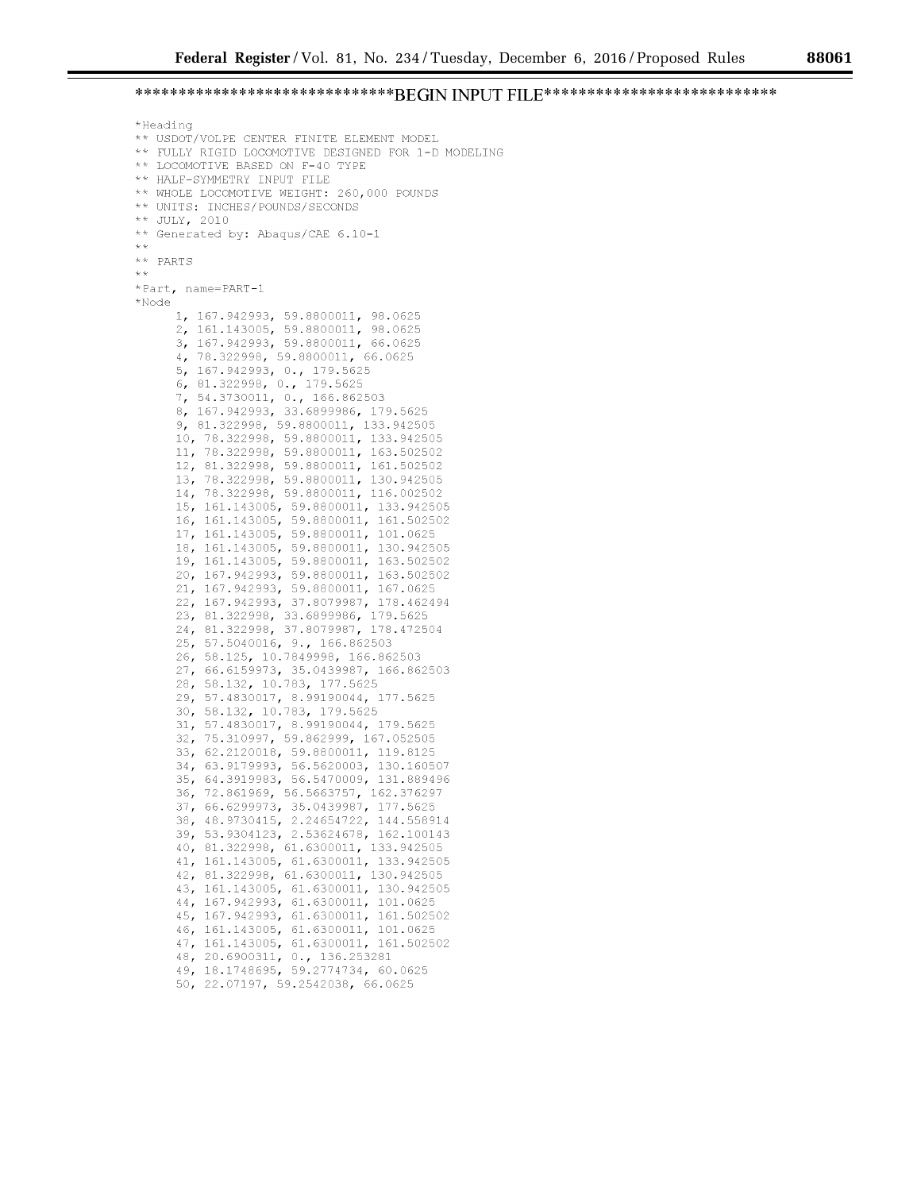******************************BEGIN INPUT FILE******************************

```
*Heading
** USDOT/VOLPE CENTER FINITE ELEMENT MODEL
** FULLY RIGID LOCOMOTIVE DESIGNED FOR 1-D MODELING
** LOCOMOTIVE BASED ON F-40 TYPE
** HALF-SYMMETRY INPUT FILE
** WHOLE LOCOMOTIVE WEIGHT: 260,000 POUNDS
** UNITS: INCHES/POUNDS/SECONDS
** JULY, 2010
** Generated by: Abaqus/CAE 6.10-1
**
** PARTS
**
*Part, name=PART-1
*Node
      1, 167.942993, 59.8800011, 98.0625
      2, 161.143005, 59.8800011, 98.0625
      3, 167.942993, 59.8800011, 66.0625
      4, 78.322998, 59.8800011, 66.0625
      5, 167.942993, 0., 179.5625
      6, 81.322998, 0., 179.5625
      7, 54.3730011, 0., 166.862503
      8, 167.942993, 33.6899986, 179.5625
      9, 81.322998, 59.8800011, 133.942505
     10, 78.322998, 59.8800011, 133.942505
     11, 78.322998, 59.8800011, 163.502502
     12, 81.322998, 59.8800011, 161.502502
     13, 78.322998, 59.8800011, 130.942505
     14, 78.322998, 59.8800011, 116.002502
     15, 161.143005, 59.8800011, 133.942505
     16, 161.143005, 59.8800011, 161.502502
     17, 161.143005, 59.8800011, 101.0625
     18, 161.143005, 59.8800011, 130.942505
     19, 161.143005, 59.8800011, 163.502502
     20, 167.942993, 59.8800011, 163.502502
     21, 167.942993, 59.8800011, 167.0625
     22, 167.942993, 37.8079987, 178.462494
     23, 81.322998, 33.6899986, 179.5625
     24, 81.322998, 37.8079987, 178.472504
     25, 57.5040016, 9., 166.862503
     26, 58.125, 10.7849998, 166.862503
     27, 66.6159973, 35.0439987, 166.862503
     28, 58.132, 10.783, 177.5625
     29, 57.4830017, 8.99190044, 177.5625
     30, 58.132, 10.783, 179.5625
     31, 57.4830017, 8.99190044, 179.5625
     32, 75.310997, 59.862999, 167.052505
     33, 62.2120018, 59.8800011, 119.8125
     34, 63.9179993, 56.5620003, 130.160507
     35, 64.3919983, 56.5470009, 131.889496
     36, 72.861969, 56.5663757, 162.376297
     37, 66.6299973, 35.0439987, 177.5625
     38, 48.9730415, 2.24654722, 144.558914
     39, 53.9304123, 2.53624678, 162.100143
     40, 81.322998, 61.6300011, 133.942505
     41, 161.143005, 61.6300011, 133.942505
     42, 81.322998, 61.6300011, 130.942505
     43, 161.143005, 61.6300011, 130.942505
     44, 167.942993, 61.6300011, 101.0625
     45, 167.942993, 61.6300011, 161.502502
     46, 161.143005, 61.6300011, 101.0625
     47, 161.143005, 61.6300011, 161.502502
     48, 20.6900311, 0., 136.253281
     49, 18.1748695, 59.2774734, 60.0625
     50, 22.07197, 59.2542038, 66.0625
```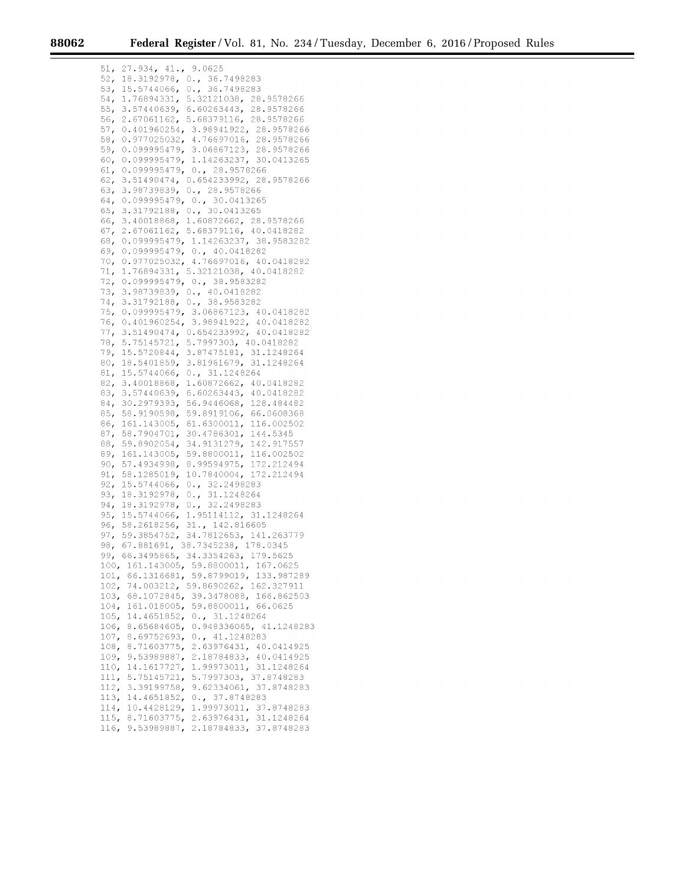```
51, 27.934, 41., 9.0625
52, 18.3192978, 0., 36.7498283
53, 15.5744066, 0., 36.7498283
54, 1.76894331, 5.32121038, 28.9578266
55, 3.57440639, 6.60263443, 28.9578266
56, 2.67061162, 5.68379116, 28.9578266
57, 0.401960254, 3.98941922, 28.9578266
58, 0.977025032, 4.76697016, 28.9578266
59, 0.099995479, 3.06867123, 28.9578266
60, 0.099995479, 1.14263237, 30.0413265
61, 0.099995479, 0., 28.9578266
62, 3.51490474, 0.654233992, 28.9578266
63, 3.98739839, 0., 28.9578266
64, 0.099995479, 0., 30.0413265
65, 3.31792188, 0., 30.0413265
66, 3.40018868, 1.60872662, 28.9578266
67, 2.67061162, 5.68379116, 40.0418282
68, 0.099995479, 1.14263237, 38.9583282
69, 0.099995479, 0., 40.0418282
70, 0.977025032, 4.76697016, 40.0418282
71, 1.76894331, 5.32121038, 40.0418282
72, 0.099995479, 0., 38.9583282
73, 3.98739839, 0., 40.0418282
74, 3.31792188, 0., 38.9583282
75, 0.099995479, 3.06867123, 40.0418282
76, 0.401960254, 3.98941922, 40.0418282
77, 3.51490474, 0.654233992, 40.0418282
78, 5.75145721, 5.7997303, 40.0418282
79, 15.5720844, 3.87475181, 31.1248264
80, 18.5401859, 3.81961679, 31.1248264
81, 15.5744066, 0., 31.1248264
82, 3.40018868, 1.60872662, 40.0418282
83, 3.57440639, 6.60263443, 40.0418282
84, 30.2979393, 56.9446068, 128.484482
85, 58.9190598, 59.8919106, 66.0608368
86, 161.143005, 61.6300011, 116.002502
87, 58.7904701, 30.4786301, 144.5345
88, 59.8902054, 34.9131279, 142.917557
89, 161.143005, 59.8800011, 116.002502
90, 57.4934998, 8.99594975, 172.212494
91, 58.1285019, 10.7840004, 172.212494
92, 15.5744066, 0., 32.2498283
93, 18.3192978, 0., 31.1248264
94, 18.3192978, 0., 32.2498283
95, 15.5744066, 1.95114112, 31.1248264
96, 58.2618256, 31., 142.816605
97, 59.3854752, 34.7812653, 141.263779
98, 67.881691, 38.7345238, 178.0345
99, 66.3495865, 34.3354263, 179.5625
100, 161.143005, 59.8800011, 167.0625
101, 66.1316681, 59.8799019, 133.987289
102, 74.003212, 59.8690262, 162.327911
103, 68.1072845, 39.3478088, 166.862503
104, 161.018005, 59.8800011, 66.0625
105, 14.4651852, 0., 31.1248264
106, 8.65684605, 0.948336065, 41.1248283
107, 8.69752693, 0., 41.1248283
108, 8.71603775, 2.63976431, 40.0414925
109, 9.53989887, 2.18784833, 40.0414925
110, 14.1617727, 1.99973011, 31.1248264
111, 5.75145721, 5.7997303, 37.8748283
112, 3.39199758, 9.62334061, 37.8748283
113, 14.4651852, 0., 37.8748283
114, 10.4428129, 1.99973011, 37.8748283
115, 8.71603775, 2.63976431, 31.1248264
116, 9.53989887, 2.18784833, 37.8748283
```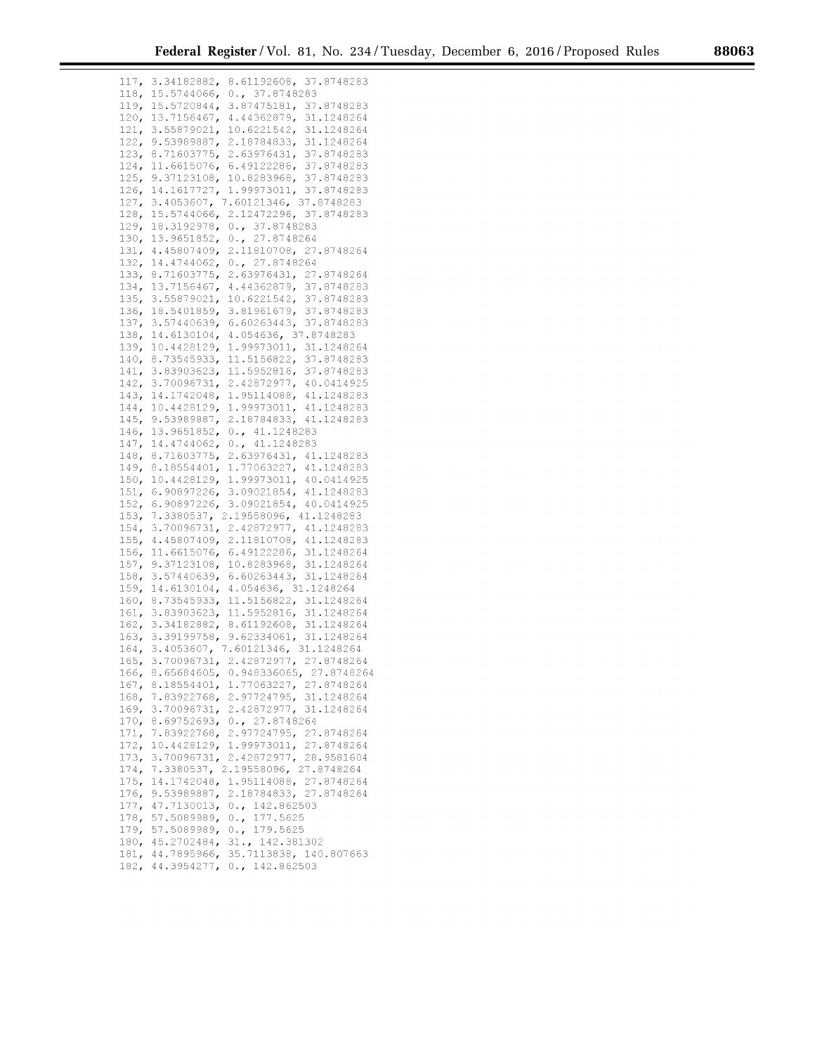```
117, 3.34182882, 8.61192608, 37.8748283
118, 15.5744066, 0., 37.8748283
119, 15.5720844, 3.87475181, 37.8748283
120, 13.7156467, 4.44362879, 31.1248264
121, 3.55879021, 10.6221542, 31.1248264
122, 9.53989887, 2.18784833, 31.1248264
123, 8.71603775, 2.63976431, 37.8748283
124, 11.6615076, 6.49122286, 37.8748283
125, 9.37123108, 10.8283968, 37.8748283
126, 14.1617727, 1.99973011, 37.8748283
127, 3.4053607, 7.60121346, 37.8748283
128, 15.5744066, 2.12472296, 37.8748283
129, 18.3192978, 0., 37.8748283
130, 13.9651852, 0., 27.8748264
131, 4.45807409, 2.11810708, 27.8748264
132, 14.4744062, 0., 27.8748264
133, 8.71603775, 2.63976431, 27.8748264
134, 13.7156467, 4.44362879, 37.8748283
135, 3.55879021, 10.6221542, 37.8748283
136, 18.5401859, 3.81961679, 37.8748283
137, 3.57440639, 6.60263443, 37.8748283
138, 14.6130104, 4.054636, 37.8748283
139, 10.4428129, 1.99973011, 31.1248264
140, 8.73545933, 11.5156822, 37.8748283
141, 3.83903623, 11.5952816, 37.8748283
142, 3.70096731, 2.42872977, 40.0414925
143, 14.1742048, 1.95114088, 41.1248283
144, 10.4428129, 1.99973011, 41.1248283
145, 9.53989887, 2.18784833, 41.1248283
146, 13.9651852, 0., 41.1248283
147, 14.4744062, 0., 41.1248283
148, 8.71603775, 2.63976431, 41.1248283
149, 8.18554401, 1.77063227, 41.1248283
150, 10.4428129, 1.99973011, 40.0414925
151, 6.90897226, 3.09021854, 41.1248283
152, 6.90897226, 3.09021854, 40.0414925
153, 7.3380537, 2.19558096, 41.1248283
154, 3.70096731, 2.42872977, 41.1248283
155, 4.45807409, 2.11810708, 41.1248283
156, 11.6615076, 6.49122286, 31.1248264
157, 9.37123108, 10.8283968, 31.1248264
158, 3.57440639, 6.60263443, 31.1248264
159, 14.6130104, 4.054636, 31.1248264
160, 8.73545933, 11.5156822, 31.1248264
161, 3.83903623, 11.5952816, 31.1248264
162, 3.34182882, 8.61192608, 31.1248264
163, 3.39199758, 9.62334061, 31.1248264
164, 3.4053607, 7.60121346, 31.1248264
165, 3.70096731, 2.42872977, 27.8748264
166, 8.65684605, 0.948336065, 27.8748264
167, 8.18554401, 1.77063227, 27.8748264
168, 7.83922768, 2.97724795, 31.1248264
169, 3.70096731, 2.42872977, 31.1248264
170, 8.69752693, 0., 27.8748264
171, 7.83922768, 2.97724795, 27.8748264
172, 10.4428129, 1.99973011, 27.8748264
173, 3.70096731, 2.42872977, 28.9581604
174, 7.3380537, 2.19558096, 27.8748264
175, 14.1742048, 1.95114088, 27.8748264
176, 9.53989887, 2.18784833, 27.8748264
177, 47.7130013, 0., 142.862503
178, 57.5089989, 0., 177.5625
179, 57.5089989, 0., 179.5625
180, 45.2702484, 31., 142.381302
181, 44.7895966, 35.7113838, 140.807663
182, 44.3954277, 0., 142.862503
```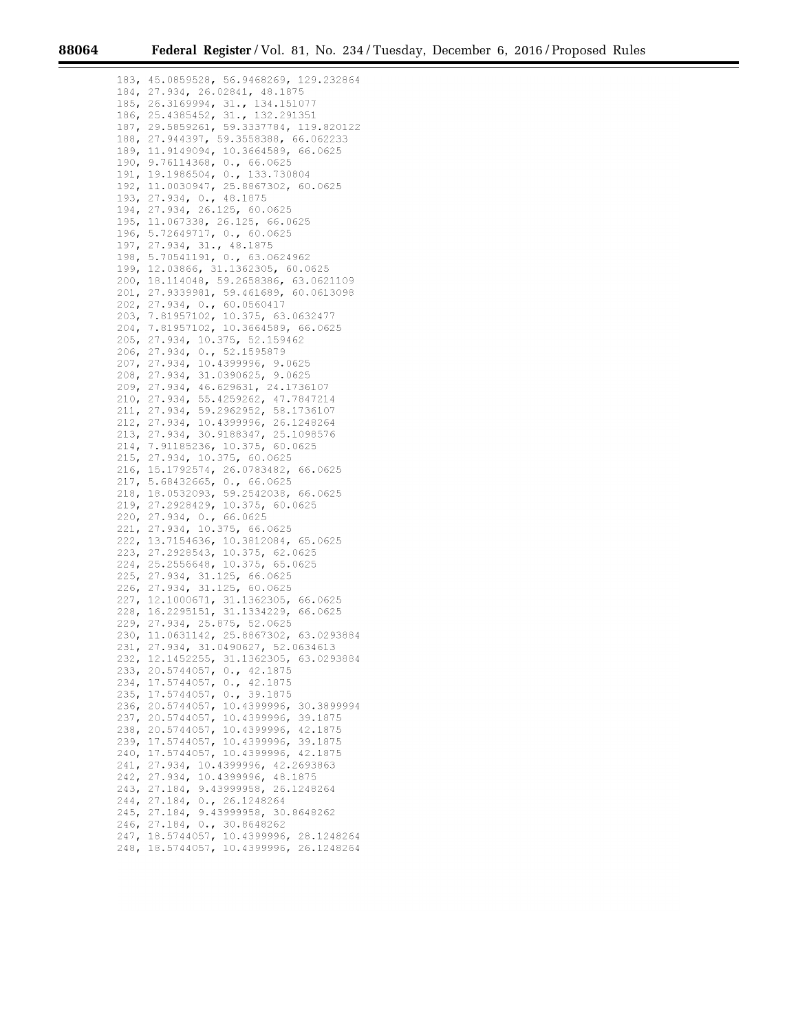```
183, 45.0859528, 56.9468269, 129.232864
184, 27.934, 26.02841, 48.1875
185, 26.3169994, 31., 134.151077
186, 25.4385452, 31., 132.291351
187, 29.5859261, 59.3337784, 119.820122
188, 27.944397, 59.3558388, 66.062233
189, 11.9149094, 10.3664589, 66.0625
190, 9.76114368, 0., 66.0625
191, 19.1986504, 0., 133.730804
192, 11.0030947, 25.8867302, 60.0625
193, 27.934, 0., 48.1875
194, 27.934, 26.125, 60.0625
195, 11.067338, 26.125, 66.0625
196, 5.72649717, 0., 60.0625
197, 27.934, 31., 48.1875
198, 5.70541191, 0., 63.0624962
199, 12.03866, 31.1362305, 60.0625
200, 18.114048, 59.2658386, 63.0621109
201, 27.9339981, 59.461689, 60.0613098
202, 27.934, 0., 60.0560417
203, 7.81957102, 10.375, 63.0632477
204, 7.81957102, 10.3664589, 66.0625
205, 27.934, 10.375, 52.159462
206, 27.934, 0., 52.1595879
207, 27.934, 10.4399996, 9.0625
208, 27.934, 31.0390625, 9.0625
209, 27.934, 46.629631, 24.1736107
210, 27.934, 55.4259262, 47.7847214
211, 27.934, 59.2962952, 58.1736107
212, 27.934, 10.4399996, 26.1248264
213, 27.934, 30.9188347, 25.1098576
214, 7.91185236, 10.375, 60.0625
215, 27.934, 10.375, 60.0625
216, 15.1792574, 26.0783482, 66.0625
217, 5.68432665, 0., 66.0625
218, 18.0532093, 59.2542038, 66.0625
219, 27.2928429, 10.375, 60.0625
220, 27.934, 0., 66.0625
221, 27.934, 10.375, 66.0625
222, 13.7154636, 10.3812084, 65.0625
223, 27.2928543, 10.375, 62.0625
224, 25.2556648, 10.375, 65.0625
225, 27.934, 31.125, 66.0625
226, 27.934, 31.125, 60.0625
227, 12.1000671, 31.1362305, 66.0625
228, 16.2295151, 31.1334229, 66.0625
229, 27.934, 25.875, 52.0625
230, 11.0631142, 25.8867302, 63.0293884
231, 27.934, 31.0490627, 52.0634613
232, 12.1452255, 31.1362305, 63.0293884
233, 20.5744057, 0., 42.1875
234, 17.5744057, 0., 42.1875
235, 17.5744057, 0., 39.1875
236, 20.5744057, 10.4399996, 30.3899994
237, 20.5744057, 10.4399996, 39.1875
238, 20.5744057, 10.4399996, 42.1875
239, 17.5744057, 10.4399996, 39.1875
240, 17.5744057, 10.4399996, 42.1875
241, 27.934, 10.4399996, 42.2693863
242, 27.934, 10.4399996, 48.1875
243, 27.184, 9.43999958, 26.1248264
244, 27.184, 0., 26.1248264
245, 27.184, 9.43999958, 30.8648262
246, 27.184, 0., 30.8648262
247, 18.5744057, 10.4399996, 28.1248264
248, 18.5744057, 10.4399996, 26.1248264
```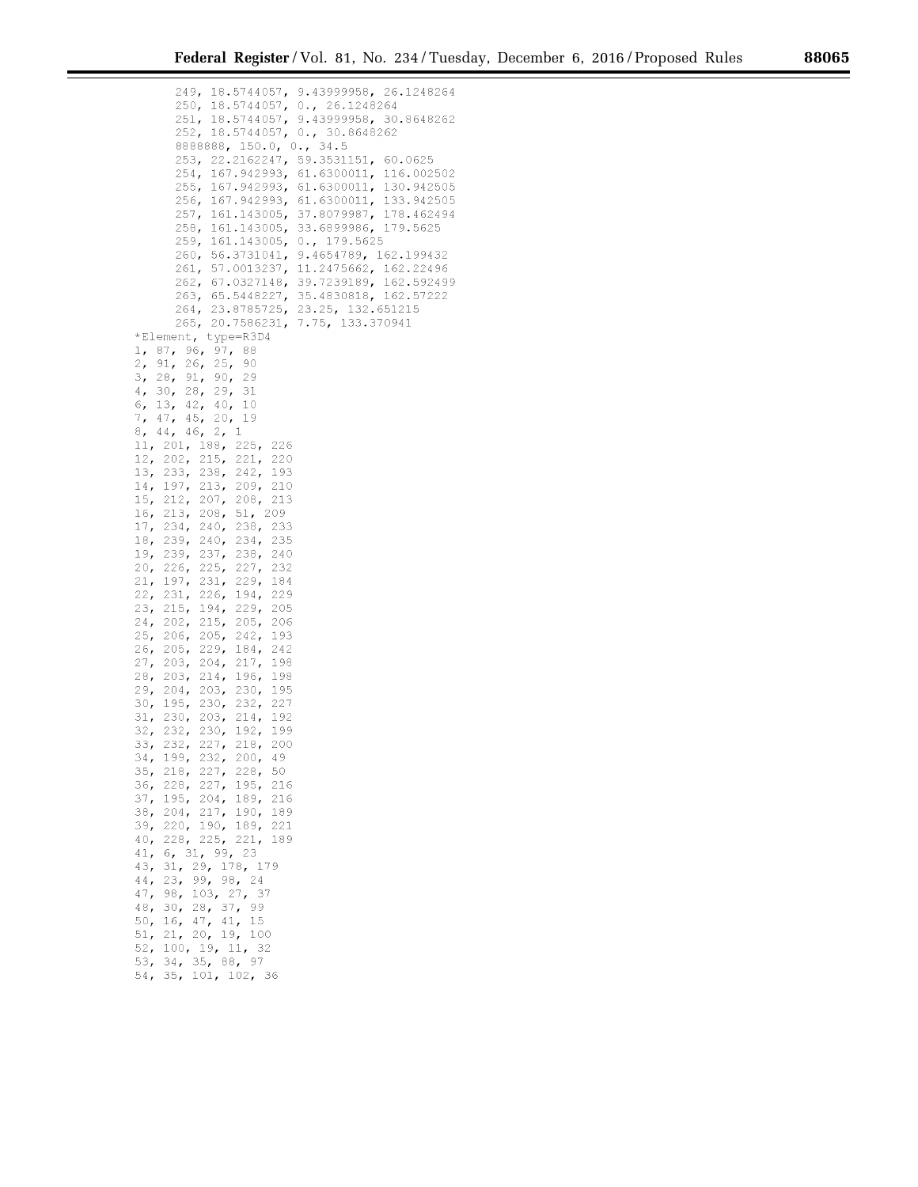```
      249, 18.5744057, 9.43999958, 26.1248264
      250, 18.5744057, 0., 26.1248264
      251, 18.5744057, 9.43999958, 30.8648262
      252, 18.5744057, 0., 30.8648262
      8888888, 150.0, 0., 34.5
      253, 22.2162247, 59.3531151, 60.0625
      254, 167.942993, 61.6300011, 116.002502
      255, 167.942993, 61.6300011, 130.942505
      256, 167.942993, 61.6300011, 133.942505
      257, 161.143005, 37.8079987, 178.462494
      258, 161.143005, 33.6899986, 179.5625
      259, 161.143005, 0., 179.5625
      260, 56.3731041, 9.4654789, 162.199432
      261, 57.0013237, 11.2475662, 162.22496
      262, 67.0327148, 39.7239189, 162.592499
      263, 65.5448227, 35.4830818, 162.57222
      264, 23.8785725, 23.25, 132.651215
      265, 20.7586231, 7.75, 133.370941
*Element, type=R3D4
1, 87, 96, 97, 88
2, 91, 26, 25, 90
3, 28, 91, 90, 29
4, 30, 28, 29, 31
6, 13, 42, 40, 10
7, 47, 45, 20, 19
8, 44, 46, 2, 1
11, 201, 188, 225, 226
12, 202, 215, 221, 220
13, 233, 238, 242, 193
14, 197, 213, 209, 210
15, 212, 207, 208, 213
16, 213, 208, 51, 209
17, 234, 240, 238, 233
18, 239, 240, 234, 235
19, 239, 237, 238, 240
20, 226, 225, 227, 232
21, 197, 231, 229, 184
22, 231, 226, 194, 229
23, 215, 194, 229, 205
24, 202, 215, 205, 206
25, 206, 205, 242, 193
26, 205, 229, 184, 242
27, 203, 204, 217, 198
28, 203, 214, 196, 198
29, 204, 203, 230, 195
30, 195, 230, 232, 227
31, 230, 203, 214, 192
32, 232, 230, 192, 199
33, 232, 227, 218, 200
34, 199, 232, 200, 49
35, 218, 227, 228, 50
36, 228, 227, 195, 216
37, 195, 204, 189, 216
38, 204, 217, 190, 189
39, 220, 190, 189, 221
40, 228, 225, 221, 189
41, 6, 31, 99, 23
43, 31, 29, 178, 179
44, 23, 99, 98, 24
47, 98, 103, 27, 37
48, 30, 28, 37, 99
50, 16, 47, 41, 15
51, 21, 20, 19, 100
52, 100, 19, 11, 32
53, 34, 35, 88, 97
54, 35, 101, 102, 36
```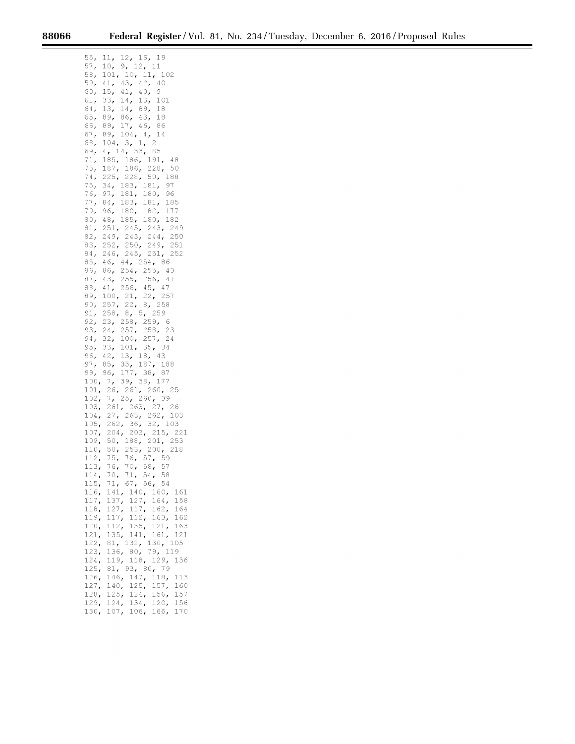```
55, 11, 12, 16, 19
57, 10, 9, 12, 11
58, 101, 10, 11, 102
59, 41, 43, 42, 40
60, 15, 41, 40, 9
61, 33, 14, 13, 101
64, 13, 14, 89, 18
65, 89, 86, 43, 18
66, 89, 17, 46, 86
67, 89, 104, 4, 14
68, 104, 3, 1, 2
69, 4, 14, 33, 85
71, 185, 186, 191, 48
73, 187, 186, 228, 50
74, 225, 228, 50, 188
75, 34, 183, 181, 97
76, 97, 181, 180, 96
77, 84, 183, 181, 185
79, 96, 180, 182, 177
80, 48, 185, 180, 182
81, 251, 245, 243, 249
82, 249, 243, 244, 250
83, 252, 250, 249, 251
84, 246, 245, 251, 252
85, 46, 44, 254, 86
86, 86, 254, 255, 43
87, 43, 255, 256, 41
88, 41, 256, 45, 47
89, 100, 21, 22, 257
90, 257, 22, 8, 258
91, 258, 8, 5, 259
92, 23, 258, 259, 6
93, 24, 257, 258, 23
94, 32, 100, 257, 24
95, 33, 101, 35, 34
96, 42, 13, 18, 43
97, 85, 33, 187, 188
99, 96, 177, 38, 87
100, 7, 39, 38, 177
101, 26, 261, 260, 25
102, 7, 25, 260, 39
103, 261, 263, 27, 26
104, 27, 263, 262, 103
105, 262, 36, 32, 103
107, 204, 203, 215, 221
109, 50, 188, 201, 253
110, 50, 253, 200, 218
112, 75, 76, 57, 59
113, 76, 70, 58, 57
114, 70, 71, 54, 58
115, 71, 67, 56, 54
116, 141, 140, 160, 161
117, 137, 127, 164, 158
118, 127, 117, 162, 164
119, 117, 112, 163, 162
120, 112, 135, 121, 163
121, 135, 141, 161, 121
122, 81, 132, 130, 105
123, 136, 80, 79, 119
124, 119, 118, 129, 136
125, 81, 93, 80, 79
126, 146, 147, 118, 113
127, 140, 125, 157, 160
128, 125, 124, 156, 157
129, 124, 134, 120, 156
130, 107, 106, 166, 170
```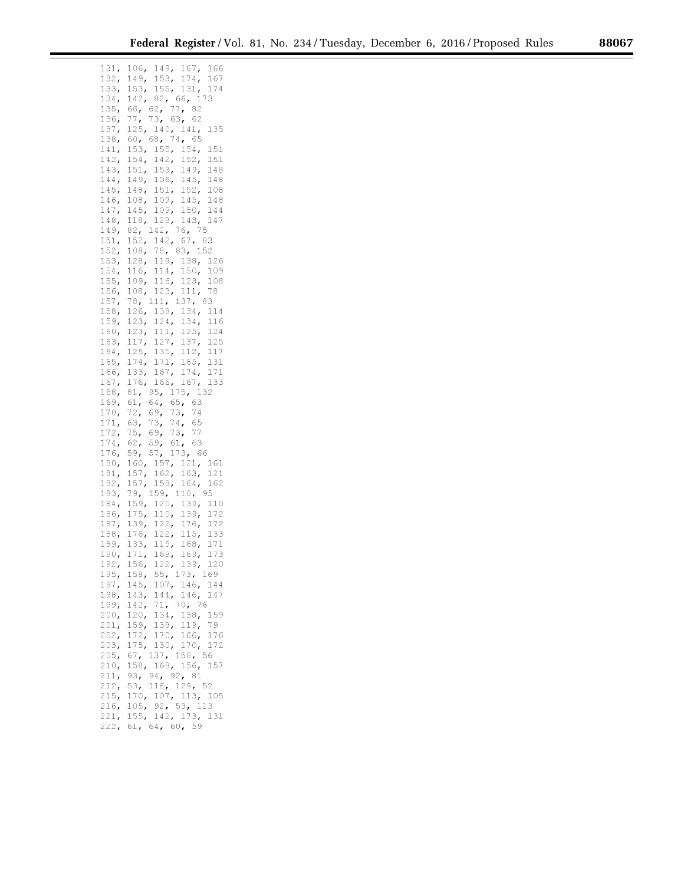```
131, 106, 149, 167, 166
132, 149, 153, 174, 167
133, 153, 155, 131, 174
134, 142, 82, 66, 173
135, 66, 62, 77, 82
136, 77, 73, 63, 62
137, 125, 140, 141, 135
138, 60, 68, 74, 65
141, 153, 155, 154, 151
142, 154, 142, 152, 151
143, 151, 153, 149, 148
144, 149, 106, 145, 148
145, 148, 151, 152, 108
146, 108, 109, 145, 148
147, 145, 109, 150, 144
148, 118, 128, 143, 147
149, 82, 142, 76, 75
151, 152, 142, 67, 83
152, 108, 78, 83, 152
153, 128, 119, 138, 126
154, 116, 114, 150, 109
155, 109, 116, 123, 108
156, 108, 123, 111, 78
157, 78, 111, 137, 83
158, 126, 138, 134, 114
159, 123, 124, 134, 116
160, 123, 111, 125, 124
163, 117, 127, 137, 125
164, 125, 135, 112, 117
165, 174, 171, 165, 131
166, 133, 167, 174, 171
167, 176, 166, 167, 133
168, 81, 95, 175, 132
169, 61, 64, 65, 63
170, 72, 69, 73, 74
171, 63, 73, 74, 65
172, 75, 69, 73, 77
174, 62, 59, 61, 63
176, 59, 57, 173, 66
180, 160, 157, 121, 161
181, 157, 162, 163, 121
182, 157, 158, 164, 162
183, 79, 159, 110, 95
184, 159, 120, 139, 110
186, 175, 110, 139, 172
187, 139, 122, 176, 172
188, 176, 122, 115, 133
189, 133, 115, 168, 171
190, 171, 168, 169, 173
192, 156, 122, 139, 120
195, 158, 55, 173, 169
197, 145, 107, 146, 144
198, 143, 144, 146, 147
199, 142, 71, 70, 76
200, 120, 134, 138, 159
201, 159, 138, 119, 79
202, 172, 170, 166, 176
203, 175, 130, 170, 172
205, 67, 137, 158, 56
210, 158, 168, 156, 157
211, 93, 94, 92, 81
212, 53, 118, 129, 52
215, 170, 107, 113, 105
216, 105, 92, 53, 113
221, 155, 142, 173, 131
222, 61, 64, 60, 59
```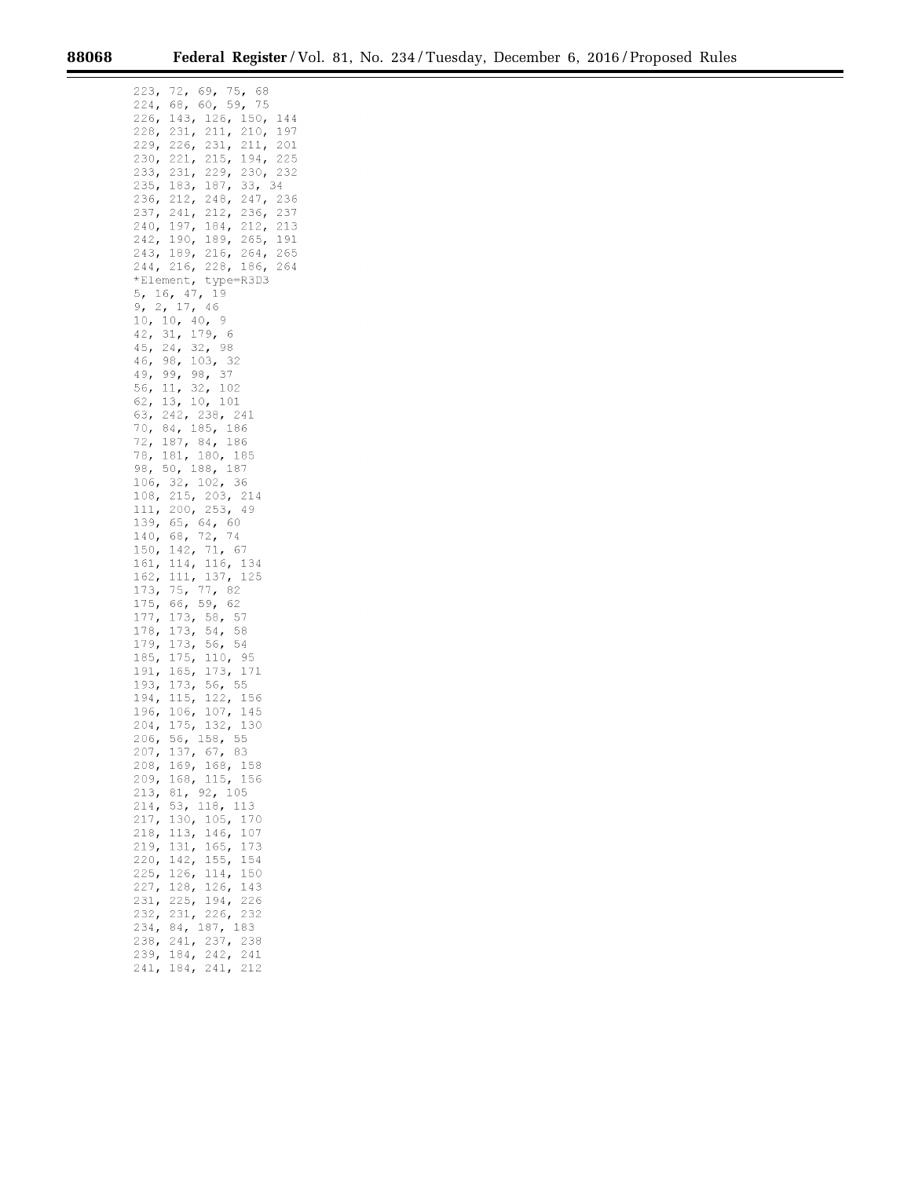```
223, 72, 69, 75, 68
224, 68, 60, 59, 75
226, 143, 126, 150, 144
228, 231, 211, 210, 197
229, 226, 231, 211, 201
230, 221, 215, 194, 225
233, 231, 229, 230, 232
235, 183, 187, 33, 34
236, 212, 248, 247, 236
237, 241, 212, 236, 237
240, 197, 184, 212, 213
242, 190, 189, 265, 191
243, 189, 216, 264, 265
244, 216, 228, 186, 264
*Element, type=R3D3
5, 16, 47, 19
9, 2, 17, 46
10, 10, 40, 9
42, 31, 179, 6
45, 24, 32, 98
46, 98, 103, 32
49, 99, 98, 37
56, 11, 32, 102
62, 13, 10, 101
63, 242, 238, 241
70, 84, 185, 186
72, 187, 84, 186
78, 181, 180, 185
98, 50, 188, 187
106, 32, 102, 36
108, 215, 203, 214
111, 200, 253, 49
139, 65, 64, 60
140, 68, 72, 74
150, 142, 71, 67
161, 114, 116, 134
162, 111, 137, 125
173, 75, 77, 82
175, 66, 59, 62
177, 173, 58, 57
178, 173, 54, 58
179, 173, 56, 54
185, 175, 110, 95
191, 165, 173, 171
193, 173, 56, 55
194, 115, 122, 156
196, 106, 107, 145
204, 175, 132, 130
206, 56, 158, 55
207, 137, 67, 83
208, 169, 168, 158
209, 168, 115, 156
213, 81, 92, 105
214, 53, 118, 113
217, 130, 105, 170
218, 113, 146, 107
219, 131, 165, 173
220, 142, 155, 154
225, 126, 114, 150
227, 128, 126, 143
231, 225, 194, 226
232, 231, 226, 232
234, 84, 187, 183
238, 241, 237, 238
239, 184, 242, 241
241, 184, 241, 212
```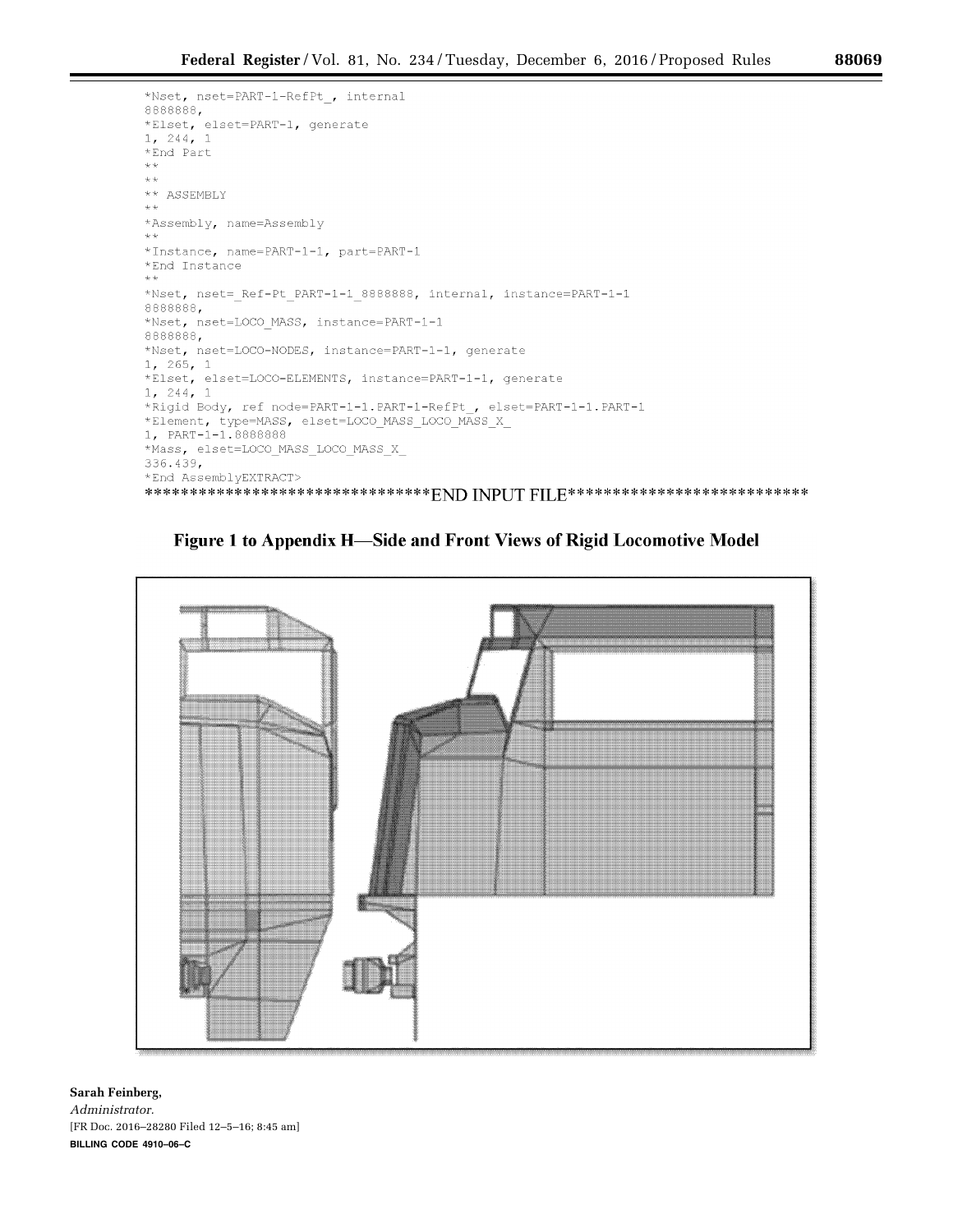```
*Nset, nset=PART-1-RefPt_, internal
8888888,
*Elset, elset=PART-1, generate
1, 244, 1
*End Part
**
**
** ASSEMBLY
**
*Assembly, name=Assembly
**
*Instance, name=PART-1-1, part=PART-1
*End Instance
**
*Nset, nset=_Ref-Pt_PART-1-1_8888888, internal, instance=PART-1-1
8888888,
*Nset, nset=LOCO_MASS, instance=PART-1-1
8888888,
*Nset, nset=LOCO-NODES, instance=PART-1-1, generate
1, 265, 1
*Elset, elset=LOCO-ELEMENTS, instance=PART-1-1, generate
1, 244, 1
*Rigid Body, ref node=PART-1-1.PART-1-RefPt_, elset=PART-1-1.PART-1
*Element, type=MASS, elset=LOCO_MASS_LOCO_MASS_X_
1, PART-1-1.8888888
*Mass, elset=LOCO_MASS_LOCO_MASS_X_
336.439,
*End AssemblyEXTRACT>
```

********************************END INPUT FILE****************************

**Figure 1 to Appendix H—Side and Front Views of Rigid Locomotive Model**

**Sarah Feinberg,**

*Administrator.*

[FR Doc. 2016–28280 Filed 12–5–16; 8:45 am]

**BILLING CODE 4910–06–C**